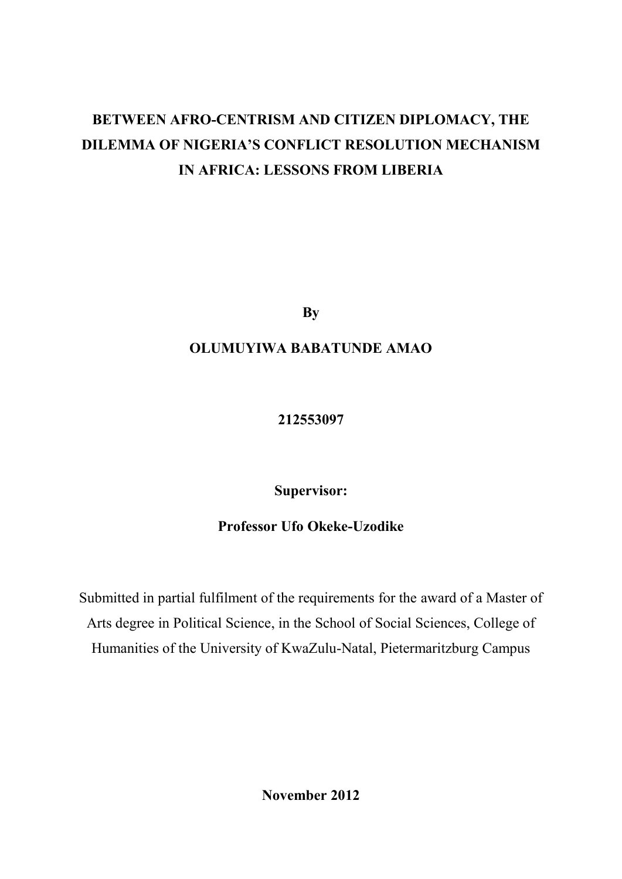# BETWEEN AFRO-CENTRISM AND CITIZEN DIPLOMACY, THE DILEMMA OF NIGERIA'S CONFLICT RESOLUTION MECHANISM IN AFRICA: LESSONS FROM LIBERIA

**By**

**OLUMUYIWA BABATUNDE AMAO**

**212553097**

**Supervisor:**

**Professor Ufo Okeke-Uzodike**

Submitted in partial fulfilment of the requirements for the award of a Master of Arts degree in Political Science, in the School of Social Sciences, College of Humanities of the University of KwaZulu-Natal, Pietermaritzburg Campus

**November 2012**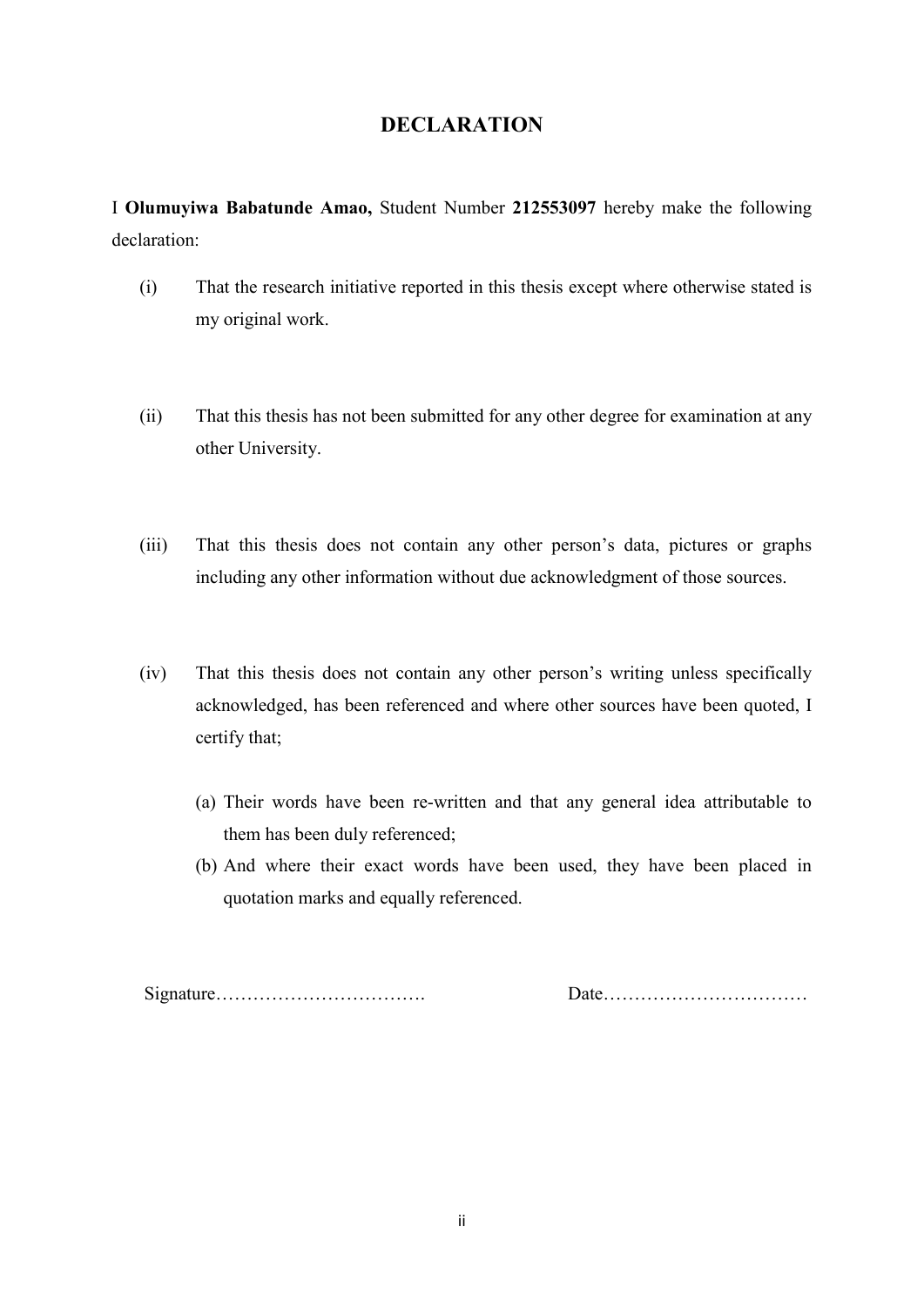# DECLARATION

I **Olumuyiwa Babatunde Amao,** Student Number **212553097** hereby make the following declaration:

(i) That the research initiative reported in this thesis except where otherwise stated is my original work.

(ii) That this thesis has not been submitted for any other degree for examination at any other University.

(iii) That this thesis does not contain any other person's data, pictures or graphs including any other information without due acknowledgment of those sources.

(iv) That this thesis does not contain any other person's writing unless specifically acknowledged, has been referenced and where other sources have been quoted, I certify that;

(a) Their words have been re-written and that any general idea attributable to them has been duly referenced;

(b) And where their exact words have been used, they have been placed in quotation marks and equally referenced.

Signature……………………………. Date……………………………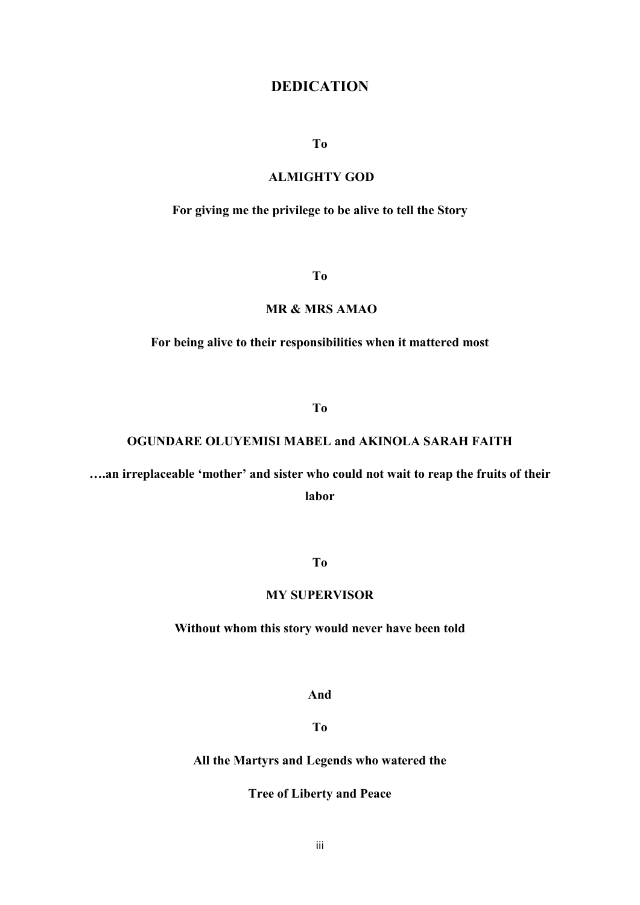# DEDICATION

**To**

**ALMIGHTY GOD**

**For giving me the privilege to be alive to tell the Story**

**To**

**MR & MRS AMAO**

**For being alive to their responsibilities when it mattered most**

**To**

**OGUNDARE OLUYEMISI MABEL and AKINOLA SARAH FAITH**

**….an irreplaceable 'mother' and sister who could not wait to reap the fruits of their labor**

**To**

**MY SUPERVISOR**

**Without whom this story would never have been told**

**And**

**To**

**All the Martyrs and Legends who watered the**

**Tree of Liberty and Peace**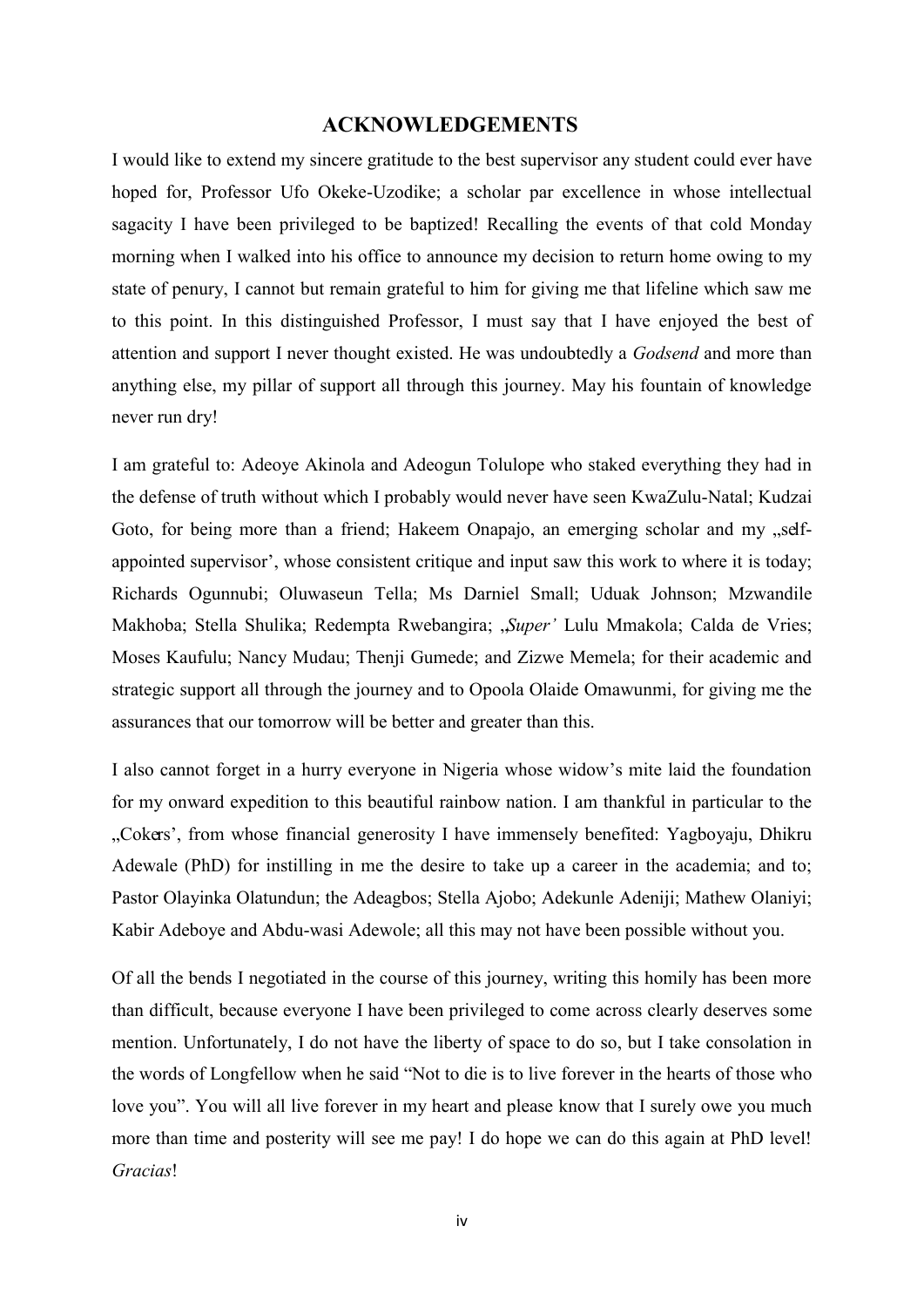# ACKNOWLEDGEMENTS

I would like to extend my sincere gratitude to the best supervisor any student could ever have hoped for, Professor Ufo Okeke-Uzodike; a scholar par excellence in whose intellectual sagacity I have been privileged to be baptized! Recalling the events of that cold Monday morning when I walked into his office to announce my decision to return home owing to my state of penury, I cannot but remain grateful to him for giving me that lifeline which saw me to this point. In this distinguished Professor, I must say that I have enjoyed the best of attention and support I never thought existed. He was undoubtedly a *Godsend* and more than anything else, my pillar of support all through this journey. May his fountain of knowledge never run dry!

I am grateful to: Adeoye Akinola and Adeogun Tolulope who staked everything they had in the defense of truth without which I probably would never have seen KwaZulu-Natal; Kudzai Goto, for being more than a friend; Hakeem Onapajo, an emerging scholar and my „self-appointed supervisor', whose consistent critique and input saw this work to where it is today; Richards Ogunnubi; Oluwaseun Tella; Ms Darniel Small; Uduak Johnson; Mzwandile Makhoba; Stella Shulika; Redempta Rwebangira; „*Super'* Lulu Mmakola; Calda de Vries; Moses Kaufulu; Nancy Mudau; Thenji Gumede; and Zizwe Memela; for their academic and strategic support all through the journey and to Opoola Olaide Omawunmi, for giving me the assurances that our tomorrow will be better and greater than this.

I also cannot forget in a hurry everyone in Nigeria whose widow's mite laid the foundation for my onward expedition to this beautiful rainbow nation. I am thankful in particular to the „Cokers', from whose financial generosity I have immensely benefited: Yagboyaju, Dhikru Adewale (PhD) for instilling in me the desire to take up a career in the academia; and to; Pastor Olayinka Olatundun; the Adeagbos; Stella Ajobo; Adekunle Adeniji; Mathew Olaniyi; Kabir Adeboye and Abdu-wasi Adewole; all this may not have been possible without you.

Of all the bends I negotiated in the course of this journey, writing this homily has been more than difficult, because everyone I have been privileged to come across clearly deserves some mention. Unfortunately, I do not have the liberty of space to do so, but I take consolation in the words of Longfellow when he said "Not to die is to live forever in the hearts of those who love you". You will all live forever in my heart and please know that I surely owe you much more than time and posterity will see me pay! I do hope we can do this again at PhD level! *Gracias*!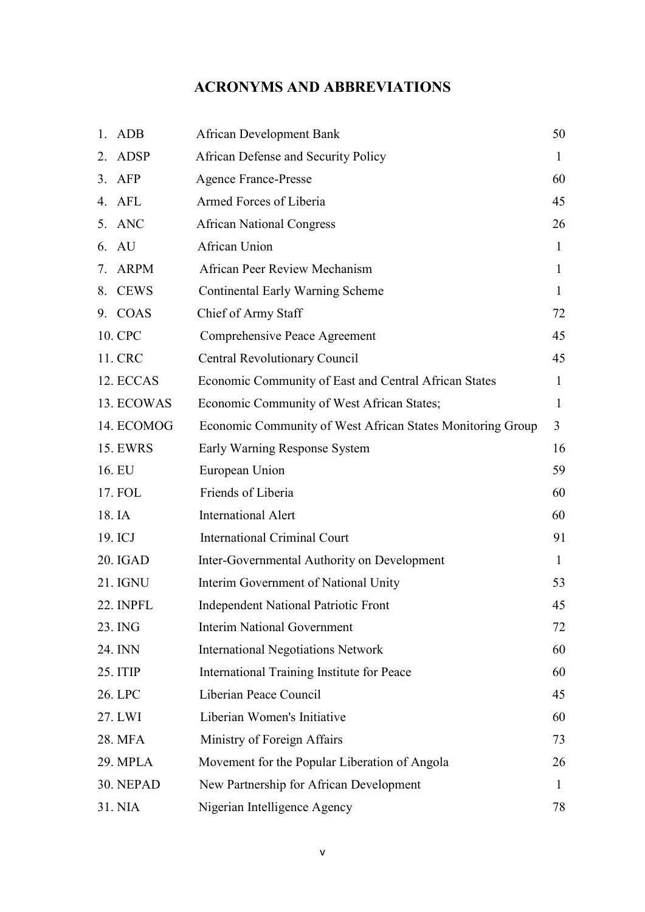# ACRONYMS AND ABBREVIATIONS

| | | | |
|---|---|---|---|
| 1. | ADB | African Development Bank | 50 |
| 2. | ADSP | African Defense and Security Policy | 1 |
| 3. | AFP | Agence France-Presse | 60 |
| 4. | AFL | Armed Forces of Liberia | 45 |
| 5. | ANC | African National Congress | 26 |
| 6. | AU | African Union | 1 |
| 7. | ARPM | African Peer Review Mechanism | 1 |
| 8. | CEWS | Continental Early Warning Scheme | 1 |
| 9. | COAS | Chief of Army Staff | 72 |
| 10. | CPC | Comprehensive Peace Agreement | 45 |
| 11. | CRC | Central Revolutionary Council | 45 |
| 12. | ECCAS | Economic Community of East and Central African States | 1 |
| 13. | ECOWAS | Economic Community of West African States; | 1 |
| 14. | ECOMOG | Economic Community of West African States Monitoring Group | 3 |
| 15. | EWRS | Early Warning Response System | 16 |
| 16. | EU | European Union | 59 |
| 17. | FOL | Friends of Liberia | 60 |
| 18. | IA | International Alert | 60 |
| 19. | ICJ | International Criminal Court | 91 |
| 20. | IGAD | Inter-Governmental Authority on Development | 1 |
| 21. | IGNU | Interim Government of National Unity | 53 |
| 22. | INPFL | Independent National Patriotic Front | 45 |
| 23. | ING | Interim National Government | 72 |
| 24. | INN | International Negotiations Network | 60 |
| 25. | ITIP | International Training Institute for Peace | 60 |
| 26. | LPC | Liberian Peace Council | 45 |
| 27. | LWI | Liberian Women's Initiative | 60 |
| 28. | MFA | Ministry of Foreign Affairs | 73 |
| 29. | MPLA | Movement for the Popular Liberation of Angola | 26 |
| 30. | NEPAD | New Partnership for African Development | 1 |
| 31. | NIA | Nigerian Intelligence Agency | 78 |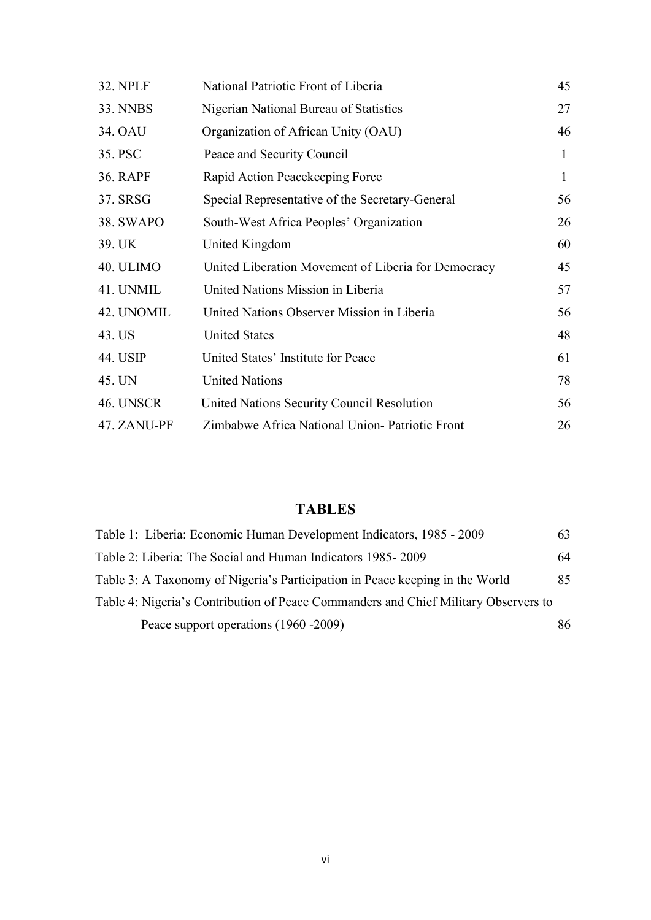| | | |
|---|---|---|
| 32. NPLF | National Patriotic Front of Liberia | 45 |
| 33. NNBS | Nigerian National Bureau of Statistics | 27 |
| 34. OAU | Organization of African Unity (OAU) | 46 |
| 35. PSC | Peace and Security Council | 1 |
| 36. RAPF | Rapid Action Peacekeeping Force | 1 |
| 37. SRSG | Special Representative of the Secretary-General | 56 |
| 38. SWAPO | South-West Africa Peoples' Organization | 26 |
| 39. UK | United Kingdom | 60 |
| 40. ULIMO | United Liberation Movement of Liberia for Democracy | 45 |
| 41. UNMIL | United Nations Mission in Liberia | 57 |
| 42. UNOMIL | United Nations Observer Mission in Liberia | 56 |
| 43. US | United States | 48 |
| 44. USIP | United States' Institute for Peace | 61 |
| 45. UN | United Nations | 78 |
| 46. UNSCR | United Nations Security Council Resolution | 56 |
| 47. ZANU-PF | Zimbabwe Africa National Union- Patriotic Front | 26 |

## TABLES

Table 1: Liberia: Economic Human Development Indicators, 1985 - 2009 ... 63

Table 2: Liberia: The Social and Human Indicators 1985- 2009 ... 64

Table 3: A Taxonomy of Nigeria's Participation in Peace keeping in the World ... 85

Table 4: Nigeria's Contribution of Peace Commanders and Chief Military Observers to Peace support operations (1960 -2009) ... 86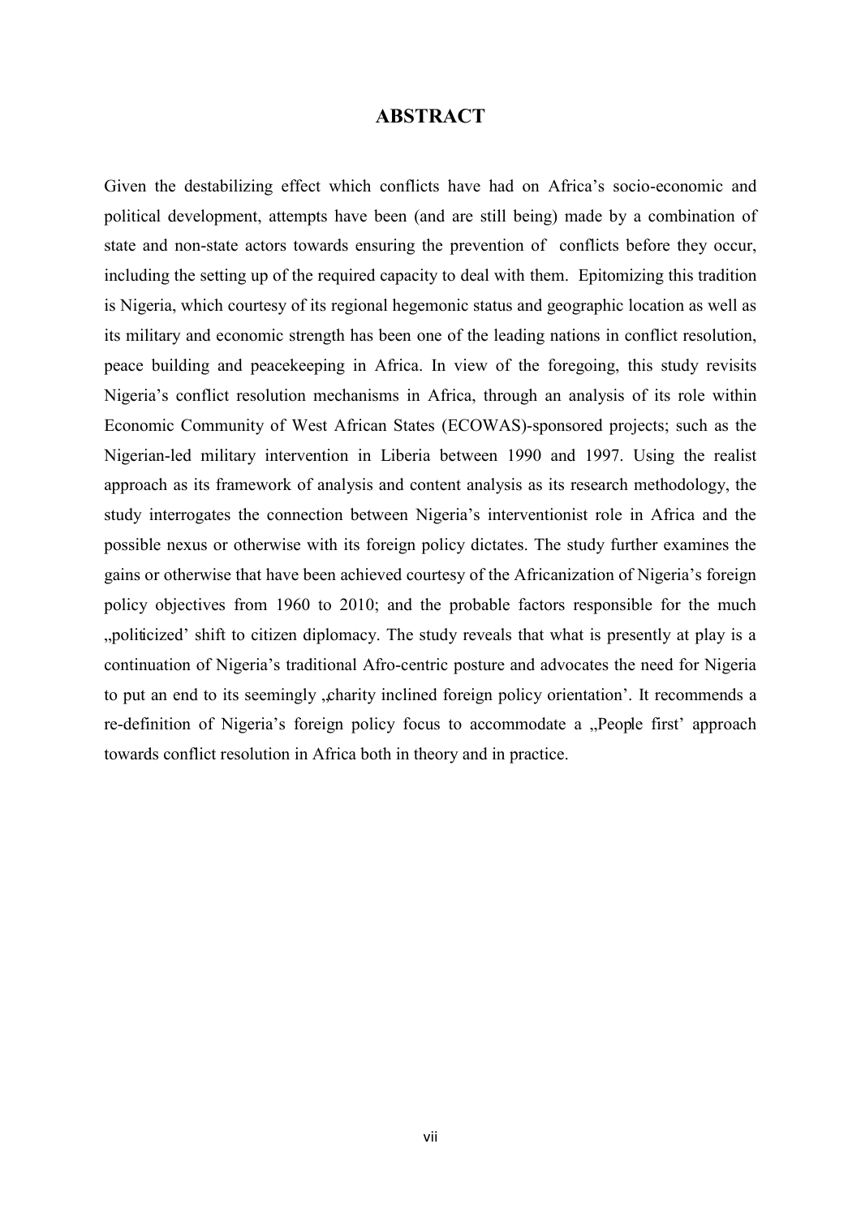# ABSTRACT

Given the destabilizing effect which conflicts have had on Africa's socio-economic and political development, attempts have been (and are still being) made by a combination of state and non-state actors towards ensuring the prevention of conflicts before they occur, including the setting up of the required capacity to deal with them. Epitomizing this tradition is Nigeria, which courtesy of its regional hegemonic status and geographic location as well as its military and economic strength has been one of the leading nations in conflict resolution, peace building and peacekeeping in Africa. In view of the foregoing, this study revisits Nigeria's conflict resolution mechanisms in Africa, through an analysis of its role within Economic Community of West African States (ECOWAS)-sponsored projects; such as the Nigerian-led military intervention in Liberia between 1990 and 1997. Using the realist approach as its framework of analysis and content analysis as its research methodology, the study interrogates the connection between Nigeria's interventionist role in Africa and the possible nexus or otherwise with its foreign policy dictates. The study further examines the gains or otherwise that have been achieved courtesy of the Africanization of Nigeria's foreign policy objectives from 1960 to 2010; and the probable factors responsible for the much „politicized' shift to citizen diplomacy. The study reveals that what is presently at play is a continuation of Nigeria's traditional Afro-centric posture and advocates the need for Nigeria to put an end to its seemingly „charity inclined foreign policy orientation'. It recommends a re-definition of Nigeria's foreign policy focus to accommodate a „People first' approach towards conflict resolution in Africa both in theory and in practice.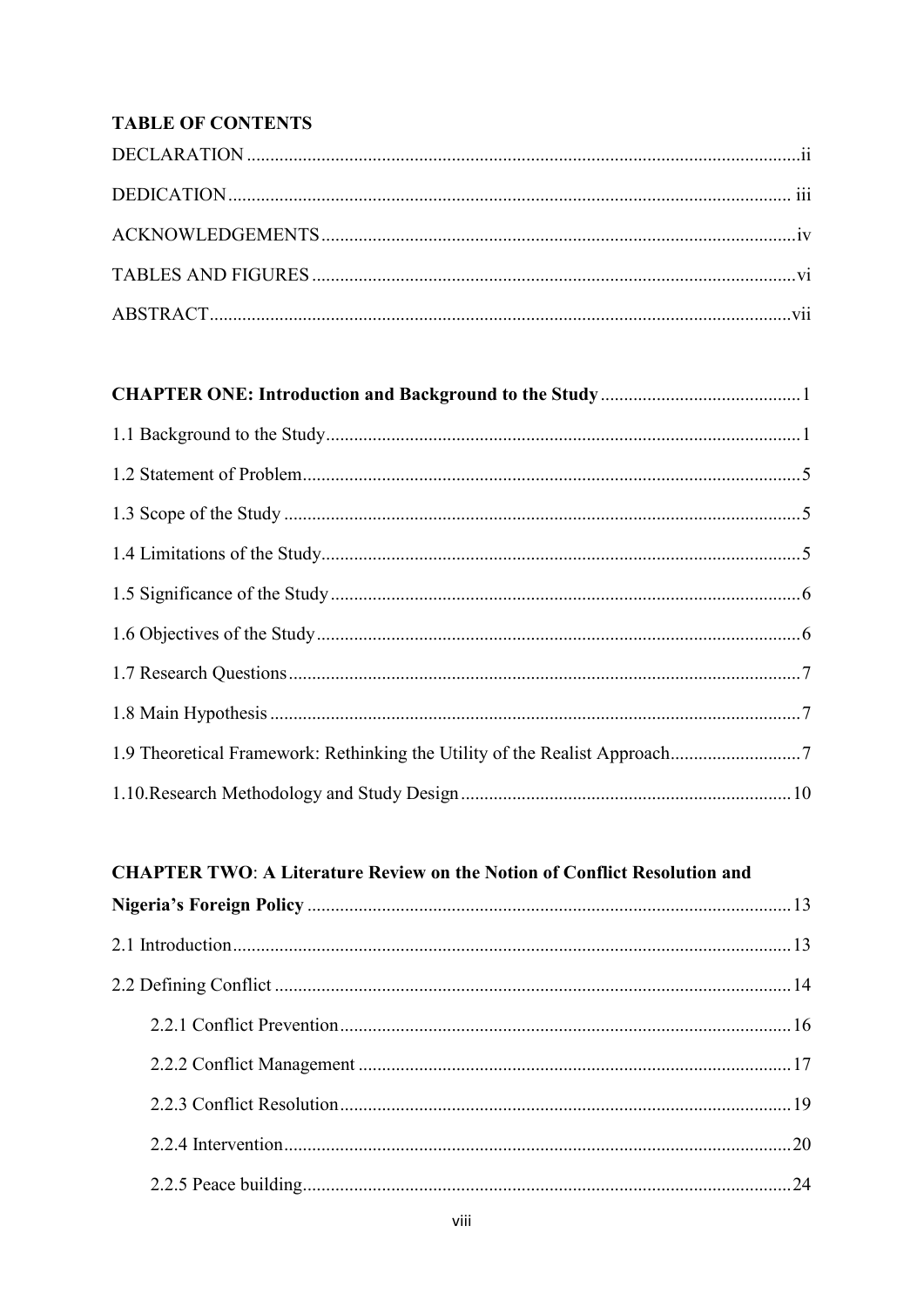## TABLE OF CONTENTS

DECLARATION ..... ii

DEDICATION ..... iii

ACKNOWLEDGEMENTS ..... iv

TABLES AND FIGURES ..... vi

ABSTRACT ..... vii

**CHAPTER ONE: Introduction and Background to the Study** ..... 1

1.1 Background to the Study ..... 1

1.2 Statement of Problem ..... 5

1.3 Scope of the Study ..... 5

1.4 Limitations of the Study ..... 5

1.5 Significance of the Study ..... 6

1.6 Objectives of the Study ..... 6

1.7 Research Questions ..... 7

1.8 Main Hypothesis ..... 7

1.9 Theoretical Framework: Rethinking the Utility of the Realist Approach ..... 7

1.10.Research Methodology and Study Design ..... 10

**CHAPTER TWO**: **A Literature Review on the Notion of Conflict Resolution and Nigeria's Foreign Policy** ..... 13

2.1 Introduction ..... 13

2.2 Defining Conflict ..... 14

- 2.2.1 Conflict Prevention ..... 16
- 2.2.2 Conflict Management ..... 17
- 2.2.3 Conflict Resolution ..... 19
- 2.2.4 Intervention ..... 20
- 2.2.5 Peace building ..... 24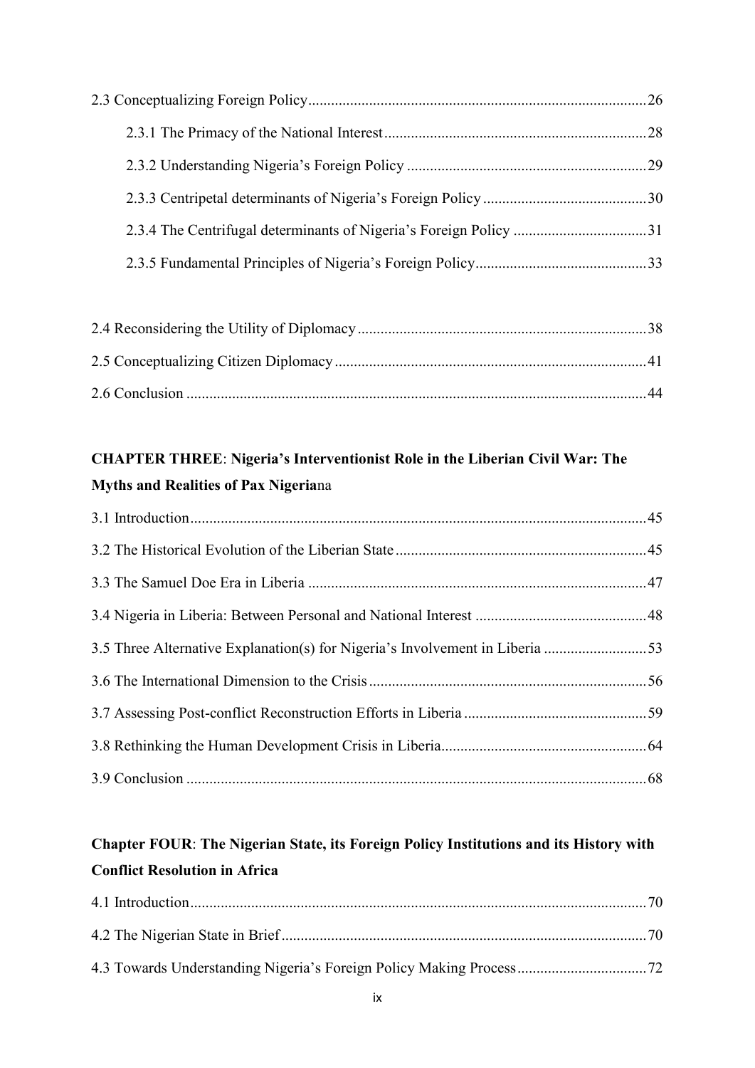2.3 Conceptualizing Foreign Policy........................................................................................26

2.3.1 The Primacy of the National Interest....................................................................28

2.3.2 Understanding Nigeria's Foreign Policy ...............................................................29

2.3.3 Centripetal determinants of Nigeria's Foreign Policy...........................................30

2.3.4 The Centrifugal determinants of Nigeria's Foreign Policy ...................................31

2.3.5 Fundamental Principles of Nigeria's Foreign Policy.............................................33

2.4 Reconsidering the Utility of Diplomacy...........................................................................38

2.5 Conceptualizing Citizen Diplomacy.................................................................................41

2.6 Conclusion ........................................................................................................................44

**CHAPTER THREE**: **Nigeria's Interventionist Role in the Liberian Civil War: The Myths and Realities of Pax Nigeria**na

3.1 Introduction.......................................................................................................................45

3.2 The Historical Evolution of the Liberian State.................................................................45

3.3 The Samuel Doe Era in Liberia ........................................................................................47

3.4 Nigeria in Liberia: Between Personal and National Interest .............................................48

3.5 Three Alternative Explanation(s) for Nigeria's Involvement in Liberia ...........................53

3.6 The International Dimension to the Crisis........................................................................56

3.7 Assessing Post-conflict Reconstruction Efforts in Liberia ................................................59

3.8 Rethinking the Human Development Crisis in Liberia.....................................................64

3.9 Conclusion ........................................................................................................................68

**Chapter FOUR**: **The Nigerian State, its Foreign Policy Institutions and its History with Conflict Resolution in Africa**

4.1 Introduction.......................................................................................................................70

4.2 The Nigerian State in Brief...............................................................................................70

4.3 Towards Understanding Nigeria's Foreign Policy Making Process..................................72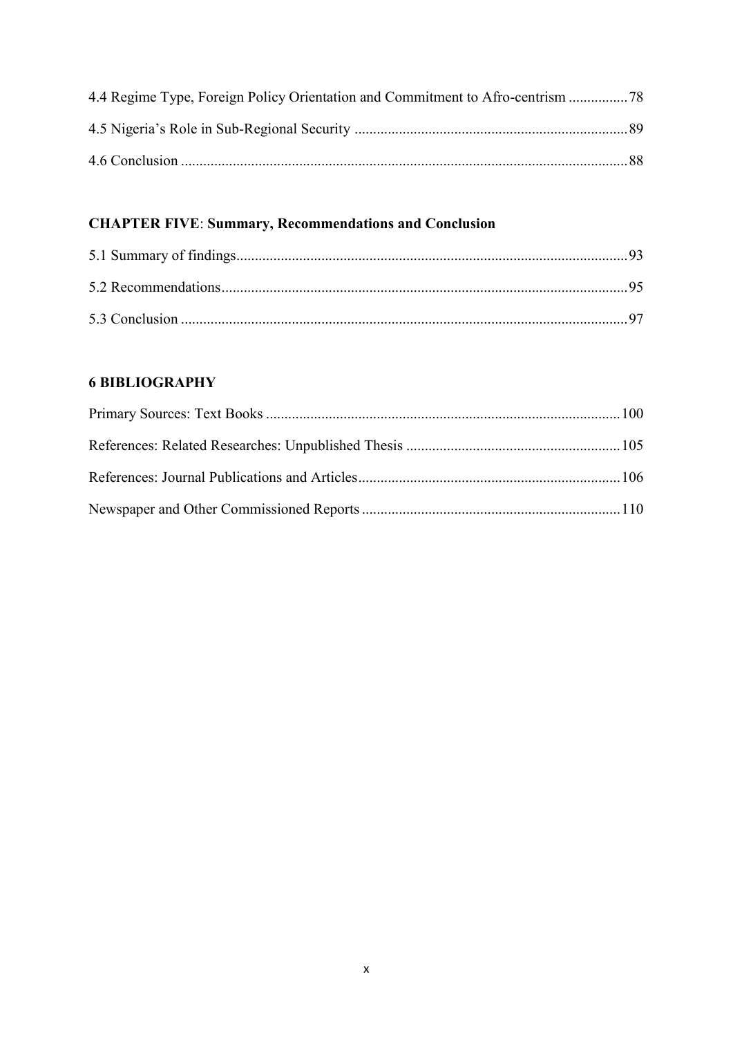4.4 Regime Type, Foreign Policy Orientation and Commitment to Afro-centrism ................78

4.5 Nigeria's Role in Sub-Regional Security ........................................................................89

4.6 Conclusion ........................................................................................................................88

**CHAPTER FIVE**: **Summary, Recommendations and Conclusion**

5.1 Summary of findings.........................................................................................................93

5.2 Recommendations.............................................................................................................95

5.3 Conclusion ........................................................................................................................97

**6 BIBLIOGRAPHY**

Primary Sources: Text Books ...............................................................................................100

References: Related Researches: Unpublished Thesis .........................................................105

References: Journal Publications and Articles......................................................................106

Newspaper and Other Commissioned Reports .....................................................................110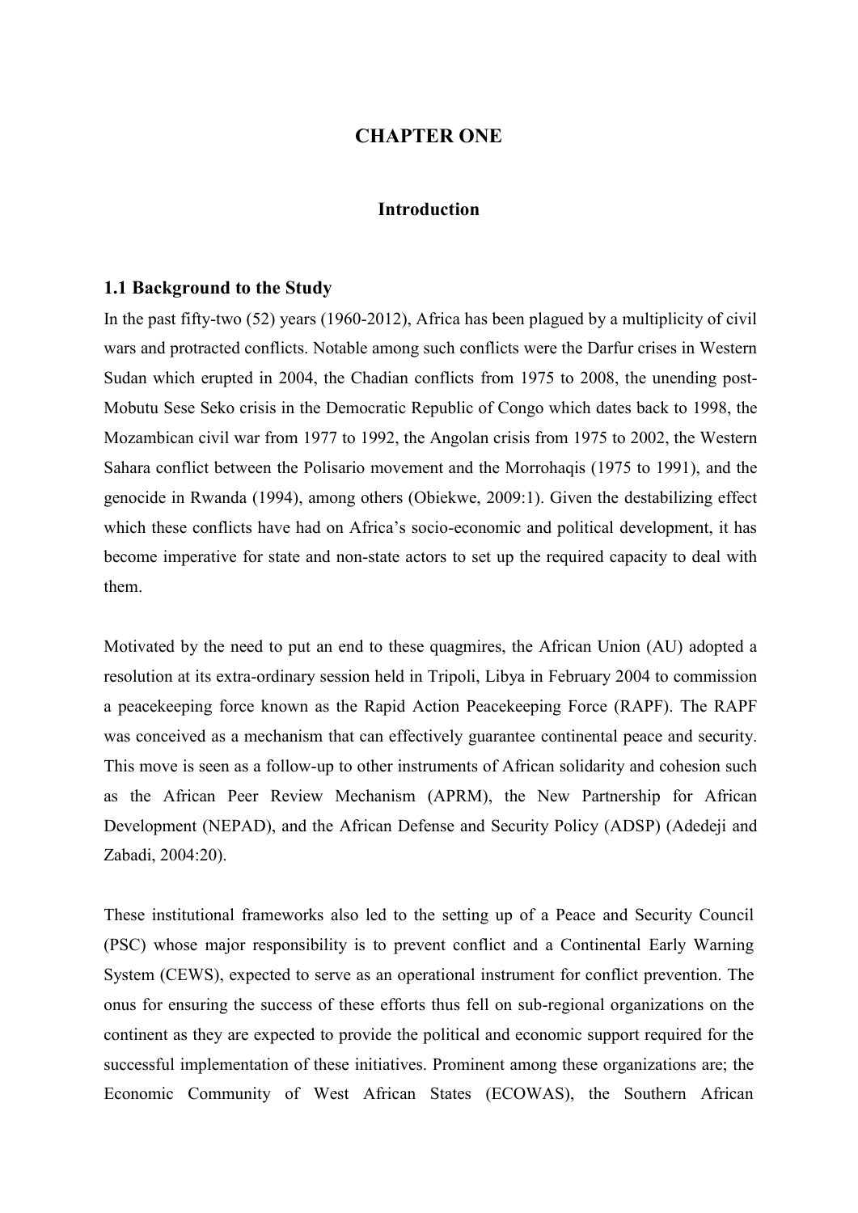# CHAPTER ONE

## Introduction

### 1.1 Background to the Study

In the past fifty-two (52) years (1960-2012), Africa has been plagued by a multiplicity of civil wars and protracted conflicts. Notable among such conflicts were the Darfur crises in Western Sudan which erupted in 2004, the Chadian conflicts from 1975 to 2008, the unending post-Mobutu Sese Seko crisis in the Democratic Republic of Congo which dates back to 1998, the Mozambican civil war from 1977 to 1992, the Angolan crisis from 1975 to 2002, the Western Sahara conflict between the Polisario movement and the Morrohaqis (1975 to 1991), and the genocide in Rwanda (1994), among others (Obiekwe, 2009:1). Given the destabilizing effect which these conflicts have had on Africa's socio-economic and political development, it has become imperative for state and non-state actors to set up the required capacity to deal with them.

Motivated by the need to put an end to these quagmires, the African Union (AU) adopted a resolution at its extra-ordinary session held in Tripoli, Libya in February 2004 to commission a peacekeeping force known as the Rapid Action Peacekeeping Force (RAPF). The RAPF was conceived as a mechanism that can effectively guarantee continental peace and security. This move is seen as a follow-up to other instruments of African solidarity and cohesion such as the African Peer Review Mechanism (APRM), the New Partnership for African Development (NEPAD), and the African Defense and Security Policy (ADSP) (Adedeji and Zabadi, 2004:20).

These institutional frameworks also led to the setting up of a Peace and Security Council (PSC) whose major responsibility is to prevent conflict and a Continental Early Warning System (CEWS), expected to serve as an operational instrument for conflict prevention. The onus for ensuring the success of these efforts thus fell on sub-regional organizations on the continent as they are expected to provide the political and economic support required for the successful implementation of these initiatives. Prominent among these organizations are; the Economic Community of West African States (ECOWAS), the Southern African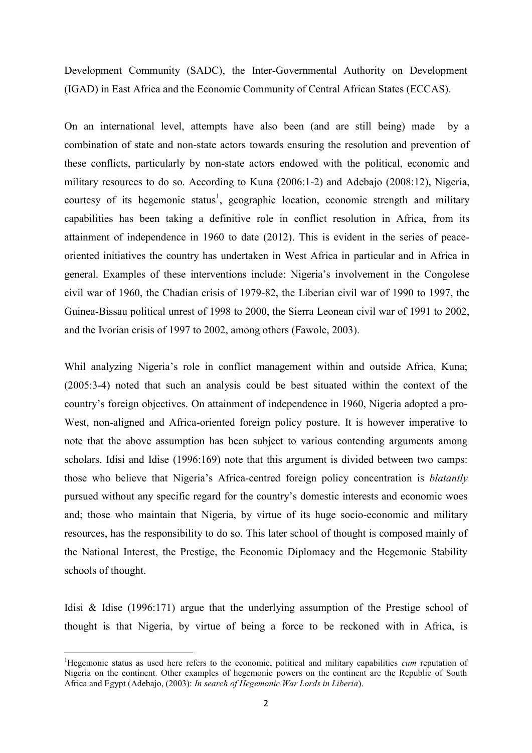Development Community (SADC), the Inter-Governmental Authority on Development (IGAD) in East Africa and the Economic Community of Central African States (ECCAS).

On an international level, attempts have also been (and are still being) made by a combination of state and non-state actors towards ensuring the resolution and prevention of these conflicts, particularly by non-state actors endowed with the political, economic and military resources to do so. According to Kuna (2006:1-2) and Adebajo (2008:12), Nigeria, courtesy of its hegemonic status[1], geographic location, economic strength and military capabilities has been taking a definitive role in conflict resolution in Africa, from its attainment of independence in 1960 to date (2012). This is evident in the series of peace-oriented initiatives the country has undertaken in West Africa in particular and in Africa in general. Examples of these interventions include: Nigeria's involvement in the Congolese civil war of 1960, the Chadian crisis of 1979-82, the Liberian civil war of 1990 to 1997, the Guinea-Bissau political unrest of 1998 to 2000, the Sierra Leonean civil war of 1991 to 2002, and the Ivorian crisis of 1997 to 2002, among others (Fawole, 2003).

Whil analyzing Nigeria's role in conflict management within and outside Africa, Kuna; (2005:3-4) noted that such an analysis could be best situated within the context of the country's foreign objectives. On attainment of independence in 1960, Nigeria adopted a pro-West, non-aligned and Africa-oriented foreign policy posture. It is however imperative to note that the above assumption has been subject to various contending arguments among scholars. Idisi and Idise (1996:169) note that this argument is divided between two camps: those who believe that Nigeria's Africa-centred foreign policy concentration is *blatantly* pursued without any specific regard for the country's domestic interests and economic woes and; those who maintain that Nigeria, by virtue of its huge socio-economic and military resources, has the responsibility to do so. This later school of thought is composed mainly of the National Interest, the Prestige, the Economic Diplomacy and the Hegemonic Stability schools of thought.

Idisi & Idise (1996:171) argue that the underlying assumption of the Prestige school of thought is that Nigeria, by virtue of being a force to be reckoned with in Africa, is

[1]Hegemonic status as used here refers to the economic, political and military capabilities *cum* reputation of Nigeria on the continent. Other examples of hegemonic powers on the continent are the Republic of South Africa and Egypt (Adebajo, (2003): *In search of Hegemonic War Lords in Liberia*).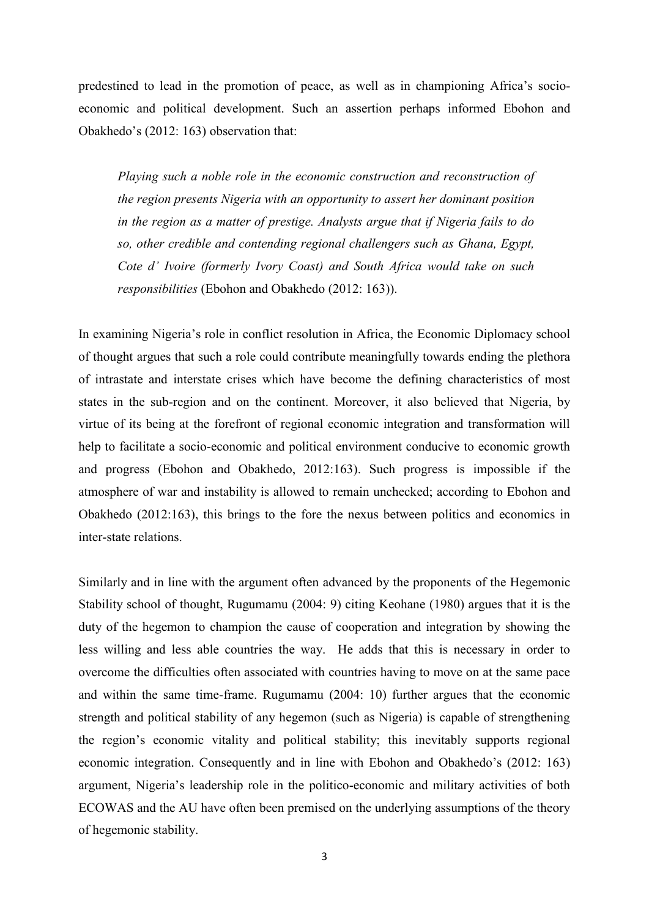predestined to lead in the promotion of peace, as well as in championing Africa's socio-economic and political development. Such an assertion perhaps informed Ebohon and Obakhedo's (2012: 163) observation that:

> *Playing such a noble role in the economic construction and reconstruction of the region presents Nigeria with an opportunity to assert her dominant position in the region as a matter of prestige. Analysts argue that if Nigeria fails to do so, other credible and contending regional challengers such as Ghana, Egypt, Cote d' Ivoire (formerly Ivory Coast) and South Africa would take on such responsibilities* (Ebohon and Obakhedo (2012: 163)).

In examining Nigeria's role in conflict resolution in Africa, the Economic Diplomacy school of thought argues that such a role could contribute meaningfully towards ending the plethora of intrastate and interstate crises which have become the defining characteristics of most states in the sub-region and on the continent. Moreover, it also believed that Nigeria, by virtue of its being at the forefront of regional economic integration and transformation will help to facilitate a socio-economic and political environment conducive to economic growth and progress (Ebohon and Obakhedo, 2012:163). Such progress is impossible if the atmosphere of war and instability is allowed to remain unchecked; according to Ebohon and Obakhedo (2012:163), this brings to the fore the nexus between politics and economics in inter-state relations.

Similarly and in line with the argument often advanced by the proponents of the Hegemonic Stability school of thought, Rugumamu (2004: 9) citing Keohane (1980) argues that it is the duty of the hegemon to champion the cause of cooperation and integration by showing the less willing and less able countries the way. He adds that this is necessary in order to overcome the difficulties often associated with countries having to move on at the same pace and within the same time-frame. Rugumamu (2004: 10) further argues that the economic strength and political stability of any hegemon (such as Nigeria) is capable of strengthening the region's economic vitality and political stability; this inevitably supports regional economic integration. Consequently and in line with Ebohon and Obakhedo's (2012: 163) argument, Nigeria's leadership role in the politico-economic and military activities of both ECOWAS and the AU have often been premised on the underlying assumptions of the theory of hegemonic stability.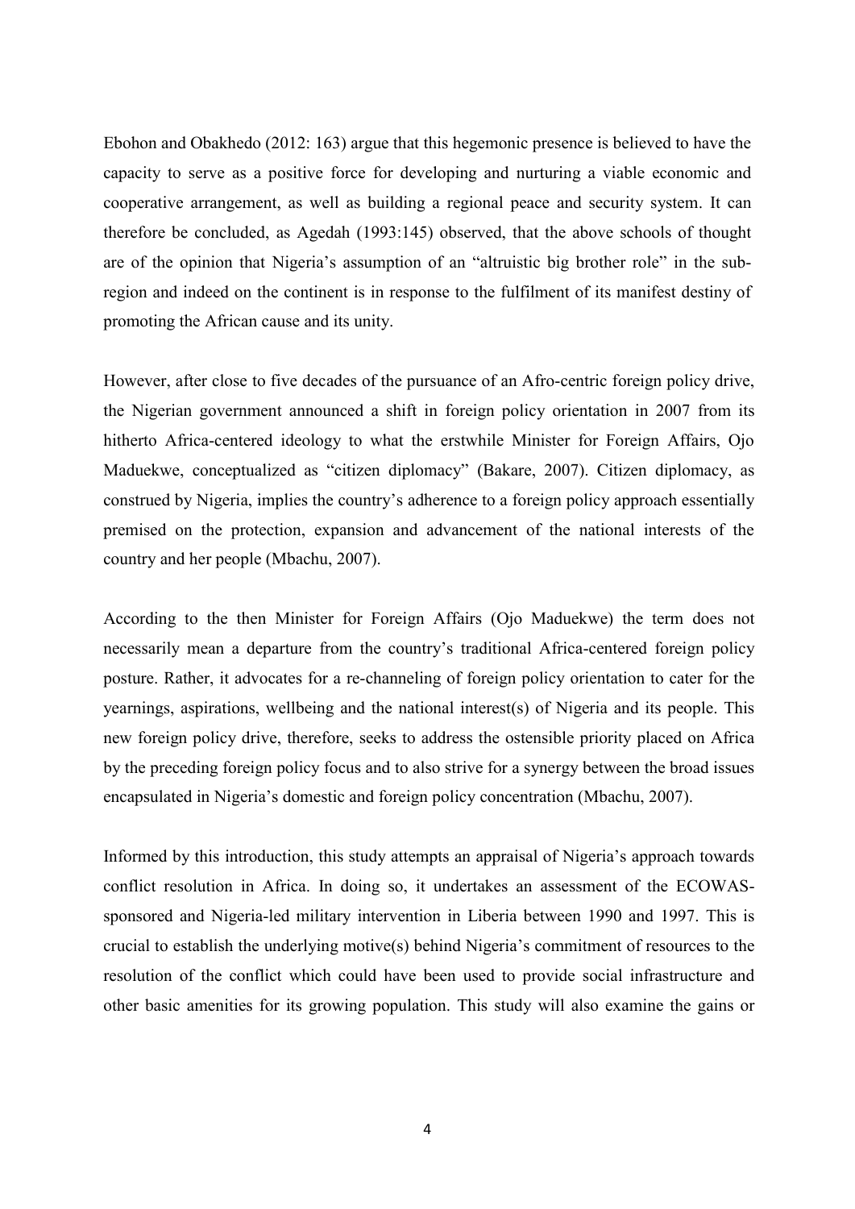Ebohon and Obakhedo (2012: 163) argue that this hegemonic presence is believed to have the capacity to serve as a positive force for developing and nurturing a viable economic and cooperative arrangement, as well as building a regional peace and security system. It can therefore be concluded, as Agedah (1993:145) observed, that the above schools of thought are of the opinion that Nigeria's assumption of an "altruistic big brother role" in the sub-region and indeed on the continent is in response to the fulfilment of its manifest destiny of promoting the African cause and its unity.

However, after close to five decades of the pursuance of an Afro-centric foreign policy drive, the Nigerian government announced a shift in foreign policy orientation in 2007 from its hitherto Africa-centered ideology to what the erstwhile Minister for Foreign Affairs, Ojo Maduekwe, conceptualized as "citizen diplomacy" (Bakare, 2007). Citizen diplomacy, as construed by Nigeria, implies the country's adherence to a foreign policy approach essentially premised on the protection, expansion and advancement of the national interests of the country and her people (Mbachu, 2007).

According to the then Minister for Foreign Affairs (Ojo Maduekwe) the term does not necessarily mean a departure from the country's traditional Africa-centered foreign policy posture. Rather, it advocates for a re-channeling of foreign policy orientation to cater for the yearnings, aspirations, wellbeing and the national interest(s) of Nigeria and its people. This new foreign policy drive, therefore, seeks to address the ostensible priority placed on Africa by the preceding foreign policy focus and to also strive for a synergy between the broad issues encapsulated in Nigeria's domestic and foreign policy concentration (Mbachu, 2007).

Informed by this introduction, this study attempts an appraisal of Nigeria's approach towards conflict resolution in Africa. In doing so, it undertakes an assessment of the ECOWAS-sponsored and Nigeria-led military intervention in Liberia between 1990 and 1997. This is crucial to establish the underlying motive(s) behind Nigeria's commitment of resources to the resolution of the conflict which could have been used to provide social infrastructure and other basic amenities for its growing population. This study will also examine the gains or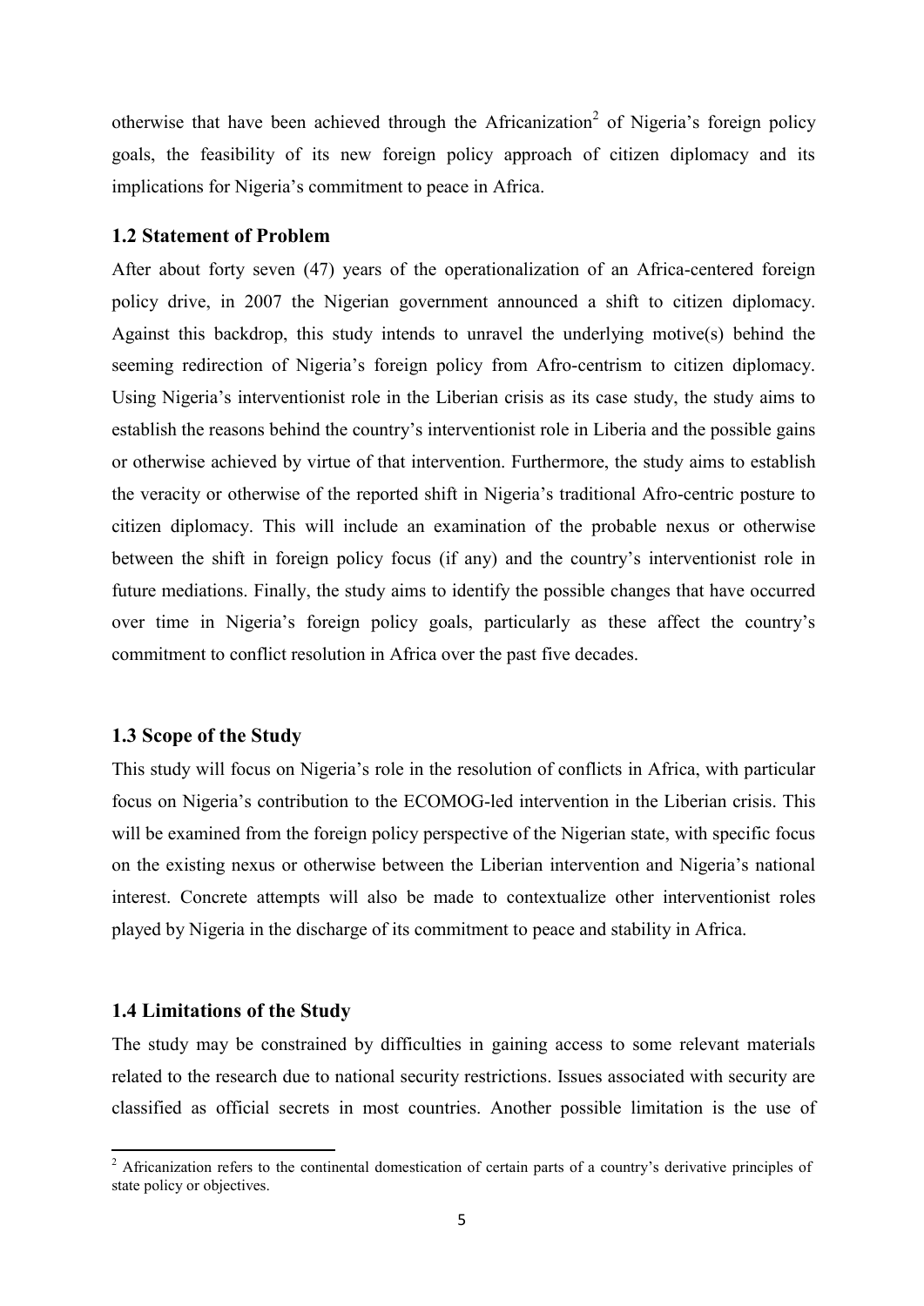otherwise that have been achieved through the Africanization[2] of Nigeria's foreign policy goals, the feasibility of its new foreign policy approach of citizen diplomacy and its implications for Nigeria's commitment to peace in Africa.

### 1.2 Statement of Problem

After about forty seven (47) years of the operationalization of an Africa-centered foreign policy drive, in 2007 the Nigerian government announced a shift to citizen diplomacy. Against this backdrop, this study intends to unravel the underlying motive(s) behind the seeming redirection of Nigeria's foreign policy from Afro-centrism to citizen diplomacy. Using Nigeria's interventionist role in the Liberian crisis as its case study, the study aims to establish the reasons behind the country's interventionist role in Liberia and the possible gains or otherwise achieved by virtue of that intervention. Furthermore, the study aims to establish the veracity or otherwise of the reported shift in Nigeria's traditional Afro-centric posture to citizen diplomacy. This will include an examination of the probable nexus or otherwise between the shift in foreign policy focus (if any) and the country's interventionist role in future mediations. Finally, the study aims to identify the possible changes that have occurred over time in Nigeria's foreign policy goals, particularly as these affect the country's commitment to conflict resolution in Africa over the past five decades.

### 1.3 Scope of the Study

This study will focus on Nigeria's role in the resolution of conflicts in Africa, with particular focus on Nigeria's contribution to the ECOMOG-led intervention in the Liberian crisis. This will be examined from the foreign policy perspective of the Nigerian state, with specific focus on the existing nexus or otherwise between the Liberian intervention and Nigeria's national interest. Concrete attempts will also be made to contextualize other interventionist roles played by Nigeria in the discharge of its commitment to peace and stability in Africa.

### 1.4 Limitations of the Study

The study may be constrained by difficulties in gaining access to some relevant materials related to the research due to national security restrictions. Issues associated with security are classified as official secrets in most countries. Another possible limitation is the use of

---

[2] Africanization refers to the continental domestication of certain parts of a country's derivative principles of state policy or objectives.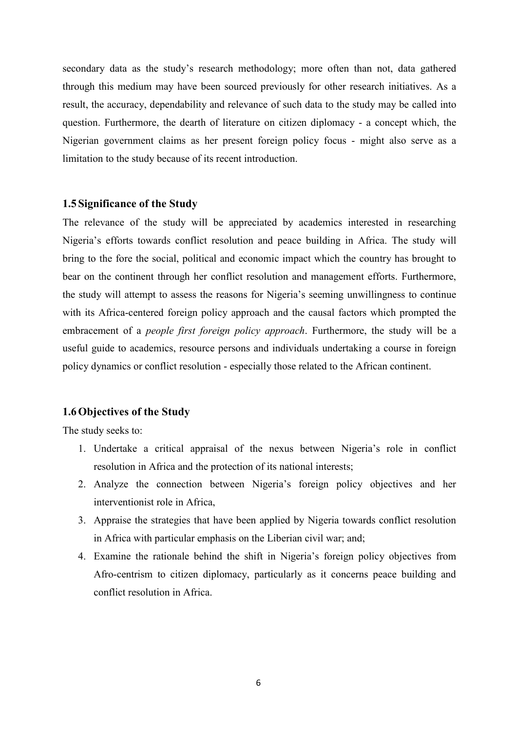secondary data as the study's research methodology; more often than not, data gathered through this medium may have been sourced previously for other research initiatives. As a result, the accuracy, dependability and relevance of such data to the study may be called into question. Furthermore, the dearth of literature on citizen diplomacy - a concept which, the Nigerian government claims as her present foreign policy focus - might also serve as a limitation to the study because of its recent introduction.

### 1.5 Significance of the Study

The relevance of the study will be appreciated by academics interested in researching Nigeria's efforts towards conflict resolution and peace building in Africa. The study will bring to the fore the social, political and economic impact which the country has brought to bear on the continent through her conflict resolution and management efforts. Furthermore, the study will attempt to assess the reasons for Nigeria's seeming unwillingness to continue with its Africa-centered foreign policy approach and the causal factors which prompted the embracement of a *people first foreign policy approach*. Furthermore, the study will be a useful guide to academics, resource persons and individuals undertaking a course in foreign policy dynamics or conflict resolution - especially those related to the African continent.

### 1.6 Objectives of the Study

The study seeks to:

1. Undertake a critical appraisal of the nexus between Nigeria's role in conflict resolution in Africa and the protection of its national interests;
2. Analyze the connection between Nigeria's foreign policy objectives and her interventionist role in Africa,
3. Appraise the strategies that have been applied by Nigeria towards conflict resolution in Africa with particular emphasis on the Liberian civil war; and;
4. Examine the rationale behind the shift in Nigeria's foreign policy objectives from Afro-centrism to citizen diplomacy, particularly as it concerns peace building and conflict resolution in Africa.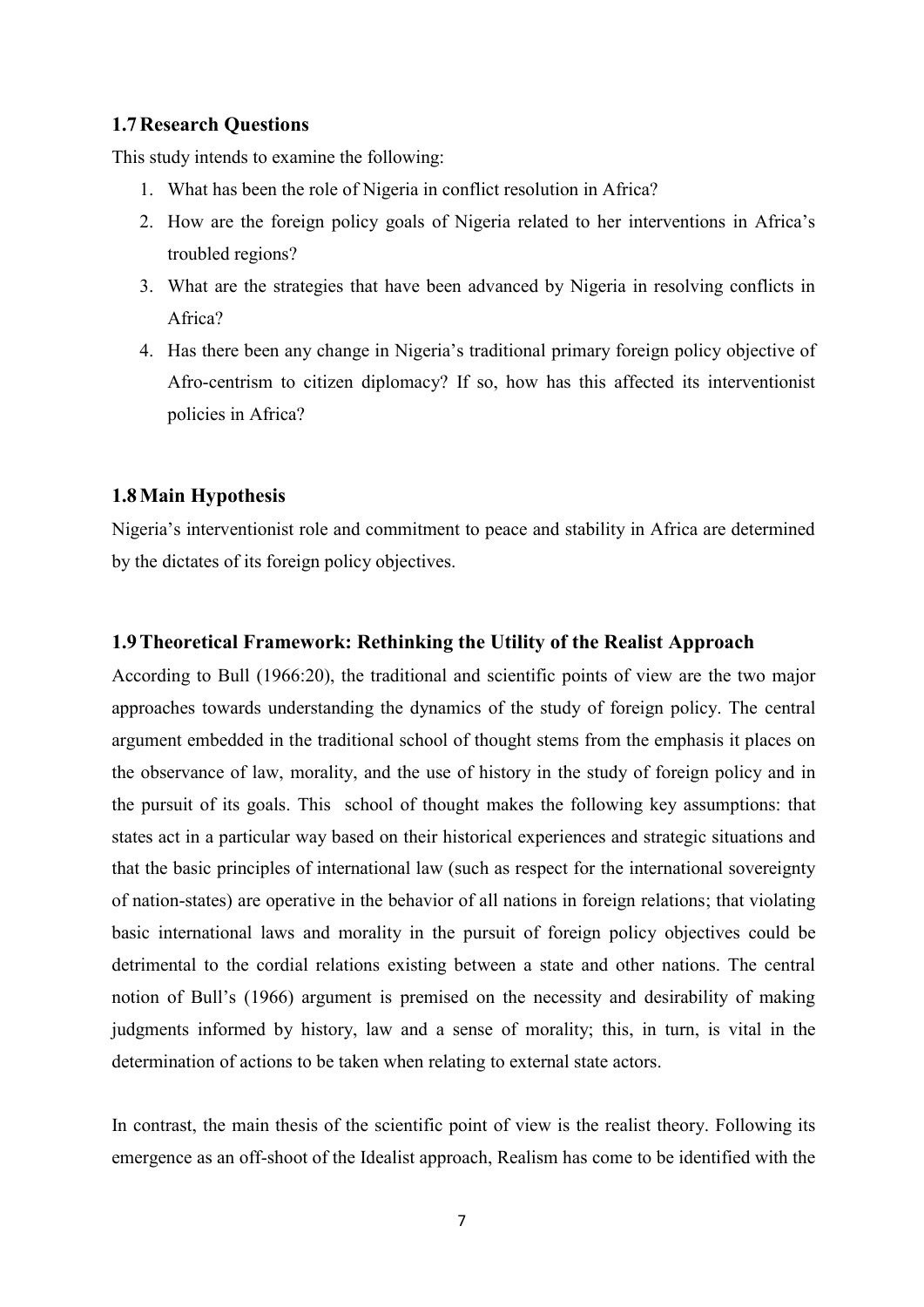### 1.7 Research Questions

This study intends to examine the following:

1. What has been the role of Nigeria in conflict resolution in Africa?
2. How are the foreign policy goals of Nigeria related to her interventions in Africa's troubled regions?
3. What are the strategies that have been advanced by Nigeria in resolving conflicts in Africa?
4. Has there been any change in Nigeria's traditional primary foreign policy objective of Afro-centrism to citizen diplomacy? If so, how has this affected its interventionist policies in Africa?

### 1.8 Main Hypothesis

Nigeria's interventionist role and commitment to peace and stability in Africa are determined by the dictates of its foreign policy objectives.

### 1.9 Theoretical Framework: Rethinking the Utility of the Realist Approach

According to Bull (1966:20), the traditional and scientific points of view are the two major approaches towards understanding the dynamics of the study of foreign policy. The central argument embedded in the traditional school of thought stems from the emphasis it places on the observance of law, morality, and the use of history in the study of foreign policy and in the pursuit of its goals. This school of thought makes the following key assumptions: that states act in a particular way based on their historical experiences and strategic situations and that the basic principles of international law (such as respect for the international sovereignty of nation-states) are operative in the behavior of all nations in foreign relations; that violating basic international laws and morality in the pursuit of foreign policy objectives could be detrimental to the cordial relations existing between a state and other nations. The central notion of Bull's (1966) argument is premised on the necessity and desirability of making judgments informed by history, law and a sense of morality; this, in turn, is vital in the determination of actions to be taken when relating to external state actors.

In contrast, the main thesis of the scientific point of view is the realist theory. Following its emergence as an off-shoot of the Idealist approach, Realism has come to be identified with the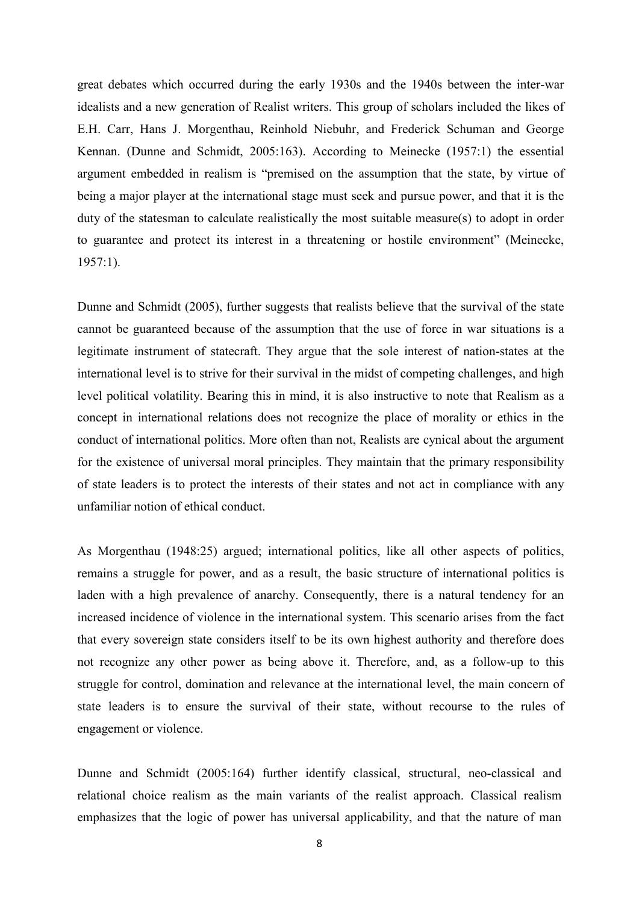great debates which occurred during the early 1930s and the 1940s between the inter-war idealists and a new generation of Realist writers. This group of scholars included the likes of E.H. Carr, Hans J. Morgenthau, Reinhold Niebuhr, and Frederick Schuman and George Kennan. (Dunne and Schmidt, 2005:163). According to Meinecke (1957:1) the essential argument embedded in realism is "premised on the assumption that the state, by virtue of being a major player at the international stage must seek and pursue power, and that it is the duty of the statesman to calculate realistically the most suitable measure(s) to adopt in order to guarantee and protect its interest in a threatening or hostile environment" (Meinecke, 1957:1).

Dunne and Schmidt (2005), further suggests that realists believe that the survival of the state cannot be guaranteed because of the assumption that the use of force in war situations is a legitimate instrument of statecraft. They argue that the sole interest of nation-states at the international level is to strive for their survival in the midst of competing challenges, and high level political volatility. Bearing this in mind, it is also instructive to note that Realism as a concept in international relations does not recognize the place of morality or ethics in the conduct of international politics. More often than not, Realists are cynical about the argument for the existence of universal moral principles. They maintain that the primary responsibility of state leaders is to protect the interests of their states and not act in compliance with any unfamiliar notion of ethical conduct.

As Morgenthau (1948:25) argued; international politics, like all other aspects of politics, remains a struggle for power, and as a result, the basic structure of international politics is laden with a high prevalence of anarchy. Consequently, there is a natural tendency for an increased incidence of violence in the international system. This scenario arises from the fact that every sovereign state considers itself to be its own highest authority and therefore does not recognize any other power as being above it. Therefore, and, as a follow-up to this struggle for control, domination and relevance at the international level, the main concern of state leaders is to ensure the survival of their state, without recourse to the rules of engagement or violence.

Dunne and Schmidt (2005:164) further identify classical, structural, neo-classical and relational choice realism as the main variants of the realist approach. Classical realism emphasizes that the logic of power has universal applicability, and that the nature of man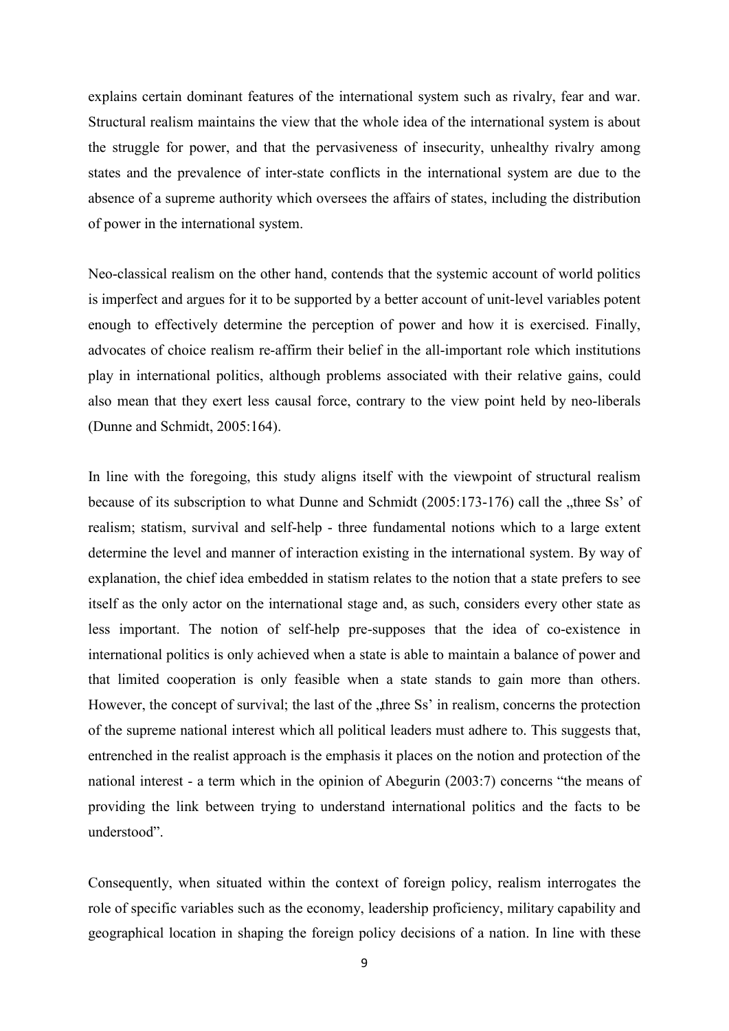explains certain dominant features of the international system such as rivalry, fear and war. Structural realism maintains the view that the whole idea of the international system is about the struggle for power, and that the pervasiveness of insecurity, unhealthy rivalry among states and the prevalence of inter-state conflicts in the international system are due to the absence of a supreme authority which oversees the affairs of states, including the distribution of power in the international system.

Neo-classical realism on the other hand, contends that the systemic account of world politics is imperfect and argues for it to be supported by a better account of unit-level variables potent enough to effectively determine the perception of power and how it is exercised. Finally, advocates of choice realism re-affirm their belief in the all-important role which institutions play in international politics, although problems associated with their relative gains, could also mean that they exert less causal force, contrary to the view point held by neo-liberals (Dunne and Schmidt, 2005:164).

In line with the foregoing, this study aligns itself with the viewpoint of structural realism because of its subscription to what Dunne and Schmidt (2005:173-176) call the „three Ss' of realism; statism, survival and self-help - three fundamental notions which to a large extent determine the level and manner of interaction existing in the international system. By way of explanation, the chief idea embedded in statism relates to the notion that a state prefers to see itself as the only actor on the international stage and, as such, considers every other state as less important. The notion of self-help pre-supposes that the idea of co-existence in international politics is only achieved when a state is able to maintain a balance of power and that limited cooperation is only feasible when a state stands to gain more than others. However, the concept of survival; the last of the „three Ss' in realism, concerns the protection of the supreme national interest which all political leaders must adhere to. This suggests that, entrenched in the realist approach is the emphasis it places on the notion and protection of the national interest - a term which in the opinion of Abegurin (2003:7) concerns "the means of providing the link between trying to understand international politics and the facts to be understood".

Consequently, when situated within the context of foreign policy, realism interrogates the role of specific variables such as the economy, leadership proficiency, military capability and geographical location in shaping the foreign policy decisions of a nation. In line with these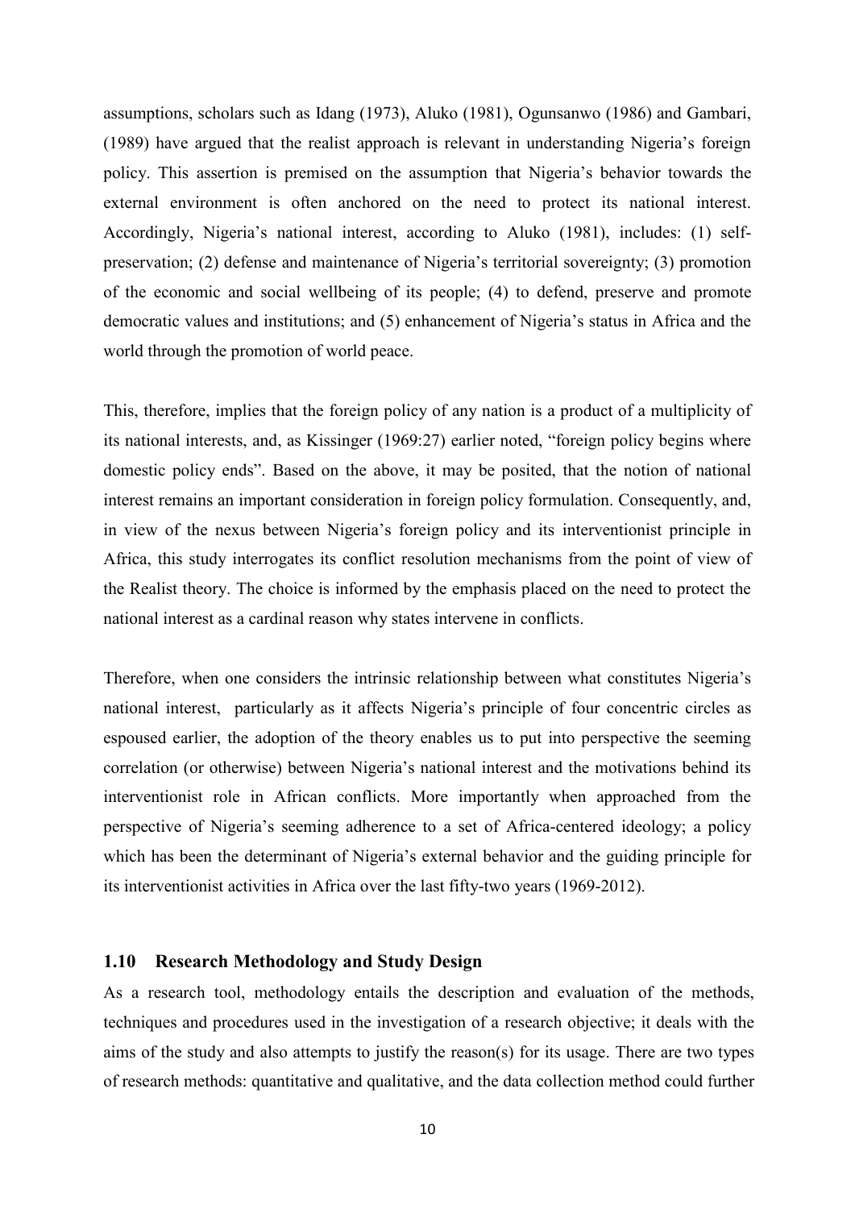assumptions, scholars such as Idang (1973), Aluko (1981), Ogunsanwo (1986) and Gambari, (1989) have argued that the realist approach is relevant in understanding Nigeria's foreign policy. This assertion is premised on the assumption that Nigeria's behavior towards the external environment is often anchored on the need to protect its national interest. Accordingly, Nigeria's national interest, according to Aluko (1981), includes: (1) self-preservation; (2) defense and maintenance of Nigeria's territorial sovereignty; (3) promotion of the economic and social wellbeing of its people; (4) to defend, preserve and promote democratic values and institutions; and (5) enhancement of Nigeria's status in Africa and the world through the promotion of world peace.

This, therefore, implies that the foreign policy of any nation is a product of a multiplicity of its national interests, and, as Kissinger (1969:27) earlier noted, "foreign policy begins where domestic policy ends". Based on the above, it may be posited, that the notion of national interest remains an important consideration in foreign policy formulation. Consequently, and, in view of the nexus between Nigeria's foreign policy and its interventionist principle in Africa, this study interrogates its conflict resolution mechanisms from the point of view of the Realist theory. The choice is informed by the emphasis placed on the need to protect the national interest as a cardinal reason why states intervene in conflicts.

Therefore, when one considers the intrinsic relationship between what constitutes Nigeria's national interest, particularly as it affects Nigeria's principle of four concentric circles as espoused earlier, the adoption of the theory enables us to put into perspective the seeming correlation (or otherwise) between Nigeria's national interest and the motivations behind its interventionist role in African conflicts. More importantly when approached from the perspective of Nigeria's seeming adherence to a set of Africa-centered ideology; a policy which has been the determinant of Nigeria's external behavior and the guiding principle for its interventionist activities in Africa over the last fifty-two years (1969-2012).

## 1.10 Research Methodology and Study Design

As a research tool, methodology entails the description and evaluation of the methods, techniques and procedures used in the investigation of a research objective; it deals with the aims of the study and also attempts to justify the reason(s) for its usage. There are two types of research methods: quantitative and qualitative, and the data collection method could further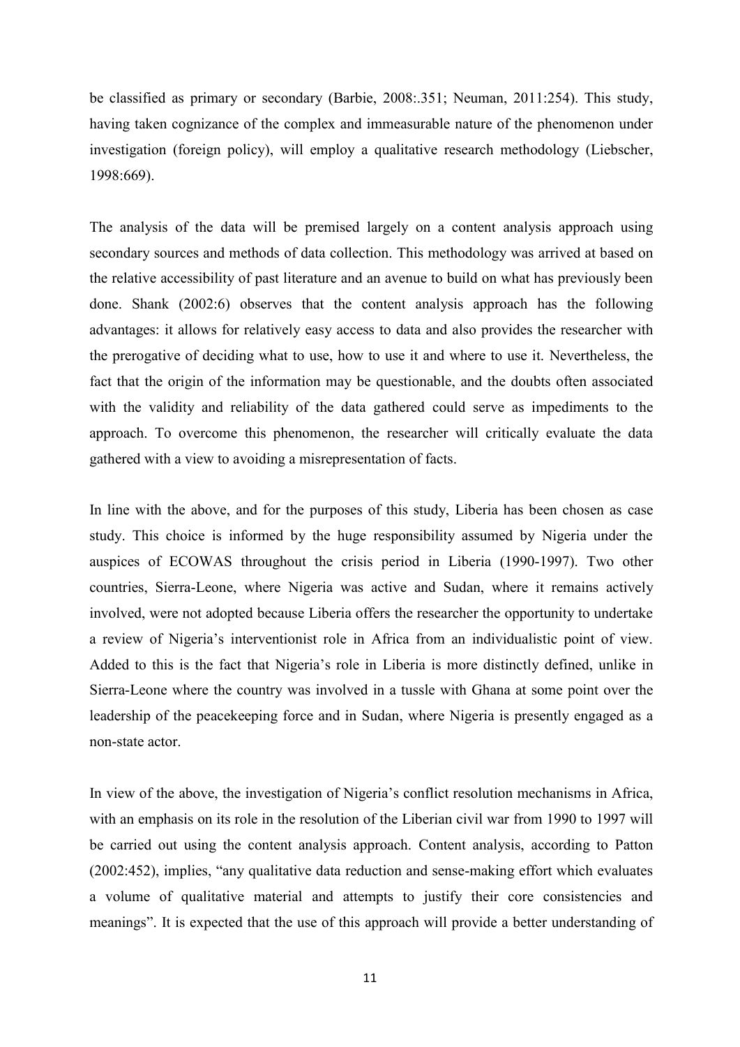be classified as primary or secondary (Barbie, 2008:.351; Neuman, 2011:254). This study, having taken cognizance of the complex and immeasurable nature of the phenomenon under investigation (foreign policy), will employ a qualitative research methodology (Liebscher, 1998:669).

The analysis of the data will be premised largely on a content analysis approach using secondary sources and methods of data collection. This methodology was arrived at based on the relative accessibility of past literature and an avenue to build on what has previously been done. Shank (2002:6) observes that the content analysis approach has the following advantages: it allows for relatively easy access to data and also provides the researcher with the prerogative of deciding what to use, how to use it and where to use it. Nevertheless, the fact that the origin of the information may be questionable, and the doubts often associated with the validity and reliability of the data gathered could serve as impediments to the approach. To overcome this phenomenon, the researcher will critically evaluate the data gathered with a view to avoiding a misrepresentation of facts.

In line with the above, and for the purposes of this study, Liberia has been chosen as case study. This choice is informed by the huge responsibility assumed by Nigeria under the auspices of ECOWAS throughout the crisis period in Liberia (1990-1997). Two other countries, Sierra-Leone, where Nigeria was active and Sudan, where it remains actively involved, were not adopted because Liberia offers the researcher the opportunity to undertake a review of Nigeria's interventionist role in Africa from an individualistic point of view. Added to this is the fact that Nigeria's role in Liberia is more distinctly defined, unlike in Sierra-Leone where the country was involved in a tussle with Ghana at some point over the leadership of the peacekeeping force and in Sudan, where Nigeria is presently engaged as a non-state actor.

In view of the above, the investigation of Nigeria's conflict resolution mechanisms in Africa, with an emphasis on its role in the resolution of the Liberian civil war from 1990 to 1997 will be carried out using the content analysis approach. Content analysis, according to Patton (2002:452), implies, "any qualitative data reduction and sense-making effort which evaluates a volume of qualitative material and attempts to justify their core consistencies and meanings". It is expected that the use of this approach will provide a better understanding of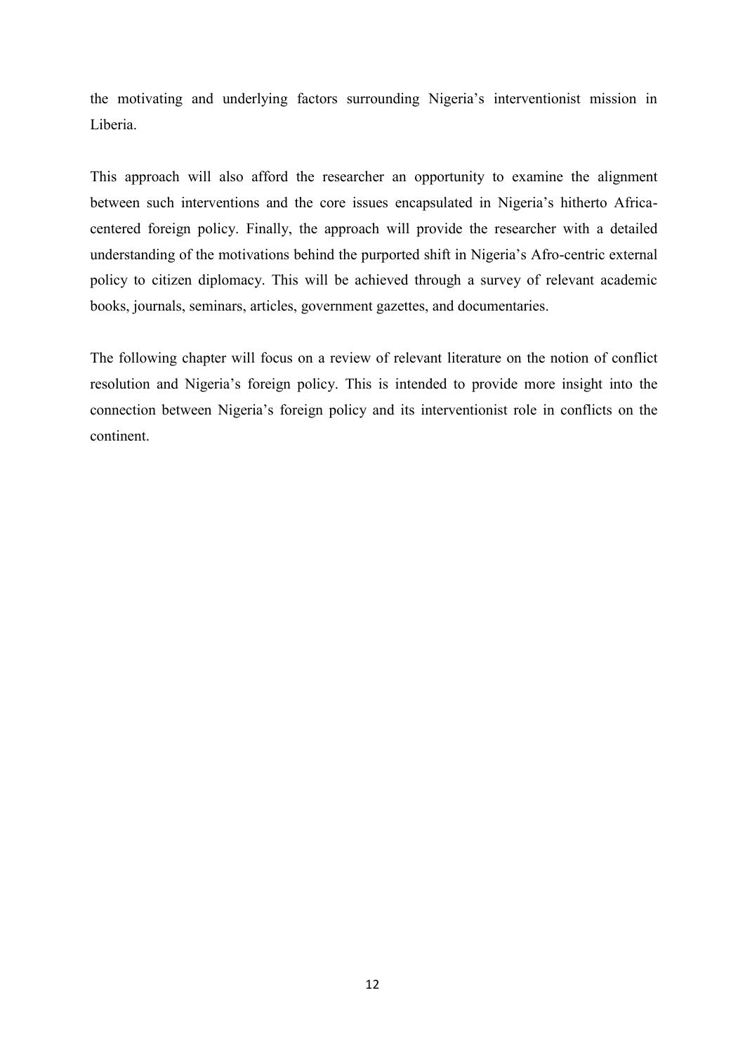the motivating and underlying factors surrounding Nigeria's interventionist mission in Liberia.

This approach will also afford the researcher an opportunity to examine the alignment between such interventions and the core issues encapsulated in Nigeria's hitherto Africa-centered foreign policy. Finally, the approach will provide the researcher with a detailed understanding of the motivations behind the purported shift in Nigeria's Afro-centric external policy to citizen diplomacy. This will be achieved through a survey of relevant academic books, journals, seminars, articles, government gazettes, and documentaries.

The following chapter will focus on a review of relevant literature on the notion of conflict resolution and Nigeria's foreign policy. This is intended to provide more insight into the connection between Nigeria's foreign policy and its interventionist role in conflicts on the continent.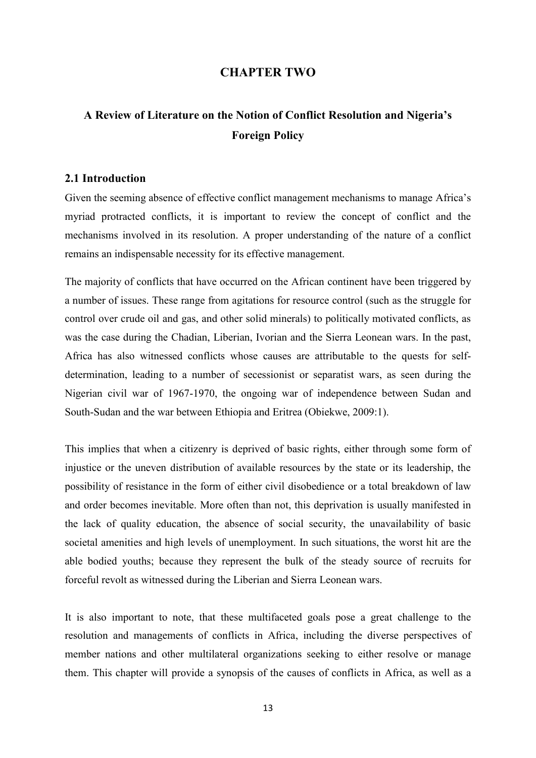# CHAPTER TWO

## A Review of Literature on the Notion of Conflict Resolution and Nigeria's Foreign Policy

### 2.1 Introduction

Given the seeming absence of effective conflict management mechanisms to manage Africa's myriad protracted conflicts, it is important to review the concept of conflict and the mechanisms involved in its resolution. A proper understanding of the nature of a conflict remains an indispensable necessity for its effective management.

The majority of conflicts that have occurred on the African continent have been triggered by a number of issues. These range from agitations for resource control (such as the struggle for control over crude oil and gas, and other solid minerals) to politically motivated conflicts, as was the case during the Chadian, Liberian, Ivorian and the Sierra Leonean wars. In the past, Africa has also witnessed conflicts whose causes are attributable to the quests for self-determination, leading to a number of secessionist or separatist wars, as seen during the Nigerian civil war of 1967-1970, the ongoing war of independence between Sudan and South-Sudan and the war between Ethiopia and Eritrea (Obiekwe, 2009:1).

This implies that when a citizenry is deprived of basic rights, either through some form of injustice or the uneven distribution of available resources by the state or its leadership, the possibility of resistance in the form of either civil disobedience or a total breakdown of law and order becomes inevitable. More often than not, this deprivation is usually manifested in the lack of quality education, the absence of social security, the unavailability of basic societal amenities and high levels of unemployment. In such situations, the worst hit are the able bodied youths; because they represent the bulk of the steady source of recruits for forceful revolt as witnessed during the Liberian and Sierra Leonean wars.

It is also important to note, that these multifaceted goals pose a great challenge to the resolution and managements of conflicts in Africa, including the diverse perspectives of member nations and other multilateral organizations seeking to either resolve or manage them. This chapter will provide a synopsis of the causes of conflicts in Africa, as well as a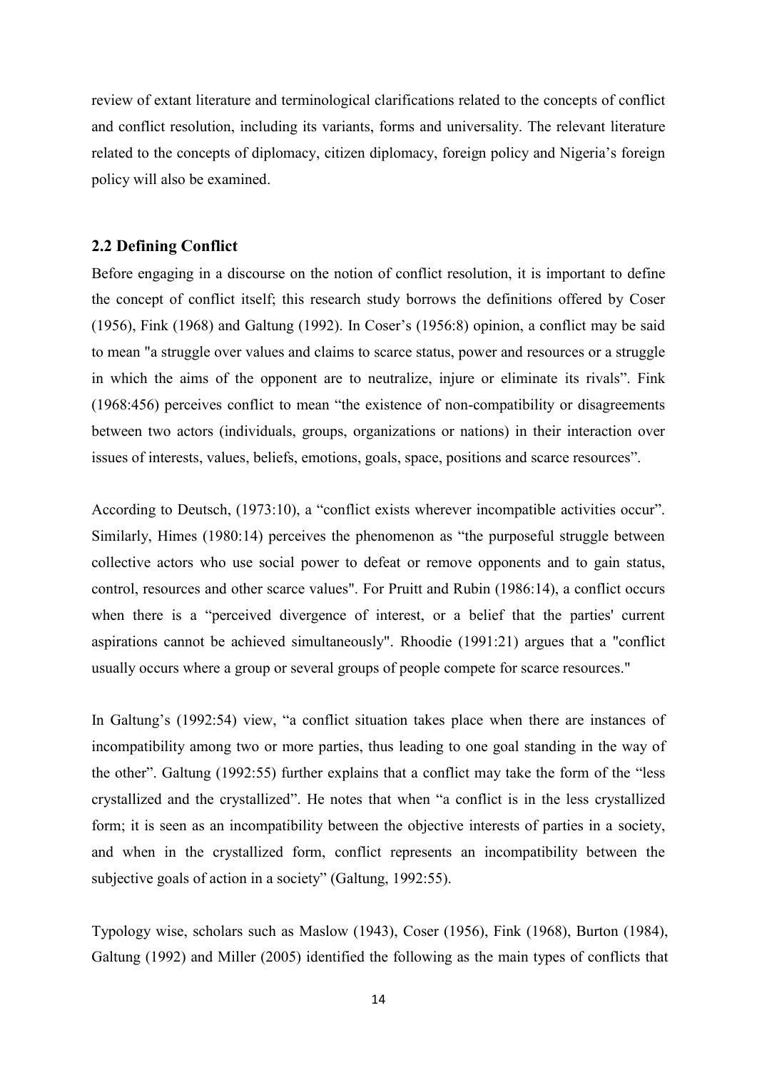review of extant literature and terminological clarifications related to the concepts of conflict and conflict resolution, including its variants, forms and universality. The relevant literature related to the concepts of diplomacy, citizen diplomacy, foreign policy and Nigeria's foreign policy will also be examined.

## 2.2 Defining Conflict

Before engaging in a discourse on the notion of conflict resolution, it is important to define the concept of conflict itself; this research study borrows the definitions offered by Coser (1956), Fink (1968) and Galtung (1992). In Coser's (1956:8) opinion, a conflict may be said to mean "a struggle over values and claims to scarce status, power and resources or a struggle in which the aims of the opponent are to neutralize, injure or eliminate its rivals". Fink (1968:456) perceives conflict to mean "the existence of non-compatibility or disagreements between two actors (individuals, groups, organizations or nations) in their interaction over issues of interests, values, beliefs, emotions, goals, space, positions and scarce resources".

According to Deutsch, (1973:10), a "conflict exists wherever incompatible activities occur". Similarly, Himes (1980:14) perceives the phenomenon as "the purposeful struggle between collective actors who use social power to defeat or remove opponents and to gain status, control, resources and other scarce values". For Pruitt and Rubin (1986:14), a conflict occurs when there is a "perceived divergence of interest, or a belief that the parties' current aspirations cannot be achieved simultaneously". Rhoodie (1991:21) argues that a "conflict usually occurs where a group or several groups of people compete for scarce resources."

In Galtung's (1992:54) view, "a conflict situation takes place when there are instances of incompatibility among two or more parties, thus leading to one goal standing in the way of the other". Galtung (1992:55) further explains that a conflict may take the form of the "less crystallized and the crystallized". He notes that when "a conflict is in the less crystallized form; it is seen as an incompatibility between the objective interests of parties in a society, and when in the crystallized form, conflict represents an incompatibility between the subjective goals of action in a society" (Galtung, 1992:55).

Typology wise, scholars such as Maslow (1943), Coser (1956), Fink (1968), Burton (1984), Galtung (1992) and Miller (2005) identified the following as the main types of conflicts that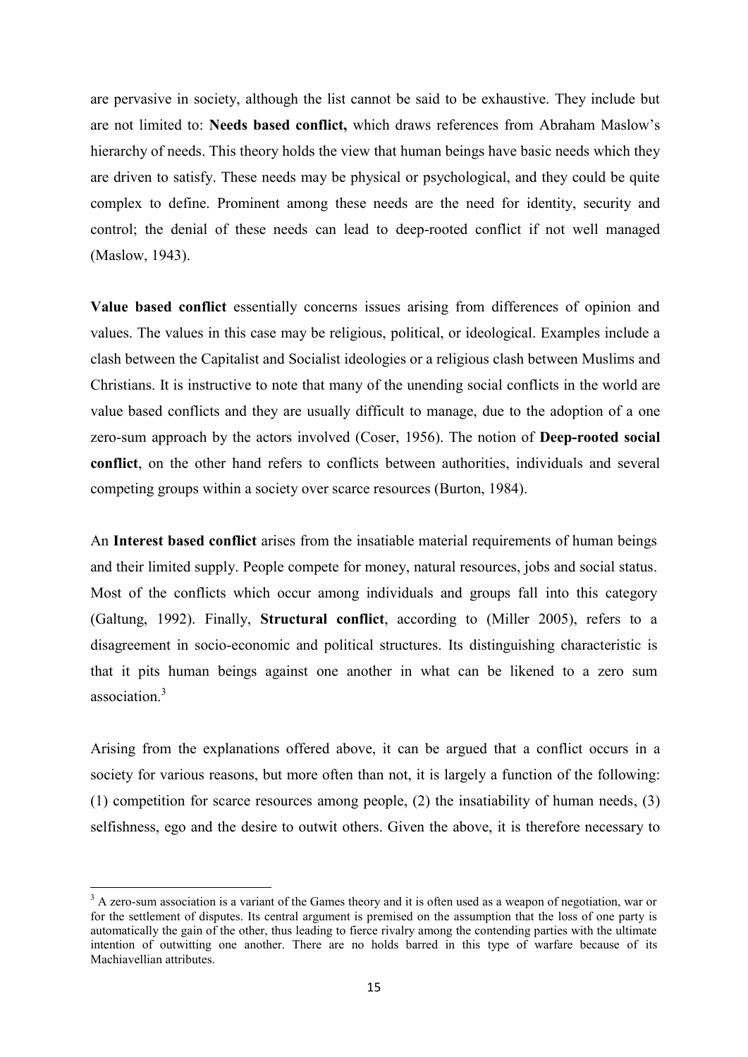are pervasive in society, although the list cannot be said to be exhaustive. They include but are not limited to: **Needs based conflict,** which draws references from Abraham Maslow's hierarchy of needs. This theory holds the view that human beings have basic needs which they are driven to satisfy. These needs may be physical or psychological, and they could be quite complex to define. Prominent among these needs are the need for identity, security and control; the denial of these needs can lead to deep-rooted conflict if not well managed (Maslow, 1943).

**Value based conflict** essentially concerns issues arising from differences of opinion and values. The values in this case may be religious, political, or ideological. Examples include a clash between the Capitalist and Socialist ideologies or a religious clash between Muslims and Christians. It is instructive to note that many of the unending social conflicts in the world are value based conflicts and they are usually difficult to manage, due to the adoption of a one zero-sum approach by the actors involved (Coser, 1956). The notion of **Deep-rooted social conflict**, on the other hand refers to conflicts between authorities, individuals and several competing groups within a society over scarce resources (Burton, 1984).

An **Interest based conflict** arises from the insatiable material requirements of human beings and their limited supply. People compete for money, natural resources, jobs and social status. Most of the conflicts which occur among individuals and groups fall into this category (Galtung, 1992). Finally, **Structural conflict**, according to (Miller 2005), refers to a disagreement in socio-economic and political structures. Its distinguishing characteristic is that it pits human beings against one another in what can be likened to a zero sum association.[3]

Arising from the explanations offered above, it can be argued that a conflict occurs in a society for various reasons, but more often than not, it is largely a function of the following: (1) competition for scarce resources among people, (2) the insatiability of human needs, (3) selfishness, ego and the desire to outwit others. Given the above, it is therefore necessary to

[3] A zero-sum association is a variant of the Games theory and it is often used as a weapon of negotiation, war or for the settlement of disputes. Its central argument is premised on the assumption that the loss of one party is automatically the gain of the other, thus leading to fierce rivalry among the contending parties with the ultimate intention of outwitting one another. There are no holds barred in this type of warfare because of its Machiavellian attributes.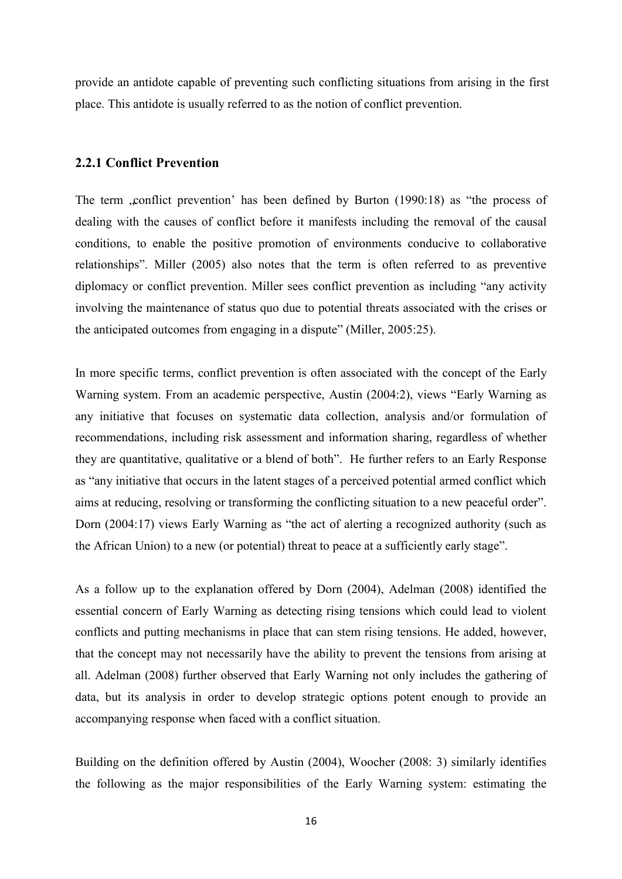provide an antidote capable of preventing such conflicting situations from arising in the first place. This antidote is usually referred to as the notion of conflict prevention.

### 2.2.1 Conflict Prevention

The term „conflict prevention' has been defined by Burton (1990:18) as "the process of dealing with the causes of conflict before it manifests including the removal of the causal conditions, to enable the positive promotion of environments conducive to collaborative relationships". Miller (2005) also notes that the term is often referred to as preventive diplomacy or conflict prevention. Miller sees conflict prevention as including "any activity involving the maintenance of status quo due to potential threats associated with the crises or the anticipated outcomes from engaging in a dispute" (Miller, 2005:25).

In more specific terms, conflict prevention is often associated with the concept of the Early Warning system. From an academic perspective, Austin (2004:2), views "Early Warning as any initiative that focuses on systematic data collection, analysis and/or formulation of recommendations, including risk assessment and information sharing, regardless of whether they are quantitative, qualitative or a blend of both". He further refers to an Early Response as "any initiative that occurs in the latent stages of a perceived potential armed conflict which aims at reducing, resolving or transforming the conflicting situation to a new peaceful order". Dorn (2004:17) views Early Warning as "the act of alerting a recognized authority (such as the African Union) to a new (or potential) threat to peace at a sufficiently early stage".

As a follow up to the explanation offered by Dorn (2004), Adelman (2008) identified the essential concern of Early Warning as detecting rising tensions which could lead to violent conflicts and putting mechanisms in place that can stem rising tensions. He added, however, that the concept may not necessarily have the ability to prevent the tensions from arising at all. Adelman (2008) further observed that Early Warning not only includes the gathering of data, but its analysis in order to develop strategic options potent enough to provide an accompanying response when faced with a conflict situation.

Building on the definition offered by Austin (2004), Woocher (2008: 3) similarly identifies the following as the major responsibilities of the Early Warning system: estimating the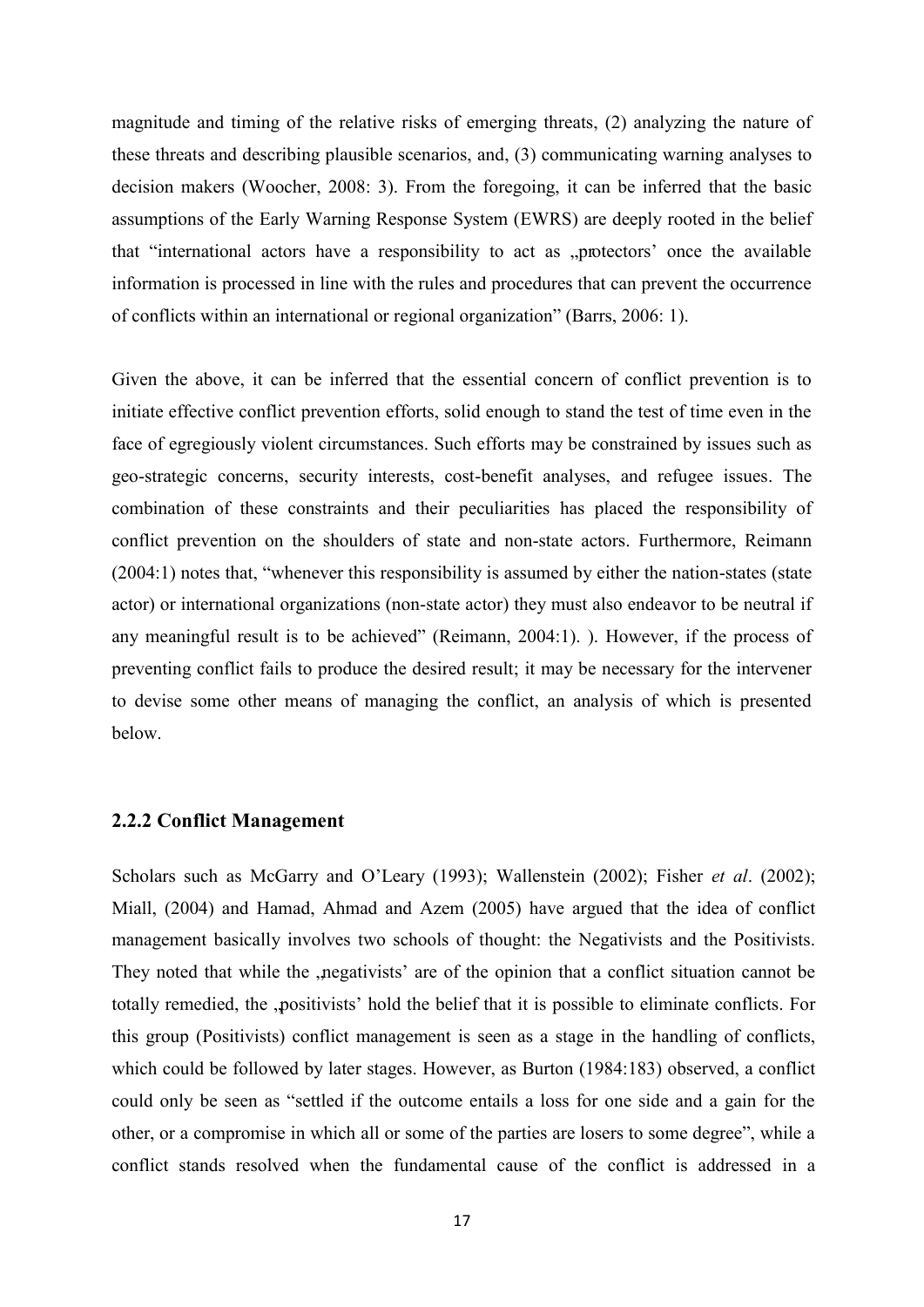magnitude and timing of the relative risks of emerging threats, (2) analyzing the nature of these threats and describing plausible scenarios, and, (3) communicating warning analyses to decision makers (Woocher, 2008: 3). From the foregoing, it can be inferred that the basic assumptions of the Early Warning Response System (EWRS) are deeply rooted in the belief that "international actors have a responsibility to act as „protectors' once the available information is processed in line with the rules and procedures that can prevent the occurrence of conflicts within an international or regional organization" (Barrs, 2006: 1).

Given the above, it can be inferred that the essential concern of conflict prevention is to initiate effective conflict prevention efforts, solid enough to stand the test of time even in the face of egregiously violent circumstances. Such efforts may be constrained by issues such as geo-strategic concerns, security interests, cost-benefit analyses, and refugee issues. The combination of these constraints and their peculiarities has placed the responsibility of conflict prevention on the shoulders of state and non-state actors. Furthermore, Reimann (2004:1) notes that, "whenever this responsibility is assumed by either the nation-states (state actor) or international organizations (non-state actor) they must also endeavor to be neutral if any meaningful result is to be achieved" (Reimann, 2004:1). ). However, if the process of preventing conflict fails to produce the desired result; it may be necessary for the intervener to devise some other means of managing the conflict, an analysis of which is presented below.

### 2.2.2 Conflict Management

Scholars such as McGarry and O'Leary (1993); Wallenstein (2002); Fisher *et al*. (2002); Miall, (2004) and Hamad, Ahmad and Azem (2005) have argued that the idea of conflict management basically involves two schools of thought: the Negativists and the Positivists. They noted that while the „negativists' are of the opinion that a conflict situation cannot be totally remedied, the „positivists' hold the belief that it is possible to eliminate conflicts. For this group (Positivists) conflict management is seen as a stage in the handling of conflicts, which could be followed by later stages. However, as Burton (1984:183) observed, a conflict could only be seen as "settled if the outcome entails a loss for one side and a gain for the other, or a compromise in which all or some of the parties are losers to some degree", while a conflict stands resolved when the fundamental cause of the conflict is addressed in a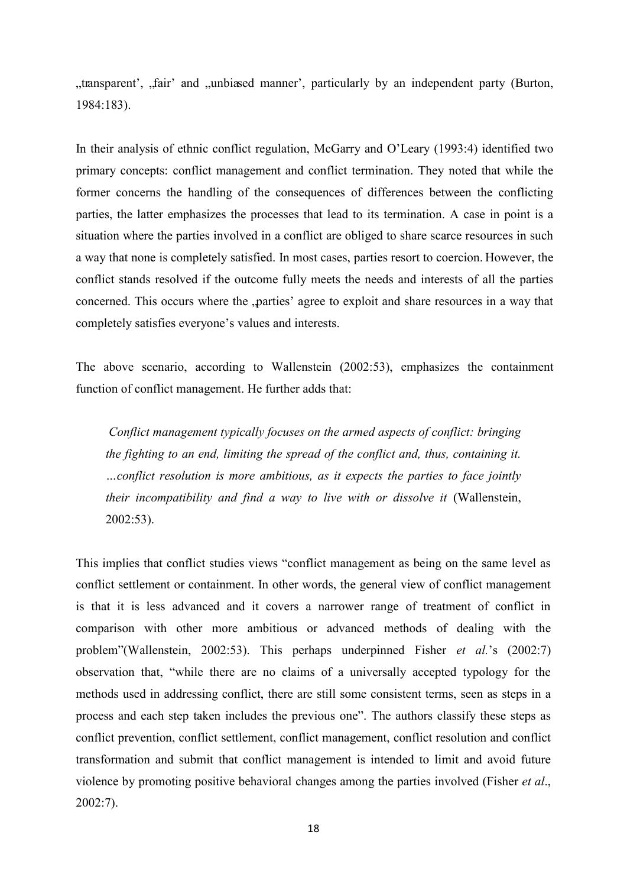„transparent', „fair' and „unbiased manner', particularly by an independent party (Burton, 1984:183).

In their analysis of ethnic conflict regulation, McGarry and O'Leary (1993:4) identified two primary concepts: conflict management and conflict termination. They noted that while the former concerns the handling of the consequences of differences between the conflicting parties, the latter emphasizes the processes that lead to its termination. A case in point is a situation where the parties involved in a conflict are obliged to share scarce resources in such a way that none is completely satisfied. In most cases, parties resort to coercion. However, the conflict stands resolved if the outcome fully meets the needs and interests of all the parties concerned. This occurs where the „parties' agree to exploit and share resources in a way that completely satisfies everyone's values and interests.

The above scenario, according to Wallenstein (2002:53), emphasizes the containment function of conflict management. He further adds that:

> *Conflict management typically focuses on the armed aspects of conflict: bringing the fighting to an end, limiting the spread of the conflict and, thus, containing it. …conflict resolution is more ambitious, as it expects the parties to face jointly their incompatibility and find a way to live with or dissolve it* (Wallenstein, 2002:53).

This implies that conflict studies views "conflict management as being on the same level as conflict settlement or containment. In other words, the general view of conflict management is that it is less advanced and it covers a narrower range of treatment of conflict in comparison with other more ambitious or advanced methods of dealing with the problem"(Wallenstein, 2002:53). This perhaps underpinned Fisher *et al.*'s (2002:7) observation that, "while there are no claims of a universally accepted typology for the methods used in addressing conflict, there are still some consistent terms, seen as steps in a process and each step taken includes the previous one". The authors classify these steps as conflict prevention, conflict settlement, conflict management, conflict resolution and conflict transformation and submit that conflict management is intended to limit and avoid future violence by promoting positive behavioral changes among the parties involved (Fisher *et al*., 2002:7).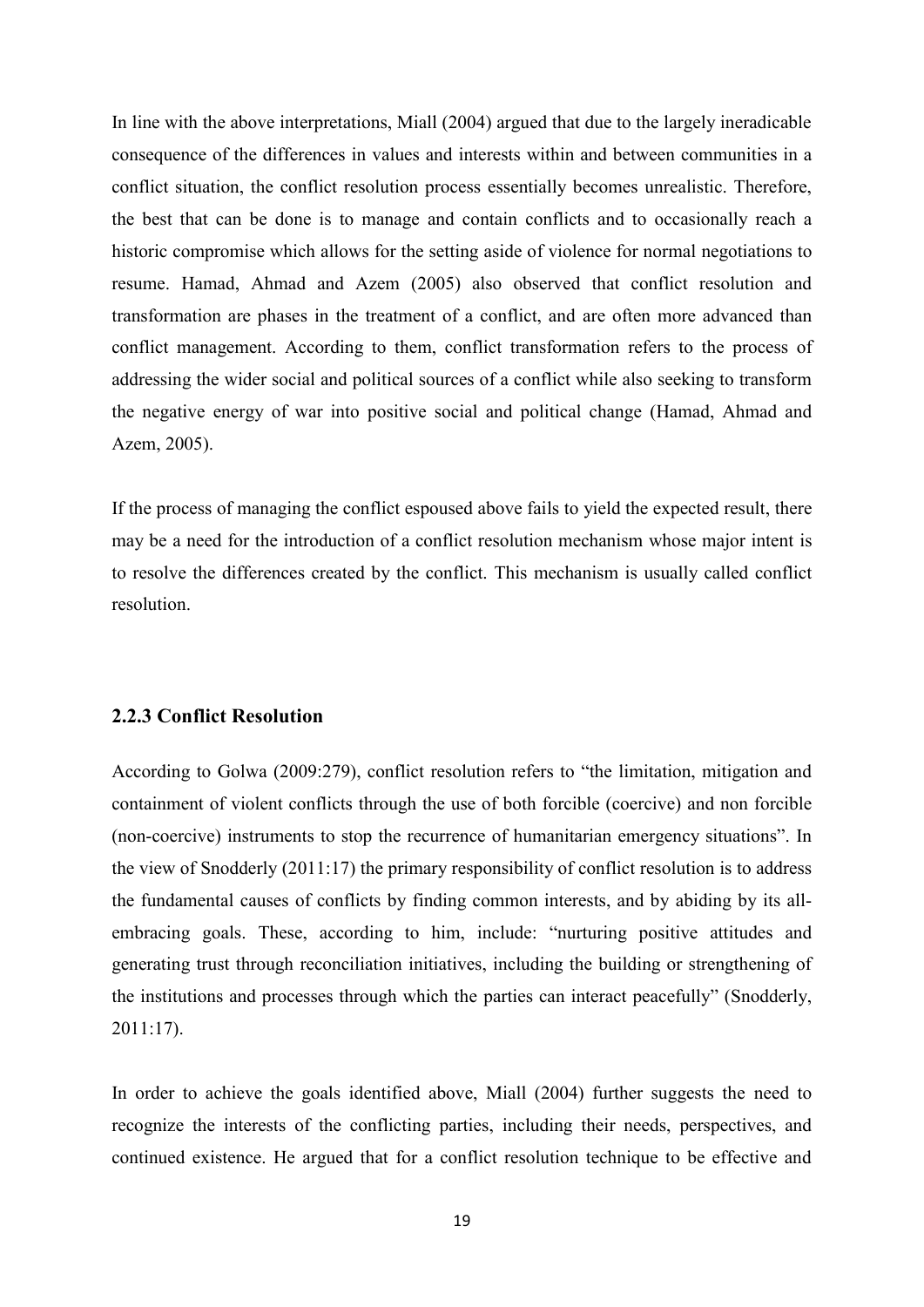In line with the above interpretations, Miall (2004) argued that due to the largely ineradicable consequence of the differences in values and interests within and between communities in a conflict situation, the conflict resolution process essentially becomes unrealistic. Therefore, the best that can be done is to manage and contain conflicts and to occasionally reach a historic compromise which allows for the setting aside of violence for normal negotiations to resume. Hamad, Ahmad and Azem (2005) also observed that conflict resolution and transformation are phases in the treatment of a conflict, and are often more advanced than conflict management. According to them, conflict transformation refers to the process of addressing the wider social and political sources of a conflict while also seeking to transform the negative energy of war into positive social and political change (Hamad, Ahmad and Azem, 2005).

If the process of managing the conflict espoused above fails to yield the expected result, there may be a need for the introduction of a conflict resolution mechanism whose major intent is to resolve the differences created by the conflict. This mechanism is usually called conflict resolution.

### 2.2.3 Conflict Resolution

According to Golwa (2009:279), conflict resolution refers to "the limitation, mitigation and containment of violent conflicts through the use of both forcible (coercive) and non forcible (non-coercive) instruments to stop the recurrence of humanitarian emergency situations". In the view of Snodderly (2011:17) the primary responsibility of conflict resolution is to address the fundamental causes of conflicts by finding common interests, and by abiding by its all-embracing goals. These, according to him, include: "nurturing positive attitudes and generating trust through reconciliation initiatives, including the building or strengthening of the institutions and processes through which the parties can interact peacefully" (Snodderly, 2011:17).

In order to achieve the goals identified above, Miall (2004) further suggests the need to recognize the interests of the conflicting parties, including their needs, perspectives, and continued existence. He argued that for a conflict resolution technique to be effective and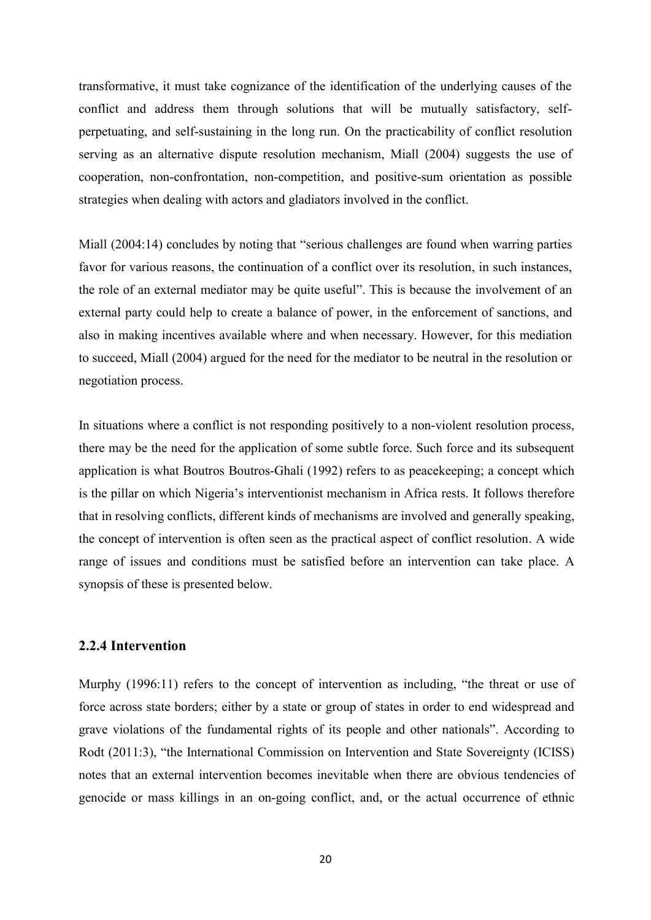transformative, it must take cognizance of the identification of the underlying causes of the conflict and address them through solutions that will be mutually satisfactory, self-perpetuating, and self-sustaining in the long run. On the practicability of conflict resolution serving as an alternative dispute resolution mechanism, Miall (2004) suggests the use of cooperation, non-confrontation, non-competition, and positive-sum orientation as possible strategies when dealing with actors and gladiators involved in the conflict.

Miall (2004:14) concludes by noting that "serious challenges are found when warring parties favor for various reasons, the continuation of a conflict over its resolution, in such instances, the role of an external mediator may be quite useful". This is because the involvement of an external party could help to create a balance of power, in the enforcement of sanctions, and also in making incentives available where and when necessary. However, for this mediation to succeed, Miall (2004) argued for the need for the mediator to be neutral in the resolution or negotiation process.

In situations where a conflict is not responding positively to a non-violent resolution process, there may be the need for the application of some subtle force. Such force and its subsequent application is what Boutros Boutros-Ghali (1992) refers to as peacekeeping; a concept which is the pillar on which Nigeria's interventionist mechanism in Africa rests. It follows therefore that in resolving conflicts, different kinds of mechanisms are involved and generally speaking, the concept of intervention is often seen as the practical aspect of conflict resolution. A wide range of issues and conditions must be satisfied before an intervention can take place. A synopsis of these is presented below.

### 2.2.4 Intervention

Murphy (1996:11) refers to the concept of intervention as including, "the threat or use of force across state borders; either by a state or group of states in order to end widespread and grave violations of the fundamental rights of its people and other nationals". According to Rodt (2011:3), "the International Commission on Intervention and State Sovereignty (ICISS) notes that an external intervention becomes inevitable when there are obvious tendencies of genocide or mass killings in an on-going conflict, and, or the actual occurrence of ethnic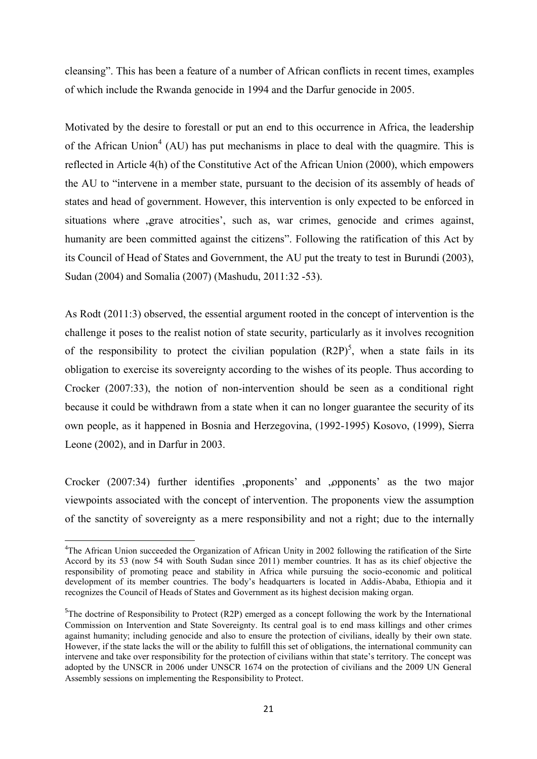cleansing". This has been a feature of a number of African conflicts in recent times, examples of which include the Rwanda genocide in 1994 and the Darfur genocide in 2005.

Motivated by the desire to forestall or put an end to this occurrence in Africa, the leadership of the African Union[4] (AU) has put mechanisms in place to deal with the quagmire. This is reflected in Article 4(h) of the Constitutive Act of the African Union (2000), which empowers the AU to "intervene in a member state, pursuant to the decision of its assembly of heads of states and head of government. However, this intervention is only expected to be enforced in situations where ‚grave atrocities', such as, war crimes, genocide and crimes against, humanity are been committed against the citizens". Following the ratification of this Act by its Council of Head of States and Government, the AU put the treaty to test in Burundi (2003), Sudan (2004) and Somalia (2007) (Mashudu, 2011:32 -53).

As Rodt (2011:3) observed, the essential argument rooted in the concept of intervention is the challenge it poses to the realist notion of state security, particularly as it involves recognition of the responsibility to protect the civilian population (R2P)[5], when a state fails in its obligation to exercise its sovereignty according to the wishes of its people. Thus according to Crocker (2007:33), the notion of non-intervention should be seen as a conditional right because it could be withdrawn from a state when it can no longer guarantee the security of its own people, as it happened in Bosnia and Herzegovina, (1992-1995) Kosovo, (1999), Sierra Leone (2002), and in Darfur in 2003.

Crocker (2007:34) further identifies ‚proponents' and ‚opponents' as the two major viewpoints associated with the concept of intervention. The proponents view the assumption of the sanctity of sovereignty as a mere responsibility and not a right; due to the internally

---

[4]The African Union succeeded the Organization of African Unity in 2002 following the ratification of the Sirte Accord by its 53 (now 54 with South Sudan since 2011) member countries. It has as its chief objective the responsibility of promoting peace and stability in Africa while pursuing the socio-economic and political development of its member countries. The body's headquarters is located in Addis-Ababa, Ethiopia and it recognizes the Council of Heads of States and Government as its highest decision making organ.

[5]The doctrine of Responsibility to Protect (R2P) emerged as a concept following the work by the International Commission on Intervention and State Sovereignty. Its central goal is to end mass killings and other crimes against humanity; including genocide and also to ensure the protection of civilians, ideally by their own state. However, if the state lacks the will or the ability to fulfill this set of obligations, the international community can intervene and take over responsibility for the protection of civilians within that state's territory. The concept was adopted by the UNSCR in 2006 under UNSCR 1674 on the protection of civilians and the 2009 UN General Assembly sessions on implementing the Responsibility to Protect.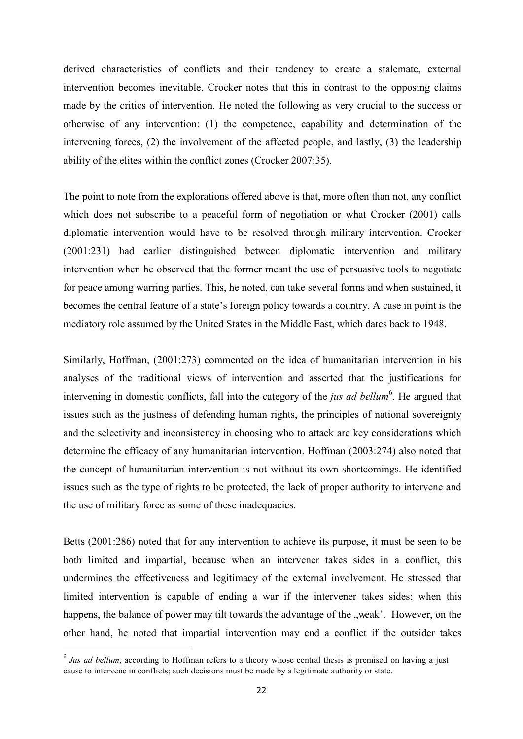derived characteristics of conflicts and their tendency to create a stalemate, external intervention becomes inevitable. Crocker notes that this in contrast to the opposing claims made by the critics of intervention. He noted the following as very crucial to the success or otherwise of any intervention: (1) the competence, capability and determination of the intervening forces, (2) the involvement of the affected people, and lastly, (3) the leadership ability of the elites within the conflict zones (Crocker 2007:35).

The point to note from the explorations offered above is that, more often than not, any conflict which does not subscribe to a peaceful form of negotiation or what Crocker (2001) calls diplomatic intervention would have to be resolved through military intervention. Crocker (2001:231) had earlier distinguished between diplomatic intervention and military intervention when he observed that the former meant the use of persuasive tools to negotiate for peace among warring parties. This, he noted, can take several forms and when sustained, it becomes the central feature of a state's foreign policy towards a country. A case in point is the mediatory role assumed by the United States in the Middle East, which dates back to 1948.

Similarly, Hoffman, (2001:273) commented on the idea of humanitarian intervention in his analyses of the traditional views of intervention and asserted that the justifications for intervening in domestic conflicts, fall into the category of the *jus ad bellum*[6]. He argued that issues such as the justness of defending human rights, the principles of national sovereignty and the selectivity and inconsistency in choosing who to attack are key considerations which determine the efficacy of any humanitarian intervention. Hoffman (2003:274) also noted that the concept of humanitarian intervention is not without its own shortcomings. He identified issues such as the type of rights to be protected, the lack of proper authority to intervene and the use of military force as some of these inadequacies.

Betts (2001:286) noted that for any intervention to achieve its purpose, it must be seen to be both limited and impartial, because when an intervener takes sides in a conflict, this undermines the effectiveness and legitimacy of the external involvement. He stressed that limited intervention is capable of ending a war if the intervener takes sides; when this happens, the balance of power may tilt towards the advantage of the „weak'. However, on the other hand, he noted that impartial intervention may end a conflict if the outsider takes

---

[6] *Jus ad bellum*, according to Hoffman refers to a theory whose central thesis is premised on having a just cause to intervene in conflicts; such decisions must be made by a legitimate authority or state.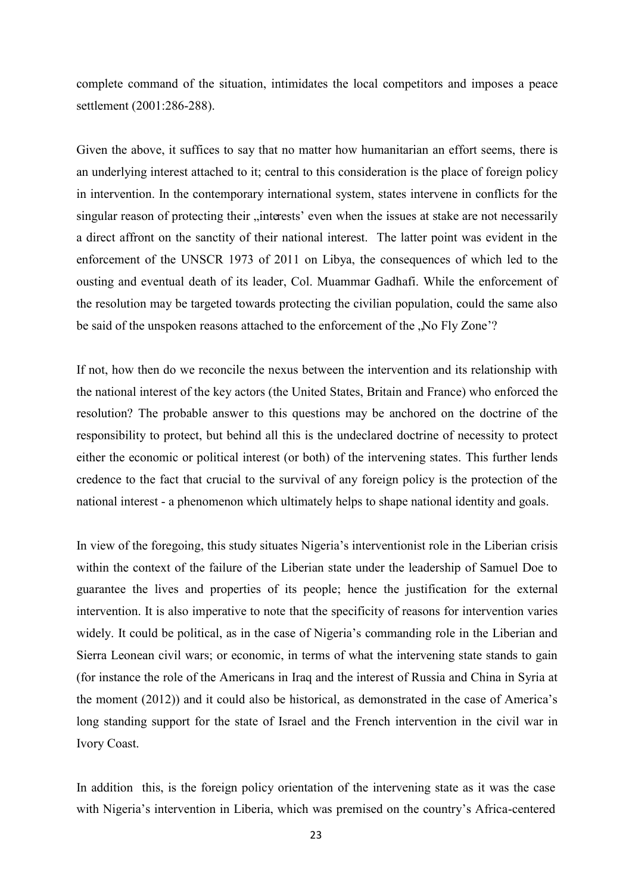complete command of the situation, intimidates the local competitors and imposes a peace settlement (2001:286-288).

Given the above, it suffices to say that no matter how humanitarian an effort seems, there is an underlying interest attached to it; central to this consideration is the place of foreign policy in intervention. In the contemporary international system, states intervene in conflicts for the singular reason of protecting their „interests' even when the issues at stake are not necessarily a direct affront on the sanctity of their national interest. The latter point was evident in the enforcement of the UNSCR 1973 of 2011 on Libya, the consequences of which led to the ousting and eventual death of its leader, Col. Muammar Gadhafi. While the enforcement of the resolution may be targeted towards protecting the civilian population, could the same also be said of the unspoken reasons attached to the enforcement of the „No Fly Zone'?

If not, how then do we reconcile the nexus between the intervention and its relationship with the national interest of the key actors (the United States, Britain and France) who enforced the resolution? The probable answer to this questions may be anchored on the doctrine of the responsibility to protect, but behind all this is the undeclared doctrine of necessity to protect either the economic or political interest (or both) of the intervening states. This further lends credence to the fact that crucial to the survival of any foreign policy is the protection of the national interest - a phenomenon which ultimately helps to shape national identity and goals.

In view of the foregoing, this study situates Nigeria's interventionist role in the Liberian crisis within the context of the failure of the Liberian state under the leadership of Samuel Doe to guarantee the lives and properties of its people; hence the justification for the external intervention. It is also imperative to note that the specificity of reasons for intervention varies widely. It could be political, as in the case of Nigeria's commanding role in the Liberian and Sierra Leonean civil wars; or economic, in terms of what the intervening state stands to gain (for instance the role of the Americans in Iraq and the interest of Russia and China in Syria at the moment (2012)) and it could also be historical, as demonstrated in the case of America's long standing support for the state of Israel and the French intervention in the civil war in Ivory Coast.

In addition this, is the foreign policy orientation of the intervening state as it was the case with Nigeria's intervention in Liberia, which was premised on the country's Africa-centered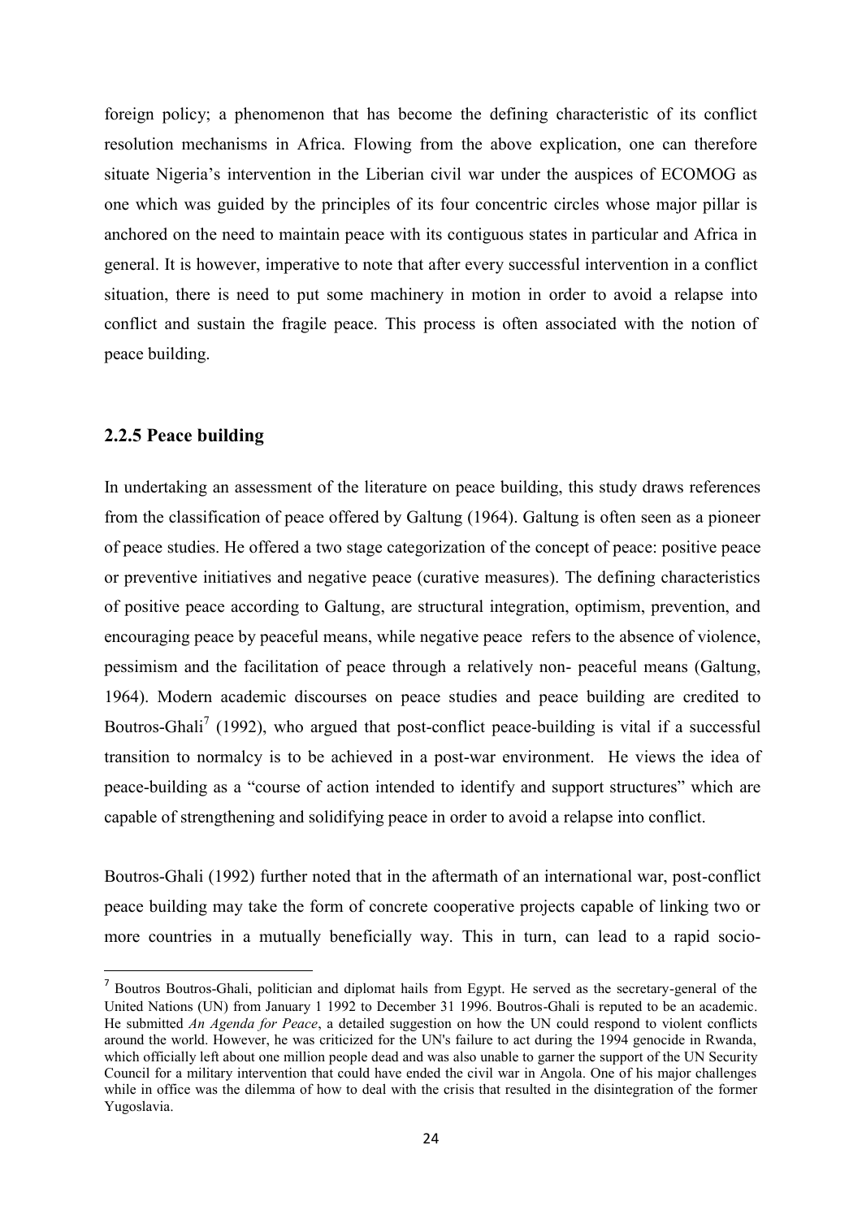foreign policy; a phenomenon that has become the defining characteristic of its conflict resolution mechanisms in Africa. Flowing from the above explication, one can therefore situate Nigeria's intervention in the Liberian civil war under the auspices of ECOMOG as one which was guided by the principles of its four concentric circles whose major pillar is anchored on the need to maintain peace with its contiguous states in particular and Africa in general. It is however, imperative to note that after every successful intervention in a conflict situation, there is need to put some machinery in motion in order to avoid a relapse into conflict and sustain the fragile peace. This process is often associated with the notion of peace building.

### 2.2.5 Peace building

In undertaking an assessment of the literature on peace building, this study draws references from the classification of peace offered by Galtung (1964). Galtung is often seen as a pioneer of peace studies. He offered a two stage categorization of the concept of peace: positive peace or preventive initiatives and negative peace (curative measures). The defining characteristics of positive peace according to Galtung, are structural integration, optimism, prevention, and encouraging peace by peaceful means, while negative peace refers to the absence of violence, pessimism and the facilitation of peace through a relatively non- peaceful means (Galtung, 1964). Modern academic discourses on peace studies and peace building are credited to Boutros-Ghali[7] (1992), who argued that post-conflict peace-building is vital if a successful transition to normalcy is to be achieved in a post-war environment. He views the idea of peace-building as a "course of action intended to identify and support structures" which are capable of strengthening and solidifying peace in order to avoid a relapse into conflict.

Boutros-Ghali (1992) further noted that in the aftermath of an international war, post-conflict peace building may take the form of concrete cooperative projects capable of linking two or more countries in a mutually beneficially way. This in turn, can lead to a rapid socio-

[7] Boutros Boutros-Ghali, politician and diplomat hails from Egypt. He served as the secretary-general of the United Nations (UN) from January 1 1992 to December 31 1996. Boutros-Ghali is reputed to be an academic. He submitted *An Agenda for Peace*, a detailed suggestion on how the UN could respond to violent conflicts around the world. However, he was criticized for the UN's failure to act during the 1994 genocide in Rwanda, which officially left about one million people dead and was also unable to garner the support of the UN Security Council for a military intervention that could have ended the civil war in Angola. One of his major challenges while in office was the dilemma of how to deal with the crisis that resulted in the disintegration of the former Yugoslavia.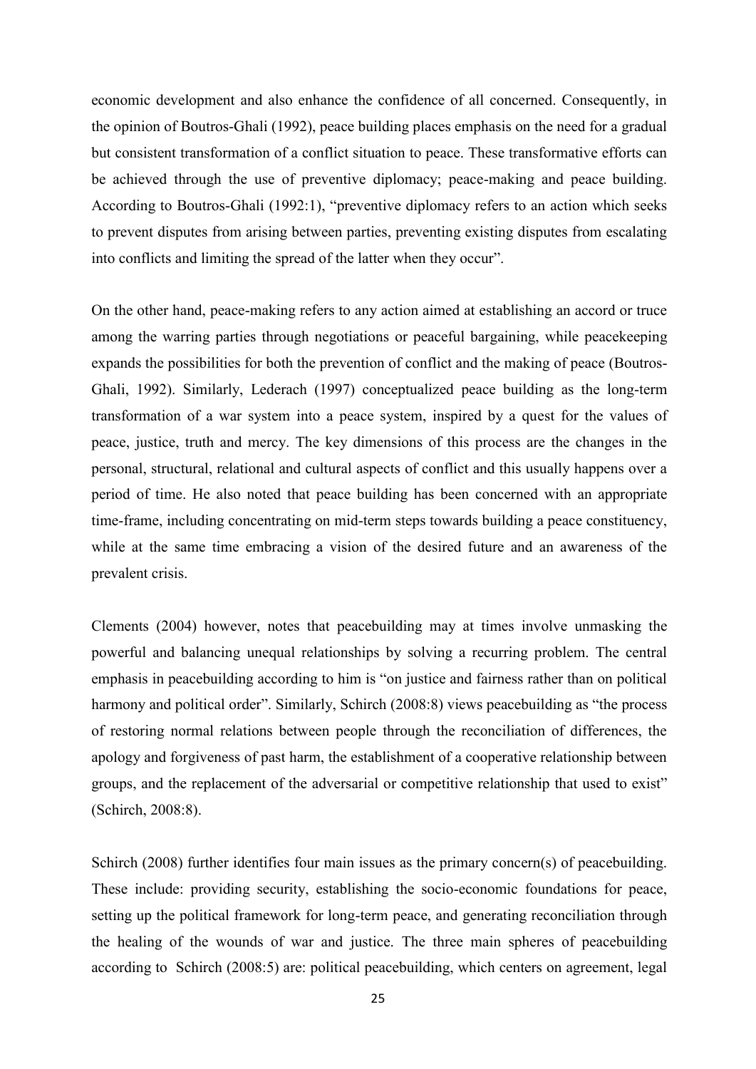economic development and also enhance the confidence of all concerned. Consequently, in the opinion of Boutros-Ghali (1992), peace building places emphasis on the need for a gradual but consistent transformation of a conflict situation to peace. These transformative efforts can be achieved through the use of preventive diplomacy; peace-making and peace building. According to Boutros-Ghali (1992:1), "preventive diplomacy refers to an action which seeks to prevent disputes from arising between parties, preventing existing disputes from escalating into conflicts and limiting the spread of the latter when they occur".

On the other hand, peace-making refers to any action aimed at establishing an accord or truce among the warring parties through negotiations or peaceful bargaining, while peacekeeping expands the possibilities for both the prevention of conflict and the making of peace (Boutros-Ghali, 1992). Similarly, Lederach (1997) conceptualized peace building as the long-term transformation of a war system into a peace system, inspired by a quest for the values of peace, justice, truth and mercy. The key dimensions of this process are the changes in the personal, structural, relational and cultural aspects of conflict and this usually happens over a period of time. He also noted that peace building has been concerned with an appropriate time-frame, including concentrating on mid-term steps towards building a peace constituency, while at the same time embracing a vision of the desired future and an awareness of the prevalent crisis.

Clements (2004) however, notes that peacebuilding may at times involve unmasking the powerful and balancing unequal relationships by solving a recurring problem. The central emphasis in peacebuilding according to him is "on justice and fairness rather than on political harmony and political order". Similarly, Schirch (2008:8) views peacebuilding as "the process of restoring normal relations between people through the reconciliation of differences, the apology and forgiveness of past harm, the establishment of a cooperative relationship between groups, and the replacement of the adversarial or competitive relationship that used to exist" (Schirch, 2008:8).

Schirch (2008) further identifies four main issues as the primary concern(s) of peacebuilding. These include: providing security, establishing the socio-economic foundations for peace, setting up the political framework for long-term peace, and generating reconciliation through the healing of the wounds of war and justice. The three main spheres of peacebuilding according to Schirch (2008:5) are: political peacebuilding, which centers on agreement, legal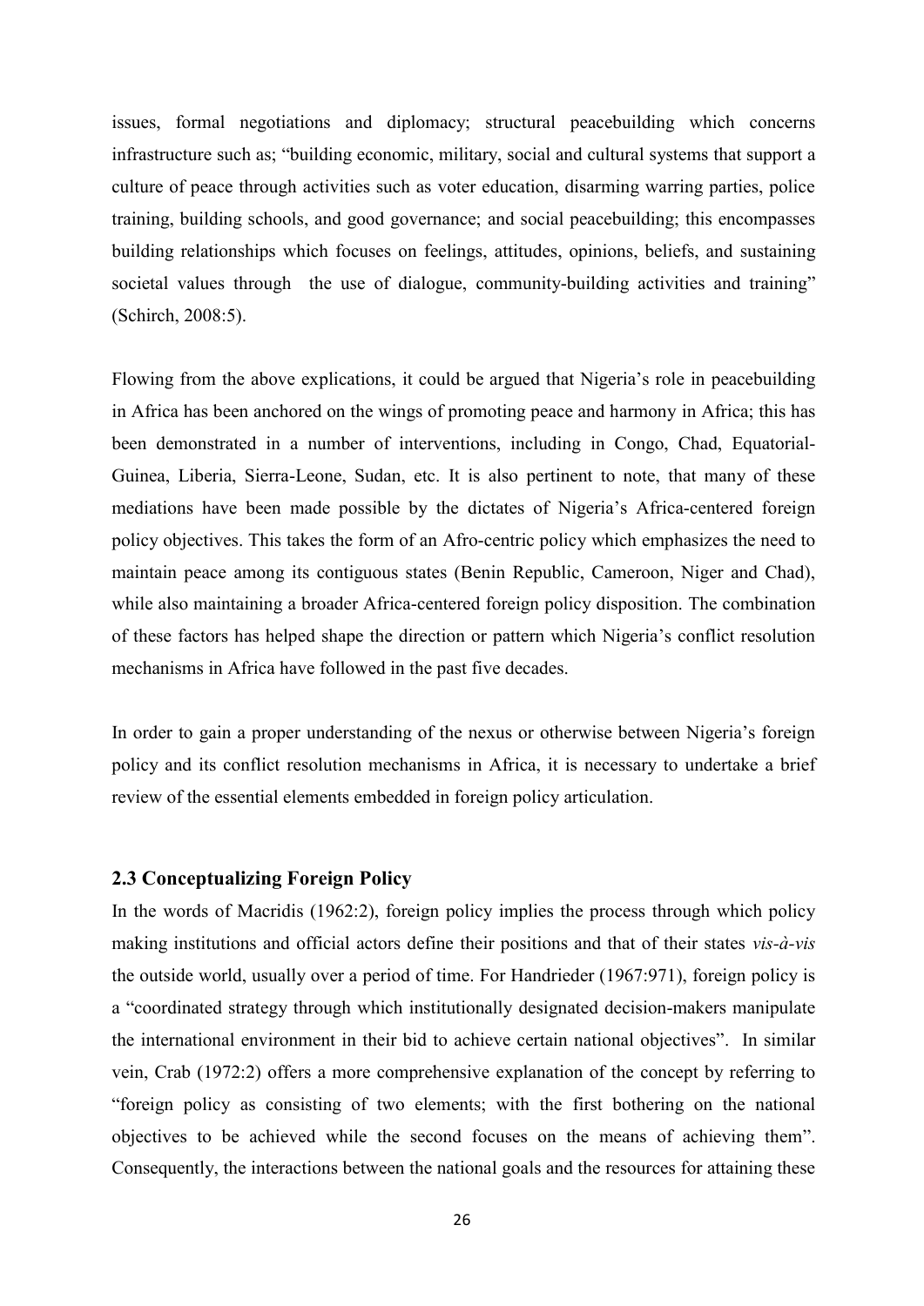issues, formal negotiations and diplomacy; structural peacebuilding which concerns infrastructure such as; "building economic, military, social and cultural systems that support a culture of peace through activities such as voter education, disarming warring parties, police training, building schools, and good governance; and social peacebuilding; this encompasses building relationships which focuses on feelings, attitudes, opinions, beliefs, and sustaining societal values through the use of dialogue, community-building activities and training" (Schirch, 2008:5).

Flowing from the above explications, it could be argued that Nigeria's role in peacebuilding in Africa has been anchored on the wings of promoting peace and harmony in Africa; this has been demonstrated in a number of interventions, including in Congo, Chad, Equatorial-Guinea, Liberia, Sierra-Leone, Sudan, etc. It is also pertinent to note, that many of these mediations have been made possible by the dictates of Nigeria's Africa-centered foreign policy objectives. This takes the form of an Afro-centric policy which emphasizes the need to maintain peace among its contiguous states (Benin Republic, Cameroon, Niger and Chad), while also maintaining a broader Africa-centered foreign policy disposition. The combination of these factors has helped shape the direction or pattern which Nigeria's conflict resolution mechanisms in Africa have followed in the past five decades.

In order to gain a proper understanding of the nexus or otherwise between Nigeria's foreign policy and its conflict resolution mechanisms in Africa, it is necessary to undertake a brief review of the essential elements embedded in foreign policy articulation.

## 2.3 Conceptualizing Foreign Policy

In the words of Macridis (1962:2), foreign policy implies the process through which policy making institutions and official actors define their positions and that of their states *vis-à-vis* the outside world, usually over a period of time. For Handrieder (1967:971), foreign policy is a "coordinated strategy through which institutionally designated decision-makers manipulate the international environment in their bid to achieve certain national objectives". In similar vein, Crab (1972:2) offers a more comprehensive explanation of the concept by referring to "foreign policy as consisting of two elements; with the first bothering on the national objectives to be achieved while the second focuses on the means of achieving them". Consequently, the interactions between the national goals and the resources for attaining these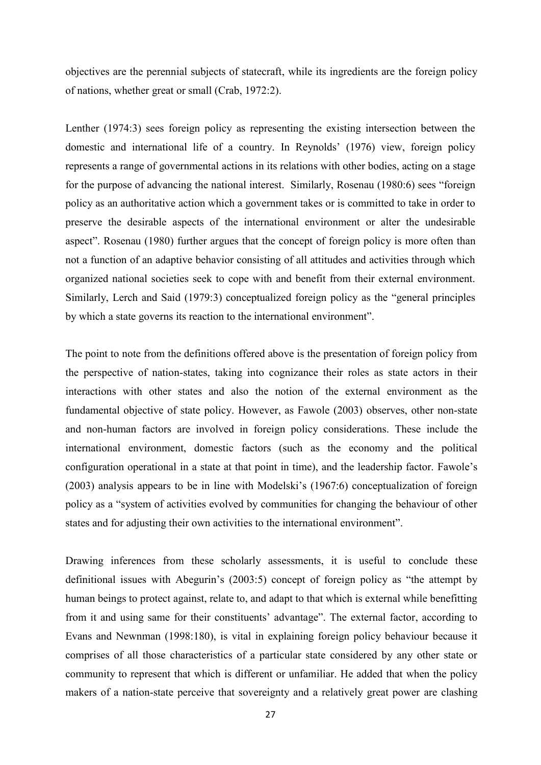objectives are the perennial subjects of statecraft, while its ingredients are the foreign policy of nations, whether great or small (Crab, 1972:2).

Lenther (1974:3) sees foreign policy as representing the existing intersection between the domestic and international life of a country. In Reynolds' (1976) view, foreign policy represents a range of governmental actions in its relations with other bodies, acting on a stage for the purpose of advancing the national interest. Similarly, Rosenau (1980:6) sees "foreign policy as an authoritative action which a government takes or is committed to take in order to preserve the desirable aspects of the international environment or alter the undesirable aspect". Rosenau (1980) further argues that the concept of foreign policy is more often than not a function of an adaptive behavior consisting of all attitudes and activities through which organized national societies seek to cope with and benefit from their external environment. Similarly, Lerch and Said (1979:3) conceptualized foreign policy as the "general principles by which a state governs its reaction to the international environment".

The point to note from the definitions offered above is the presentation of foreign policy from the perspective of nation-states, taking into cognizance their roles as state actors in their interactions with other states and also the notion of the external environment as the fundamental objective of state policy. However, as Fawole (2003) observes, other non-state and non-human factors are involved in foreign policy considerations. These include the international environment, domestic factors (such as the economy and the political configuration operational in a state at that point in time), and the leadership factor. Fawole's (2003) analysis appears to be in line with Modelski's (1967:6) conceptualization of foreign policy as a "system of activities evolved by communities for changing the behaviour of other states and for adjusting their own activities to the international environment".

Drawing inferences from these scholarly assessments, it is useful to conclude these definitional issues with Abegurin's (2003:5) concept of foreign policy as "the attempt by human beings to protect against, relate to, and adapt to that which is external while benefitting from it and using same for their constituents' advantage". The external factor, according to Evans and Newnman (1998:180), is vital in explaining foreign policy behaviour because it comprises of all those characteristics of a particular state considered by any other state or community to represent that which is different or unfamiliar. He added that when the policy makers of a nation-state perceive that sovereignty and a relatively great power are clashing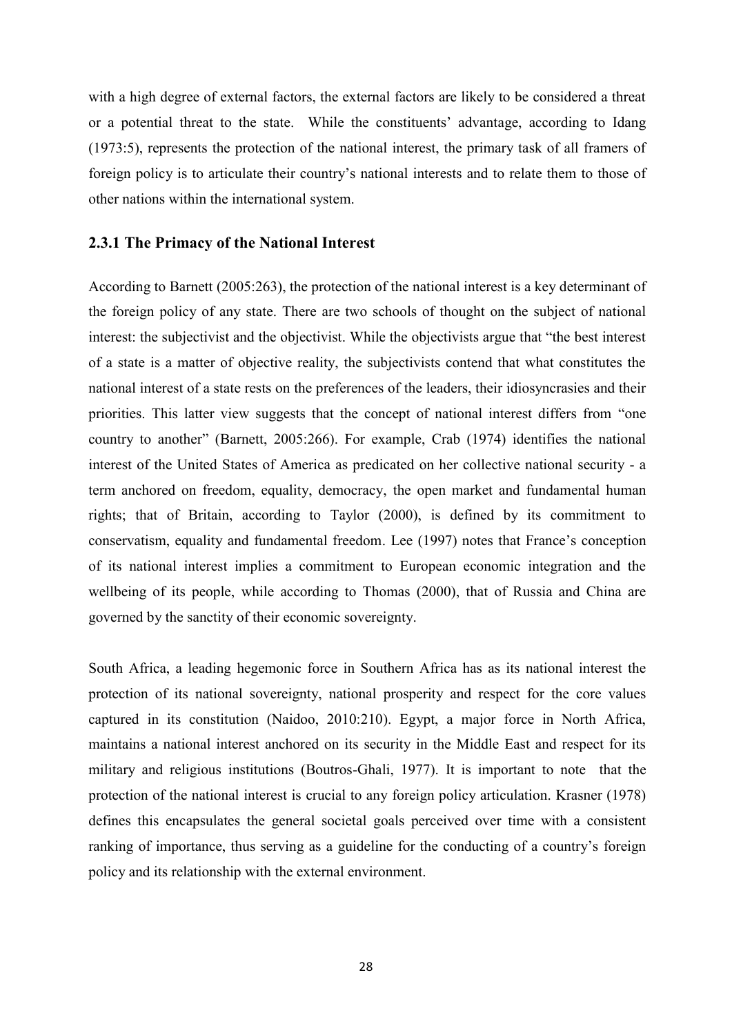with a high degree of external factors, the external factors are likely to be considered a threat or a potential threat to the state. While the constituents' advantage, according to Idang (1973:5), represents the protection of the national interest, the primary task of all framers of foreign policy is to articulate their country's national interests and to relate them to those of other nations within the international system.

### 2.3.1 The Primacy of the National Interest

According to Barnett (2005:263), the protection of the national interest is a key determinant of the foreign policy of any state. There are two schools of thought on the subject of national interest: the subjectivist and the objectivist. While the objectivists argue that "the best interest of a state is a matter of objective reality, the subjectivists contend that what constitutes the national interest of a state rests on the preferences of the leaders, their idiosyncrasies and their priorities. This latter view suggests that the concept of national interest differs from "one country to another" (Barnett, 2005:266). For example, Crab (1974) identifies the national interest of the United States of America as predicated on her collective national security - a term anchored on freedom, equality, democracy, the open market and fundamental human rights; that of Britain, according to Taylor (2000), is defined by its commitment to conservatism, equality and fundamental freedom. Lee (1997) notes that France's conception of its national interest implies a commitment to European economic integration and the wellbeing of its people, while according to Thomas (2000), that of Russia and China are governed by the sanctity of their economic sovereignty.

South Africa, a leading hegemonic force in Southern Africa has as its national interest the protection of its national sovereignty, national prosperity and respect for the core values captured in its constitution (Naidoo, 2010:210). Egypt, a major force in North Africa, maintains a national interest anchored on its security in the Middle East and respect for its military and religious institutions (Boutros-Ghali, 1977). It is important to note that the protection of the national interest is crucial to any foreign policy articulation. Krasner (1978) defines this encapsulates the general societal goals perceived over time with a consistent ranking of importance, thus serving as a guideline for the conducting of a country's foreign policy and its relationship with the external environment.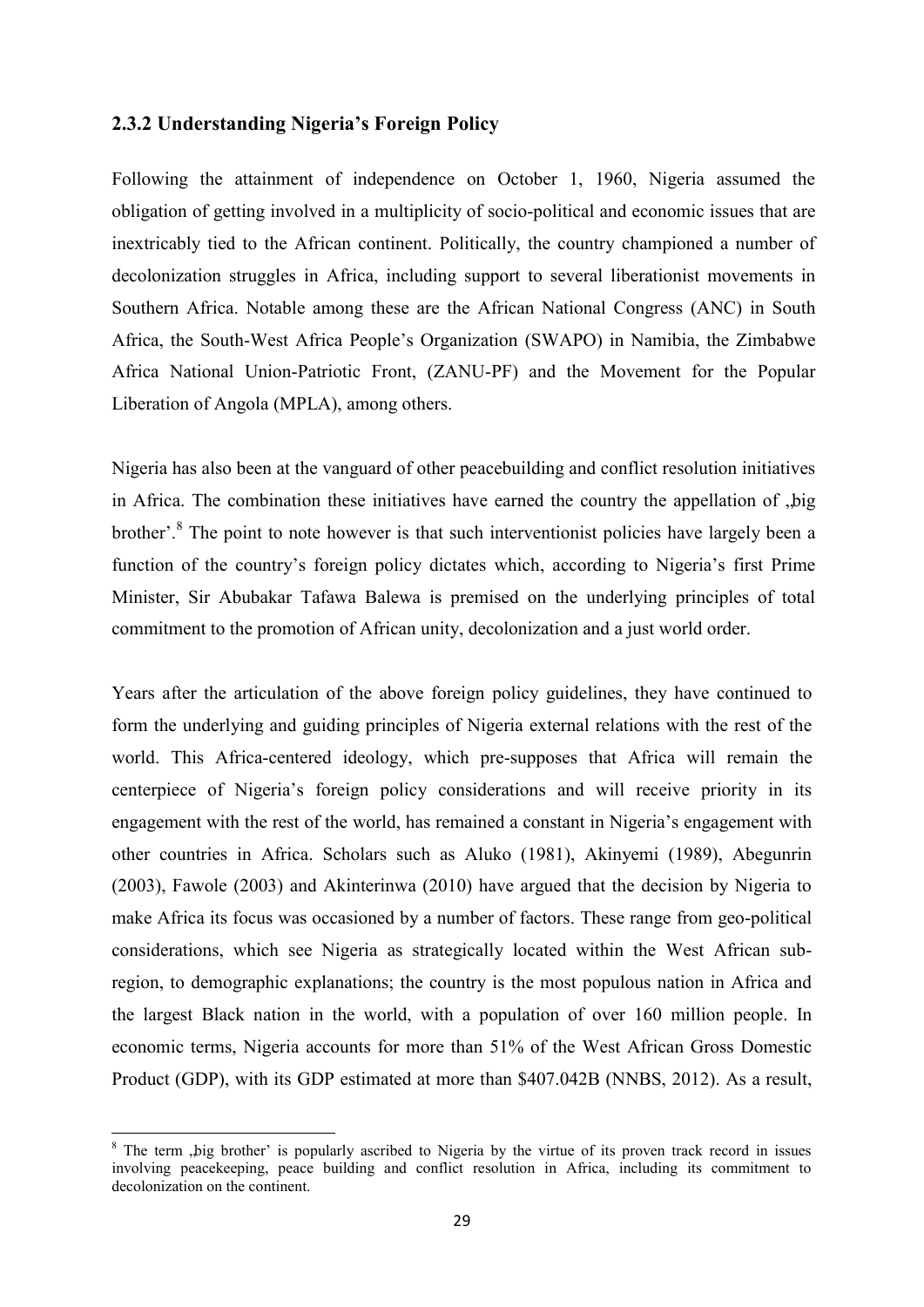### 2.3.2 Understanding Nigeria's Foreign Policy

Following the attainment of independence on October 1, 1960, Nigeria assumed the obligation of getting involved in a multiplicity of socio-political and economic issues that are inextricably tied to the African continent. Politically, the country championed a number of decolonization struggles in Africa, including support to several liberationist movements in Southern Africa. Notable among these are the African National Congress (ANC) in South Africa, the South-West Africa People's Organization (SWAPO) in Namibia, the Zimbabwe Africa National Union-Patriotic Front, (ZANU-PF) and the Movement for the Popular Liberation of Angola (MPLA), among others.

Nigeria has also been at the vanguard of other peacebuilding and conflict resolution initiatives in Africa. The combination these initiatives have earned the country the appellation of ‚big brother'.[8] The point to note however is that such interventionist policies have largely been a function of the country's foreign policy dictates which, according to Nigeria's first Prime Minister, Sir Abubakar Tafawa Balewa is premised on the underlying principles of total commitment to the promotion of African unity, decolonization and a just world order.

Years after the articulation of the above foreign policy guidelines, they have continued to form the underlying and guiding principles of Nigeria external relations with the rest of the world. This Africa-centered ideology, which pre-supposes that Africa will remain the centerpiece of Nigeria's foreign policy considerations and will receive priority in its engagement with the rest of the world, has remained a constant in Nigeria's engagement with other countries in Africa. Scholars such as Aluko (1981), Akinyemi (1989), Abegunrin (2003), Fawole (2003) and Akinterinwa (2010) have argued that the decision by Nigeria to make Africa its focus was occasioned by a number of factors. These range from geo-political considerations, which see Nigeria as strategically located within the West African sub-region, to demographic explanations; the country is the most populous nation in Africa and the largest Black nation in the world, with a population of over 160 million people. In economic terms, Nigeria accounts for more than 51% of the West African Gross Domestic Product (GDP), with its GDP estimated at more than $407.042B (NNBS, 2012). As a result,

---

[8] The term ‚big brother' is popularly ascribed to Nigeria by the virtue of its proven track record in issues involving peacekeeping, peace building and conflict resolution in Africa, including its commitment to decolonization on the continent.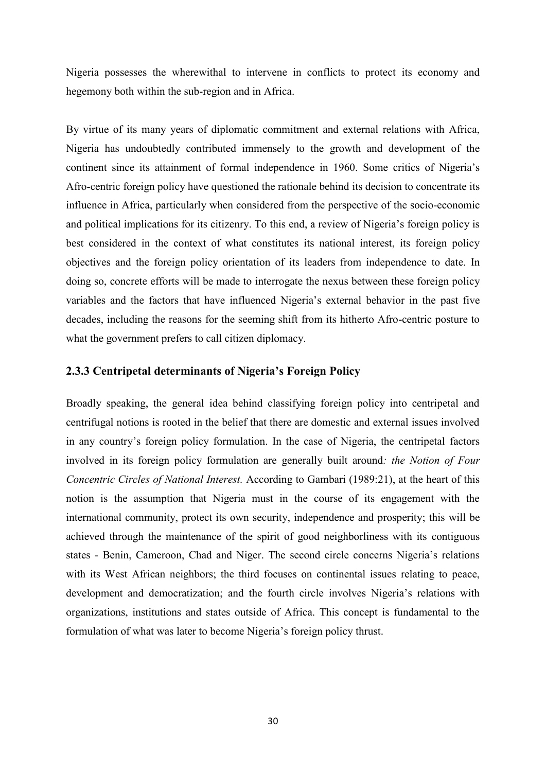Nigeria possesses the wherewithal to intervene in conflicts to protect its economy and hegemony both within the sub-region and in Africa.

By virtue of its many years of diplomatic commitment and external relations with Africa, Nigeria has undoubtedly contributed immensely to the growth and development of the continent since its attainment of formal independence in 1960. Some critics of Nigeria's Afro-centric foreign policy have questioned the rationale behind its decision to concentrate its influence in Africa, particularly when considered from the perspective of the socio-economic and political implications for its citizenry. To this end, a review of Nigeria's foreign policy is best considered in the context of what constitutes its national interest, its foreign policy objectives and the foreign policy orientation of its leaders from independence to date. In doing so, concrete efforts will be made to interrogate the nexus between these foreign policy variables and the factors that have influenced Nigeria's external behavior in the past five decades, including the reasons for the seeming shift from its hitherto Afro-centric posture to what the government prefers to call citizen diplomacy.

### 2.3.3 Centripetal determinants of Nigeria's Foreign Policy

Broadly speaking, the general idea behind classifying foreign policy into centripetal and centrifugal notions is rooted in the belief that there are domestic and external issues involved in any country's foreign policy formulation. In the case of Nigeria, the centripetal factors involved in its foreign policy formulation are generally built around*: the Notion of Four Concentric Circles of National Interest.* According to Gambari (1989:21), at the heart of this notion is the assumption that Nigeria must in the course of its engagement with the international community, protect its own security, independence and prosperity; this will be achieved through the maintenance of the spirit of good neighborliness with its contiguous states - Benin, Cameroon, Chad and Niger. The second circle concerns Nigeria's relations with its West African neighbors; the third focuses on continental issues relating to peace, development and democratization; and the fourth circle involves Nigeria's relations with organizations, institutions and states outside of Africa. This concept is fundamental to the formulation of what was later to become Nigeria's foreign policy thrust.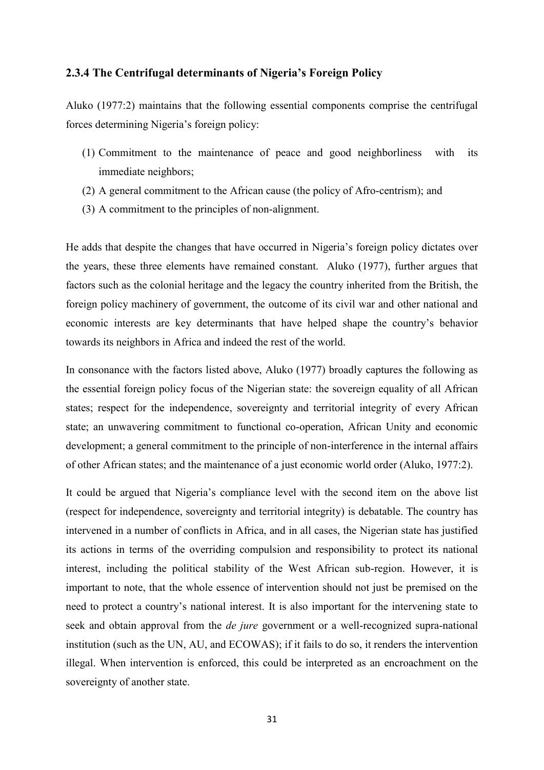### 2.3.4 The Centrifugal determinants of Nigeria's Foreign Policy

Aluko (1977:2) maintains that the following essential components comprise the centrifugal forces determining Nigeria's foreign policy:

(1) Commitment to the maintenance of peace and good neighborliness with its immediate neighbors;
(2) A general commitment to the African cause (the policy of Afro-centrism); and
(3) A commitment to the principles of non-alignment.

He adds that despite the changes that have occurred in Nigeria's foreign policy dictates over the years, these three elements have remained constant. Aluko (1977), further argues that factors such as the colonial heritage and the legacy the country inherited from the British, the foreign policy machinery of government, the outcome of its civil war and other national and economic interests are key determinants that have helped shape the country's behavior towards its neighbors in Africa and indeed the rest of the world.

In consonance with the factors listed above, Aluko (1977) broadly captures the following as the essential foreign policy focus of the Nigerian state: the sovereign equality of all African states; respect for the independence, sovereignty and territorial integrity of every African state; an unwavering commitment to functional co-operation, African Unity and economic development; a general commitment to the principle of non-interference in the internal affairs of other African states; and the maintenance of a just economic world order (Aluko, 1977:2).

It could be argued that Nigeria's compliance level with the second item on the above list (respect for independence, sovereignty and territorial integrity) is debatable. The country has intervened in a number of conflicts in Africa, and in all cases, the Nigerian state has justified its actions in terms of the overriding compulsion and responsibility to protect its national interest, including the political stability of the West African sub-region. However, it is important to note, that the whole essence of intervention should not just be premised on the need to protect a country's national interest. It is also important for the intervening state to seek and obtain approval from the *de jure* government or a well-recognized supra-national institution (such as the UN, AU, and ECOWAS); if it fails to do so, it renders the intervention illegal. When intervention is enforced, this could be interpreted as an encroachment on the sovereignty of another state.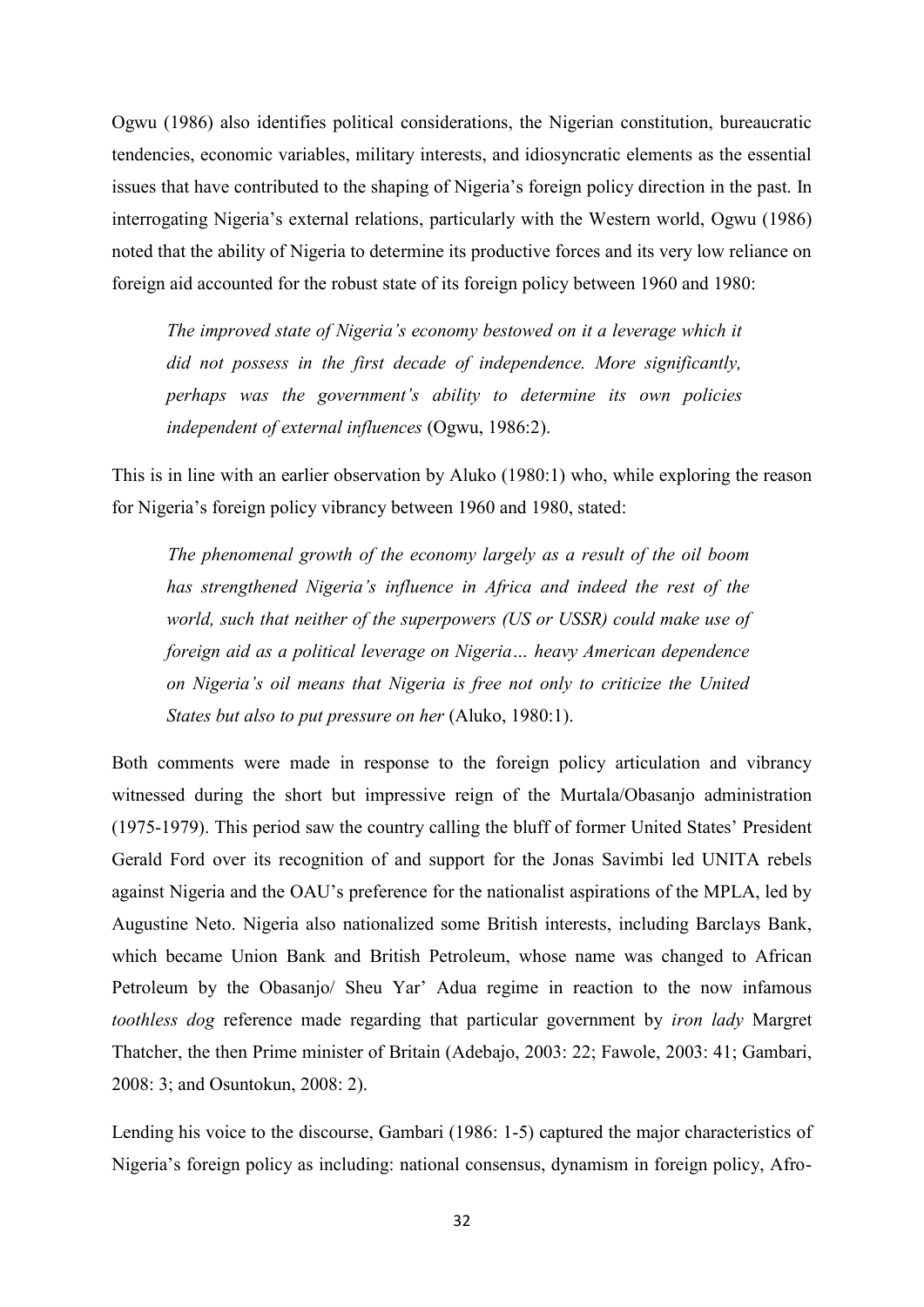Ogwu (1986) also identifies political considerations, the Nigerian constitution, bureaucratic tendencies, economic variables, military interests, and idiosyncratic elements as the essential issues that have contributed to the shaping of Nigeria's foreign policy direction in the past. In interrogating Nigeria's external relations, particularly with the Western world, Ogwu (1986) noted that the ability of Nigeria to determine its productive forces and its very low reliance on foreign aid accounted for the robust state of its foreign policy between 1960 and 1980:

> *The improved state of Nigeria's economy bestowed on it a leverage which it did not possess in the first decade of independence. More significantly, perhaps was the government's ability to determine its own policies independent of external influences* (Ogwu, 1986:2).

This is in line with an earlier observation by Aluko (1980:1) who, while exploring the reason for Nigeria's foreign policy vibrancy between 1960 and 1980, stated:

> *The phenomenal growth of the economy largely as a result of the oil boom has strengthened Nigeria's influence in Africa and indeed the rest of the world, such that neither of the superpowers (US or USSR) could make use of foreign aid as a political leverage on Nigeria… heavy American dependence on Nigeria's oil means that Nigeria is free not only to criticize the United States but also to put pressure on her* (Aluko, 1980:1).

Both comments were made in response to the foreign policy articulation and vibrancy witnessed during the short but impressive reign of the Murtala/Obasanjo administration (1975-1979). This period saw the country calling the bluff of former United States' President Gerald Ford over its recognition of and support for the Jonas Savimbi led UNITA rebels against Nigeria and the OAU's preference for the nationalist aspirations of the MPLA, led by Augustine Neto. Nigeria also nationalized some British interests, including Barclays Bank, which became Union Bank and British Petroleum, whose name was changed to African Petroleum by the Obasanjo/ Sheu Yar' Adua regime in reaction to the now infamous *toothless dog* reference made regarding that particular government by *iron lady* Margret Thatcher, the then Prime minister of Britain (Adebajo, 2003: 22; Fawole, 2003: 41; Gambari, 2008: 3; and Osuntokun, 2008: 2).

Lending his voice to the discourse, Gambari (1986: 1-5) captured the major characteristics of Nigeria's foreign policy as including: national consensus, dynamism in foreign policy, Afro-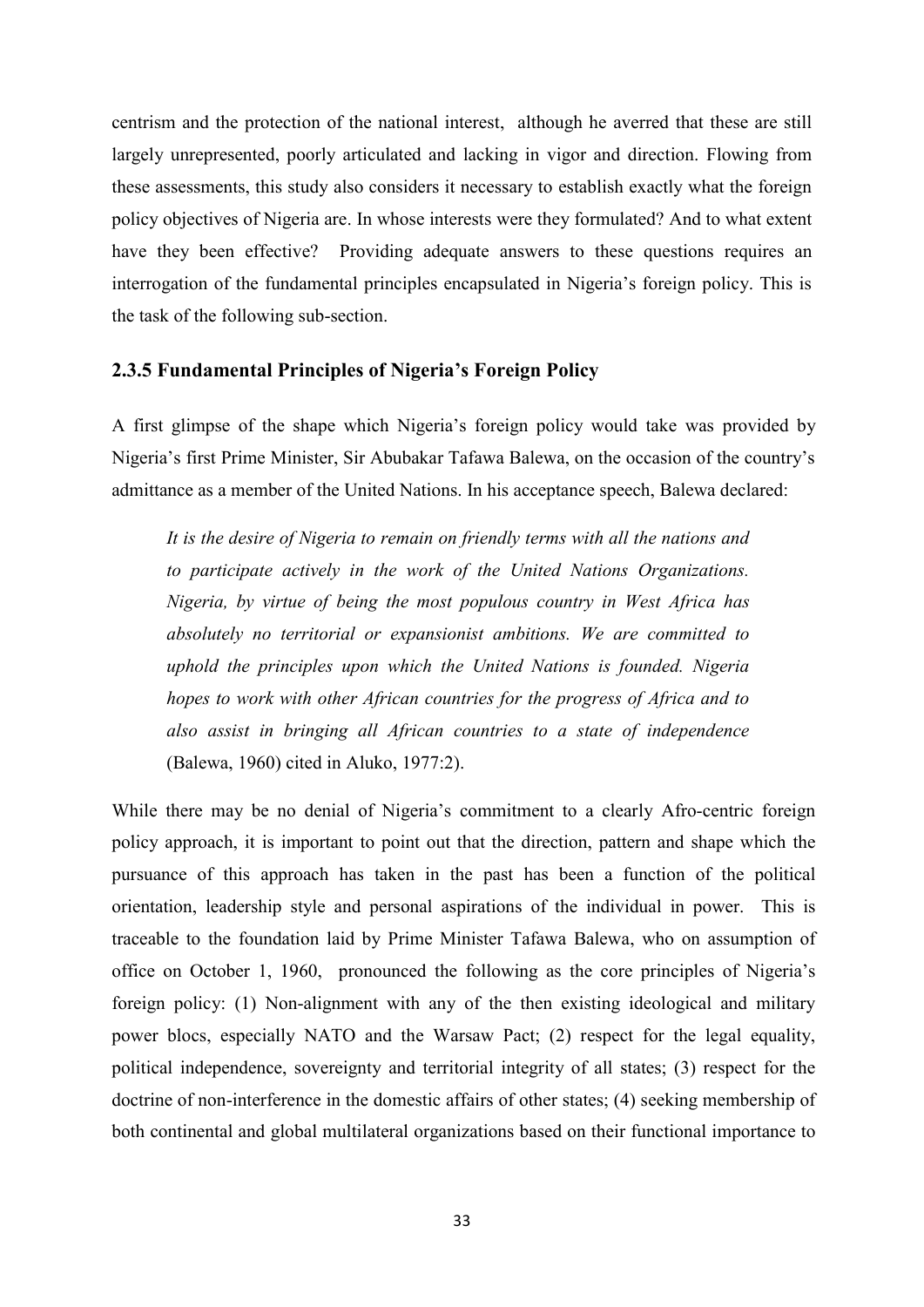centrism and the protection of the national interest, although he averred that these are still largely unrepresented, poorly articulated and lacking in vigor and direction. Flowing from these assessments, this study also considers it necessary to establish exactly what the foreign policy objectives of Nigeria are. In whose interests were they formulated? And to what extent have they been effective? Providing adequate answers to these questions requires an interrogation of the fundamental principles encapsulated in Nigeria's foreign policy. This is the task of the following sub-section.

### 2.3.5 Fundamental Principles of Nigeria's Foreign Policy

A first glimpse of the shape which Nigeria's foreign policy would take was provided by Nigeria's first Prime Minister, Sir Abubakar Tafawa Balewa, on the occasion of the country's admittance as a member of the United Nations. In his acceptance speech, Balewa declared:

> *It is the desire of Nigeria to remain on friendly terms with all the nations and to participate actively in the work of the United Nations Organizations. Nigeria, by virtue of being the most populous country in West Africa has absolutely no territorial or expansionist ambitions. We are committed to uphold the principles upon which the United Nations is founded. Nigeria hopes to work with other African countries for the progress of Africa and to also assist in bringing all African countries to a state of independence* (Balewa, 1960) cited in Aluko, 1977:2).

While there may be no denial of Nigeria's commitment to a clearly Afro-centric foreign policy approach, it is important to point out that the direction, pattern and shape which the pursuance of this approach has taken in the past has been a function of the political orientation, leadership style and personal aspirations of the individual in power. This is traceable to the foundation laid by Prime Minister Tafawa Balewa, who on assumption of office on October 1, 1960, pronounced the following as the core principles of Nigeria's foreign policy: (1) Non-alignment with any of the then existing ideological and military power blocs, especially NATO and the Warsaw Pact; (2) respect for the legal equality, political independence, sovereignty and territorial integrity of all states; (3) respect for the doctrine of non-interference in the domestic affairs of other states; (4) seeking membership of both continental and global multilateral organizations based on their functional importance to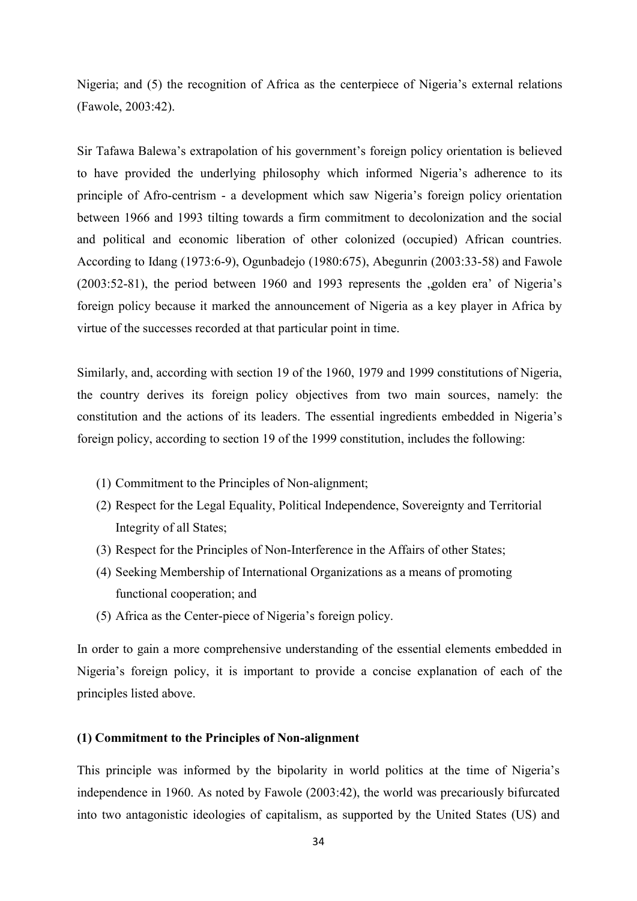Nigeria; and (5) the recognition of Africa as the centerpiece of Nigeria's external relations (Fawole, 2003:42).

Sir Tafawa Balewa's extrapolation of his government's foreign policy orientation is believed to have provided the underlying philosophy which informed Nigeria's adherence to its principle of Afro-centrism - a development which saw Nigeria's foreign policy orientation between 1966 and 1993 tilting towards a firm commitment to decolonization and the social and political and economic liberation of other colonized (occupied) African countries. According to Idang (1973:6-9), Ogunbadejo (1980:675), Abegunrin (2003:33-58) and Fawole (2003:52-81), the period between 1960 and 1993 represents the „golden era' of Nigeria's foreign policy because it marked the announcement of Nigeria as a key player in Africa by virtue of the successes recorded at that particular point in time.

Similarly, and, according with section 19 of the 1960, 1979 and 1999 constitutions of Nigeria, the country derives its foreign policy objectives from two main sources, namely: the constitution and the actions of its leaders. The essential ingredients embedded in Nigeria's foreign policy, according to section 19 of the 1999 constitution, includes the following:

(1) Commitment to the Principles of Non-alignment;
(2) Respect for the Legal Equality, Political Independence, Sovereignty and Territorial Integrity of all States;
(3) Respect for the Principles of Non-Interference in the Affairs of other States;
(4) Seeking Membership of International Organizations as a means of promoting functional cooperation; and
(5) Africa as the Center-piece of Nigeria's foreign policy.

In order to gain a more comprehensive understanding of the essential elements embedded in Nigeria's foreign policy, it is important to provide a concise explanation of each of the principles listed above.

**(1) Commitment to the Principles of Non-alignment**

This principle was informed by the bipolarity in world politics at the time of Nigeria's independence in 1960. As noted by Fawole (2003:42), the world was precariously bifurcated into two antagonistic ideologies of capitalism, as supported by the United States (US) and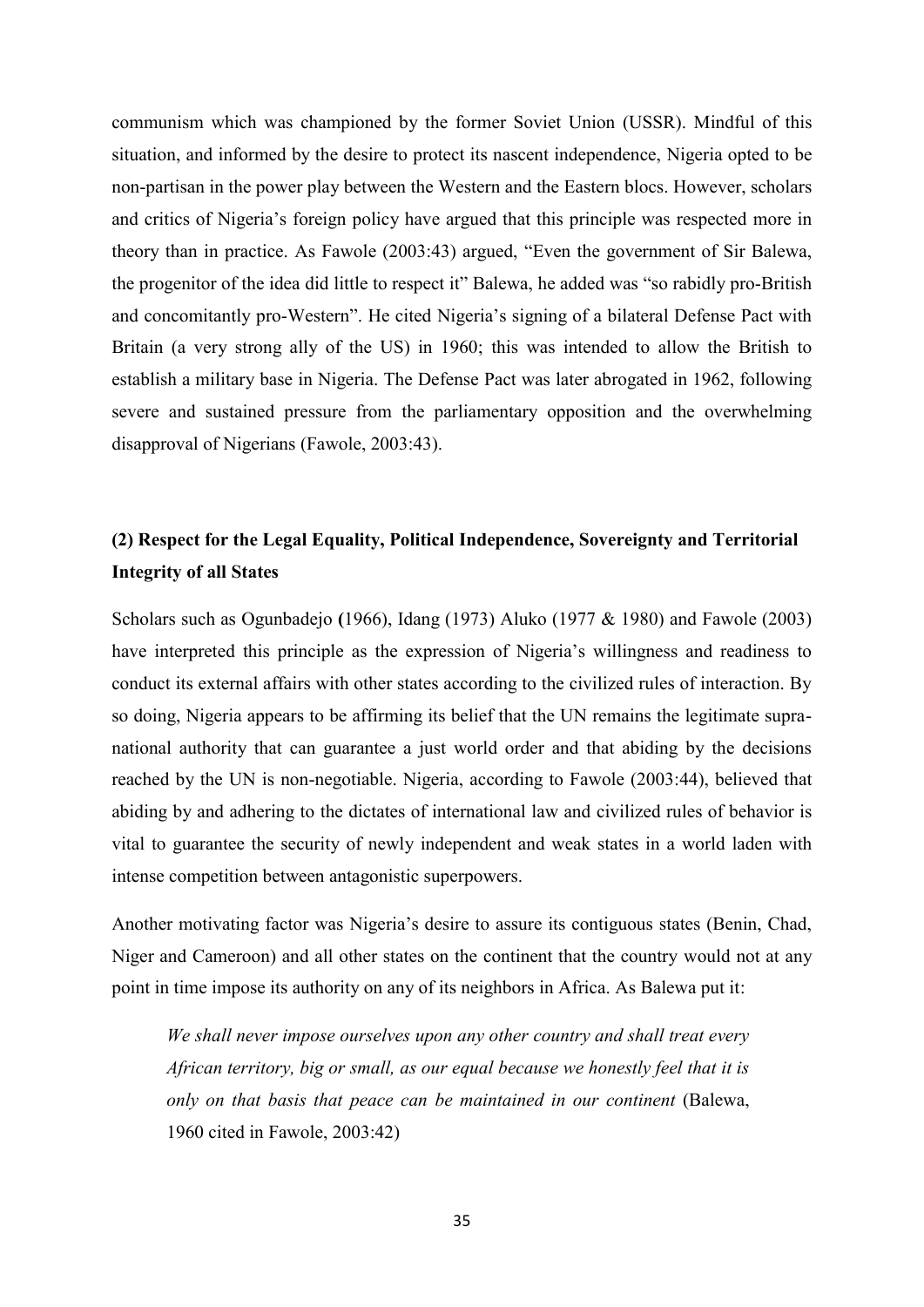communism which was championed by the former Soviet Union (USSR). Mindful of this situation, and informed by the desire to protect its nascent independence, Nigeria opted to be non-partisan in the power play between the Western and the Eastern blocs. However, scholars and critics of Nigeria's foreign policy have argued that this principle was respected more in theory than in practice. As Fawole (2003:43) argued, "Even the government of Sir Balewa, the progenitor of the idea did little to respect it" Balewa, he added was "so rabidly pro-British and concomitantly pro-Western". He cited Nigeria's signing of a bilateral Defense Pact with Britain (a very strong ally of the US) in 1960; this was intended to allow the British to establish a military base in Nigeria. The Defense Pact was later abrogated in 1962, following severe and sustained pressure from the parliamentary opposition and the overwhelming disapproval of Nigerians (Fawole, 2003:43).

### (2) Respect for the Legal Equality, Political Independence, Sovereignty and Territorial Integrity of all States

Scholars such as Ogunbadejo (1966), Idang (1973) Aluko (1977 & 1980) and Fawole (2003) have interpreted this principle as the expression of Nigeria's willingness and readiness to conduct its external affairs with other states according to the civilized rules of interaction. By so doing, Nigeria appears to be affirming its belief that the UN remains the legitimate supra-national authority that can guarantee a just world order and that abiding by the decisions reached by the UN is non-negotiable. Nigeria, according to Fawole (2003:44), believed that abiding by and adhering to the dictates of international law and civilized rules of behavior is vital to guarantee the security of newly independent and weak states in a world laden with intense competition between antagonistic superpowers.

Another motivating factor was Nigeria's desire to assure its contiguous states (Benin, Chad, Niger and Cameroon) and all other states on the continent that the country would not at any point in time impose its authority on any of its neighbors in Africa. As Balewa put it:

> *We shall never impose ourselves upon any other country and shall treat every African territory, big or small, as our equal because we honestly feel that it is only on that basis that peace can be maintained in our continent* (Balewa, 1960 cited in Fawole, 2003:42)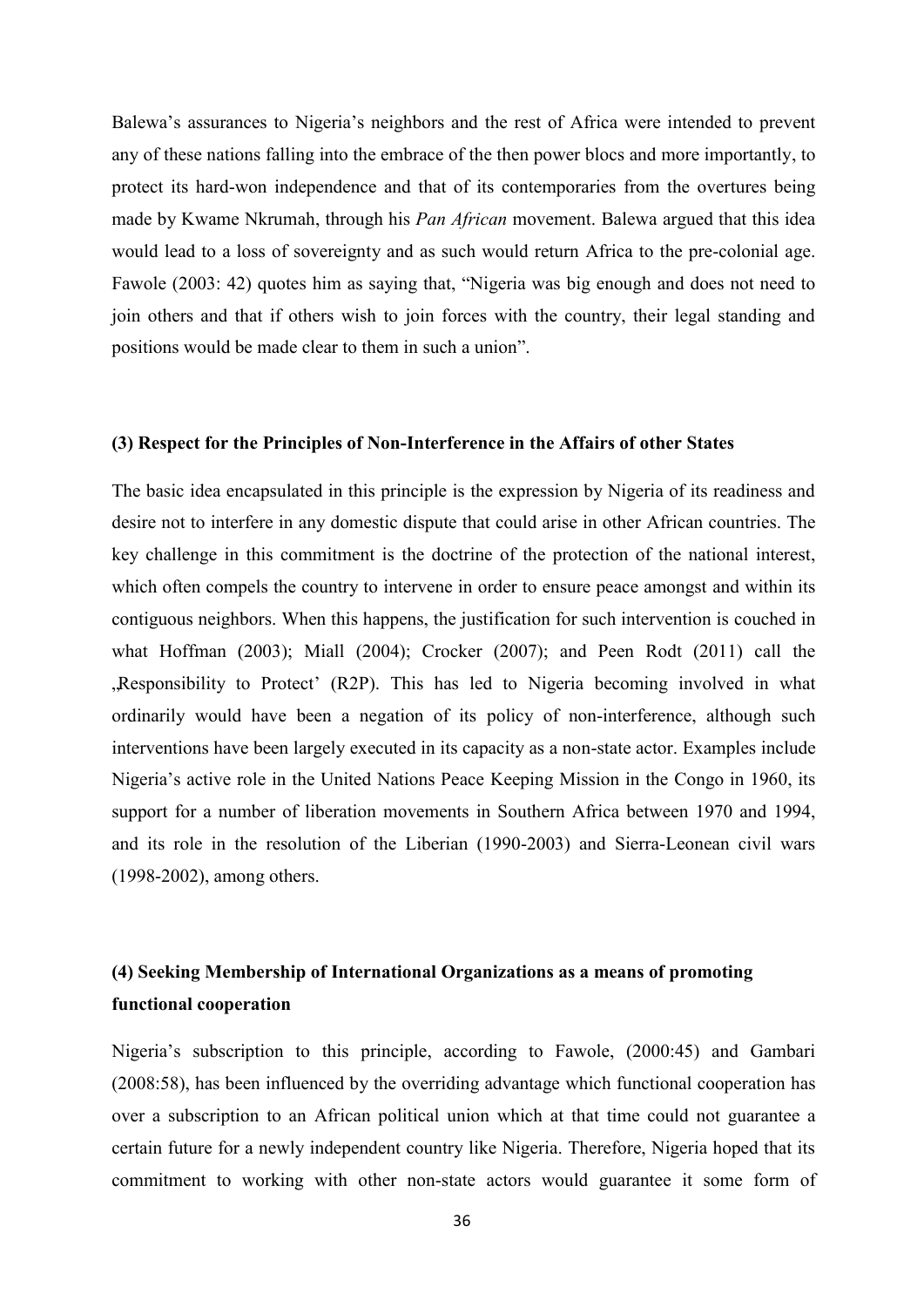Balewa's assurances to Nigeria's neighbors and the rest of Africa were intended to prevent any of these nations falling into the embrace of the then power blocs and more importantly, to protect its hard-won independence and that of its contemporaries from the overtures being made by Kwame Nkrumah, through his *Pan African* movement. Balewa argued that this idea would lead to a loss of sovereignty and as such would return Africa to the pre-colonial age. Fawole (2003: 42) quotes him as saying that, "Nigeria was big enough and does not need to join others and that if others wish to join forces with the country, their legal standing and positions would be made clear to them in such a union".

#### (3) Respect for the Principles of Non-Interference in the Affairs of other States

The basic idea encapsulated in this principle is the expression by Nigeria of its readiness and desire not to interfere in any domestic dispute that could arise in other African countries. The key challenge in this commitment is the doctrine of the protection of the national interest, which often compels the country to intervene in order to ensure peace amongst and within its contiguous neighbors. When this happens, the justification for such intervention is couched in what Hoffman (2003); Miall (2004); Crocker (2007); and Peen Rodt (2011) call the „Responsibility to Protect' (R2P). This has led to Nigeria becoming involved in what ordinarily would have been a negation of its policy of non-interference, although such interventions have been largely executed in its capacity as a non-state actor. Examples include Nigeria's active role in the United Nations Peace Keeping Mission in the Congo in 1960, its support for a number of liberation movements in Southern Africa between 1970 and 1994, and its role in the resolution of the Liberian (1990-2003) and Sierra-Leonean civil wars (1998-2002), among others.

#### (4) Seeking Membership of International Organizations as a means of promoting functional cooperation

Nigeria's subscription to this principle, according to Fawole, (2000:45) and Gambari (2008:58), has been influenced by the overriding advantage which functional cooperation has over a subscription to an African political union which at that time could not guarantee a certain future for a newly independent country like Nigeria. Therefore, Nigeria hoped that its commitment to working with other non-state actors would guarantee it some form of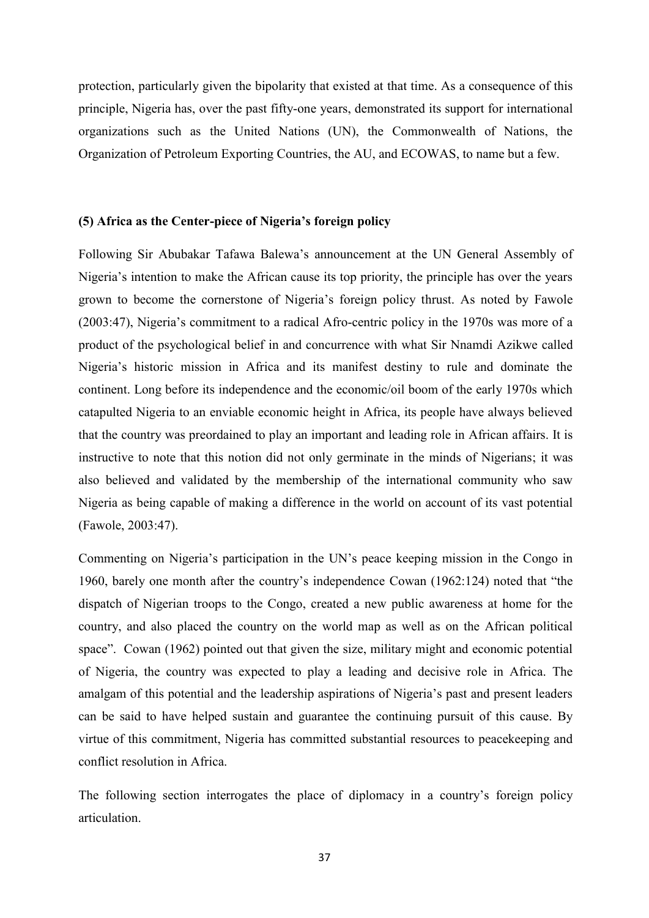protection, particularly given the bipolarity that existed at that time. As a consequence of this principle, Nigeria has, over the past fifty-one years, demonstrated its support for international organizations such as the United Nations (UN), the Commonwealth of Nations, the Organization of Petroleum Exporting Countries, the AU, and ECOWAS, to name but a few.

**(5) Africa as the Center-piece of Nigeria's foreign policy**

Following Sir Abubakar Tafawa Balewa's announcement at the UN General Assembly of Nigeria's intention to make the African cause its top priority, the principle has over the years grown to become the cornerstone of Nigeria's foreign policy thrust. As noted by Fawole (2003:47), Nigeria's commitment to a radical Afro-centric policy in the 1970s was more of a product of the psychological belief in and concurrence with what Sir Nnamdi Azikwe called Nigeria's historic mission in Africa and its manifest destiny to rule and dominate the continent. Long before its independence and the economic/oil boom of the early 1970s which catapulted Nigeria to an enviable economic height in Africa, its people have always believed that the country was preordained to play an important and leading role in African affairs. It is instructive to note that this notion did not only germinate in the minds of Nigerians; it was also believed and validated by the membership of the international community who saw Nigeria as being capable of making a difference in the world on account of its vast potential (Fawole, 2003:47).

Commenting on Nigeria's participation in the UN's peace keeping mission in the Congo in 1960, barely one month after the country's independence Cowan (1962:124) noted that "the dispatch of Nigerian troops to the Congo, created a new public awareness at home for the country, and also placed the country on the world map as well as on the African political space". Cowan (1962) pointed out that given the size, military might and economic potential of Nigeria, the country was expected to play a leading and decisive role in Africa. The amalgam of this potential and the leadership aspirations of Nigeria's past and present leaders can be said to have helped sustain and guarantee the continuing pursuit of this cause. By virtue of this commitment, Nigeria has committed substantial resources to peacekeeping and conflict resolution in Africa.

The following section interrogates the place of diplomacy in a country's foreign policy articulation.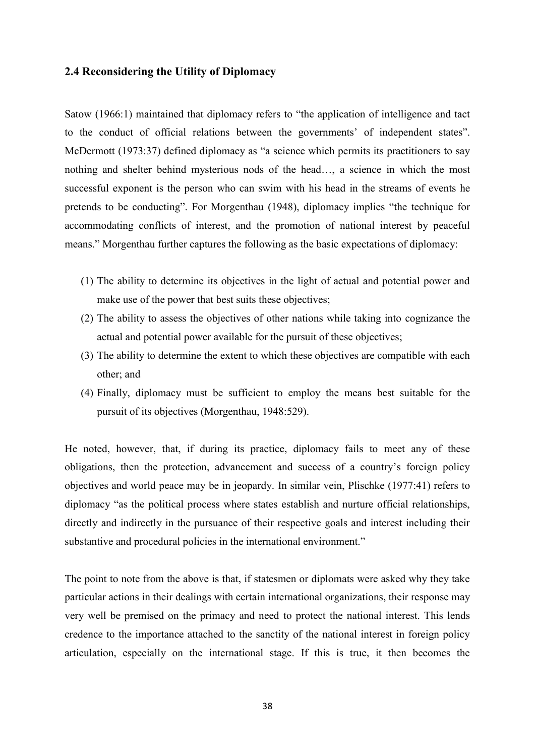## 2.4 Reconsidering the Utility of Diplomacy

Satow (1966:1) maintained that diplomacy refers to "the application of intelligence and tact to the conduct of official relations between the governments' of independent states". McDermott (1973:37) defined diplomacy as "a science which permits its practitioners to say nothing and shelter behind mysterious nods of the head…, a science in which the most successful exponent is the person who can swim with his head in the streams of events he pretends to be conducting". For Morgenthau (1948), diplomacy implies "the technique for accommodating conflicts of interest, and the promotion of national interest by peaceful means." Morgenthau further captures the following as the basic expectations of diplomacy:

(1) The ability to determine its objectives in the light of actual and potential power and make use of the power that best suits these objectives;
(2) The ability to assess the objectives of other nations while taking into cognizance the actual and potential power available for the pursuit of these objectives;
(3) The ability to determine the extent to which these objectives are compatible with each other; and
(4) Finally, diplomacy must be sufficient to employ the means best suitable for the pursuit of its objectives (Morgenthau, 1948:529).

He noted, however, that, if during its practice, diplomacy fails to meet any of these obligations, then the protection, advancement and success of a country's foreign policy objectives and world peace may be in jeopardy. In similar vein, Plischke (1977:41) refers to diplomacy "as the political process where states establish and nurture official relationships, directly and indirectly in the pursuance of their respective goals and interest including their substantive and procedural policies in the international environment."

The point to note from the above is that, if statesmen or diplomats were asked why they take particular actions in their dealings with certain international organizations, their response may very well be premised on the primacy and need to protect the national interest. This lends credence to the importance attached to the sanctity of the national interest in foreign policy articulation, especially on the international stage. If this is true, it then becomes the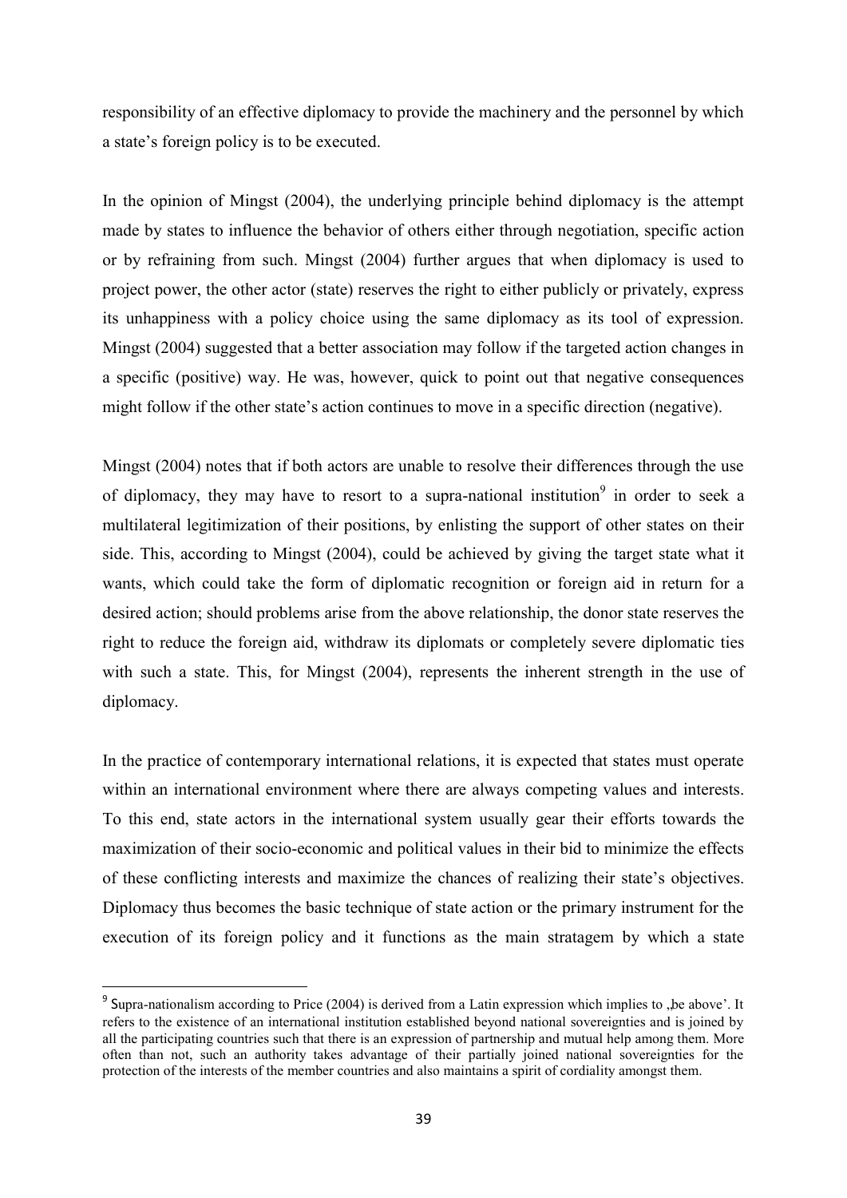responsibility of an effective diplomacy to provide the machinery and the personnel by which a state's foreign policy is to be executed.

In the opinion of Mingst (2004), the underlying principle behind diplomacy is the attempt made by states to influence the behavior of others either through negotiation, specific action or by refraining from such. Mingst (2004) further argues that when diplomacy is used to project power, the other actor (state) reserves the right to either publicly or privately, express its unhappiness with a policy choice using the same diplomacy as its tool of expression. Mingst (2004) suggested that a better association may follow if the targeted action changes in a specific (positive) way. He was, however, quick to point out that negative consequences might follow if the other state's action continues to move in a specific direction (negative).

Mingst (2004) notes that if both actors are unable to resolve their differences through the use of diplomacy, they may have to resort to a supra-national institution[9] in order to seek a multilateral legitimization of their positions, by enlisting the support of other states on their side. This, according to Mingst (2004), could be achieved by giving the target state what it wants, which could take the form of diplomatic recognition or foreign aid in return for a desired action; should problems arise from the above relationship, the donor state reserves the right to reduce the foreign aid, withdraw its diplomats or completely severe diplomatic ties with such a state. This, for Mingst (2004), represents the inherent strength in the use of diplomacy.

In the practice of contemporary international relations, it is expected that states must operate within an international environment where there are always competing values and interests. To this end, state actors in the international system usually gear their efforts towards the maximization of their socio-economic and political values in their bid to minimize the effects of these conflicting interests and maximize the chances of realizing their state's objectives. Diplomacy thus becomes the basic technique of state action or the primary instrument for the execution of its foreign policy and it functions as the main stratagem by which a state

---

[9] Supra-nationalism according to Price (2004) is derived from a Latin expression which implies to ‚be above'. It refers to the existence of an international institution established beyond national sovereignties and is joined by all the participating countries such that there is an expression of partnership and mutual help among them. More often than not, such an authority takes advantage of their partially joined national sovereignties for the protection of the interests of the member countries and also maintains a spirit of cordiality amongst them.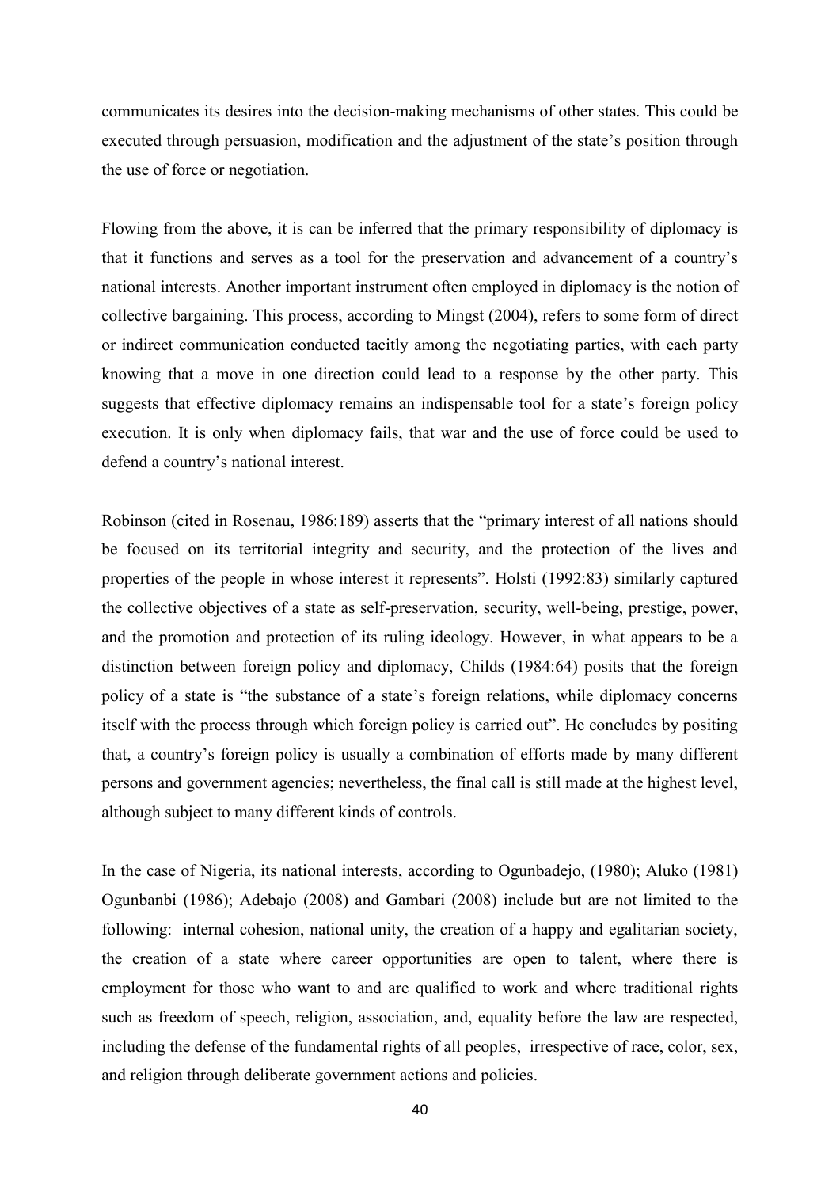communicates its desires into the decision-making mechanisms of other states. This could be executed through persuasion, modification and the adjustment of the state's position through the use of force or negotiation.

Flowing from the above, it is can be inferred that the primary responsibility of diplomacy is that it functions and serves as a tool for the preservation and advancement of a country's national interests. Another important instrument often employed in diplomacy is the notion of collective bargaining. This process, according to Mingst (2004), refers to some form of direct or indirect communication conducted tacitly among the negotiating parties, with each party knowing that a move in one direction could lead to a response by the other party. This suggests that effective diplomacy remains an indispensable tool for a state's foreign policy execution. It is only when diplomacy fails, that war and the use of force could be used to defend a country's national interest.

Robinson (cited in Rosenau, 1986:189) asserts that the "primary interest of all nations should be focused on its territorial integrity and security, and the protection of the lives and properties of the people in whose interest it represents". Holsti (1992:83) similarly captured the collective objectives of a state as self-preservation, security, well-being, prestige, power, and the promotion and protection of its ruling ideology. However, in what appears to be a distinction between foreign policy and diplomacy, Childs (1984:64) posits that the foreign policy of a state is "the substance of a state's foreign relations, while diplomacy concerns itself with the process through which foreign policy is carried out". He concludes by positing that, a country's foreign policy is usually a combination of efforts made by many different persons and government agencies; nevertheless, the final call is still made at the highest level, although subject to many different kinds of controls.

In the case of Nigeria, its national interests, according to Ogunbadejo, (1980); Aluko (1981) Ogunbanbi (1986); Adebajo (2008) and Gambari (2008) include but are not limited to the following: internal cohesion, national unity, the creation of a happy and egalitarian society, the creation of a state where career opportunities are open to talent, where there is employment for those who want to and are qualified to work and where traditional rights such as freedom of speech, religion, association, and, equality before the law are respected, including the defense of the fundamental rights of all peoples, irrespective of race, color, sex, and religion through deliberate government actions and policies.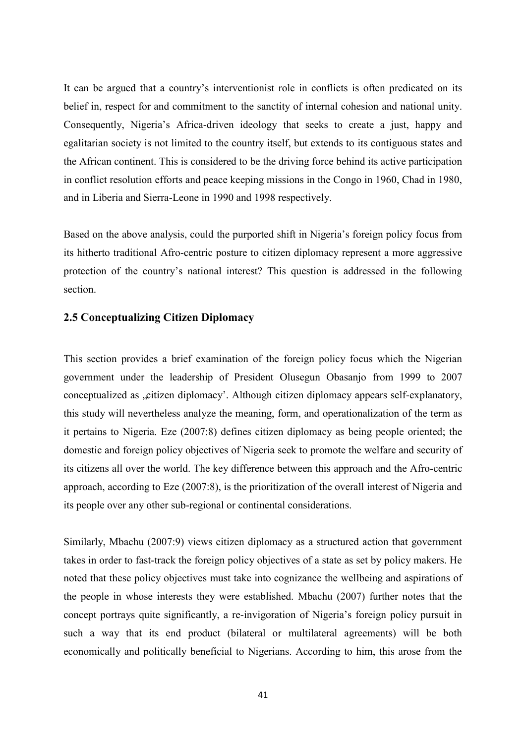It can be argued that a country's interventionist role in conflicts is often predicated on its belief in, respect for and commitment to the sanctity of internal cohesion and national unity. Consequently, Nigeria's Africa-driven ideology that seeks to create a just, happy and egalitarian society is not limited to the country itself, but extends to its contiguous states and the African continent. This is considered to be the driving force behind its active participation in conflict resolution efforts and peace keeping missions in the Congo in 1960, Chad in 1980, and in Liberia and Sierra-Leone in 1990 and 1998 respectively.

Based on the above analysis, could the purported shift in Nigeria's foreign policy focus from its hitherto traditional Afro-centric posture to citizen diplomacy represent a more aggressive protection of the country's national interest? This question is addressed in the following section.

### 2.5 Conceptualizing Citizen Diplomacy

This section provides a brief examination of the foreign policy focus which the Nigerian government under the leadership of President Olusegun Obasanjo from 1999 to 2007 conceptualized as „citizen diplomacy'. Although citizen diplomacy appears self-explanatory, this study will nevertheless analyze the meaning, form, and operationalization of the term as it pertains to Nigeria. Eze (2007:8) defines citizen diplomacy as being people oriented; the domestic and foreign policy objectives of Nigeria seek to promote the welfare and security of its citizens all over the world. The key difference between this approach and the Afro-centric approach, according to Eze (2007:8), is the prioritization of the overall interest of Nigeria and its people over any other sub-regional or continental considerations.

Similarly, Mbachu (2007:9) views citizen diplomacy as a structured action that government takes in order to fast-track the foreign policy objectives of a state as set by policy makers. He noted that these policy objectives must take into cognizance the wellbeing and aspirations of the people in whose interests they were established. Mbachu (2007) further notes that the concept portrays quite significantly, a re-invigoration of Nigeria's foreign policy pursuit in such a way that its end product (bilateral or multilateral agreements) will be both economically and politically beneficial to Nigerians. According to him, this arose from the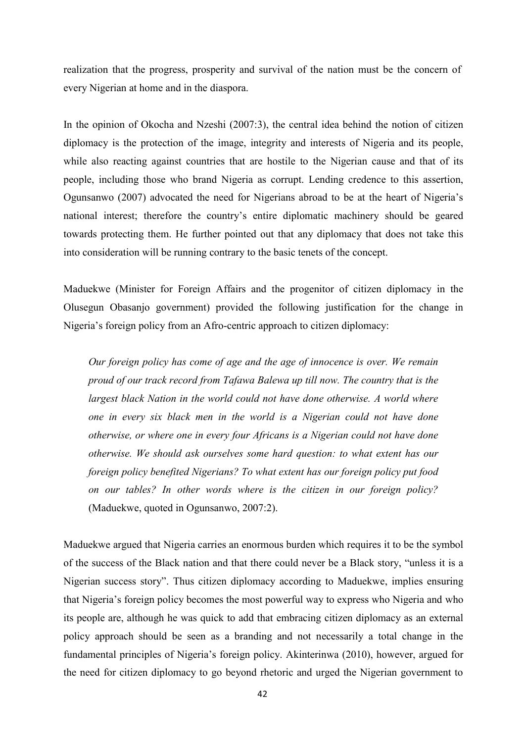realization that the progress, prosperity and survival of the nation must be the concern of every Nigerian at home and in the diaspora.

In the opinion of Okocha and Nzeshi (2007:3), the central idea behind the notion of citizen diplomacy is the protection of the image, integrity and interests of Nigeria and its people, while also reacting against countries that are hostile to the Nigerian cause and that of its people, including those who brand Nigeria as corrupt. Lending credence to this assertion, Ogunsanwo (2007) advocated the need for Nigerians abroad to be at the heart of Nigeria's national interest; therefore the country's entire diplomatic machinery should be geared towards protecting them. He further pointed out that any diplomacy that does not take this into consideration will be running contrary to the basic tenets of the concept.

Maduekwe (Minister for Foreign Affairs and the progenitor of citizen diplomacy in the Olusegun Obasanjo government) provided the following justification for the change in Nigeria's foreign policy from an Afro-centric approach to citizen diplomacy:

> *Our foreign policy has come of age and the age of innocence is over. We remain proud of our track record from Tafawa Balewa up till now. The country that is the largest black Nation in the world could not have done otherwise. A world where one in every six black men in the world is a Nigerian could not have done otherwise, or where one in every four Africans is a Nigerian could not have done otherwise. We should ask ourselves some hard question: to what extent has our foreign policy benefited Nigerians? To what extent has our foreign policy put food on our tables? In other words where is the citizen in our foreign policy?* (Maduekwe, quoted in Ogunsanwo, 2007:2).

Maduekwe argued that Nigeria carries an enormous burden which requires it to be the symbol of the success of the Black nation and that there could never be a Black story, "unless it is a Nigerian success story". Thus citizen diplomacy according to Maduekwe, implies ensuring that Nigeria's foreign policy becomes the most powerful way to express who Nigeria and who its people are, although he was quick to add that embracing citizen diplomacy as an external policy approach should be seen as a branding and not necessarily a total change in the fundamental principles of Nigeria's foreign policy. Akinterinwa (2010), however, argued for the need for citizen diplomacy to go beyond rhetoric and urged the Nigerian government to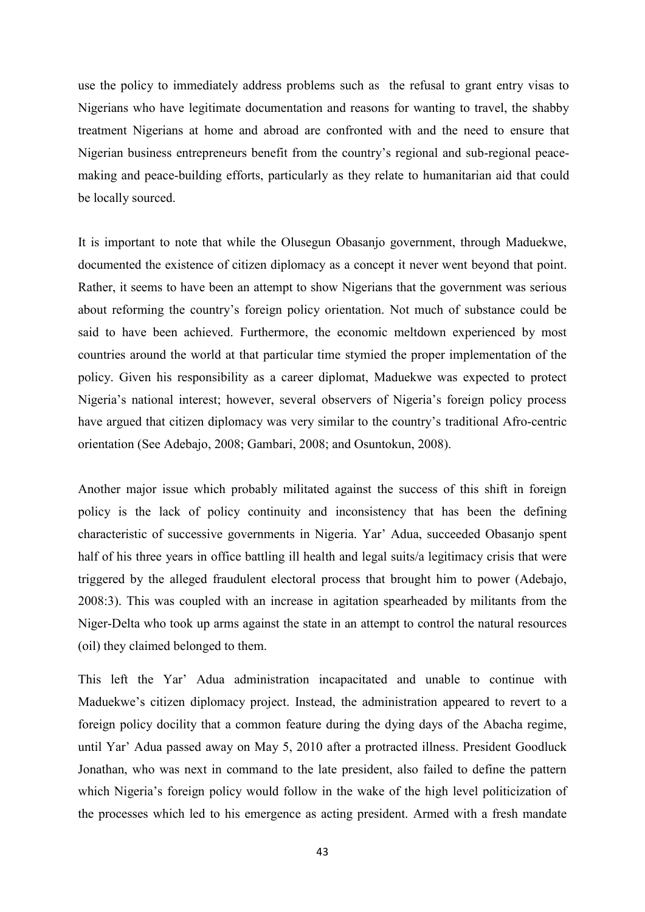use the policy to immediately address problems such as  the refusal to grant entry visas to Nigerians who have legitimate documentation and reasons for wanting to travel, the shabby treatment Nigerians at home and abroad are confronted with and the need to ensure that Nigerian business entrepreneurs benefit from the country's regional and sub-regional peace-making and peace-building efforts, particularly as they relate to humanitarian aid that could be locally sourced.

It is important to note that while the Olusegun Obasanjo government, through Maduekwe, documented the existence of citizen diplomacy as a concept it never went beyond that point. Rather, it seems to have been an attempt to show Nigerians that the government was serious about reforming the country's foreign policy orientation. Not much of substance could be said to have been achieved. Furthermore, the economic meltdown experienced by most countries around the world at that particular time stymied the proper implementation of the policy. Given his responsibility as a career diplomat, Maduekwe was expected to protect Nigeria's national interest; however, several observers of Nigeria's foreign policy process have argued that citizen diplomacy was very similar to the country's traditional Afro-centric orientation (See Adebajo, 2008; Gambari, 2008; and Osuntokun, 2008).

Another major issue which probably militated against the success of this shift in foreign policy is the lack of policy continuity and inconsistency that has been the defining characteristic of successive governments in Nigeria. Yar' Adua, succeeded Obasanjo spent half of his three years in office battling ill health and legal suits/a legitimacy crisis that were triggered by the alleged fraudulent electoral process that brought him to power (Adebajo, 2008:3). This was coupled with an increase in agitation spearheaded by militants from the Niger-Delta who took up arms against the state in an attempt to control the natural resources (oil) they claimed belonged to them.

This left the Yar' Adua administration incapacitated and unable to continue with Maduekwe's citizen diplomacy project. Instead, the administration appeared to revert to a foreign policy docility that a common feature during the dying days of the Abacha regime, until Yar' Adua passed away on May 5, 2010 after a protracted illness. President Goodluck Jonathan, who was next in command to the late president, also failed to define the pattern which Nigeria's foreign policy would follow in the wake of the high level politicization of the processes which led to his emergence as acting president. Armed with a fresh mandate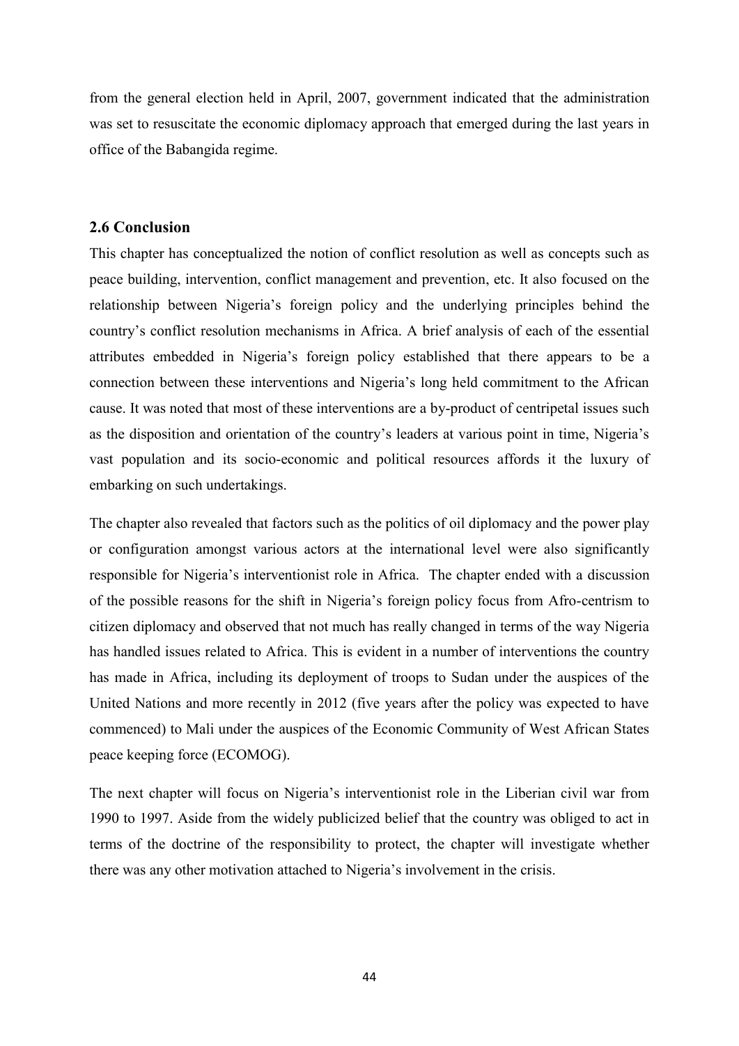from the general election held in April, 2007, government indicated that the administration was set to resuscitate the economic diplomacy approach that emerged during the last years in office of the Babangida regime.

## 2.6 Conclusion

This chapter has conceptualized the notion of conflict resolution as well as concepts such as peace building, intervention, conflict management and prevention, etc. It also focused on the relationship between Nigeria's foreign policy and the underlying principles behind the country's conflict resolution mechanisms in Africa. A brief analysis of each of the essential attributes embedded in Nigeria's foreign policy established that there appears to be a connection between these interventions and Nigeria's long held commitment to the African cause. It was noted that most of these interventions are a by-product of centripetal issues such as the disposition and orientation of the country's leaders at various point in time, Nigeria's vast population and its socio-economic and political resources affords it the luxury of embarking on such undertakings.

The chapter also revealed that factors such as the politics of oil diplomacy and the power play or configuration amongst various actors at the international level were also significantly responsible for Nigeria's interventionist role in Africa. The chapter ended with a discussion of the possible reasons for the shift in Nigeria's foreign policy focus from Afro-centrism to citizen diplomacy and observed that not much has really changed in terms of the way Nigeria has handled issues related to Africa. This is evident in a number of interventions the country has made in Africa, including its deployment of troops to Sudan under the auspices of the United Nations and more recently in 2012 (five years after the policy was expected to have commenced) to Mali under the auspices of the Economic Community of West African States peace keeping force (ECOMOG).

The next chapter will focus on Nigeria's interventionist role in the Liberian civil war from 1990 to 1997. Aside from the widely publicized belief that the country was obliged to act in terms of the doctrine of the responsibility to protect, the chapter will investigate whether there was any other motivation attached to Nigeria's involvement in the crisis.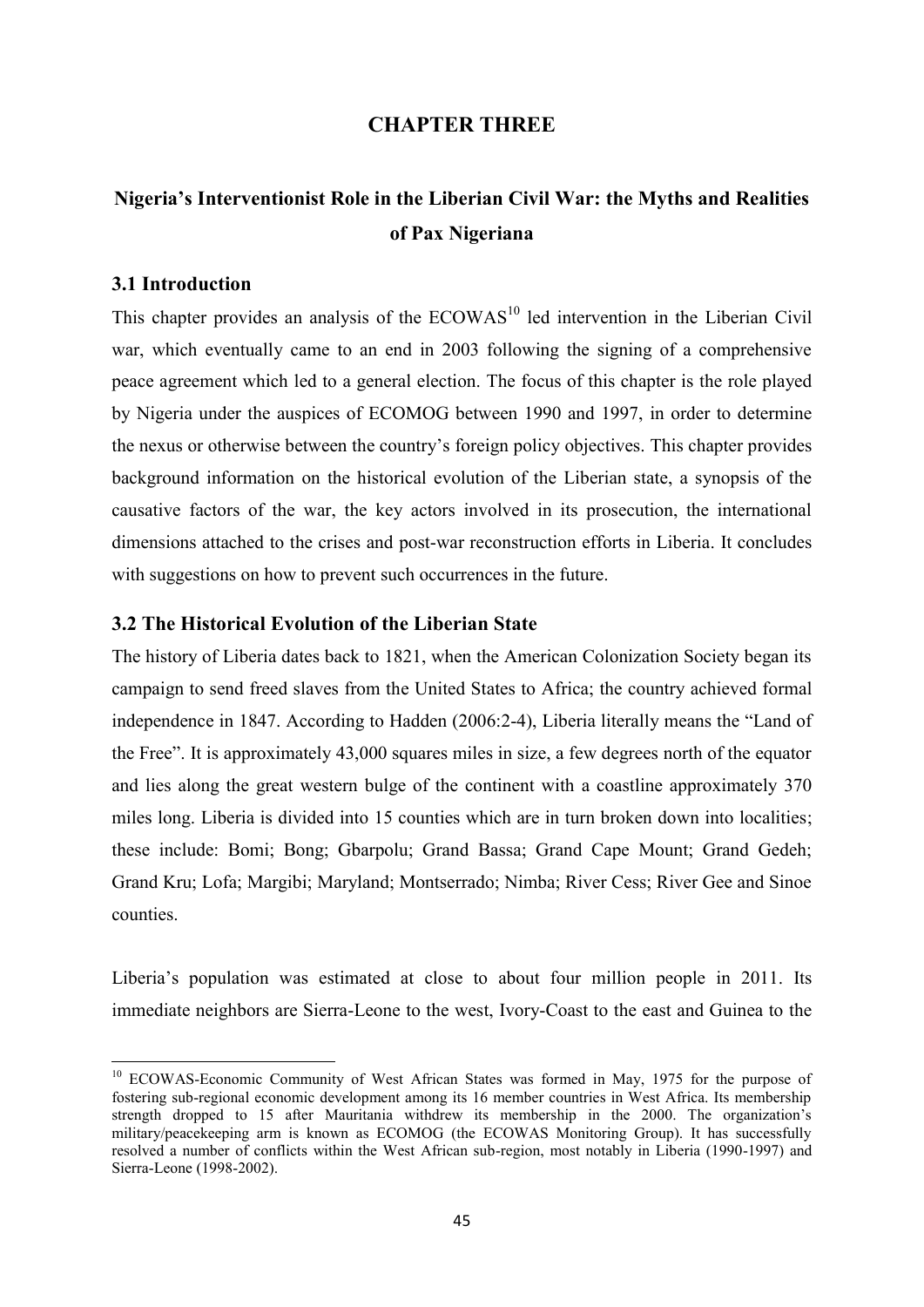# CHAPTER THREE

## Nigeria's Interventionist Role in the Liberian Civil War: the Myths and Realities of Pax Nigeriana

### 3.1 Introduction

This chapter provides an analysis of the ECOWAS[10] led intervention in the Liberian Civil war, which eventually came to an end in 2003 following the signing of a comprehensive peace agreement which led to a general election. The focus of this chapter is the role played by Nigeria under the auspices of ECOMOG between 1990 and 1997, in order to determine the nexus or otherwise between the country's foreign policy objectives. This chapter provides background information on the historical evolution of the Liberian state, a synopsis of the causative factors of the war, the key actors involved in its prosecution, the international dimensions attached to the crises and post-war reconstruction efforts in Liberia. It concludes with suggestions on how to prevent such occurrences in the future.

### 3.2 The Historical Evolution of the Liberian State

The history of Liberia dates back to 1821, when the American Colonization Society began its campaign to send freed slaves from the United States to Africa; the country achieved formal independence in 1847. According to Hadden (2006:2-4), Liberia literally means the "Land of the Free". It is approximately 43,000 squares miles in size, a few degrees north of the equator and lies along the great western bulge of the continent with a coastline approximately 370 miles long. Liberia is divided into 15 counties which are in turn broken down into localities; these include: Bomi; Bong; Gbarpolu; Grand Bassa; Grand Cape Mount; Grand Gedeh; Grand Kru; Lofa; Margibi; Maryland; Montserrado; Nimba; River Cess; River Gee and Sinoe counties.

Liberia's population was estimated at close to about four million people in 2011. Its immediate neighbors are Sierra-Leone to the west, Ivory-Coast to the east and Guinea to the

---

[10] ECOWAS-Economic Community of West African States was formed in May, 1975 for the purpose of fostering sub-regional economic development among its 16 member countries in West Africa. Its membership strength dropped to 15 after Mauritania withdrew its membership in the 2000. The organization's military/peacekeeping arm is known as ECOMOG (the ECOWAS Monitoring Group). It has successfully resolved a number of conflicts within the West African sub-region, most notably in Liberia (1990-1997) and Sierra-Leone (1998-2002).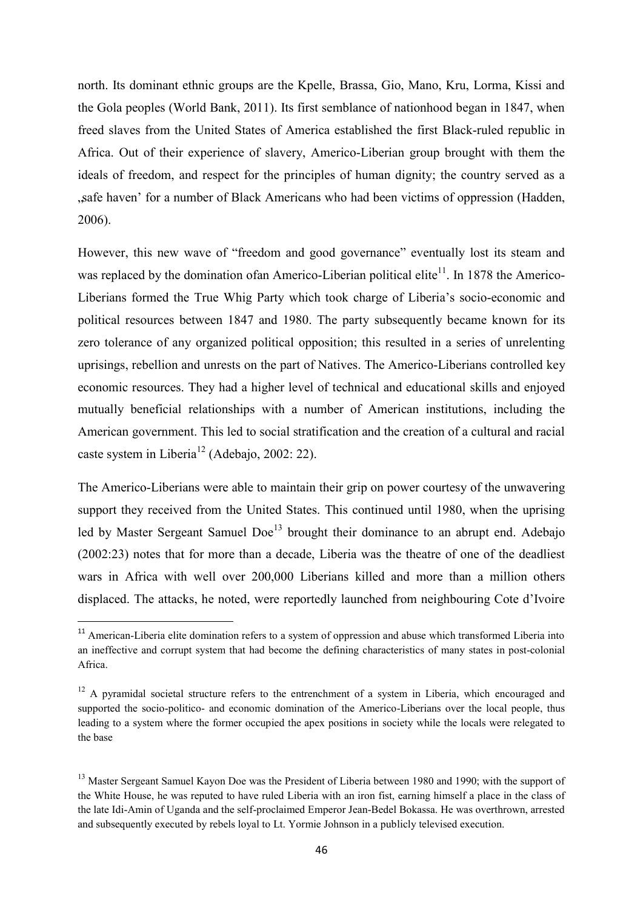north. Its dominant ethnic groups are the Kpelle, Brassa, Gio, Mano, Kru, Lorma, Kissi and the Gola peoples (World Bank, 2011). Its first semblance of nationhood began in 1847, when freed slaves from the United States of America established the first Black-ruled republic in Africa. Out of their experience of slavery, Americo-Liberian group brought with them the ideals of freedom, and respect for the principles of human dignity; the country served as a „safe haven' for a number of Black Americans who had been victims of oppression (Hadden, 2006).

However, this new wave of "freedom and good governance" eventually lost its steam and was replaced by the domination ofan Americo-Liberian political elite[11]. In 1878 the Americo-Liberians formed the True Whig Party which took charge of Liberia's socio-economic and political resources between 1847 and 1980. The party subsequently became known for its zero tolerance of any organized political opposition; this resulted in a series of unrelenting uprisings, rebellion and unrests on the part of Natives. The Americo-Liberians controlled key economic resources. They had a higher level of technical and educational skills and enjoyed mutually beneficial relationships with a number of American institutions, including the American government. This led to social stratification and the creation of a cultural and racial caste system in Liberia[12] (Adebajo, 2002: 22).

The Americo-Liberians were able to maintain their grip on power courtesy of the unwavering support they received from the United States. This continued until 1980, when the uprising led by Master Sergeant Samuel Doe[13] brought their dominance to an abrupt end. Adebajo (2002:23) notes that for more than a decade, Liberia was the theatre of one of the deadliest wars in Africa with well over 200,000 Liberians killed and more than a million others displaced. The attacks, he noted, were reportedly launched from neighbouring Cote d'Ivoire

---

[11] American-Liberia elite domination refers to a system of oppression and abuse which transformed Liberia into an ineffective and corrupt system that had become the defining characteristics of many states in post-colonial Africa.

[12] A pyramidal societal structure refers to the entrenchment of a system in Liberia, which encouraged and supported the socio-politico- and economic domination of the Americo-Liberians over the local people, thus leading to a system where the former occupied the apex positions in society while the locals were relegated to the base

[13] Master Sergeant Samuel Kayon Doe was the President of Liberia between 1980 and 1990; with the support of the White House, he was reputed to have ruled Liberia with an iron fist, earning himself a place in the class of the late Idi-Amin of Uganda and the self-proclaimed Emperor Jean-Bedel Bokassa. He was overthrown, arrested and subsequently executed by rebels loyal to Lt. Yormie Johnson in a publicly televised execution.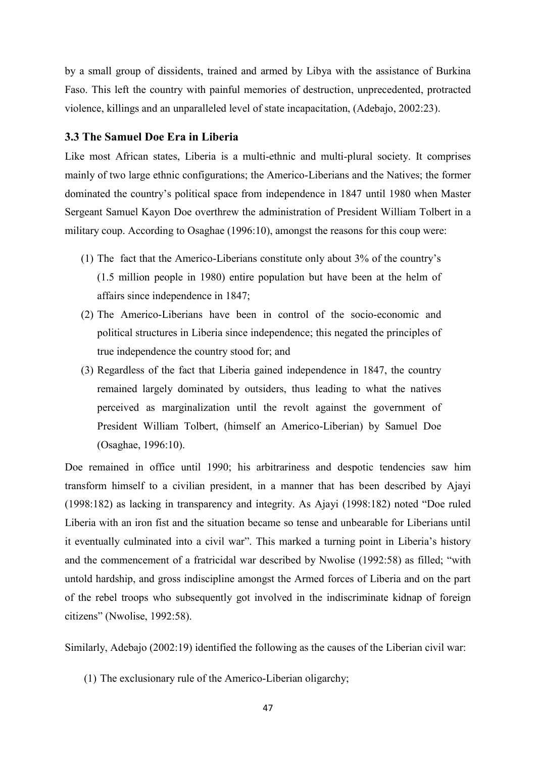by a small group of dissidents, trained and armed by Libya with the assistance of Burkina Faso. This left the country with painful memories of destruction, unprecedented, protracted violence, killings and an unparalleled level of state incapacitation, (Adebajo, 2002:23).

### 3.3 The Samuel Doe Era in Liberia

Like most African states, Liberia is a multi-ethnic and multi-plural society. It comprises mainly of two large ethnic configurations; the Americo-Liberians and the Natives; the former dominated the country's political space from independence in 1847 until 1980 when Master Sergeant Samuel Kayon Doe overthrew the administration of President William Tolbert in a military coup. According to Osaghae (1996:10), amongst the reasons for this coup were:

1. The fact that the Americo-Liberians constitute only about 3% of the country's (1.5 million people in 1980) entire population but have been at the helm of affairs since independence in 1847;
2. The Americo-Liberians have been in control of the socio-economic and political structures in Liberia since independence; this negated the principles of true independence the country stood for; and
3. Regardless of the fact that Liberia gained independence in 1847, the country remained largely dominated by outsiders, thus leading to what the natives perceived as marginalization until the revolt against the government of President William Tolbert, (himself an Americo-Liberian) by Samuel Doe (Osaghae, 1996:10).

Doe remained in office until 1990; his arbitrariness and despotic tendencies saw him transform himself to a civilian president, in a manner that has been described by Ajayi (1998:182) as lacking in transparency and integrity. As Ajayi (1998:182) noted "Doe ruled Liberia with an iron fist and the situation became so tense and unbearable for Liberians until it eventually culminated into a civil war". This marked a turning point in Liberia's history and the commencement of a fratricidal war described by Nwolise (1992:58) as filled; "with untold hardship, and gross indiscipline amongst the Armed forces of Liberia and on the part of the rebel troops who subsequently got involved in the indiscriminate kidnap of foreign citizens" (Nwolise, 1992:58).

Similarly, Adebajo (2002:19) identified the following as the causes of the Liberian civil war:

1. The exclusionary rule of the Americo-Liberian oligarchy;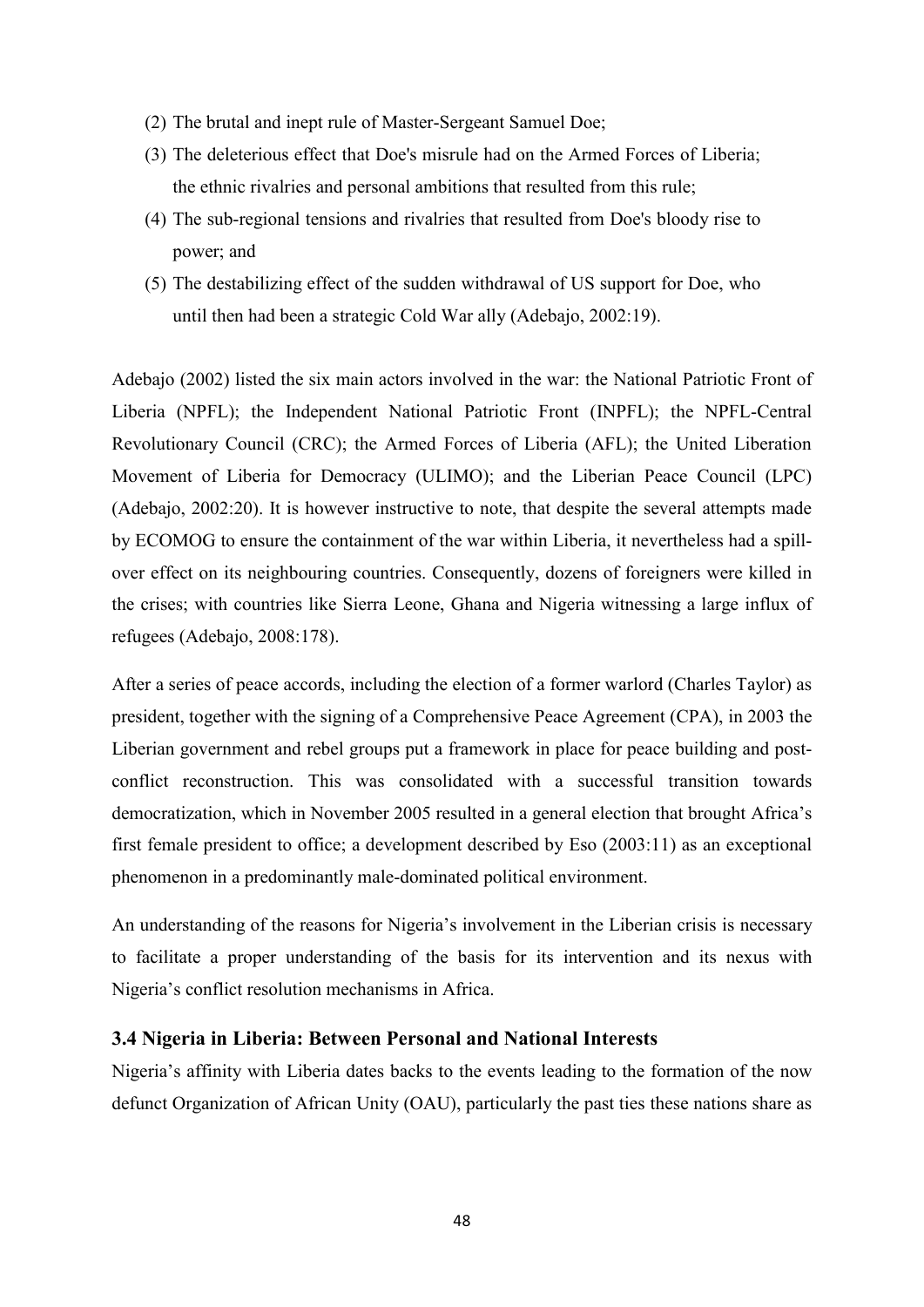(2) The brutal and inept rule of Master-Sergeant Samuel Doe;

(3) The deleterious effect that Doe's misrule had on the Armed Forces of Liberia; the ethnic rivalries and personal ambitions that resulted from this rule;

(4) The sub-regional tensions and rivalries that resulted from Doe's bloody rise to power; and

(5) The destabilizing effect of the sudden withdrawal of US support for Doe, who until then had been a strategic Cold War ally (Adebajo, 2002:19).

Adebajo (2002) listed the six main actors involved in the war: the National Patriotic Front of Liberia (NPFL); the Independent National Patriotic Front (INPFL); the NPFL-Central Revolutionary Council (CRC); the Armed Forces of Liberia (AFL); the United Liberation Movement of Liberia for Democracy (ULIMO); and the Liberian Peace Council (LPC) (Adebajo, 2002:20). It is however instructive to note, that despite the several attempts made by ECOMOG to ensure the containment of the war within Liberia, it nevertheless had a spill-over effect on its neighbouring countries. Consequently, dozens of foreigners were killed in the crises; with countries like Sierra Leone, Ghana and Nigeria witnessing a large influx of refugees (Adebajo, 2008:178).

After a series of peace accords, including the election of a former warlord (Charles Taylor) as president, together with the signing of a Comprehensive Peace Agreement (CPA), in 2003 the Liberian government and rebel groups put a framework in place for peace building and post-conflict reconstruction. This was consolidated with a successful transition towards democratization, which in November 2005 resulted in a general election that brought Africa's first female president to office; a development described by Eso (2003:11) as an exceptional phenomenon in a predominantly male-dominated political environment.

An understanding of the reasons for Nigeria's involvement in the Liberian crisis is necessary to facilitate a proper understanding of the basis for its intervention and its nexus with Nigeria's conflict resolution mechanisms in Africa.

### 3.4 Nigeria in Liberia: Between Personal and National Interests

Nigeria's affinity with Liberia dates backs to the events leading to the formation of the now defunct Organization of African Unity (OAU), particularly the past ties these nations share as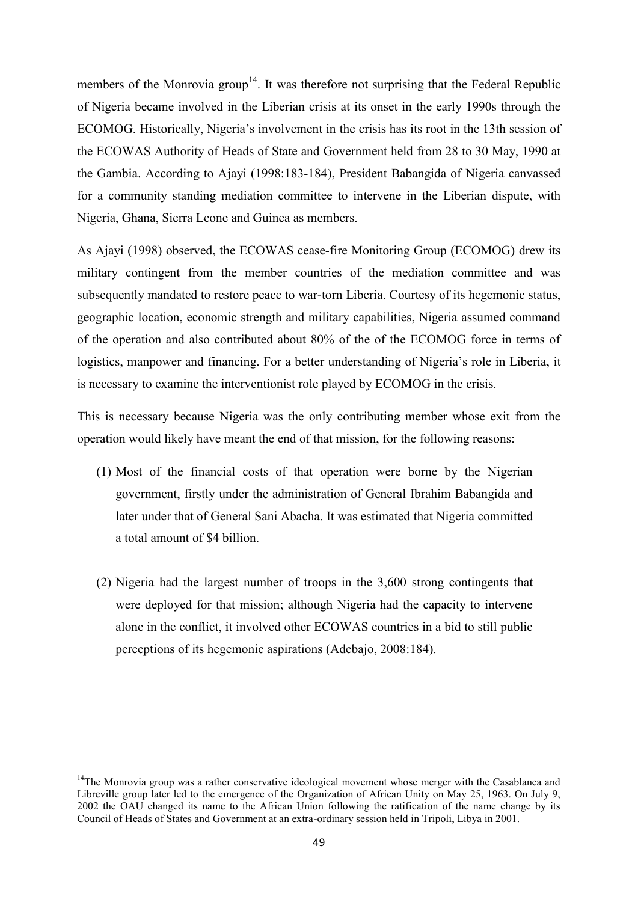members of the Monrovia group[14]. It was therefore not surprising that the Federal Republic of Nigeria became involved in the Liberian crisis at its onset in the early 1990s through the ECOMOG. Historically, Nigeria's involvement in the crisis has its root in the 13th session of the ECOWAS Authority of Heads of State and Government held from 28 to 30 May, 1990 at the Gambia. According to Ajayi (1998:183-184), President Babangida of Nigeria canvassed for a community standing mediation committee to intervene in the Liberian dispute, with Nigeria, Ghana, Sierra Leone and Guinea as members.

As Ajayi (1998) observed, the ECOWAS cease-fire Monitoring Group (ECOMOG) drew its military contingent from the member countries of the mediation committee and was subsequently mandated to restore peace to war-torn Liberia. Courtesy of its hegemonic status, geographic location, economic strength and military capabilities, Nigeria assumed command of the operation and also contributed about 80% of the of the ECOMOG force in terms of logistics, manpower and financing. For a better understanding of Nigeria's role in Liberia, it is necessary to examine the interventionist role played by ECOMOG in the crisis.

This is necessary because Nigeria was the only contributing member whose exit from the operation would likely have meant the end of that mission, for the following reasons:

(1) Most of the financial costs of that operation were borne by the Nigerian government, firstly under the administration of General Ibrahim Babangida and later under that of General Sani Abacha. It was estimated that Nigeria committed a total amount of $4 billion.

(2) Nigeria had the largest number of troops in the 3,600 strong contingents that were deployed for that mission; although Nigeria had the capacity to intervene alone in the conflict, it involved other ECOWAS countries in a bid to still public perceptions of its hegemonic aspirations (Adebajo, 2008:184).

---

[14] The Monrovia group was a rather conservative ideological movement whose merger with the Casablanca and Libreville group later led to the emergence of the Organization of African Unity on May 25, 1963. On July 9, 2002 the OAU changed its name to the African Union following the ratification of the name change by its Council of Heads of States and Government at an extra-ordinary session held in Tripoli, Libya in 2001.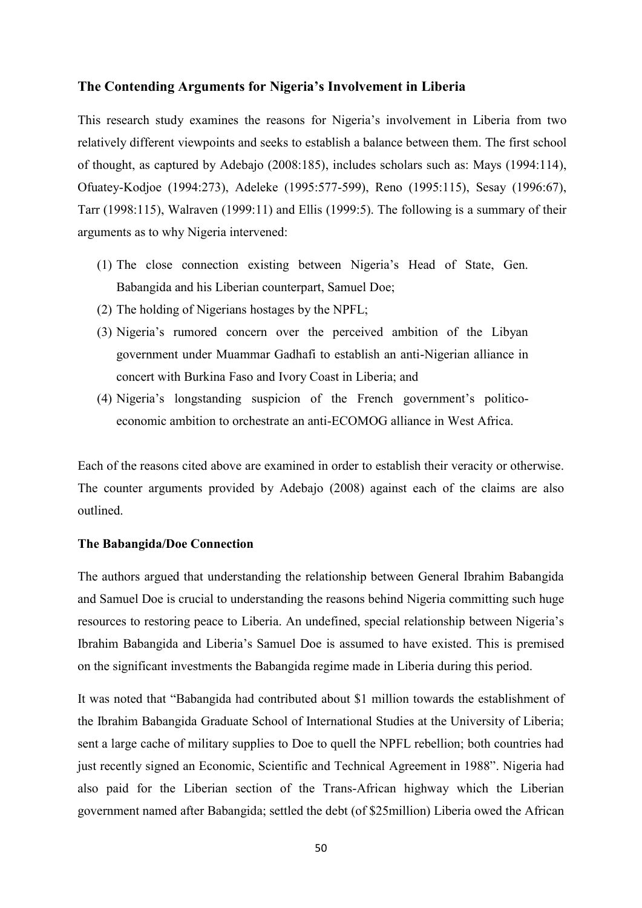## The Contending Arguments for Nigeria's Involvement in Liberia

This research study examines the reasons for Nigeria's involvement in Liberia from two relatively different viewpoints and seeks to establish a balance between them. The first school of thought, as captured by Adebajo (2008:185), includes scholars such as: Mays (1994:114), Ofuatey-Kodjoe (1994:273), Adeleke (1995:577-599), Reno (1995:115), Sesay (1996:67), Tarr (1998:115), Walraven (1999:11) and Ellis (1999:5). The following is a summary of their arguments as to why Nigeria intervened:

(1) The close connection existing between Nigeria's Head of State, Gen. Babangida and his Liberian counterpart, Samuel Doe;
(2) The holding of Nigerians hostages by the NPFL;
(3) Nigeria's rumored concern over the perceived ambition of the Libyan government under Muammar Gadhafi to establish an anti-Nigerian alliance in concert with Burkina Faso and Ivory Coast in Liberia; and
(4) Nigeria's longstanding suspicion of the French government's politico-economic ambition to orchestrate an anti-ECOMOG alliance in West Africa.

Each of the reasons cited above are examined in order to establish their veracity or otherwise. The counter arguments provided by Adebajo (2008) against each of the claims are also outlined.

### The Babangida/Doe Connection

The authors argued that understanding the relationship between General Ibrahim Babangida and Samuel Doe is crucial to understanding the reasons behind Nigeria committing such huge resources to restoring peace to Liberia. An undefined, special relationship between Nigeria's Ibrahim Babangida and Liberia's Samuel Doe is assumed to have existed. This is premised on the significant investments the Babangida regime made in Liberia during this period.

It was noted that "Babangida had contributed about $1 million towards the establishment of the Ibrahim Babangida Graduate School of International Studies at the University of Liberia; sent a large cache of military supplies to Doe to quell the NPFL rebellion; both countries had just recently signed an Economic, Scientific and Technical Agreement in 1988". Nigeria had also paid for the Liberian section of the Trans-African highway which the Liberian government named after Babangida; settled the debt (of $25million) Liberia owed the African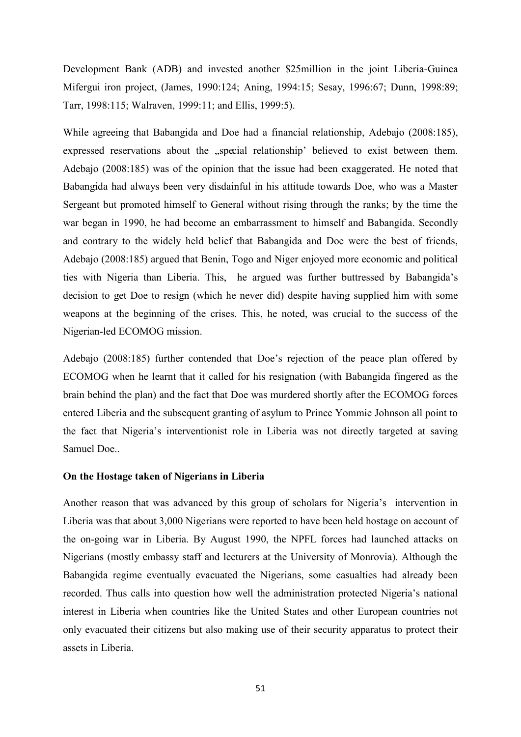Development Bank (ADB) and invested another $25million in the joint Liberia-Guinea Mifergui iron project, (James, 1990:124; Aning, 1994:15; Sesay, 1996:67; Dunn, 1998:89; Tarr, 1998:115; Walraven, 1999:11; and Ellis, 1999:5).

While agreeing that Babangida and Doe had a financial relationship, Adebajo (2008:185), expressed reservations about the „special relationship' believed to exist between them. Adebajo (2008:185) was of the opinion that the issue had been exaggerated. He noted that Babangida had always been very disdainful in his attitude towards Doe, who was a Master Sergeant but promoted himself to General without rising through the ranks; by the time the war began in 1990, he had become an embarrassment to himself and Babangida. Secondly and contrary to the widely held belief that Babangida and Doe were the best of friends, Adebajo (2008:185) argued that Benin, Togo and Niger enjoyed more economic and political ties with Nigeria than Liberia. This, he argued was further buttressed by Babangida's decision to get Doe to resign (which he never did) despite having supplied him with some weapons at the beginning of the crises. This, he noted, was crucial to the success of the Nigerian-led ECOMOG mission.

Adebajo (2008:185) further contended that Doe's rejection of the peace plan offered by ECOMOG when he learnt that it called for his resignation (with Babangida fingered as the brain behind the plan) and the fact that Doe was murdered shortly after the ECOMOG forces entered Liberia and the subsequent granting of asylum to Prince Yommie Johnson all point to the fact that Nigeria's interventionist role in Liberia was not directly targeted at saving Samuel Doe..

**On the Hostage taken of Nigerians in Liberia**

Another reason that was advanced by this group of scholars for Nigeria's intervention in Liberia was that about 3,000 Nigerians were reported to have been held hostage on account of the on-going war in Liberia. By August 1990, the NPFL forces had launched attacks on Nigerians (mostly embassy staff and lecturers at the University of Monrovia). Although the Babangida regime eventually evacuated the Nigerians, some casualties had already been recorded. Thus calls into question how well the administration protected Nigeria's national interest in Liberia when countries like the United States and other European countries not only evacuated their citizens but also making use of their security apparatus to protect their assets in Liberia.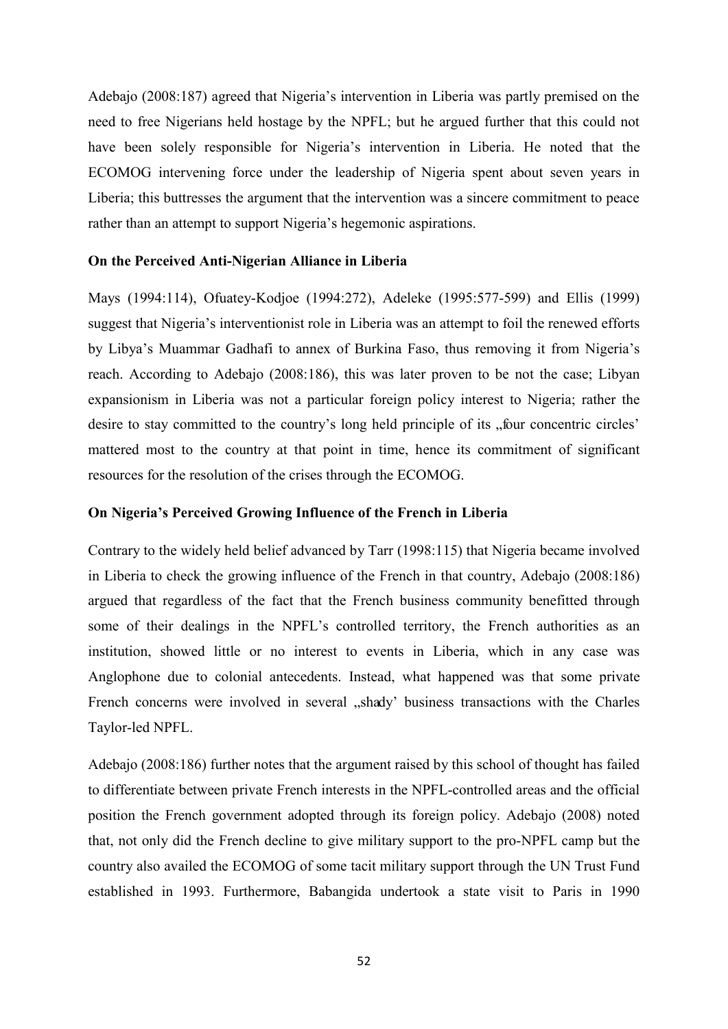Adebajo (2008:187) agreed that Nigeria's intervention in Liberia was partly premised on the need to free Nigerians held hostage by the NPFL; but he argued further that this could not have been solely responsible for Nigeria's intervention in Liberia. He noted that the ECOMOG intervening force under the leadership of Nigeria spent about seven years in Liberia; this buttresses the argument that the intervention was a sincere commitment to peace rather than an attempt to support Nigeria's hegemonic aspirations.

**On the Perceived Anti-Nigerian Alliance in Liberia**

Mays (1994:114), Ofuatey-Kodjoe (1994:272), Adeleke (1995:577-599) and Ellis (1999) suggest that Nigeria's interventionist role in Liberia was an attempt to foil the renewed efforts by Libya's Muammar Gadhafi to annex of Burkina Faso, thus removing it from Nigeria's reach. According to Adebajo (2008:186), this was later proven to be not the case; Libyan expansionism in Liberia was not a particular foreign policy interest to Nigeria; rather the desire to stay committed to the country's long held principle of its „four concentric circles' mattered most to the country at that point in time, hence its commitment of significant resources for the resolution of the crises through the ECOMOG.

**On Nigeria's Perceived Growing Influence of the French in Liberia**

Contrary to the widely held belief advanced by Tarr (1998:115) that Nigeria became involved in Liberia to check the growing influence of the French in that country, Adebajo (2008:186) argued that regardless of the fact that the French business community benefitted through some of their dealings in the NPFL's controlled territory, the French authorities as an institution, showed little or no interest to events in Liberia, which in any case was Anglophone due to colonial antecedents. Instead, what happened was that some private French concerns were involved in several „shady' business transactions with the Charles Taylor-led NPFL.

Adebajo (2008:186) further notes that the argument raised by this school of thought has failed to differentiate between private French interests in the NPFL-controlled areas and the official position the French government adopted through its foreign policy. Adebajo (2008) noted that, not only did the French decline to give military support to the pro-NPFL camp but the country also availed the ECOMOG of some tacit military support through the UN Trust Fund established in 1993. Furthermore, Babangida undertook a state visit to Paris in 1990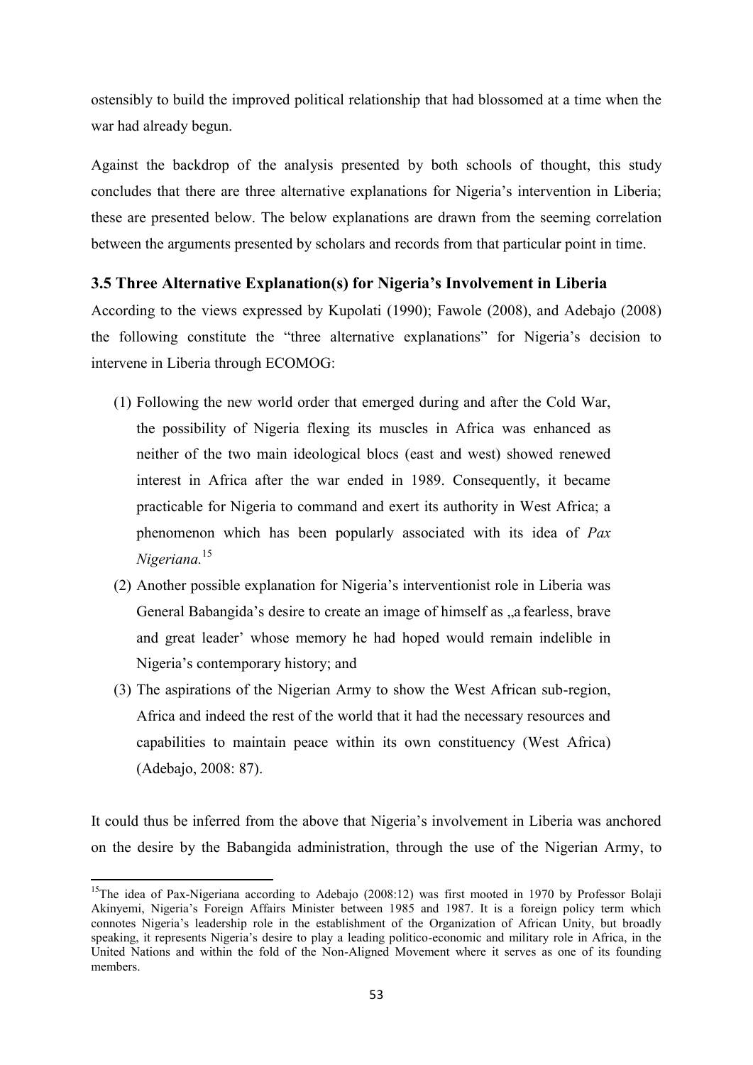ostensibly to build the improved political relationship that had blossomed at a time when the war had already begun.

Against the backdrop of the analysis presented by both schools of thought, this study concludes that there are three alternative explanations for Nigeria's intervention in Liberia; these are presented below. The below explanations are drawn from the seeming correlation between the arguments presented by scholars and records from that particular point in time.

### 3.5 Three Alternative Explanation(s) for Nigeria's Involvement in Liberia

According to the views expressed by Kupolati (1990); Fawole (2008), and Adebajo (2008) the following constitute the "three alternative explanations" for Nigeria's decision to intervene in Liberia through ECOMOG:

(1) Following the new world order that emerged during and after the Cold War, the possibility of Nigeria flexing its muscles in Africa was enhanced as neither of the two main ideological blocs (east and west) showed renewed interest in Africa after the war ended in 1989. Consequently, it became practicable for Nigeria to command and exert its authority in West Africa; a phenomenon which has been popularly associated with its idea of *Pax Nigeriana.*[15]

(2) Another possible explanation for Nigeria's interventionist role in Liberia was General Babangida's desire to create an image of himself as „a fearless, brave and great leader' whose memory he had hoped would remain indelible in Nigeria's contemporary history; and

(3) The aspirations of the Nigerian Army to show the West African sub-region, Africa and indeed the rest of the world that it had the necessary resources and capabilities to maintain peace within its own constituency (West Africa) (Adebajo, 2008: 87).

It could thus be inferred from the above that Nigeria's involvement in Liberia was anchored on the desire by the Babangida administration, through the use of the Nigerian Army, to

---

[15] The idea of Pax-Nigeriana according to Adebajo (2008:12) was first mooted in 1970 by Professor Bolaji Akinyemi, Nigeria's Foreign Affairs Minister between 1985 and 1987. It is a foreign policy term which connotes Nigeria's leadership role in the establishment of the Organization of African Unity, but broadly speaking, it represents Nigeria's desire to play a leading politico-economic and military role in Africa, in the United Nations and within the fold of the Non-Aligned Movement where it serves as one of its founding members.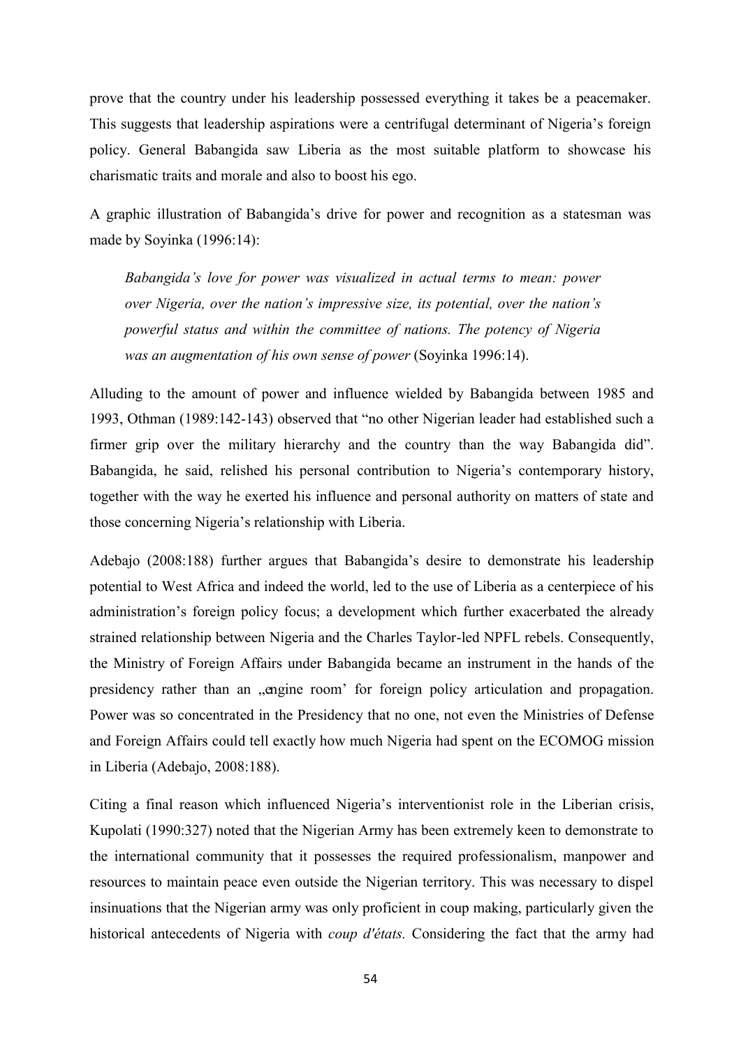prove that the country under his leadership possessed everything it takes be a peacemaker. This suggests that leadership aspirations were a centrifugal determinant of Nigeria's foreign policy. General Babangida saw Liberia as the most suitable platform to showcase his charismatic traits and morale and also to boost his ego.

A graphic illustration of Babangida's drive for power and recognition as a statesman was made by Soyinka (1996:14):

> *Babangida's love for power was visualized in actual terms to mean: power over Nigeria, over the nation's impressive size, its potential, over the nation's powerful status and within the committee of nations. The potency of Nigeria was an augmentation of his own sense of power* (Soyinka 1996:14).

Alluding to the amount of power and influence wielded by Babangida between 1985 and 1993, Othman (1989:142-143) observed that "no other Nigerian leader had established such a firmer grip over the military hierarchy and the country than the way Babangida did". Babangida, he said, relished his personal contribution to Nigeria's contemporary history, together with the way he exerted his influence and personal authority on matters of state and those concerning Nigeria's relationship with Liberia.

Adebajo (2008:188) further argues that Babangida's desire to demonstrate his leadership potential to West Africa and indeed the world, led to the use of Liberia as a centerpiece of his administration's foreign policy focus; a development which further exacerbated the already strained relationship between Nigeria and the Charles Taylor-led NPFL rebels. Consequently, the Ministry of Foreign Affairs under Babangida became an instrument in the hands of the presidency rather than an „engine room' for foreign policy articulation and propagation. Power was so concentrated in the Presidency that no one, not even the Ministries of Defense and Foreign Affairs could tell exactly how much Nigeria had spent on the ECOMOG mission in Liberia (Adebajo, 2008:188).

Citing a final reason which influenced Nigeria's interventionist role in the Liberian crisis, Kupolati (1990:327) noted that the Nigerian Army has been extremely keen to demonstrate to the international community that it possesses the required professionalism, manpower and resources to maintain peace even outside the Nigerian territory. This was necessary to dispel insinuations that the Nigerian army was only proficient in coup making, particularly given the historical antecedents of Nigeria with *coup d'états.* Considering the fact that the army had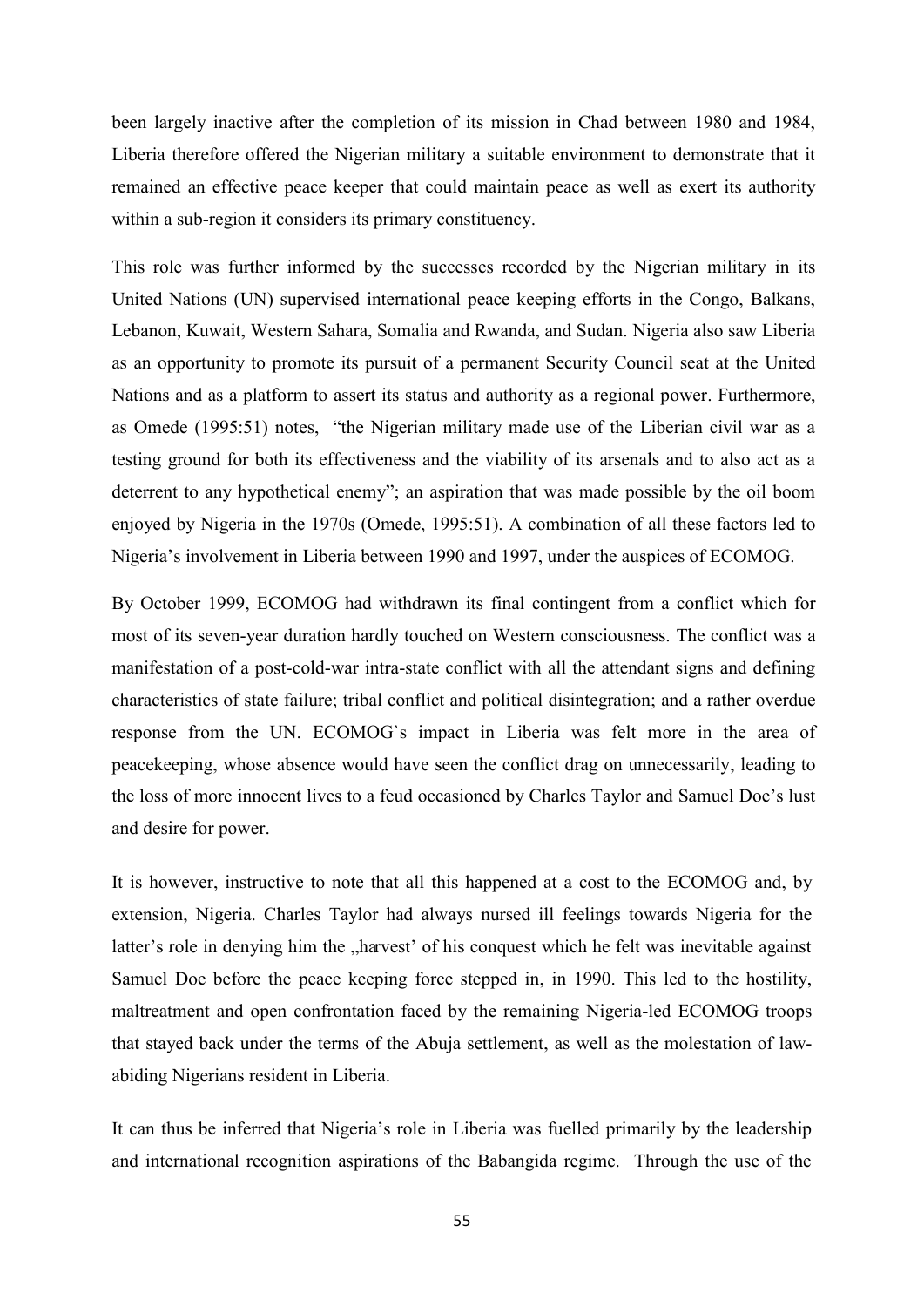been largely inactive after the completion of its mission in Chad between 1980 and 1984, Liberia therefore offered the Nigerian military a suitable environment to demonstrate that it remained an effective peace keeper that could maintain peace as well as exert its authority within a sub-region it considers its primary constituency.

This role was further informed by the successes recorded by the Nigerian military in its United Nations (UN) supervised international peace keeping efforts in the Congo, Balkans, Lebanon, Kuwait, Western Sahara, Somalia and Rwanda, and Sudan. Nigeria also saw Liberia as an opportunity to promote its pursuit of a permanent Security Council seat at the United Nations and as a platform to assert its status and authority as a regional power. Furthermore, as Omede (1995:51) notes, "the Nigerian military made use of the Liberian civil war as a testing ground for both its effectiveness and the viability of its arsenals and to also act as a deterrent to any hypothetical enemy"; an aspiration that was made possible by the oil boom enjoyed by Nigeria in the 1970s (Omede, 1995:51). A combination of all these factors led to Nigeria's involvement in Liberia between 1990 and 1997, under the auspices of ECOMOG.

By October 1999, ECOMOG had withdrawn its final contingent from a conflict which for most of its seven-year duration hardly touched on Western consciousness. The conflict was a manifestation of a post-cold-war intra-state conflict with all the attendant signs and defining characteristics of state failure; tribal conflict and political disintegration; and a rather overdue response from the UN. ECOMOG`s impact in Liberia was felt more in the area of peacekeeping, whose absence would have seen the conflict drag on unnecessarily, leading to the loss of more innocent lives to a feud occasioned by Charles Taylor and Samuel Doe's lust and desire for power.

It is however, instructive to note that all this happened at a cost to the ECOMOG and, by extension, Nigeria. Charles Taylor had always nursed ill feelings towards Nigeria for the latter's role in denying him the „harvest' of his conquest which he felt was inevitable against Samuel Doe before the peace keeping force stepped in, in 1990. This led to the hostility, maltreatment and open confrontation faced by the remaining Nigeria-led ECOMOG troops that stayed back under the terms of the Abuja settlement, as well as the molestation of law-abiding Nigerians resident in Liberia.

It can thus be inferred that Nigeria's role in Liberia was fuelled primarily by the leadership and international recognition aspirations of the Babangida regime. Through the use of the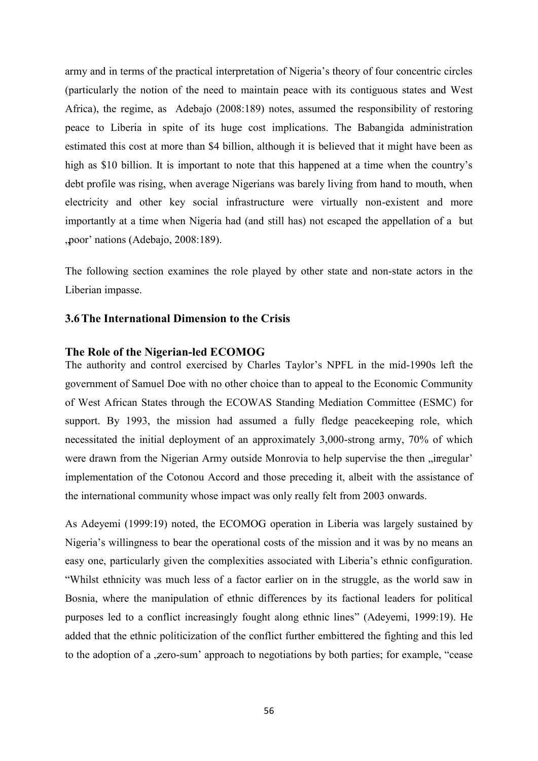army and in terms of the practical interpretation of Nigeria's theory of four concentric circles (particularly the notion of the need to maintain peace with its contiguous states and West Africa), the regime, as Adebajo (2008:189) notes, assumed the responsibility of restoring peace to Liberia in spite of its huge cost implications. The Babangida administration estimated this cost at more than $4 billion, although it is believed that it might have been as high as $10 billion. It is important to note that this happened at a time when the country's debt profile was rising, when average Nigerians was barely living from hand to mouth, when electricity and other key social infrastructure were virtually non-existent and more importantly at a time when Nigeria had (and still has) not escaped the appellation of a but „poor' nations (Adebajo, 2008:189).

The following section examines the role played by other state and non-state actors in the Liberian impasse.

### 3.6 The International Dimension to the Crisis

#### The Role of the Nigerian-led ECOMOG

The authority and control exercised by Charles Taylor's NPFL in the mid-1990s left the government of Samuel Doe with no other choice than to appeal to the Economic Community of West African States through the ECOWAS Standing Mediation Committee (ESMC) for support. By 1993, the mission had assumed a fully fledge peacekeeping role, which necessitated the initial deployment of an approximately 3,000-strong army, 70% of which were drawn from the Nigerian Army outside Monrovia to help supervise the then „irregular' implementation of the Cotonou Accord and those preceding it, albeit with the assistance of the international community whose impact was only really felt from 2003 onwards.

As Adeyemi (1999:19) noted, the ECOMOG operation in Liberia was largely sustained by Nigeria's willingness to bear the operational costs of the mission and it was by no means an easy one, particularly given the complexities associated with Liberia's ethnic configuration. "Whilst ethnicity was much less of a factor earlier on in the struggle, as the world saw in Bosnia, where the manipulation of ethnic differences by its factional leaders for political purposes led to a conflict increasingly fought along ethnic lines" (Adeyemi, 1999:19). He added that the ethnic politicization of the conflict further embittered the fighting and this led to the adoption of a „zero-sum' approach to negotiations by both parties; for example, "cease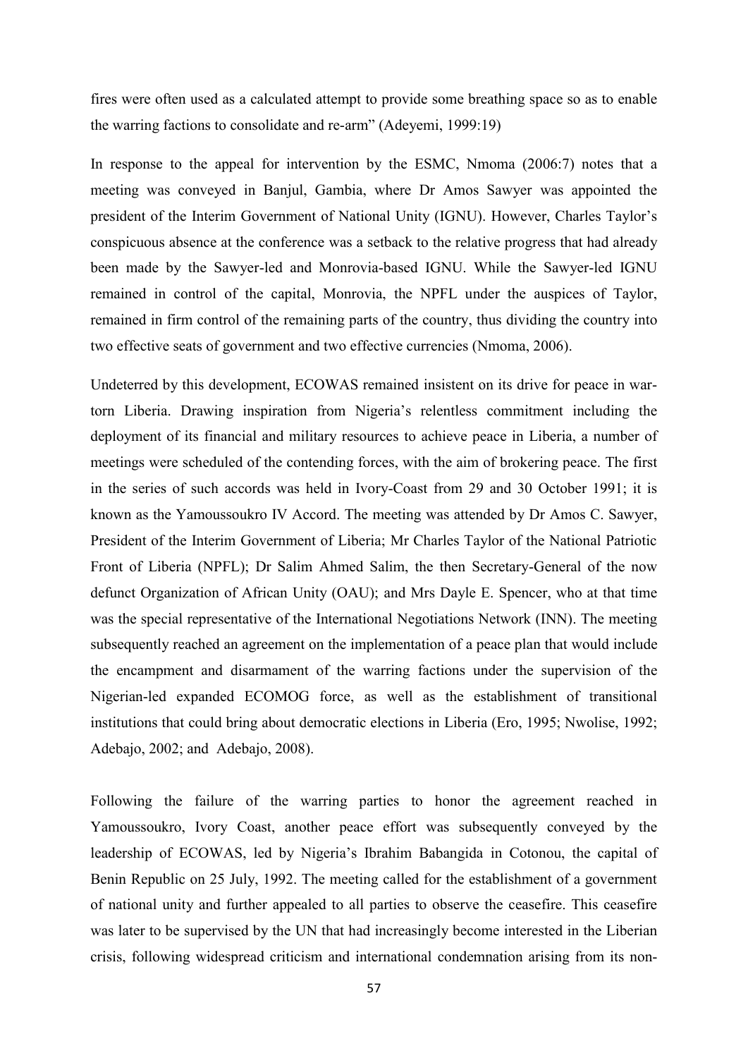fires were often used as a calculated attempt to provide some breathing space so as to enable the warring factions to consolidate and re-arm" (Adeyemi, 1999:19)

In response to the appeal for intervention by the ESMC, Nmoma (2006:7) notes that a meeting was conveyed in Banjul, Gambia, where Dr Amos Sawyer was appointed the president of the Interim Government of National Unity (IGNU). However, Charles Taylor's conspicuous absence at the conference was a setback to the relative progress that had already been made by the Sawyer-led and Monrovia-based IGNU. While the Sawyer-led IGNU remained in control of the capital, Monrovia, the NPFL under the auspices of Taylor, remained in firm control of the remaining parts of the country, thus dividing the country into two effective seats of government and two effective currencies (Nmoma, 2006).

Undeterred by this development, ECOWAS remained insistent on its drive for peace in war-torn Liberia. Drawing inspiration from Nigeria's relentless commitment including the deployment of its financial and military resources to achieve peace in Liberia, a number of meetings were scheduled of the contending forces, with the aim of brokering peace. The first in the series of such accords was held in Ivory-Coast from 29 and 30 October 1991; it is known as the Yamoussoukro IV Accord. The meeting was attended by Dr Amos C. Sawyer, President of the Interim Government of Liberia; Mr Charles Taylor of the National Patriotic Front of Liberia (NPFL); Dr Salim Ahmed Salim, the then Secretary-General of the now defunct Organization of African Unity (OAU); and Mrs Dayle E. Spencer, who at that time was the special representative of the International Negotiations Network (INN). The meeting subsequently reached an agreement on the implementation of a peace plan that would include the encampment and disarmament of the warring factions under the supervision of the Nigerian-led expanded ECOMOG force, as well as the establishment of transitional institutions that could bring about democratic elections in Liberia (Ero, 1995; Nwolise, 1992; Adebajo, 2002; and Adebajo, 2008).

Following the failure of the warring parties to honor the agreement reached in Yamoussoukro, Ivory Coast, another peace effort was subsequently conveyed by the leadership of ECOWAS, led by Nigeria's Ibrahim Babangida in Cotonou, the capital of Benin Republic on 25 July, 1992. The meeting called for the establishment of a government of national unity and further appealed to all parties to observe the ceasefire. This ceasefire was later to be supervised by the UN that had increasingly become interested in the Liberian crisis, following widespread criticism and international condemnation arising from its non-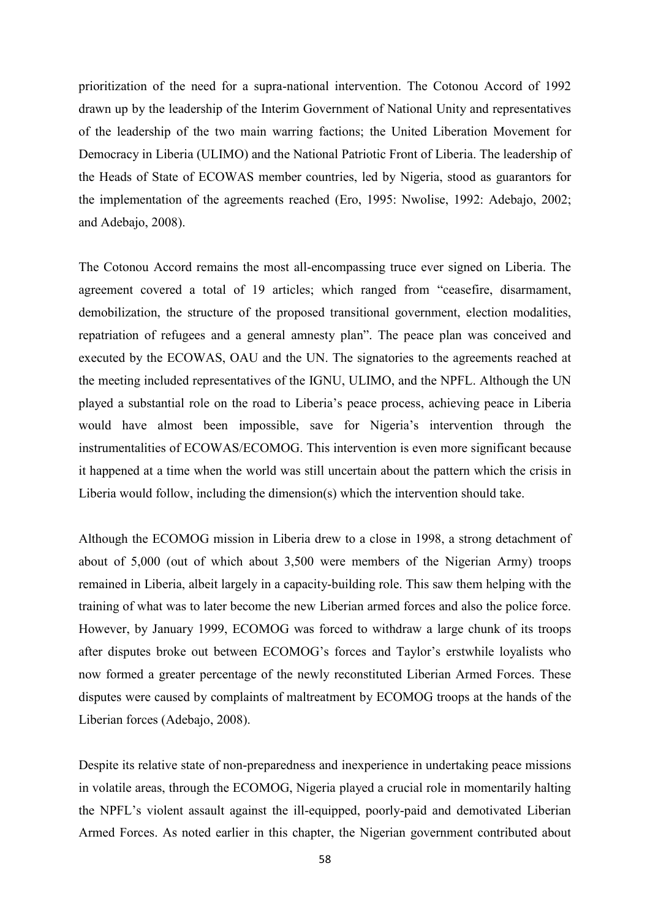prioritization of the need for a supra-national intervention. The Cotonou Accord of 1992 drawn up by the leadership of the Interim Government of National Unity and representatives of the leadership of the two main warring factions; the United Liberation Movement for Democracy in Liberia (ULIMO) and the National Patriotic Front of Liberia. The leadership of the Heads of State of ECOWAS member countries, led by Nigeria, stood as guarantors for the implementation of the agreements reached (Ero, 1995: Nwolise, 1992: Adebajo, 2002; and Adebajo, 2008).

The Cotonou Accord remains the most all-encompassing truce ever signed on Liberia. The agreement covered a total of 19 articles; which ranged from "ceasefire, disarmament, demobilization, the structure of the proposed transitional government, election modalities, repatriation of refugees and a general amnesty plan". The peace plan was conceived and executed by the ECOWAS, OAU and the UN. The signatories to the agreements reached at the meeting included representatives of the IGNU, ULIMO, and the NPFL. Although the UN played a substantial role on the road to Liberia's peace process, achieving peace in Liberia would have almost been impossible, save for Nigeria's intervention through the instrumentalities of ECOWAS/ECOMOG. This intervention is even more significant because it happened at a time when the world was still uncertain about the pattern which the crisis in Liberia would follow, including the dimension(s) which the intervention should take.

Although the ECOMOG mission in Liberia drew to a close in 1998, a strong detachment of about of 5,000 (out of which about 3,500 were members of the Nigerian Army) troops remained in Liberia, albeit largely in a capacity-building role. This saw them helping with the training of what was to later become the new Liberian armed forces and also the police force. However, by January 1999, ECOMOG was forced to withdraw a large chunk of its troops after disputes broke out between ECOMOG's forces and Taylor's erstwhile loyalists who now formed a greater percentage of the newly reconstituted Liberian Armed Forces. These disputes were caused by complaints of maltreatment by ECOMOG troops at the hands of the Liberian forces (Adebajo, 2008).

Despite its relative state of non-preparedness and inexperience in undertaking peace missions in volatile areas, through the ECOMOG, Nigeria played a crucial role in momentarily halting the NPFL's violent assault against the ill-equipped, poorly-paid and demotivated Liberian Armed Forces. As noted earlier in this chapter, the Nigerian government contributed about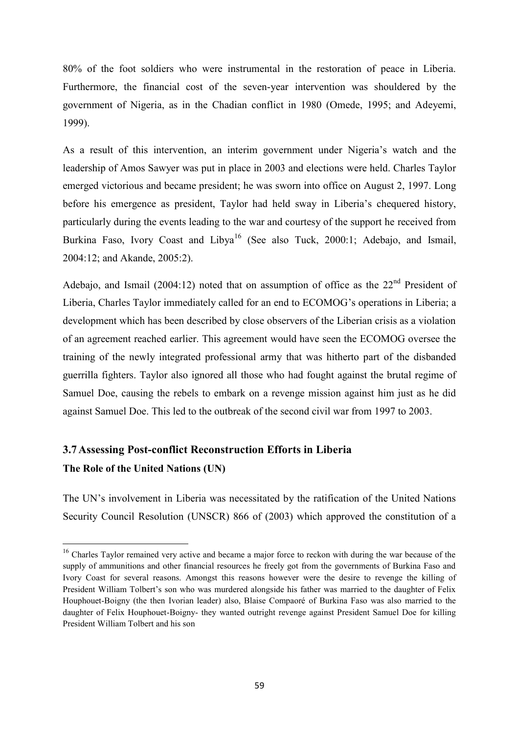80% of the foot soldiers who were instrumental in the restoration of peace in Liberia. Furthermore, the financial cost of the seven-year intervention was shouldered by the government of Nigeria, as in the Chadian conflict in 1980 (Omede, 1995; and Adeyemi, 1999).

As a result of this intervention, an interim government under Nigeria's watch and the leadership of Amos Sawyer was put in place in 2003 and elections were held. Charles Taylor emerged victorious and became president; he was sworn into office on August 2, 1997. Long before his emergence as president, Taylor had held sway in Liberia's chequered history, particularly during the events leading to the war and courtesy of the support he received from Burkina Faso, Ivory Coast and Libya[16] (See also Tuck, 2000:1; Adebajo, and Ismail, 2004:12; and Akande, 2005:2).

Adebajo, and Ismail (2004:12) noted that on assumption of office as the 22nd President of Liberia, Charles Taylor immediately called for an end to ECOMOG's operations in Liberia; a development which has been described by close observers of the Liberian crisis as a violation of an agreement reached earlier. This agreement would have seen the ECOMOG oversee the training of the newly integrated professional army that was hitherto part of the disbanded guerrilla fighters. Taylor also ignored all those who had fought against the brutal regime of Samuel Doe, causing the rebels to embark on a revenge mission against him just as he did against Samuel Doe. This led to the outbreak of the second civil war from 1997 to 2003.

## 3.7 Assessing Post-conflict Reconstruction Efforts in Liberia

### The Role of the United Nations (UN)

The UN's involvement in Liberia was necessitated by the ratification of the United Nations Security Council Resolution (UNSCR) 866 of (2003) which approved the constitution of a

---

[16] Charles Taylor remained very active and became a major force to reckon with during the war because of the supply of ammunitions and other financial resources he freely got from the governments of Burkina Faso and Ivory Coast for several reasons. Amongst this reasons however were the desire to revenge the killing of President William Tolbert's son who was murdered alongside his father was married to the daughter of Felix Houphouet-Boigny (the then Ivorian leader) also, Blaise Compaoré of Burkina Faso was also married to the daughter of Felix Houphouet-Boigny- they wanted outright revenge against President Samuel Doe for killing President William Tolbert and his son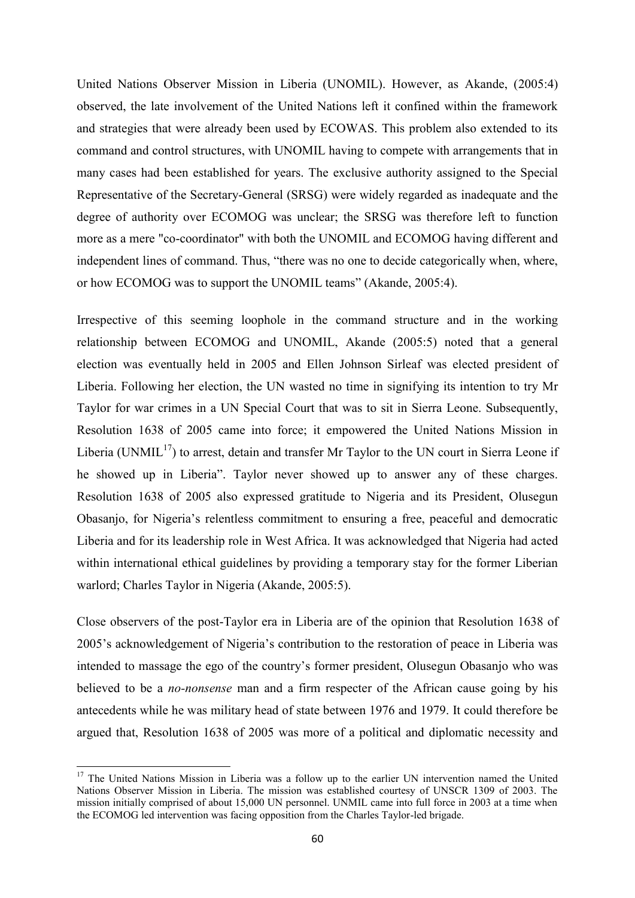United Nations Observer Mission in Liberia (UNOMIL). However, as Akande, (2005:4) observed, the late involvement of the United Nations left it confined within the framework and strategies that were already been used by ECOWAS. This problem also extended to its command and control structures, with UNOMIL having to compete with arrangements that in many cases had been established for years. The exclusive authority assigned to the Special Representative of the Secretary-General (SRSG) were widely regarded as inadequate and the degree of authority over ECOMOG was unclear; the SRSG was therefore left to function more as a mere "co-coordinator" with both the UNOMIL and ECOMOG having different and independent lines of command. Thus, "there was no one to decide categorically when, where, or how ECOMOG was to support the UNOMIL teams" (Akande, 2005:4).

Irrespective of this seeming loophole in the command structure and in the working relationship between ECOMOG and UNOMIL, Akande (2005:5) noted that a general election was eventually held in 2005 and Ellen Johnson Sirleaf was elected president of Liberia. Following her election, the UN wasted no time in signifying its intention to try Mr Taylor for war crimes in a UN Special Court that was to sit in Sierra Leone. Subsequently, Resolution 1638 of 2005 came into force; it empowered the United Nations Mission in Liberia (UNMIL[17]) to arrest, detain and transfer Mr Taylor to the UN court in Sierra Leone if he showed up in Liberia". Taylor never showed up to answer any of these charges. Resolution 1638 of 2005 also expressed gratitude to Nigeria and its President, Olusegun Obasanjo, for Nigeria's relentless commitment to ensuring a free, peaceful and democratic Liberia and for its leadership role in West Africa. It was acknowledged that Nigeria had acted within international ethical guidelines by providing a temporary stay for the former Liberian warlord; Charles Taylor in Nigeria (Akande, 2005:5).

Close observers of the post-Taylor era in Liberia are of the opinion that Resolution 1638 of 2005's acknowledgement of Nigeria's contribution to the restoration of peace in Liberia was intended to massage the ego of the country's former president, Olusegun Obasanjo who was believed to be a *no-nonsense* man and a firm respecter of the African cause going by his antecedents while he was military head of state between 1976 and 1979. It could therefore be argued that, Resolution 1638 of 2005 was more of a political and diplomatic necessity and

---

[17] The United Nations Mission in Liberia was a follow up to the earlier UN intervention named the United Nations Observer Mission in Liberia. The mission was established courtesy of UNSCR 1309 of 2003. The mission initially comprised of about 15,000 UN personnel. UNMIL came into full force in 2003 at a time when the ECOMOG led intervention was facing opposition from the Charles Taylor-led brigade.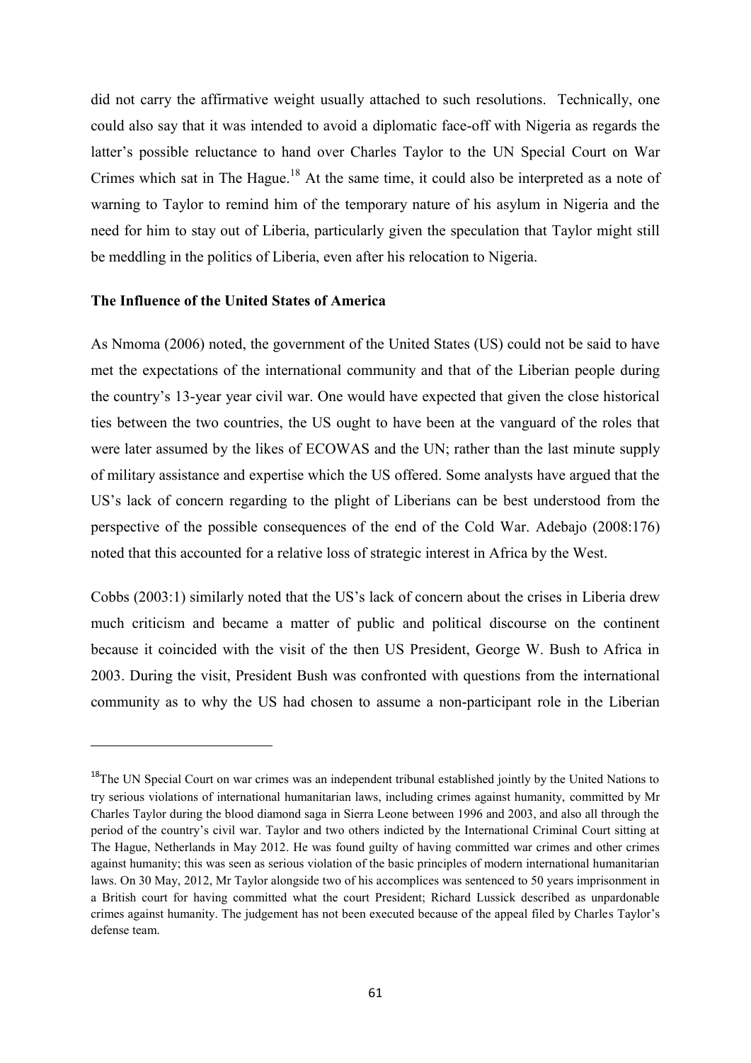did not carry the affirmative weight usually attached to such resolutions. Technically, one could also say that it was intended to avoid a diplomatic face-off with Nigeria as regards the latter's possible reluctance to hand over Charles Taylor to the UN Special Court on War Crimes which sat in The Hague.[18] At the same time, it could also be interpreted as a note of warning to Taylor to remind him of the temporary nature of his asylum in Nigeria and the need for him to stay out of Liberia, particularly given the speculation that Taylor might still be meddling in the politics of Liberia, even after his relocation to Nigeria.

**The Influence of the United States of America**

As Nmoma (2006) noted, the government of the United States (US) could not be said to have met the expectations of the international community and that of the Liberian people during the country's 13-year year civil war. One would have expected that given the close historical ties between the two countries, the US ought to have been at the vanguard of the roles that were later assumed by the likes of ECOWAS and the UN; rather than the last minute supply of military assistance and expertise which the US offered. Some analysts have argued that the US's lack of concern regarding to the plight of Liberians can be best understood from the perspective of the possible consequences of the end of the Cold War. Adebajo (2008:176) noted that this accounted for a relative loss of strategic interest in Africa by the West.

Cobbs (2003:1) similarly noted that the US's lack of concern about the crises in Liberia drew much criticism and became a matter of public and political discourse on the continent because it coincided with the visit of the then US President, George W. Bush to Africa in 2003. During the visit, President Bush was confronted with questions from the international community as to why the US had chosen to assume a non-participant role in the Liberian

[18] The UN Special Court on war crimes was an independent tribunal established jointly by the United Nations to try serious violations of international humanitarian laws, including crimes against humanity, committed by Mr Charles Taylor during the blood diamond saga in Sierra Leone between 1996 and 2003, and also all through the period of the country's civil war. Taylor and two others indicted by the International Criminal Court sitting at The Hague, Netherlands in May 2012. He was found guilty of having committed war crimes and other crimes against humanity; this was seen as serious violation of the basic principles of modern international humanitarian laws. On 30 May, 2012, Mr Taylor alongside two of his accomplices was sentenced to 50 years imprisonment in a British court for having committed what the court President; Richard Lussick described as unpardonable crimes against humanity. The judgement has not been executed because of the appeal filed by Charles Taylor's defense team.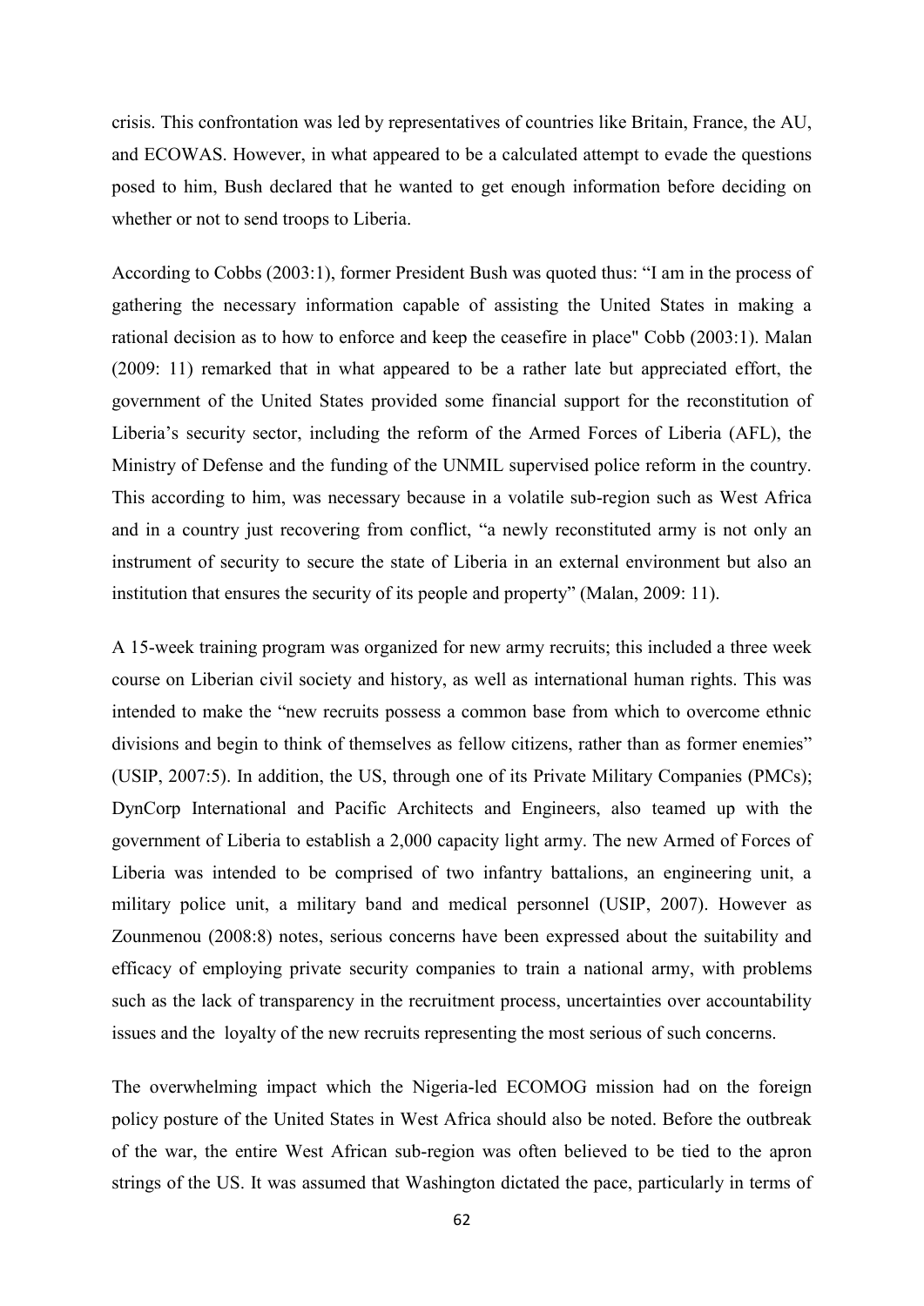crisis. This confrontation was led by representatives of countries like Britain, France, the AU, and ECOWAS. However, in what appeared to be a calculated attempt to evade the questions posed to him, Bush declared that he wanted to get enough information before deciding on whether or not to send troops to Liberia.

According to Cobbs (2003:1), former President Bush was quoted thus: "I am in the process of gathering the necessary information capable of assisting the United States in making a rational decision as to how to enforce and keep the ceasefire in place" Cobb (2003:1). Malan (2009: 11) remarked that in what appeared to be a rather late but appreciated effort, the government of the United States provided some financial support for the reconstitution of Liberia's security sector, including the reform of the Armed Forces of Liberia (AFL), the Ministry of Defense and the funding of the UNMIL supervised police reform in the country. This according to him, was necessary because in a volatile sub-region such as West Africa and in a country just recovering from conflict, "a newly reconstituted army is not only an instrument of security to secure the state of Liberia in an external environment but also an institution that ensures the security of its people and property" (Malan, 2009: 11).

A 15-week training program was organized for new army recruits; this included a three week course on Liberian civil society and history, as well as international human rights. This was intended to make the "new recruits possess a common base from which to overcome ethnic divisions and begin to think of themselves as fellow citizens, rather than as former enemies" (USIP, 2007:5). In addition, the US, through one of its Private Military Companies (PMCs); DynCorp International and Pacific Architects and Engineers, also teamed up with the government of Liberia to establish a 2,000 capacity light army. The new Armed of Forces of Liberia was intended to be comprised of two infantry battalions, an engineering unit, a military police unit, a military band and medical personnel (USIP, 2007). However as Zounmenou (2008:8) notes, serious concerns have been expressed about the suitability and efficacy of employing private security companies to train a national army, with problems such as the lack of transparency in the recruitment process, uncertainties over accountability issues and the loyalty of the new recruits representing the most serious of such concerns.

The overwhelming impact which the Nigeria-led ECOMOG mission had on the foreign policy posture of the United States in West Africa should also be noted. Before the outbreak of the war, the entire West African sub-region was often believed to be tied to the apron strings of the US. It was assumed that Washington dictated the pace, particularly in terms of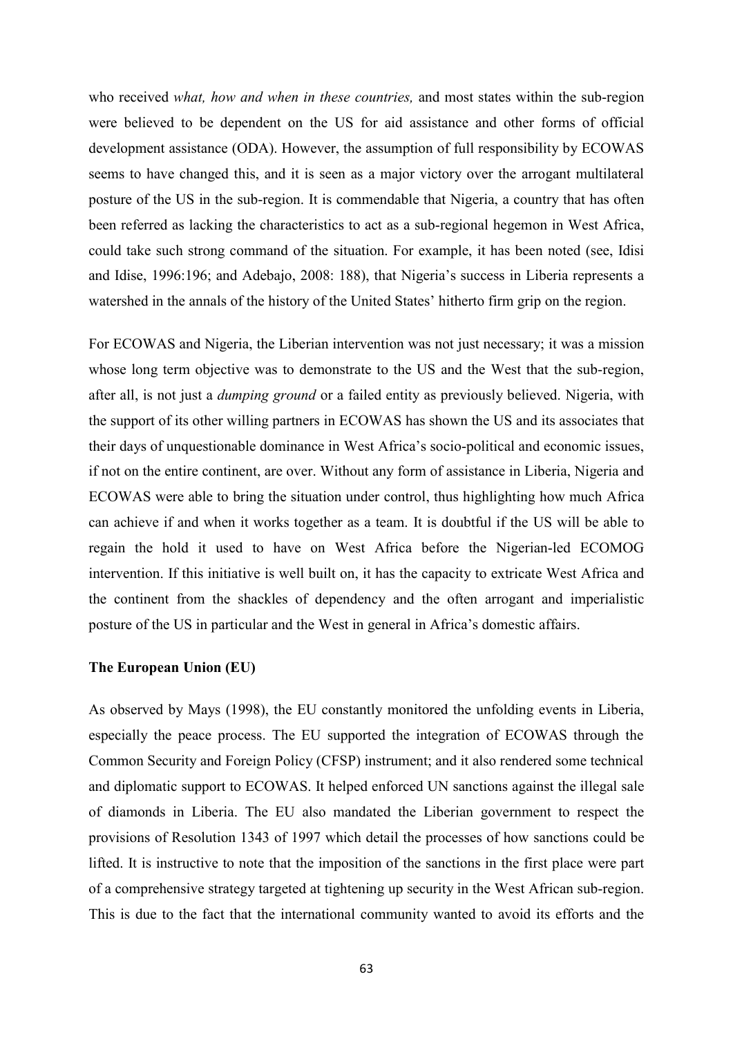who received *what, how and when in these countries,* and most states within the sub-region were believed to be dependent on the US for aid assistance and other forms of official development assistance (ODA). However, the assumption of full responsibility by ECOWAS seems to have changed this, and it is seen as a major victory over the arrogant multilateral posture of the US in the sub-region. It is commendable that Nigeria, a country that has often been referred as lacking the characteristics to act as a sub-regional hegemon in West Africa, could take such strong command of the situation. For example, it has been noted (see, Idisi and Idise, 1996:196; and Adebajo, 2008: 188), that Nigeria's success in Liberia represents a watershed in the annals of the history of the United States' hitherto firm grip on the region.

For ECOWAS and Nigeria, the Liberian intervention was not just necessary; it was a mission whose long term objective was to demonstrate to the US and the West that the sub-region, after all, is not just a *dumping ground* or a failed entity as previously believed. Nigeria, with the support of its other willing partners in ECOWAS has shown the US and its associates that their days of unquestionable dominance in West Africa's socio-political and economic issues, if not on the entire continent, are over. Without any form of assistance in Liberia, Nigeria and ECOWAS were able to bring the situation under control, thus highlighting how much Africa can achieve if and when it works together as a team. It is doubtful if the US will be able to regain the hold it used to have on West Africa before the Nigerian-led ECOMOG intervention. If this initiative is well built on, it has the capacity to extricate West Africa and the continent from the shackles of dependency and the often arrogant and imperialistic posture of the US in particular and the West in general in Africa's domestic affairs.

**The European Union (EU)**

As observed by Mays (1998), the EU constantly monitored the unfolding events in Liberia, especially the peace process. The EU supported the integration of ECOWAS through the Common Security and Foreign Policy (CFSP) instrument; and it also rendered some technical and diplomatic support to ECOWAS. It helped enforced UN sanctions against the illegal sale of diamonds in Liberia. The EU also mandated the Liberian government to respect the provisions of Resolution 1343 of 1997 which detail the processes of how sanctions could be lifted. It is instructive to note that the imposition of the sanctions in the first place were part of a comprehensive strategy targeted at tightening up security in the West African sub-region. This is due to the fact that the international community wanted to avoid its efforts and the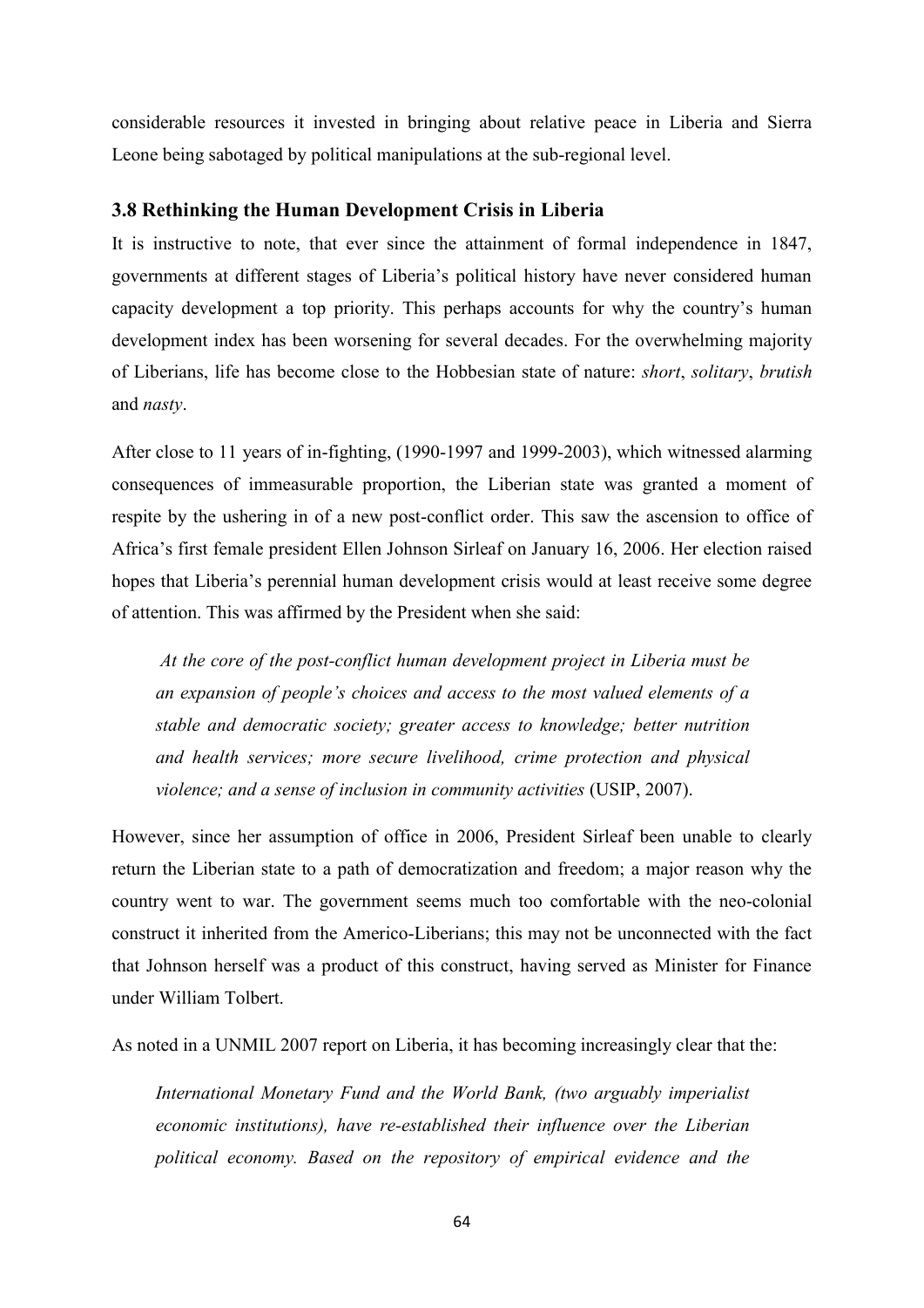considerable resources it invested in bringing about relative peace in Liberia and Sierra Leone being sabotaged by political manipulations at the sub-regional level.

### 3.8 Rethinking the Human Development Crisis in Liberia

It is instructive to note, that ever since the attainment of formal independence in 1847, governments at different stages of Liberia's political history have never considered human capacity development a top priority. This perhaps accounts for why the country's human development index has been worsening for several decades. For the overwhelming majority of Liberians, life has become close to the Hobbesian state of nature: *short*, *solitary*, *brutish* and *nasty*.

After close to 11 years of in-fighting, (1990-1997 and 1999-2003), which witnessed alarming consequences of immeasurable proportion, the Liberian state was granted a moment of respite by the ushering in of a new post-conflict order. This saw the ascension to office of Africa's first female president Ellen Johnson Sirleaf on January 16, 2006. Her election raised hopes that Liberia's perennial human development crisis would at least receive some degree of attention. This was affirmed by the President when she said:

> *At the core of the post-conflict human development project in Liberia must be an expansion of people's choices and access to the most valued elements of a stable and democratic society; greater access to knowledge; better nutrition and health services; more secure livelihood, crime protection and physical violence; and a sense of inclusion in community activities* (USIP, 2007).

However, since her assumption of office in 2006, President Sirleaf been unable to clearly return the Liberian state to a path of democratization and freedom; a major reason why the country went to war. The government seems much too comfortable with the neo-colonial construct it inherited from the Americo-Liberians; this may not be unconnected with the fact that Johnson herself was a product of this construct, having served as Minister for Finance under William Tolbert.

As noted in a UNMIL 2007 report on Liberia, it has becoming increasingly clear that the:

> *International Monetary Fund and the World Bank, (two arguably imperialist economic institutions), have re-established their influence over the Liberian political economy. Based on the repository of empirical evidence and the*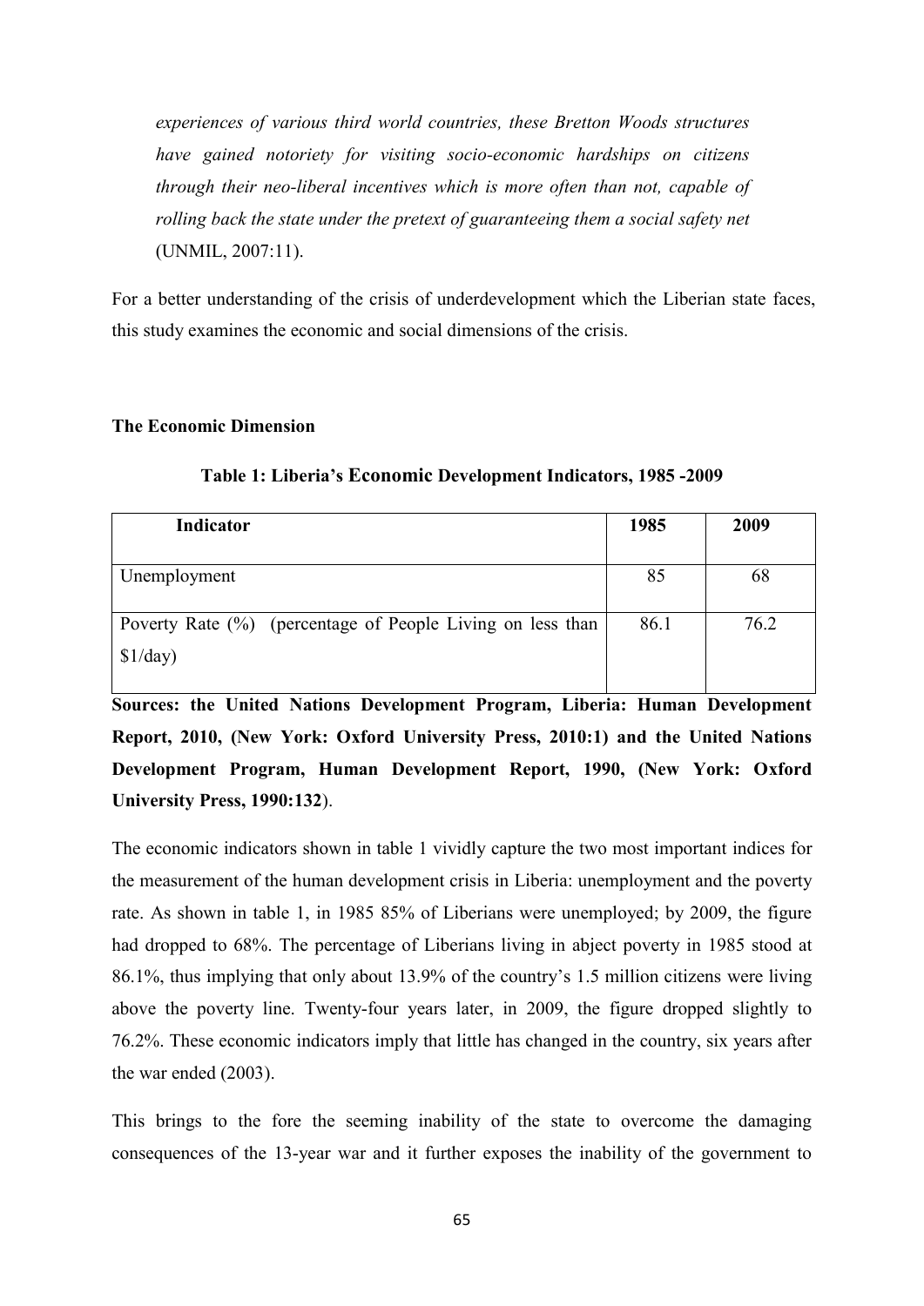*experiences of various third world countries, these Bretton Woods structures have gained notoriety for visiting socio-economic hardships on citizens through their neo-liberal incentives which is more often than not, capable of rolling back the state under the pretext of guaranteeing them a social safety net* (UNMIL, 2007:11).

For a better understanding of the crisis of underdevelopment which the Liberian state faces, this study examines the economic and social dimensions of the crisis.

### The Economic Dimension

**Table 1: Liberia's Economic Development Indicators, 1985 -2009**

| Indicator | 1985 | 2009 |
|---|---|---|
| Unemployment | 85 | 68 |
| Poverty Rate (%) (percentage of People Living on less than $1/day) | 86.1 | 76.2 |

**Sources: the United Nations Development Program, Liberia: Human Development Report, 2010, (New York: Oxford University Press, 2010:1) and the United Nations Development Program, Human Development Report, 1990, (New York: Oxford University Press, 1990:132**).

The economic indicators shown in table 1 vividly capture the two most important indices for the measurement of the human development crisis in Liberia: unemployment and the poverty rate. As shown in table 1, in 1985 85% of Liberians were unemployed; by 2009, the figure had dropped to 68%. The percentage of Liberians living in abject poverty in 1985 stood at 86.1%, thus implying that only about 13.9% of the country's 1.5 million citizens were living above the poverty line. Twenty-four years later, in 2009, the figure dropped slightly to 76.2%. These economic indicators imply that little has changed in the country, six years after the war ended (2003).

This brings to the fore the seeming inability of the state to overcome the damaging consequences of the 13-year war and it further exposes the inability of the government to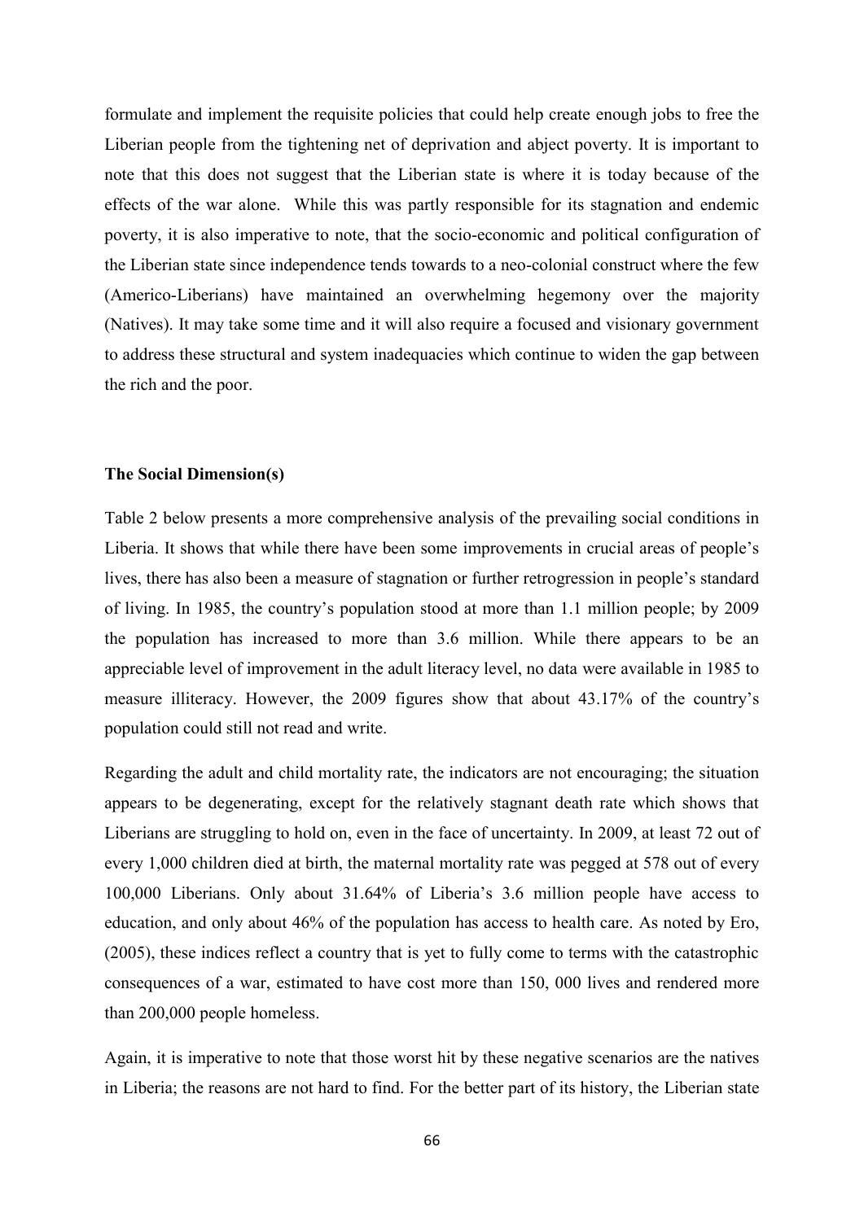formulate and implement the requisite policies that could help create enough jobs to free the Liberian people from the tightening net of deprivation and abject poverty. It is important to note that this does not suggest that the Liberian state is where it is today because of the effects of the war alone. While this was partly responsible for its stagnation and endemic poverty, it is also imperative to note, that the socio-economic and political configuration of the Liberian state since independence tends towards to a neo-colonial construct where the few (Americo-Liberians) have maintained an overwhelming hegemony over the majority (Natives). It may take some time and it will also require a focused and visionary government to address these structural and system inadequacies which continue to widen the gap between the rich and the poor.

**The Social Dimension(s)**

Table 2 below presents a more comprehensive analysis of the prevailing social conditions in Liberia. It shows that while there have been some improvements in crucial areas of people's lives, there has also been a measure of stagnation or further retrogression in people's standard of living. In 1985, the country's population stood at more than 1.1 million people; by 2009 the population has increased to more than 3.6 million. While there appears to be an appreciable level of improvement in the adult literacy level, no data were available in 1985 to measure illiteracy. However, the 2009 figures show that about 43.17% of the country's population could still not read and write.

Regarding the adult and child mortality rate, the indicators are not encouraging; the situation appears to be degenerating, except for the relatively stagnant death rate which shows that Liberians are struggling to hold on, even in the face of uncertainty. In 2009, at least 72 out of every 1,000 children died at birth, the maternal mortality rate was pegged at 578 out of every 100,000 Liberians. Only about 31.64% of Liberia's 3.6 million people have access to education, and only about 46% of the population has access to health care. As noted by Ero, (2005), these indices reflect a country that is yet to fully come to terms with the catastrophic consequences of a war, estimated to have cost more than 150, 000 lives and rendered more than 200,000 people homeless.

Again, it is imperative to note that those worst hit by these negative scenarios are the natives in Liberia; the reasons are not hard to find. For the better part of its history, the Liberian state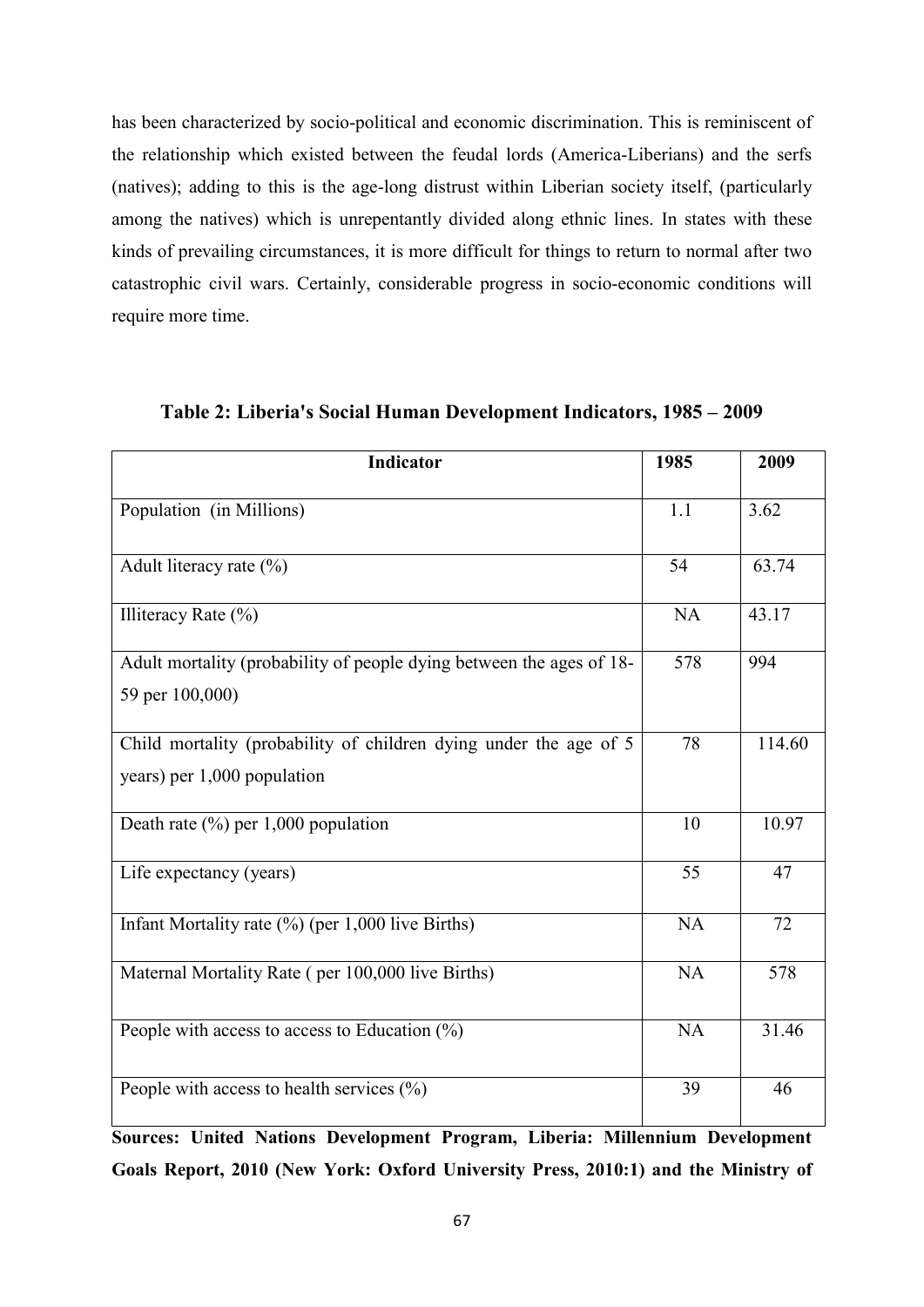has been characterized by socio-political and economic discrimination. This is reminiscent of the relationship which existed between the feudal lords (America-Liberians) and the serfs (natives); adding to this is the age-long distrust within Liberian society itself, (particularly among the natives) which is unrepentantly divided along ethnic lines. In states with these kinds of prevailing circumstances, it is more difficult for things to return to normal after two catastrophic civil wars. Certainly, considerable progress in socio-economic conditions will require more time.

**Table 2: Liberia's Social Human Development Indicators, 1985 – 2009**

| Indicator | 1985 | 2009 |
|---|---|---|
| Population (in Millions) | 1.1 | 3.62 |
| Adult literacy rate (%) | 54 | 63.74 |
| Illiteracy Rate (%) | NA | 43.17 |
| Adult mortality (probability of people dying between the ages of 18-59 per 100,000) | 578 | 994 |
| Child mortality (probability of children dying under the age of 5 years) per 1,000 population | 78 | 114.60 |
| Death rate (%) per 1,000 population | 10 | 10.97 |
| Life expectancy (years) | 55 | 47 |
| Infant Mortality rate (%) (per 1,000 live Births) | NA | 72 |
| Maternal Mortality Rate ( per 100,000 live Births) | NA | 578 |
| People with access to access to Education (%) | NA | 31.46 |
| People with access to health services (%) | 39 | 46 |

**Sources: United Nations Development Program, Liberia: Millennium Development Goals Report, 2010 (New York: Oxford University Press, 2010:1) and the Ministry of**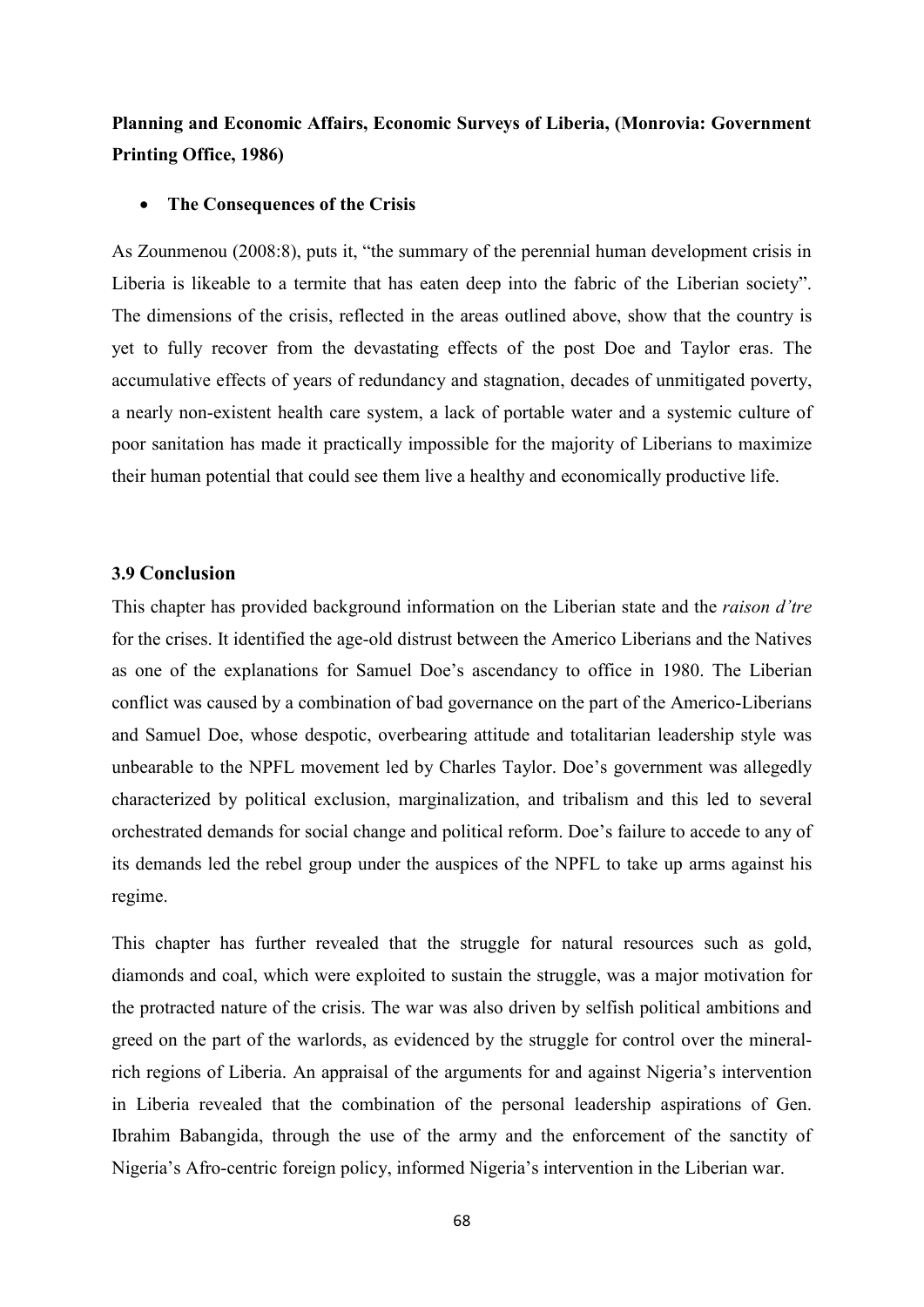**Planning and Economic Affairs, Economic Surveys of Liberia, (Monrovia: Government Printing Office, 1986)**

- **The Consequences of the Crisis**

As Zounmenou (2008:8), puts it, "the summary of the perennial human development crisis in Liberia is likeable to a termite that has eaten deep into the fabric of the Liberian society". The dimensions of the crisis, reflected in the areas outlined above, show that the country is yet to fully recover from the devastating effects of the post Doe and Taylor eras. The accumulative effects of years of redundancy and stagnation, decades of unmitigated poverty, a nearly non-existent health care system, a lack of portable water and a systemic culture of poor sanitation has made it practically impossible for the majority of Liberians to maximize their human potential that could see them live a healthy and economically productive life.

### 3.9 Conclusion

This chapter has provided background information on the Liberian state and the *raison d'tre* for the crises. It identified the age-old distrust between the Americo Liberians and the Natives as one of the explanations for Samuel Doe's ascendancy to office in 1980. The Liberian conflict was caused by a combination of bad governance on the part of the Americo-Liberians and Samuel Doe, whose despotic, overbearing attitude and totalitarian leadership style was unbearable to the NPFL movement led by Charles Taylor. Doe's government was allegedly characterized by political exclusion, marginalization, and tribalism and this led to several orchestrated demands for social change and political reform. Doe's failure to accede to any of its demands led the rebel group under the auspices of the NPFL to take up arms against his regime.

This chapter has further revealed that the struggle for natural resources such as gold, diamonds and coal, which were exploited to sustain the struggle, was a major motivation for the protracted nature of the crisis. The war was also driven by selfish political ambitions and greed on the part of the warlords, as evidenced by the struggle for control over the mineral-rich regions of Liberia. An appraisal of the arguments for and against Nigeria's intervention in Liberia revealed that the combination of the personal leadership aspirations of Gen. Ibrahim Babangida, through the use of the army and the enforcement of the sanctity of Nigeria's Afro-centric foreign policy, informed Nigeria's intervention in the Liberian war.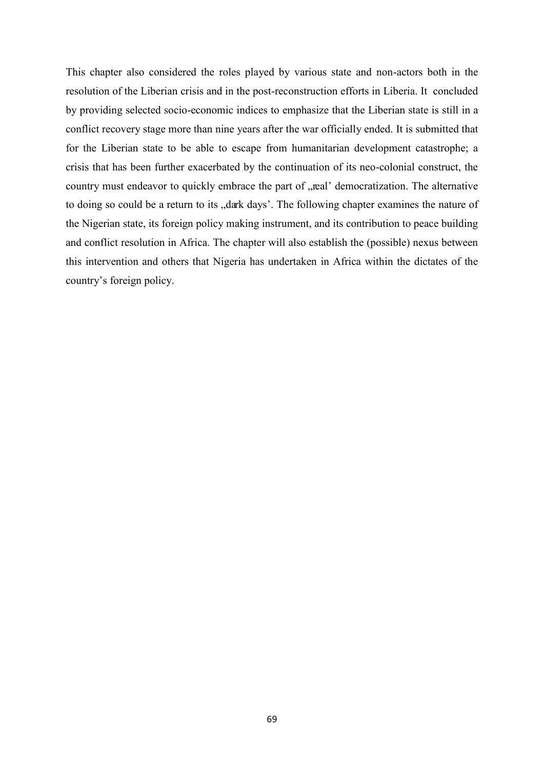This chapter also considered the roles played by various state and non-actors both in the resolution of the Liberian crisis and in the post-reconstruction efforts in Liberia. It concluded by providing selected socio-economic indices to emphasize that the Liberian state is still in a conflict recovery stage more than nine years after the war officially ended. It is submitted that for the Liberian state to be able to escape from humanitarian development catastrophe; a crisis that has been further exacerbated by the continuation of its neo-colonial construct, the country must endeavor to quickly embrace the part of „real' democratization. The alternative to doing so could be a return to its „dark days'. The following chapter examines the nature of the Nigerian state, its foreign policy making instrument, and its contribution to peace building and conflict resolution in Africa. The chapter will also establish the (possible) nexus between this intervention and others that Nigeria has undertaken in Africa within the dictates of the country's foreign policy.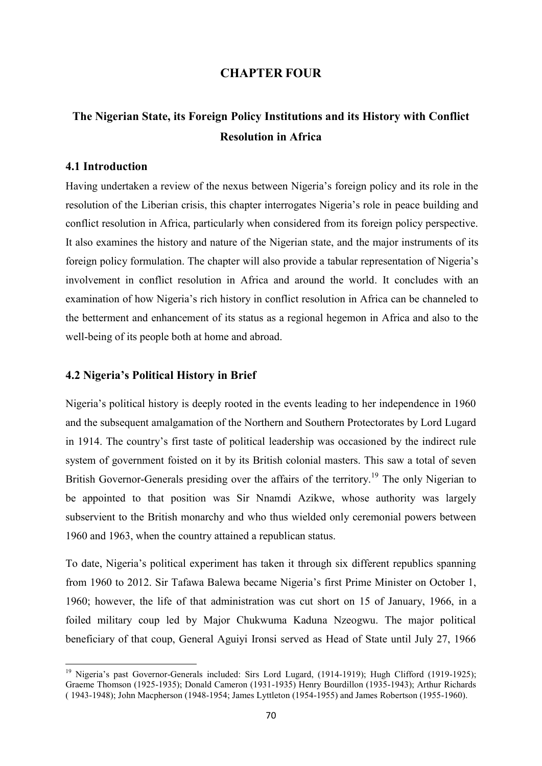# CHAPTER FOUR

## The Nigerian State, its Foreign Policy Institutions and its History with Conflict Resolution in Africa

### 4.1 Introduction

Having undertaken a review of the nexus between Nigeria's foreign policy and its role in the resolution of the Liberian crisis, this chapter interrogates Nigeria's role in peace building and conflict resolution in Africa, particularly when considered from its foreign policy perspective. It also examines the history and nature of the Nigerian state, and the major instruments of its foreign policy formulation. The chapter will also provide a tabular representation of Nigeria's involvement in conflict resolution in Africa and around the world. It concludes with an examination of how Nigeria's rich history in conflict resolution in Africa can be channeled to the betterment and enhancement of its status as a regional hegemon in Africa and also to the well-being of its people both at home and abroad.

### 4.2 Nigeria's Political History in Brief

Nigeria's political history is deeply rooted in the events leading to her independence in 1960 and the subsequent amalgamation of the Northern and Southern Protectorates by Lord Lugard in 1914. The country's first taste of political leadership was occasioned by the indirect rule system of government foisted on it by its British colonial masters. This saw a total of seven British Governor-Generals presiding over the affairs of the territory.[19] The only Nigerian to be appointed to that position was Sir Nnamdi Azikwe, whose authority was largely subservient to the British monarchy and who thus wielded only ceremonial powers between 1960 and 1963, when the country attained a republican status.

To date, Nigeria's political experiment has taken it through six different republics spanning from 1960 to 2012. Sir Tafawa Balewa became Nigeria's first Prime Minister on October 1, 1960; however, the life of that administration was cut short on 15 of January, 1966, in a foiled military coup led by Major Chukwuma Kaduna Nzeogwu. The major political beneficiary of that coup, General Aguiyi Ironsi served as Head of State until July 27, 1966

---

[19] Nigeria's past Governor-Generals included: Sirs Lord Lugard, (1914-1919); Hugh Clifford (1919-1925); Graeme Thomson (1925-1935); Donald Cameron (1931-1935) Henry Bourdillon (1935-1943); Arthur Richards ( 1943-1948); John Macpherson (1948-1954; James Lyttleton (1954-1955) and James Robertson (1955-1960).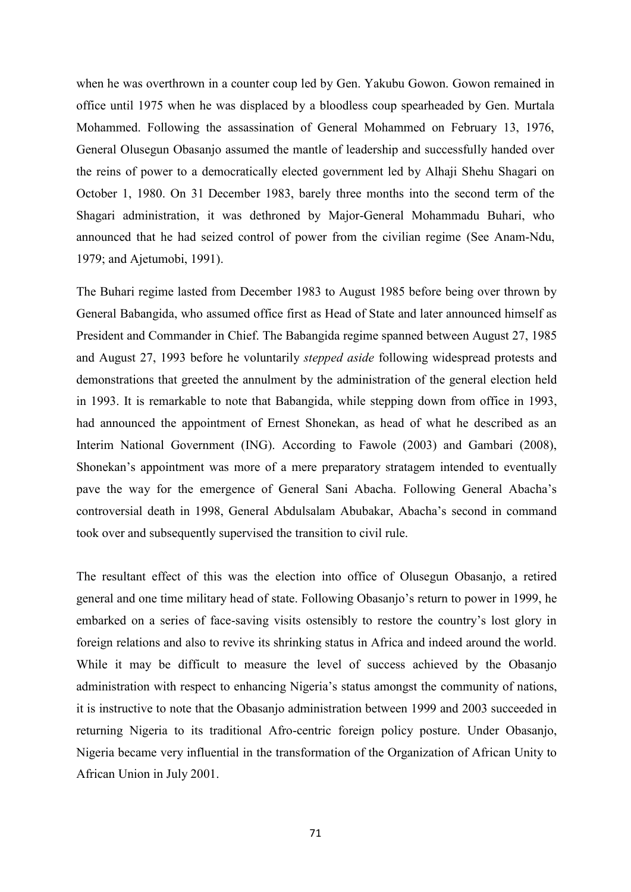when he was overthrown in a counter coup led by Gen. Yakubu Gowon. Gowon remained in office until 1975 when he was displaced by a bloodless coup spearheaded by Gen. Murtala Mohammed. Following the assassination of General Mohammed on February 13, 1976, General Olusegun Obasanjo assumed the mantle of leadership and successfully handed over the reins of power to a democratically elected government led by Alhaji Shehu Shagari on October 1, 1980. On 31 December 1983, barely three months into the second term of the Shagari administration, it was dethroned by Major-General Mohammadu Buhari, who announced that he had seized control of power from the civilian regime (See Anam-Ndu, 1979; and Ajetumobi, 1991).

The Buhari regime lasted from December 1983 to August 1985 before being over thrown by General Babangida, who assumed office first as Head of State and later announced himself as President and Commander in Chief. The Babangida regime spanned between August 27, 1985 and August 27, 1993 before he voluntarily *stepped aside* following widespread protests and demonstrations that greeted the annulment by the administration of the general election held in 1993. It is remarkable to note that Babangida, while stepping down from office in 1993, had announced the appointment of Ernest Shonekan, as head of what he described as an Interim National Government (ING). According to Fawole (2003) and Gambari (2008), Shonekan's appointment was more of a mere preparatory stratagem intended to eventually pave the way for the emergence of General Sani Abacha. Following General Abacha's controversial death in 1998, General Abdulsalam Abubakar, Abacha's second in command took over and subsequently supervised the transition to civil rule.

The resultant effect of this was the election into office of Olusegun Obasanjo, a retired general and one time military head of state. Following Obasanjo's return to power in 1999, he embarked on a series of face-saving visits ostensibly to restore the country's lost glory in foreign relations and also to revive its shrinking status in Africa and indeed around the world. While it may be difficult to measure the level of success achieved by the Obasanjo administration with respect to enhancing Nigeria's status amongst the community of nations, it is instructive to note that the Obasanjo administration between 1999 and 2003 succeeded in returning Nigeria to its traditional Afro-centric foreign policy posture. Under Obasanjo, Nigeria became very influential in the transformation of the Organization of African Unity to African Union in July 2001.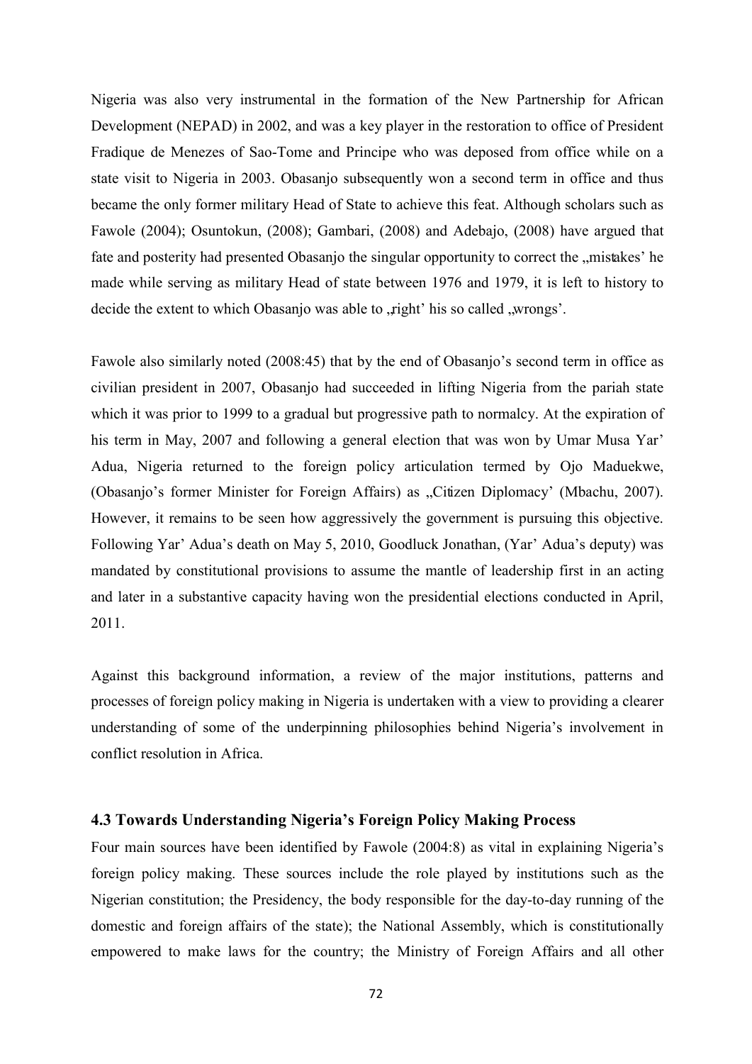Nigeria was also very instrumental in the formation of the New Partnership for African Development (NEPAD) in 2002, and was a key player in the restoration to office of President Fradique de Menezes of Sao-Tome and Principe who was deposed from office while on a state visit to Nigeria in 2003. Obasanjo subsequently won a second term in office and thus became the only former military Head of State to achieve this feat. Although scholars such as Fawole (2004); Osuntokun, (2008); Gambari, (2008) and Adebajo, (2008) have argued that fate and posterity had presented Obasanjo the singular opportunity to correct the „mistakes' he made while serving as military Head of state between 1976 and 1979, it is left to history to decide the extent to which Obasanjo was able to „right' his so called „wrongs'.

Fawole also similarly noted (2008:45) that by the end of Obasanjo's second term in office as civilian president in 2007, Obasanjo had succeeded in lifting Nigeria from the pariah state which it was prior to 1999 to a gradual but progressive path to normalcy. At the expiration of his term in May, 2007 and following a general election that was won by Umar Musa Yar' Adua, Nigeria returned to the foreign policy articulation termed by Ojo Maduekwe, (Obasanjo's former Minister for Foreign Affairs) as „Citizen Diplomacy' (Mbachu, 2007). However, it remains to be seen how aggressively the government is pursuing this objective. Following Yar' Adua's death on May 5, 2010, Goodluck Jonathan, (Yar' Adua's deputy) was mandated by constitutional provisions to assume the mantle of leadership first in an acting and later in a substantive capacity having won the presidential elections conducted in April, 2011.

Against this background information, a review of the major institutions, patterns and processes of foreign policy making in Nigeria is undertaken with a view to providing a clearer understanding of some of the underpinning philosophies behind Nigeria's involvement in conflict resolution in Africa.

### 4.3 Towards Understanding Nigeria's Foreign Policy Making Process

Four main sources have been identified by Fawole (2004:8) as vital in explaining Nigeria's foreign policy making. These sources include the role played by institutions such as the Nigerian constitution; the Presidency, the body responsible for the day-to-day running of the domestic and foreign affairs of the state); the National Assembly, which is constitutionally empowered to make laws for the country; the Ministry of Foreign Affairs and all other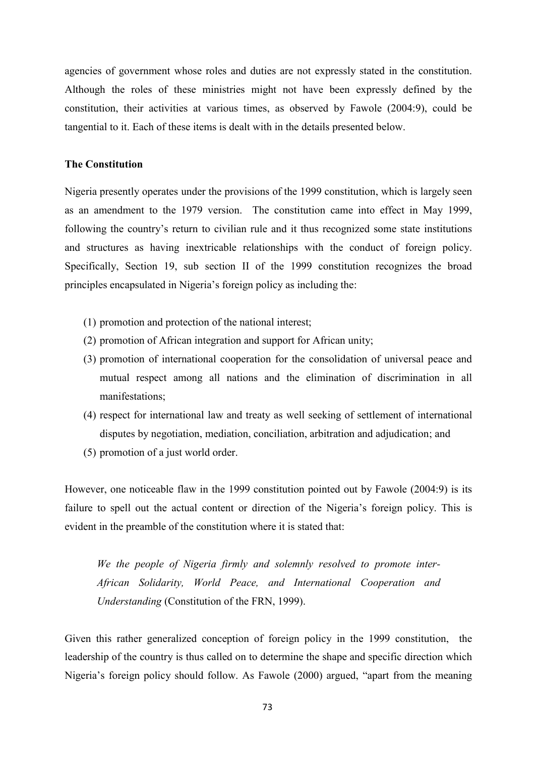agencies of government whose roles and duties are not expressly stated in the constitution. Although the roles of these ministries might not have been expressly defined by the constitution, their activities at various times, as observed by Fawole (2004:9), could be tangential to it. Each of these items is dealt with in the details presented below.

**The Constitution**

Nigeria presently operates under the provisions of the 1999 constitution, which is largely seen as an amendment to the 1979 version. The constitution came into effect in May 1999, following the country's return to civilian rule and it thus recognized some state institutions and structures as having inextricable relationships with the conduct of foreign policy. Specifically, Section 19, sub section II of the 1999 constitution recognizes the broad principles encapsulated in Nigeria's foreign policy as including the:

(1) promotion and protection of the national interest;
(2) promotion of African integration and support for African unity;
(3) promotion of international cooperation for the consolidation of universal peace and mutual respect among all nations and the elimination of discrimination in all manifestations;
(4) respect for international law and treaty as well seeking of settlement of international disputes by negotiation, mediation, conciliation, arbitration and adjudication; and
(5) promotion of a just world order.

However, one noticeable flaw in the 1999 constitution pointed out by Fawole (2004:9) is its failure to spell out the actual content or direction of the Nigeria's foreign policy. This is evident in the preamble of the constitution where it is stated that:

> *We the people of Nigeria firmly and solemnly resolved to promote inter-African Solidarity, World Peace, and International Cooperation and Understanding* (Constitution of the FRN, 1999).

Given this rather generalized conception of foreign policy in the 1999 constitution, the leadership of the country is thus called on to determine the shape and specific direction which Nigeria's foreign policy should follow. As Fawole (2000) argued, "apart from the meaning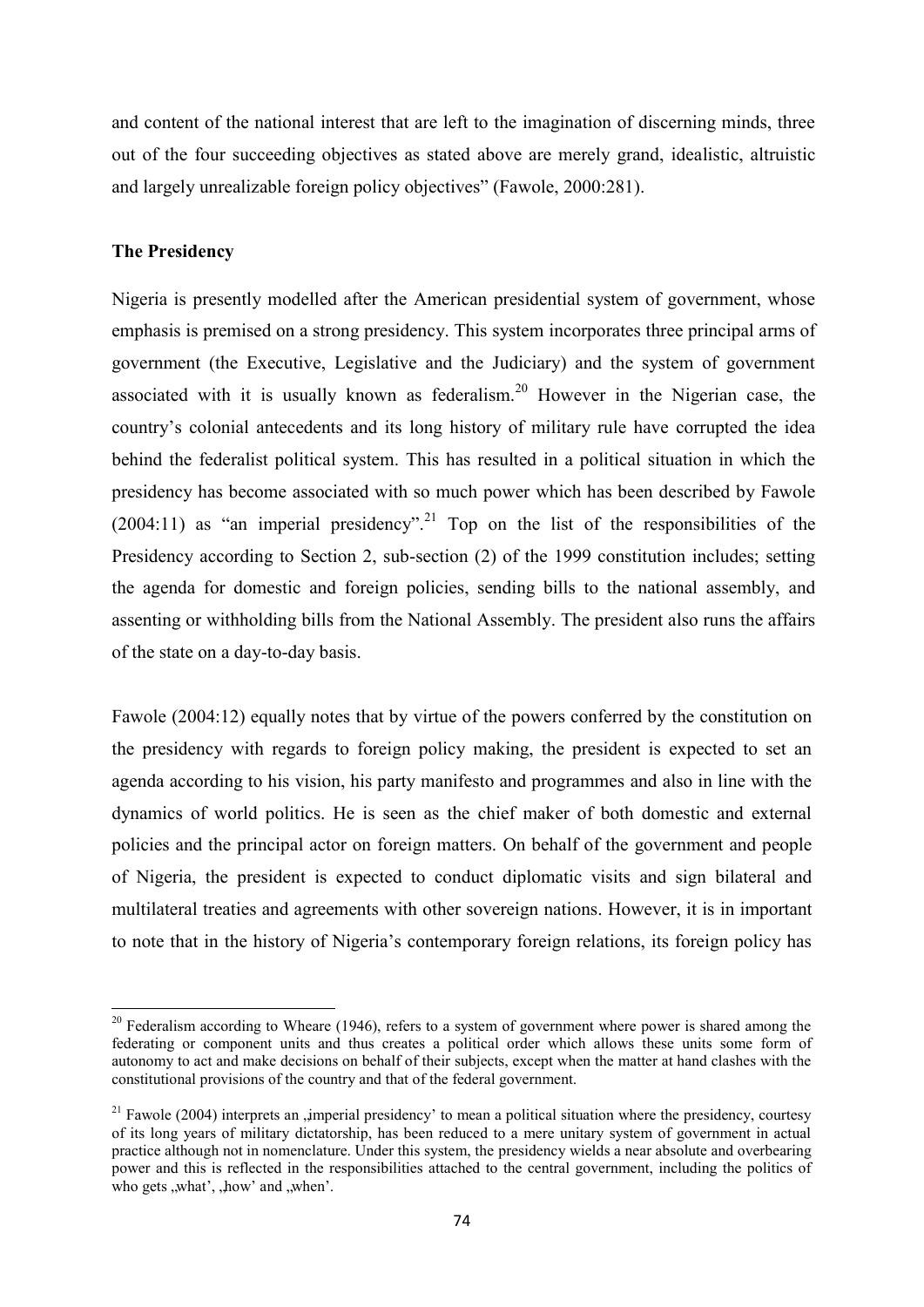and content of the national interest that are left to the imagination of discerning minds, three out of the four succeeding objectives as stated above are merely grand, idealistic, altruistic and largely unrealizable foreign policy objectives" (Fawole, 2000:281).

**The Presidency**

Nigeria is presently modelled after the American presidential system of government, whose emphasis is premised on a strong presidency. This system incorporates three principal arms of government (the Executive, Legislative and the Judiciary) and the system of government associated with it is usually known as federalism.[20] However in the Nigerian case, the country's colonial antecedents and its long history of military rule have corrupted the idea behind the federalist political system. This has resulted in a political situation in which the presidency has become associated with so much power which has been described by Fawole (2004:11) as "an imperial presidency".[21] Top on the list of the responsibilities of the Presidency according to Section 2, sub-section (2) of the 1999 constitution includes; setting the agenda for domestic and foreign policies, sending bills to the national assembly, and assenting or withholding bills from the National Assembly. The president also runs the affairs of the state on a day-to-day basis.

Fawole (2004:12) equally notes that by virtue of the powers conferred by the constitution on the presidency with regards to foreign policy making, the president is expected to set an agenda according to his vision, his party manifesto and programmes and also in line with the dynamics of world politics. He is seen as the chief maker of both domestic and external policies and the principal actor on foreign matters. On behalf of the government and people of Nigeria, the president is expected to conduct diplomatic visits and sign bilateral and multilateral treaties and agreements with other sovereign nations. However, it is in important to note that in the history of Nigeria's contemporary foreign relations, its foreign policy has

---

[20] Federalism according to Wheare (1946), refers to a system of government where power is shared among the federating or component units and thus creates a political order which allows these units some form of autonomy to act and make decisions on behalf of their subjects, except when the matter at hand clashes with the constitutional provisions of the country and that of the federal government.

[21] Fawole (2004) interprets an ‚imperial presidency' to mean a political situation where the presidency, courtesy of its long years of military dictatorship, has been reduced to a mere unitary system of government in actual practice although not in nomenclature. Under this system, the presidency wields a near absolute and overbearing power and this is reflected in the responsibilities attached to the central government, including the politics of who gets ‚what', ‚how' and ‚when'.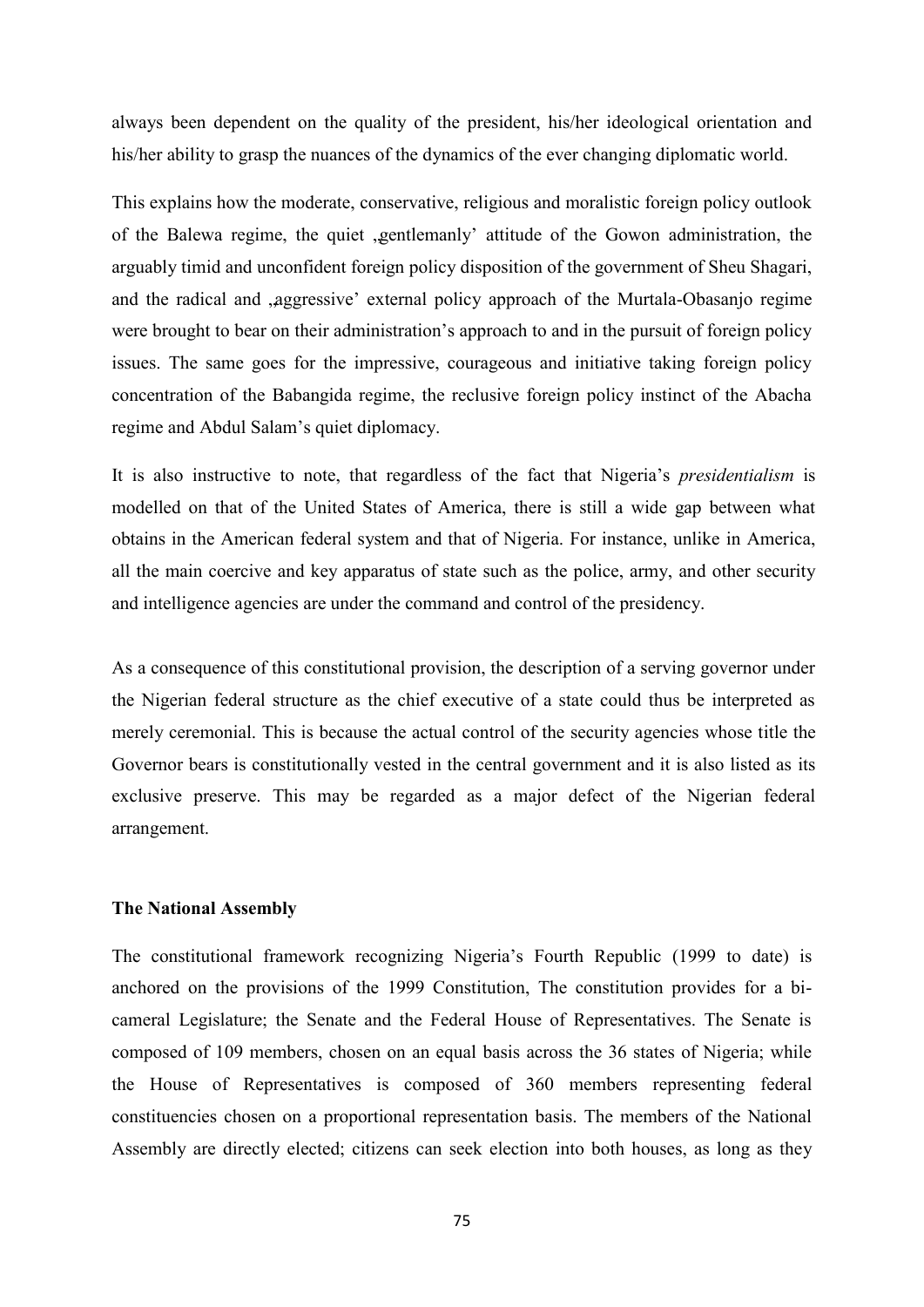always been dependent on the quality of the president, his/her ideological orientation and his/her ability to grasp the nuances of the dynamics of the ever changing diplomatic world.

This explains how the moderate, conservative, religious and moralistic foreign policy outlook of the Balewa regime, the quiet ‚gentlemanly' attitude of the Gowon administration, the arguably timid and unconfident foreign policy disposition of the government of Sheu Shagari, and the radical and ‚aggressive' external policy approach of the Murtala-Obasanjo regime were brought to bear on their administration's approach to and in the pursuit of foreign policy issues. The same goes for the impressive, courageous and initiative taking foreign policy concentration of the Babangida regime, the reclusive foreign policy instinct of the Abacha regime and Abdul Salam's quiet diplomacy.

It is also instructive to note, that regardless of the fact that Nigeria's *presidentialism* is modelled on that of the United States of America, there is still a wide gap between what obtains in the American federal system and that of Nigeria. For instance, unlike in America, all the main coercive and key apparatus of state such as the police, army, and other security and intelligence agencies are under the command and control of the presidency.

As a consequence of this constitutional provision, the description of a serving governor under the Nigerian federal structure as the chief executive of a state could thus be interpreted as merely ceremonial. This is because the actual control of the security agencies whose title the Governor bears is constitutionally vested in the central government and it is also listed as its exclusive preserve. This may be regarded as a major defect of the Nigerian federal arrangement.

**The National Assembly**

The constitutional framework recognizing Nigeria's Fourth Republic (1999 to date) is anchored on the provisions of the 1999 Constitution, The constitution provides for a bi-cameral Legislature; the Senate and the Federal House of Representatives. The Senate is composed of 109 members, chosen on an equal basis across the 36 states of Nigeria; while the House of Representatives is composed of 360 members representing federal constituencies chosen on a proportional representation basis. The members of the National Assembly are directly elected; citizens can seek election into both houses, as long as they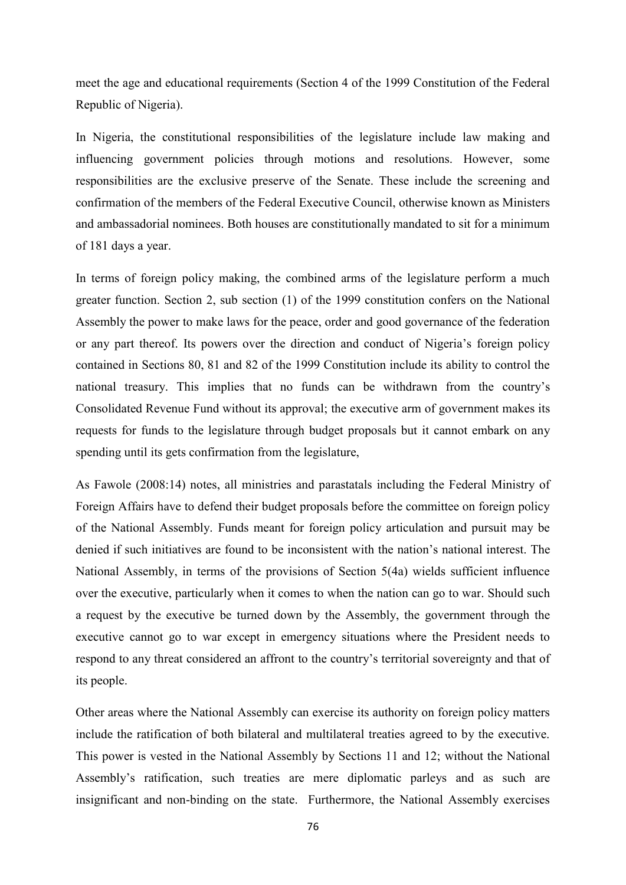meet the age and educational requirements (Section 4 of the 1999 Constitution of the Federal Republic of Nigeria).

In Nigeria, the constitutional responsibilities of the legislature include law making and influencing government policies through motions and resolutions. However, some responsibilities are the exclusive preserve of the Senate. These include the screening and confirmation of the members of the Federal Executive Council, otherwise known as Ministers and ambassadorial nominees. Both houses are constitutionally mandated to sit for a minimum of 181 days a year.

In terms of foreign policy making, the combined arms of the legislature perform a much greater function. Section 2, sub section (1) of the 1999 constitution confers on the National Assembly the power to make laws for the peace, order and good governance of the federation or any part thereof. Its powers over the direction and conduct of Nigeria's foreign policy contained in Sections 80, 81 and 82 of the 1999 Constitution include its ability to control the national treasury. This implies that no funds can be withdrawn from the country's Consolidated Revenue Fund without its approval; the executive arm of government makes its requests for funds to the legislature through budget proposals but it cannot embark on any spending until its gets confirmation from the legislature,

As Fawole (2008:14) notes, all ministries and parastatals including the Federal Ministry of Foreign Affairs have to defend their budget proposals before the committee on foreign policy of the National Assembly. Funds meant for foreign policy articulation and pursuit may be denied if such initiatives are found to be inconsistent with the nation's national interest. The National Assembly, in terms of the provisions of Section 5(4a) wields sufficient influence over the executive, particularly when it comes to when the nation can go to war. Should such a request by the executive be turned down by the Assembly, the government through the executive cannot go to war except in emergency situations where the President needs to respond to any threat considered an affront to the country's territorial sovereignty and that of its people.

Other areas where the National Assembly can exercise its authority on foreign policy matters include the ratification of both bilateral and multilateral treaties agreed to by the executive. This power is vested in the National Assembly by Sections 11 and 12; without the National Assembly's ratification, such treaties are mere diplomatic parleys and as such are insignificant and non-binding on the state. Furthermore, the National Assembly exercises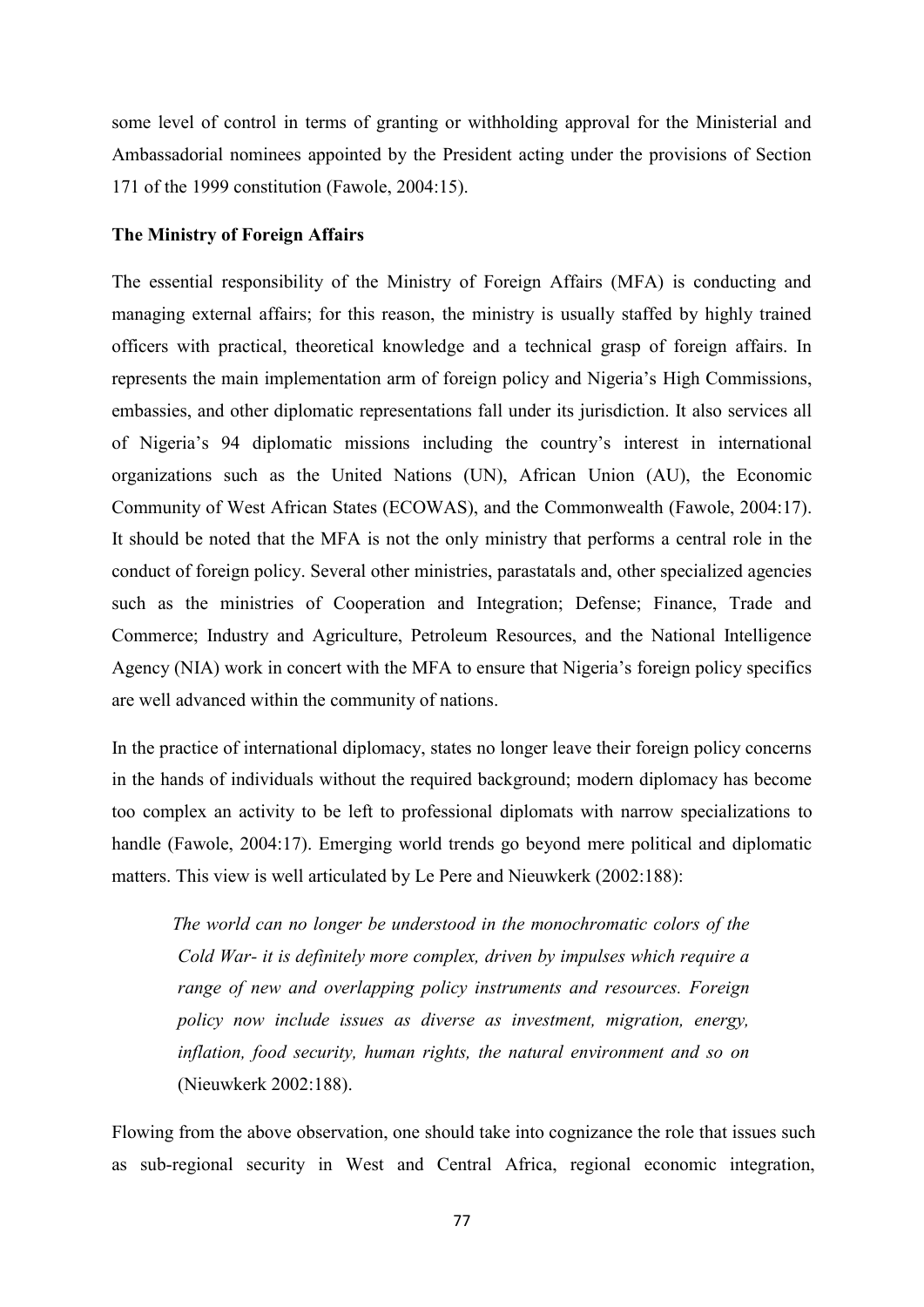some level of control in terms of granting or withholding approval for the Ministerial and Ambassadorial nominees appointed by the President acting under the provisions of Section 171 of the 1999 constitution (Fawole, 2004:15).

**The Ministry of Foreign Affairs**

The essential responsibility of the Ministry of Foreign Affairs (MFA) is conducting and managing external affairs; for this reason, the ministry is usually staffed by highly trained officers with practical, theoretical knowledge and a technical grasp of foreign affairs. In represents the main implementation arm of foreign policy and Nigeria's High Commissions, embassies, and other diplomatic representations fall under its jurisdiction. It also services all of Nigeria's 94 diplomatic missions including the country's interest in international organizations such as the United Nations (UN), African Union (AU), the Economic Community of West African States (ECOWAS), and the Commonwealth (Fawole, 2004:17). It should be noted that the MFA is not the only ministry that performs a central role in the conduct of foreign policy. Several other ministries, parastatals and, other specialized agencies such as the ministries of Cooperation and Integration; Defense; Finance, Trade and Commerce; Industry and Agriculture, Petroleum Resources, and the National Intelligence Agency (NIA) work in concert with the MFA to ensure that Nigeria's foreign policy specifics are well advanced within the community of nations.

In the practice of international diplomacy, states no longer leave their foreign policy concerns in the hands of individuals without the required background; modern diplomacy has become too complex an activity to be left to professional diplomats with narrow specializations to handle (Fawole, 2004:17). Emerging world trends go beyond mere political and diplomatic matters. This view is well articulated by Le Pere and Nieuwkerk (2002:188):

> *The world can no longer be understood in the monochromatic colors of the Cold War- it is definitely more complex, driven by impulses which require a range of new and overlapping policy instruments and resources. Foreign policy now include issues as diverse as investment, migration, energy, inflation, food security, human rights, the natural environment and so on* (Nieuwkerk 2002:188).

Flowing from the above observation, one should take into cognizance the role that issues such as sub-regional security in West and Central Africa, regional economic integration,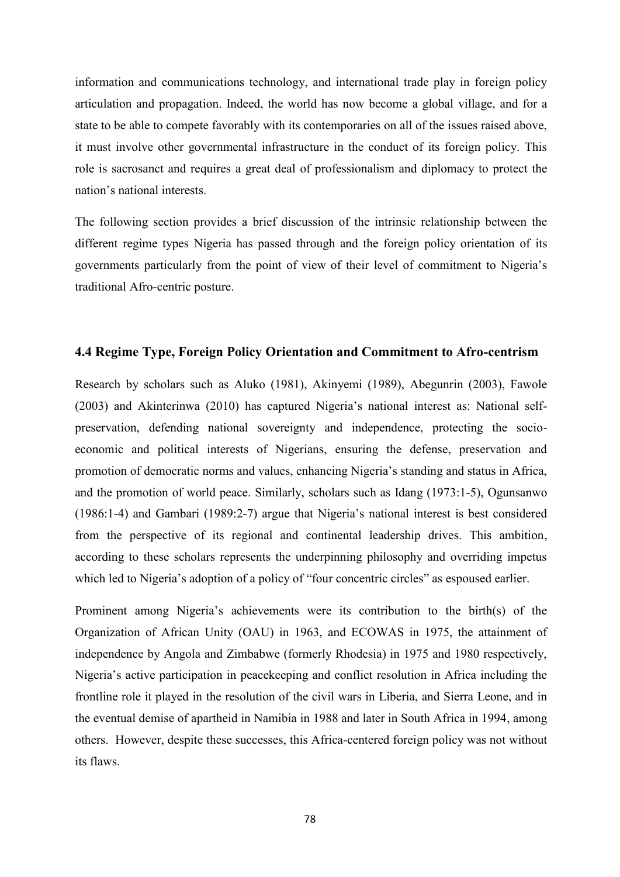information and communications technology, and international trade play in foreign policy articulation and propagation. Indeed, the world has now become a global village, and for a state to be able to compete favorably with its contemporaries on all of the issues raised above, it must involve other governmental infrastructure in the conduct of its foreign policy. This role is sacrosanct and requires a great deal of professionalism and diplomacy to protect the nation's national interests.

The following section provides a brief discussion of the intrinsic relationship between the different regime types Nigeria has passed through and the foreign policy orientation of its governments particularly from the point of view of their level of commitment to Nigeria's traditional Afro-centric posture.

### 4.4 Regime Type, Foreign Policy Orientation and Commitment to Afro-centrism

Research by scholars such as Aluko (1981), Akinyemi (1989), Abegunrin (2003), Fawole (2003) and Akinterinwa (2010) has captured Nigeria's national interest as: National self-preservation, defending national sovereignty and independence, protecting the socio-economic and political interests of Nigerians, ensuring the defense, preservation and promotion of democratic norms and values, enhancing Nigeria's standing and status in Africa, and the promotion of world peace. Similarly, scholars such as Idang (1973:1-5), Ogunsanwo (1986:1-4) and Gambari (1989:2-7) argue that Nigeria's national interest is best considered from the perspective of its regional and continental leadership drives. This ambition, according to these scholars represents the underpinning philosophy and overriding impetus which led to Nigeria's adoption of a policy of "four concentric circles" as espoused earlier.

Prominent among Nigeria's achievements were its contribution to the birth(s) of the Organization of African Unity (OAU) in 1963, and ECOWAS in 1975, the attainment of independence by Angola and Zimbabwe (formerly Rhodesia) in 1975 and 1980 respectively, Nigeria's active participation in peacekeeping and conflict resolution in Africa including the frontline role it played in the resolution of the civil wars in Liberia, and Sierra Leone, and in the eventual demise of apartheid in Namibia in 1988 and later in South Africa in 1994, among others. However, despite these successes, this Africa-centered foreign policy was not without its flaws.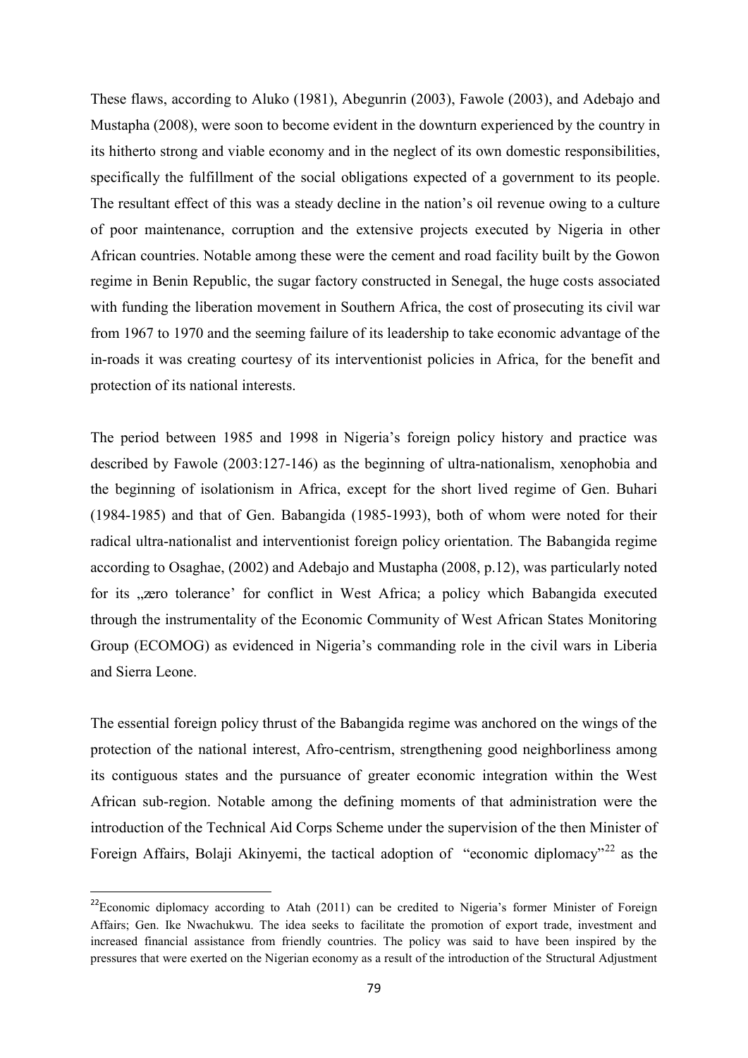These flaws, according to Aluko (1981), Abegunrin (2003), Fawole (2003), and Adebajo and Mustapha (2008), were soon to become evident in the downturn experienced by the country in its hitherto strong and viable economy and in the neglect of its own domestic responsibilities, specifically the fulfillment of the social obligations expected of a government to its people. The resultant effect of this was a steady decline in the nation's oil revenue owing to a culture of poor maintenance, corruption and the extensive projects executed by Nigeria in other African countries. Notable among these were the cement and road facility built by the Gowon regime in Benin Republic, the sugar factory constructed in Senegal, the huge costs associated with funding the liberation movement in Southern Africa, the cost of prosecuting its civil war from 1967 to 1970 and the seeming failure of its leadership to take economic advantage of the in-roads it was creating courtesy of its interventionist policies in Africa, for the benefit and protection of its national interests.

The period between 1985 and 1998 in Nigeria's foreign policy history and practice was described by Fawole (2003:127-146) as the beginning of ultra-nationalism, xenophobia and the beginning of isolationism in Africa, except for the short lived regime of Gen. Buhari (1984-1985) and that of Gen. Babangida (1985-1993), both of whom were noted for their radical ultra-nationalist and interventionist foreign policy orientation. The Babangida regime according to Osaghae, (2002) and Adebajo and Mustapha (2008, p.12), was particularly noted for its „zero tolerance' for conflict in West Africa; a policy which Babangida executed through the instrumentality of the Economic Community of West African States Monitoring Group (ECOMOG) as evidenced in Nigeria's commanding role in the civil wars in Liberia and Sierra Leone.

The essential foreign policy thrust of the Babangida regime was anchored on the wings of the protection of the national interest, Afro-centrism, strengthening good neighborliness among its contiguous states and the pursuance of greater economic integration within the West African sub-region. Notable among the defining moments of that administration were the introduction of the Technical Aid Corps Scheme under the supervision of the then Minister of Foreign Affairs, Bolaji Akinyemi, the tactical adoption of "economic diplomacy"[22] as the

[22] Economic diplomacy according to Atah (2011) can be credited to Nigeria's former Minister of Foreign Affairs; Gen. Ike Nwachukwu. The idea seeks to facilitate the promotion of export trade, investment and increased financial assistance from friendly countries. The policy was said to have been inspired by the pressures that were exerted on the Nigerian economy as a result of the introduction of the Structural Adjustment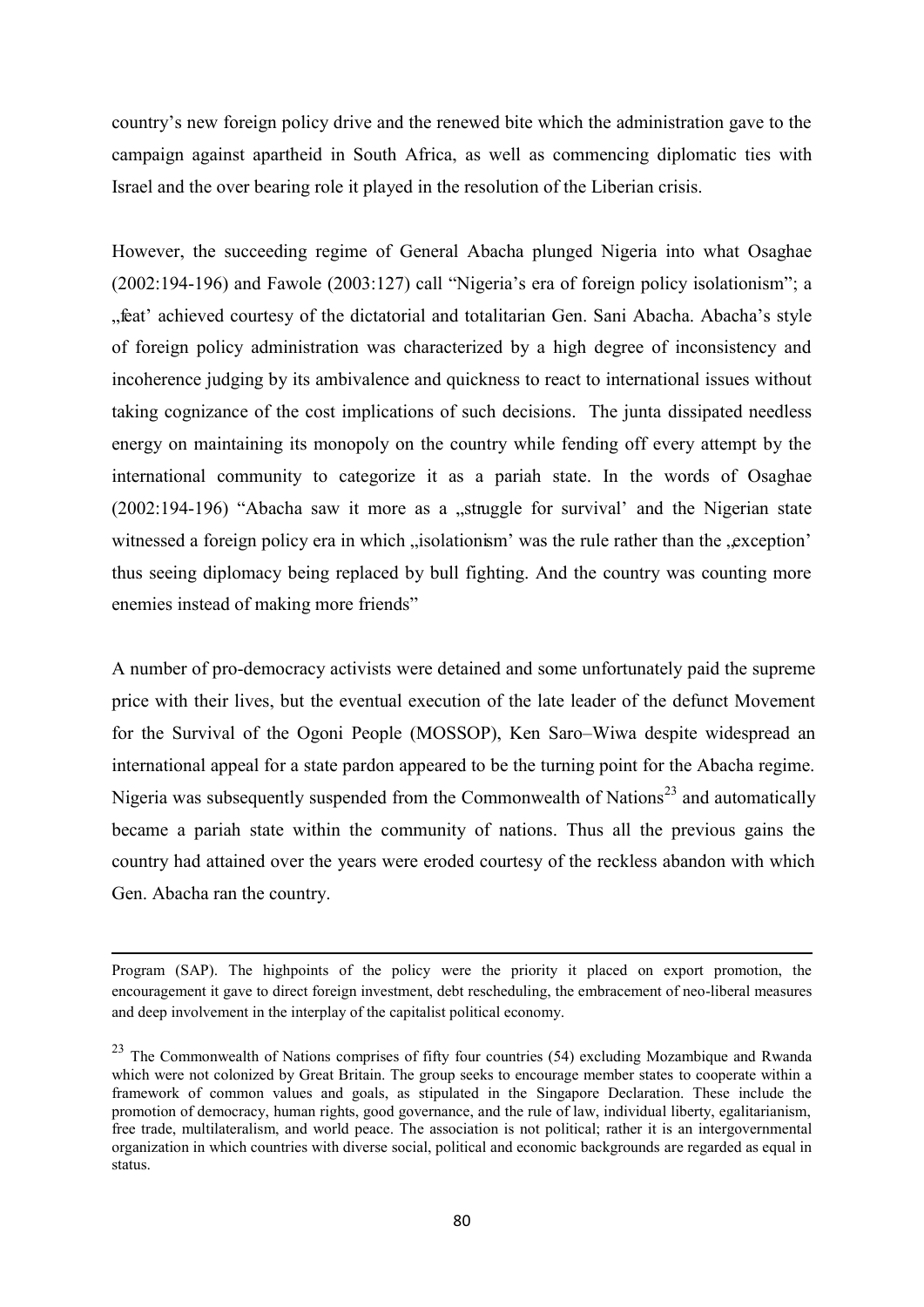country's new foreign policy drive and the renewed bite which the administration gave to the campaign against apartheid in South Africa, as well as commencing diplomatic ties with Israel and the over bearing role it played in the resolution of the Liberian crisis.

However, the succeeding regime of General Abacha plunged Nigeria into what Osaghae (2002:194-196) and Fawole (2003:127) call "Nigeria's era of foreign policy isolationism"; a „feat' achieved courtesy of the dictatorial and totalitarian Gen. Sani Abacha. Abacha's style of foreign policy administration was characterized by a high degree of inconsistency and incoherence judging by its ambivalence and quickness to react to international issues without taking cognizance of the cost implications of such decisions. The junta dissipated needless energy on maintaining its monopoly on the country while fending off every attempt by the international community to categorize it as a pariah state. In the words of Osaghae (2002:194-196) "Abacha saw it more as a „struggle for survival' and the Nigerian state witnessed a foreign policy era in which „isolationism' was the rule rather than the „exception' thus seeing diplomacy being replaced by bull fighting. And the country was counting more enemies instead of making more friends"

A number of pro-democracy activists were detained and some unfortunately paid the supreme price with their lives, but the eventual execution of the late leader of the defunct Movement for the Survival of the Ogoni People (MOSSOP), Ken Saro–Wiwa despite widespread an international appeal for a state pardon appeared to be the turning point for the Abacha regime. Nigeria was subsequently suspended from the Commonwealth of Nations[23] and automatically became a pariah state within the community of nations. Thus all the previous gains the country had attained over the years were eroded courtesy of the reckless abandon with which Gen. Abacha ran the country.

---

Program (SAP). The highpoints of the policy were the priority it placed on export promotion, the encouragement it gave to direct foreign investment, debt rescheduling, the embracement of neo-liberal measures and deep involvement in the interplay of the capitalist political economy.

[23] The Commonwealth of Nations comprises of fifty four countries (54) excluding Mozambique and Rwanda which were not colonized by Great Britain. The group seeks to encourage member states to cooperate within a framework of common values and goals, as stipulated in the Singapore Declaration. These include the promotion of democracy, human rights, good governance, and the rule of law, individual liberty, egalitarianism, free trade, multilateralism, and world peace. The association is not political; rather it is an intergovernmental organization in which countries with diverse social, political and economic backgrounds are regarded as equal in status.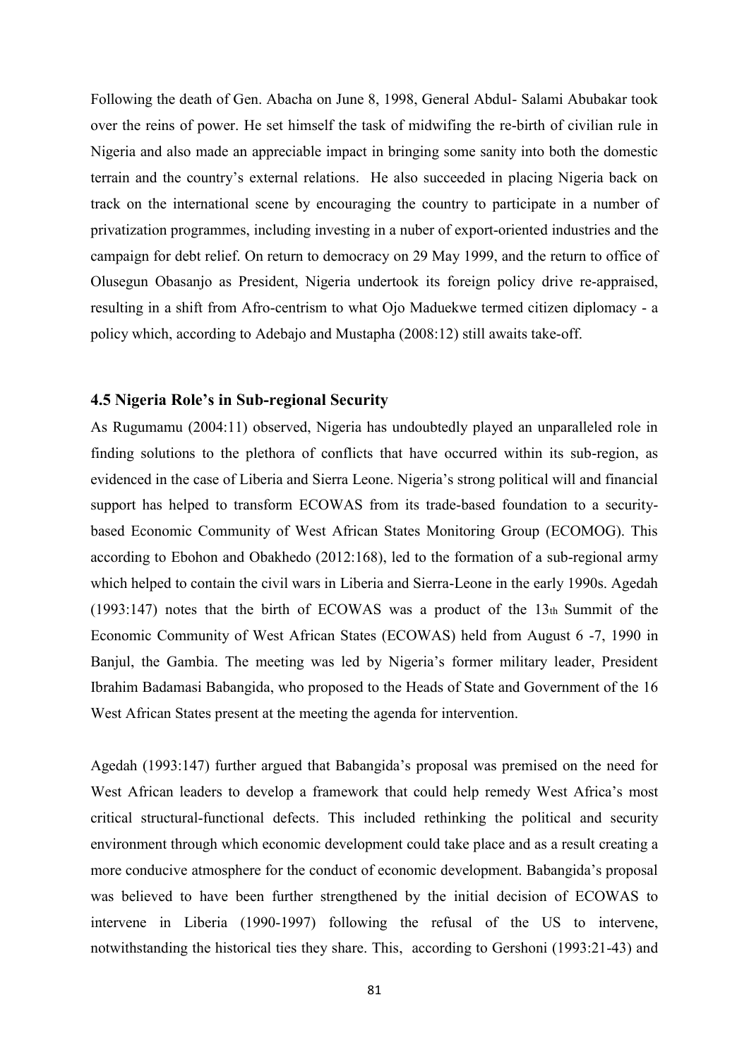Following the death of Gen. Abacha on June 8, 1998, General Abdul- Salami Abubakar took over the reins of power. He set himself the task of midwifing the re-birth of civilian rule in Nigeria and also made an appreciable impact in bringing some sanity into both the domestic terrain and the country's external relations. He also succeeded in placing Nigeria back on track on the international scene by encouraging the country to participate in a number of privatization programmes, including investing in a nuber of export-oriented industries and the campaign for debt relief. On return to democracy on 29 May 1999, and the return to office of Olusegun Obasanjo as President, Nigeria undertook its foreign policy drive re-appraised, resulting in a shift from Afro-centrism to what Ojo Maduekwe termed citizen diplomacy - a policy which, according to Adebajo and Mustapha (2008:12) still awaits take-off.

### 4.5 Nigeria Role's in Sub-regional Security

As Rugumamu (2004:11) observed, Nigeria has undoubtedly played an unparalleled role in finding solutions to the plethora of conflicts that have occurred within its sub-region, as evidenced in the case of Liberia and Sierra Leone. Nigeria's strong political will and financial support has helped to transform ECOWAS from its trade-based foundation to a security-based Economic Community of West African States Monitoring Group (ECOMOG). This according to Ebohon and Obakhedo (2012:168), led to the formation of a sub-regional army which helped to contain the civil wars in Liberia and Sierra-Leone in the early 1990s. Agedah (1993:147) notes that the birth of ECOWAS was a product of the 13th Summit of the Economic Community of West African States (ECOWAS) held from August 6 -7, 1990 in Banjul, the Gambia. The meeting was led by Nigeria's former military leader, President Ibrahim Badamasi Babangida, who proposed to the Heads of State and Government of the 16 West African States present at the meeting the agenda for intervention.

Agedah (1993:147) further argued that Babangida's proposal was premised on the need for West African leaders to develop a framework that could help remedy West Africa's most critical structural-functional defects. This included rethinking the political and security environment through which economic development could take place and as a result creating a more conducive atmosphere for the conduct of economic development. Babangida's proposal was believed to have been further strengthened by the initial decision of ECOWAS to intervene in Liberia (1990-1997) following the refusal of the US to intervene, notwithstanding the historical ties they share. This, according to Gershoni (1993:21-43) and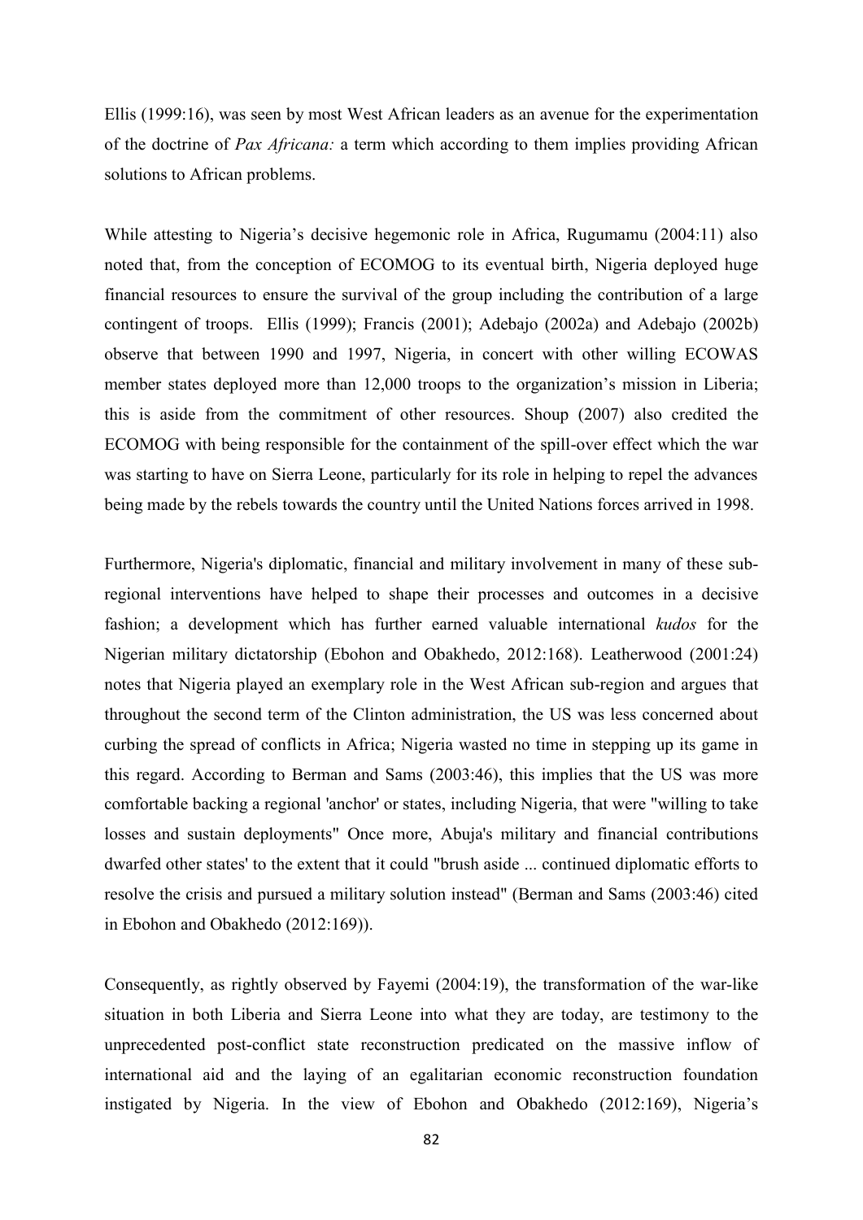Ellis (1999:16), was seen by most West African leaders as an avenue for the experimentation of the doctrine of *Pax Africana:* a term which according to them implies providing African solutions to African problems.

While attesting to Nigeria's decisive hegemonic role in Africa, Rugumamu (2004:11) also noted that, from the conception of ECOMOG to its eventual birth, Nigeria deployed huge financial resources to ensure the survival of the group including the contribution of a large contingent of troops. Ellis (1999); Francis (2001); Adebajo (2002a) and Adebajo (2002b) observe that between 1990 and 1997, Nigeria, in concert with other willing ECOWAS member states deployed more than 12,000 troops to the organization's mission in Liberia; this is aside from the commitment of other resources. Shoup (2007) also credited the ECOMOG with being responsible for the containment of the spill-over effect which the war was starting to have on Sierra Leone, particularly for its role in helping to repel the advances being made by the rebels towards the country until the United Nations forces arrived in 1998.

Furthermore, Nigeria's diplomatic, financial and military involvement in many of these sub-regional interventions have helped to shape their processes and outcomes in a decisive fashion; a development which has further earned valuable international *kudos* for the Nigerian military dictatorship (Ebohon and Obakhedo, 2012:168). Leatherwood (2001:24) notes that Nigeria played an exemplary role in the West African sub-region and argues that throughout the second term of the Clinton administration, the US was less concerned about curbing the spread of conflicts in Africa; Nigeria wasted no time in stepping up its game in this regard. According to Berman and Sams (2003:46), this implies that the US was more comfortable backing a regional 'anchor' or states, including Nigeria, that were "willing to take losses and sustain deployments" Once more, Abuja's military and financial contributions dwarfed other states' to the extent that it could "brush aside ... continued diplomatic efforts to resolve the crisis and pursued a military solution instead" (Berman and Sams (2003:46) cited in Ebohon and Obakhedo (2012:169)).

Consequently, as rightly observed by Fayemi (2004:19), the transformation of the war-like situation in both Liberia and Sierra Leone into what they are today, are testimony to the unprecedented post-conflict state reconstruction predicated on the massive inflow of international aid and the laying of an egalitarian economic reconstruction foundation instigated by Nigeria. In the view of Ebohon and Obakhedo (2012:169), Nigeria's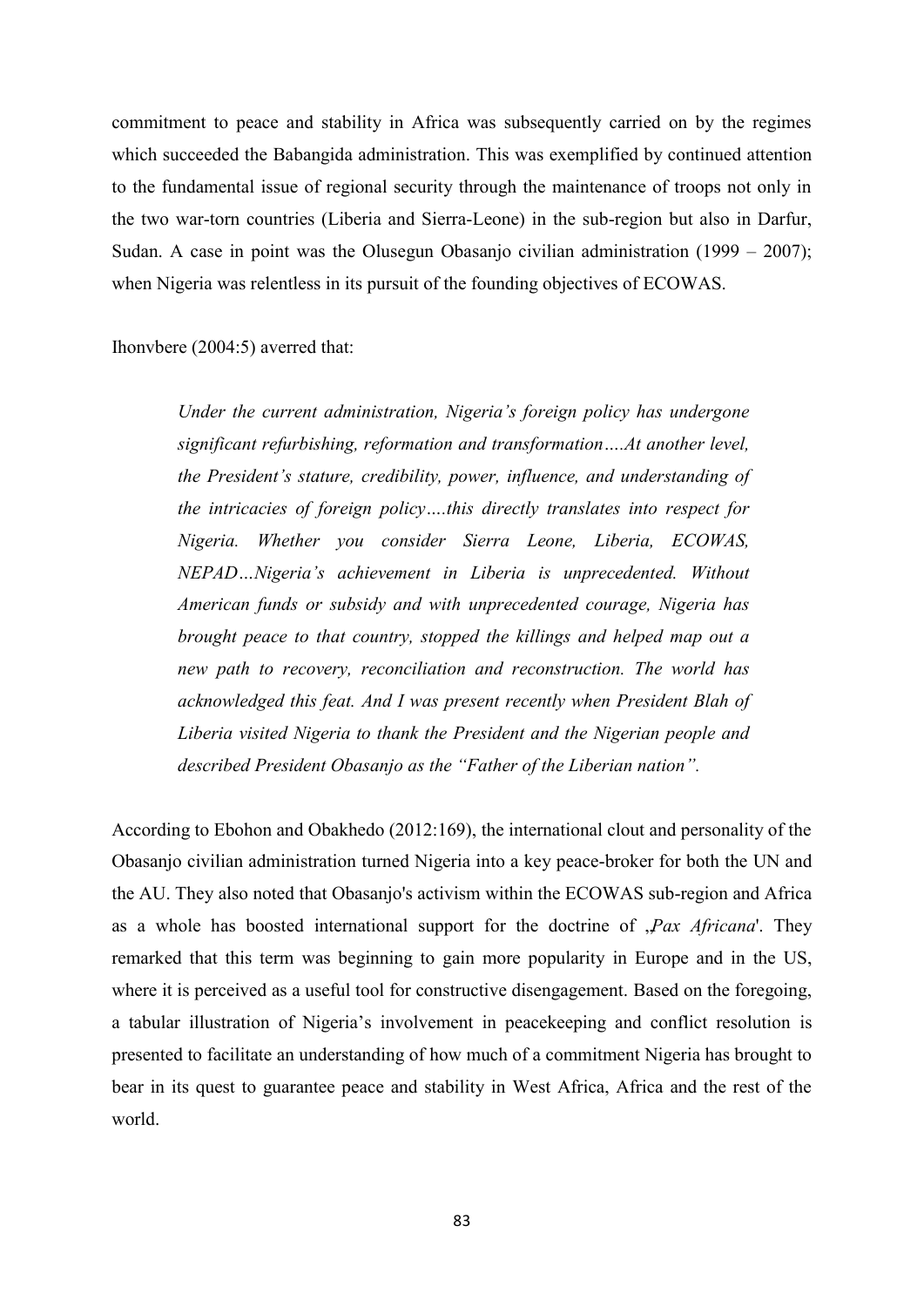commitment to peace and stability in Africa was subsequently carried on by the regimes which succeeded the Babangida administration. This was exemplified by continued attention to the fundamental issue of regional security through the maintenance of troops not only in the two war-torn countries (Liberia and Sierra-Leone) in the sub-region but also in Darfur, Sudan. A case in point was the Olusegun Obasanjo civilian administration (1999 – 2007); when Nigeria was relentless in its pursuit of the founding objectives of ECOWAS.

Ihonvbere (2004:5) averred that:

> *Under the current administration, Nigeria's foreign policy has undergone significant refurbishing, reformation and transformation….At another level, the President's stature, credibility, power, influence, and understanding of the intricacies of foreign policy….this directly translates into respect for Nigeria. Whether you consider Sierra Leone, Liberia, ECOWAS, NEPAD…Nigeria's achievement in Liberia is unprecedented. Without American funds or subsidy and with unprecedented courage, Nigeria has brought peace to that country, stopped the killings and helped map out a new path to recovery, reconciliation and reconstruction. The world has acknowledged this feat. And I was present recently when President Blah of Liberia visited Nigeria to thank the President and the Nigerian people and described President Obasanjo as the "Father of the Liberian nation".*

According to Ebohon and Obakhedo (2012:169), the international clout and personality of the Obasanjo civilian administration turned Nigeria into a key peace-broker for both the UN and the AU. They also noted that Obasanjo's activism within the ECOWAS sub-region and Africa as a whole has boosted international support for the doctrine of ‚*Pax Africana*'. They remarked that this term was beginning to gain more popularity in Europe and in the US, where it is perceived as a useful tool for constructive disengagement. Based on the foregoing, a tabular illustration of Nigeria's involvement in peacekeeping and conflict resolution is presented to facilitate an understanding of how much of a commitment Nigeria has brought to bear in its quest to guarantee peace and stability in West Africa, Africa and the rest of the world.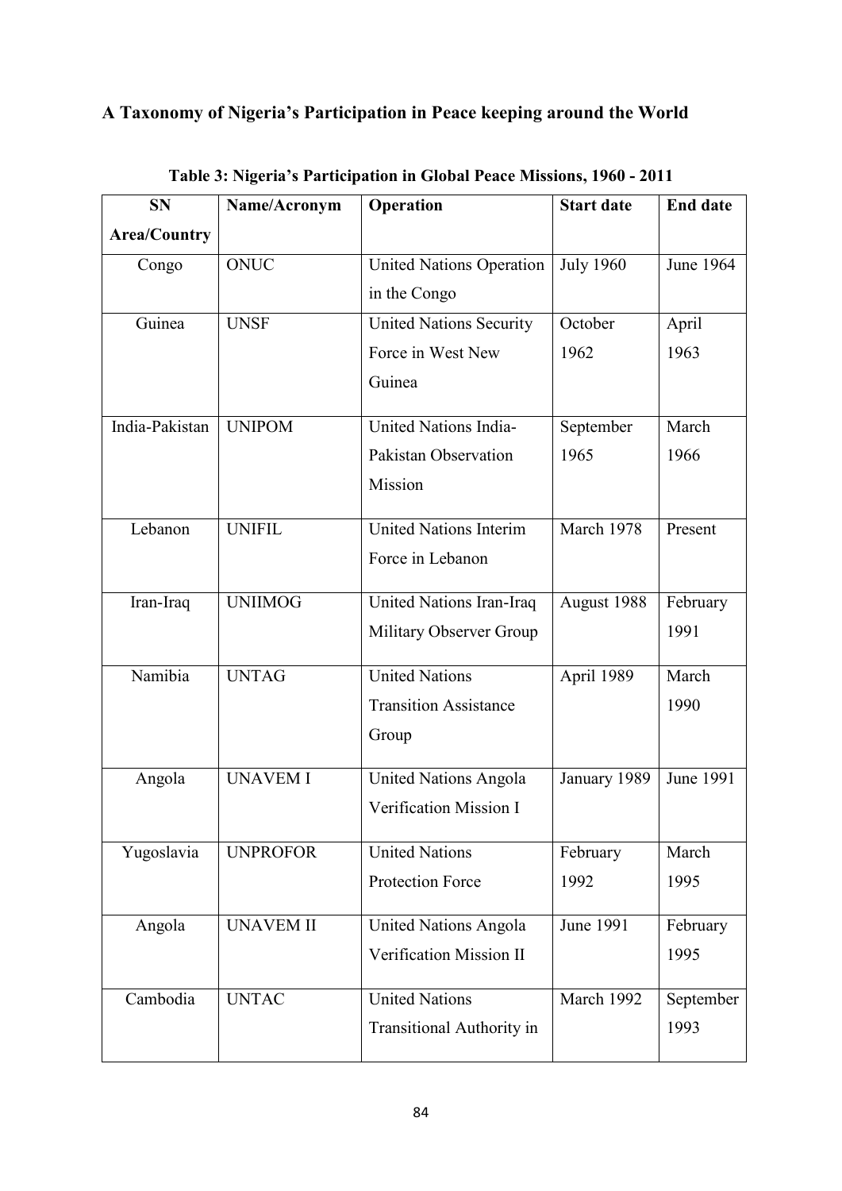**A Taxonomy of Nigeria's Participation in Peace keeping around the World**

**Table 3: Nigeria's Participation in Global Peace Missions, 1960 - 2011**

| SN Area/Country | Name/Acronym | Operation | Start date | End date |
|---|---|---|---|---|
| Congo | ONUC | United Nations Operation in the Congo | July 1960 | June 1964 |
| Guinea | UNSF | United Nations Security Force in West New Guinea | October 1962 | April 1963 |
| India-Pakistan | UNIPOM | United Nations India-Pakistan Observation Mission | September 1965 | March 1966 |
| Lebanon | UNIFIL | United Nations Interim Force in Lebanon | March 1978 | Present |
| Iran-Iraq | UNIIMOG | United Nations Iran-Iraq Military Observer Group | August 1988 | February 1991 |
| Namibia | UNTAG | United Nations Transition Assistance Group | April 1989 | March 1990 |
| Angola | UNAVEM I | United Nations Angola Verification Mission I | January 1989 | June 1991 |
| Yugoslavia | UNPROFOR | United Nations Protection Force | February 1992 | March 1995 |
| Angola | UNAVEM II | United Nations Angola Verification Mission II | June 1991 | February 1995 |
| Cambodia | UNTAC | United Nations Transitional Authority in | March 1992 | September 1993 |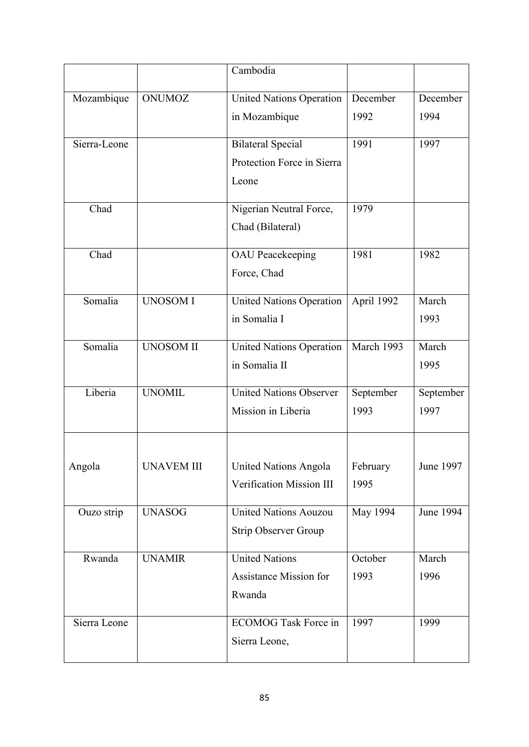| | | | | |
|---|---|---|---|---|
| | | Cambodia | | |
| Mozambique | ONUMOZ | United Nations Operation in Mozambique | December 1992 | December 1994 |
| Sierra-Leone | | Bilateral Special Protection Force in Sierra Leone | 1991 | 1997 |
| Chad | | Nigerian Neutral Force, Chad (Bilateral) | 1979 | |
| Chad | | OAU Peacekeeping Force, Chad | 1981 | 1982 |
| Somalia | UNOSOM I | United Nations Operation in Somalia I | April 1992 | March 1993 |
| Somalia | UNOSOM II | United Nations Operation in Somalia II | March 1993 | March 1995 |
| Liberia | UNOMIL | United Nations Observer Mission in Liberia | September 1993 | September 1997 |
| Angola | UNAVEM III | United Nations Angola Verification Mission III | February 1995 | June 1997 |
| Ouzo strip | UNASOG | United Nations Aouzou Strip Observer Group | May 1994 | June 1994 |
| Rwanda | UNAMIR | United Nations Assistance Mission for Rwanda | October 1993 | March 1996 |
| Sierra Leone | | ECOMOG Task Force in Sierra Leone, | 1997 | 1999 |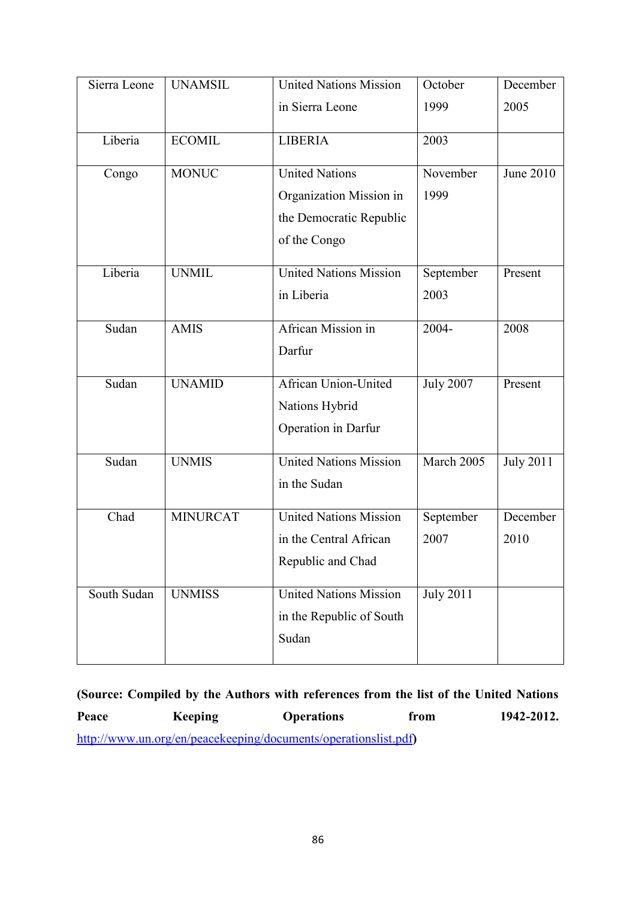| Sierra Leone | UNAMSIL | United Nations Mission in Sierra Leone | October 1999 | December 2005 |
|---|---|---|---|---|
| Liberia | ECOMIL | LIBERIA | 2003 | |
| Congo | MONUC | United Nations Organization Mission in the Democratic Republic of the Congo | November 1999 | June 2010 |
| Liberia | UNMIL | United Nations Mission in Liberia | September 2003 | Present |
| Sudan | AMIS | African Mission in Darfur | 2004- | 2008 |
| Sudan | UNAMID | African Union-United Nations Hybrid Operation in Darfur | July 2007 | Present |
| Sudan | UNMIS | United Nations Mission in the Sudan | March 2005 | July 2011 |
| Chad | MINURCAT | United Nations Mission in the Central African Republic and Chad | September 2007 | December 2010 |
| South Sudan | UNMISS | United Nations Mission in the Republic of South Sudan | July 2011 | |

**(Source: Compiled by the Authors with references from the list of the United Nations Peace Keeping Operations from 1942-2012.** http://www.un.org/en/peacekeeping/documents/operationslist.pdf**)**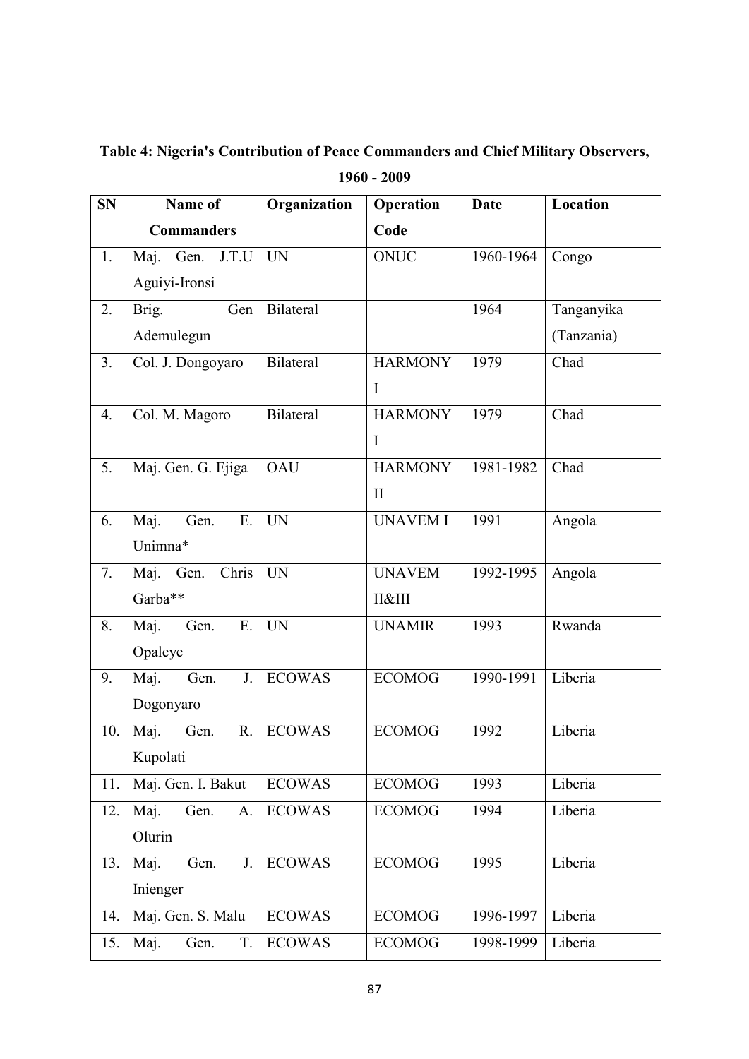**Table 4: Nigeria's Contribution of Peace Commanders and Chief Military Observers, 1960 - 2009**

| SN | Name of Commanders | Organization | Operation Code | Date | Location |
|---|---|---|---|---|---|
| 1. | Maj. Gen. J.T.U Aguiyi-Ironsi | UN | ONUC | 1960-1964 | Congo |
| 2. | Brig. Gen Ademulegun | Bilateral | | 1964 | Tanganyika (Tanzania) |
| 3. | Col. J. Dongoyaro | Bilateral | HARMONY I | 1979 | Chad |
| 4. | Col. M. Magoro | Bilateral | HARMONY I | 1979 | Chad |
| 5. | Maj. Gen. G. Ejiga | OAU | HARMONY II | 1981-1982 | Chad |
| 6. | Maj. Gen. E. Unimna* | UN | UNAVEM I | 1991 | Angola |
| 7. | Maj. Gen. Chris Garba** | UN | UNAVEM II&III | 1992-1995 | Angola |
| 8. | Maj. Gen. E. Opaleye | UN | UNAMIR | 1993 | Rwanda |
| 9. | Maj. Gen. J. Dogonyaro | ECOWAS | ECOMOG | 1990-1991 | Liberia |
| 10. | Maj. Gen. R. Kupolati | ECOWAS | ECOMOG | 1992 | Liberia |
| 11. | Maj. Gen. I. Bakut | ECOWAS | ECOMOG | 1993 | Liberia |
| 12. | Maj. Gen. A. Olurin | ECOWAS | ECOMOG | 1994 | Liberia |
| 13. | Maj. Gen. J. Inienger | ECOWAS | ECOMOG | 1995 | Liberia |
| 14. | Maj. Gen. S. Malu | ECOWAS | ECOMOG | 1996-1997 | Liberia |
| 15. | Maj. Gen. T. | ECOWAS | ECOMOG | 1998-1999 | Liberia |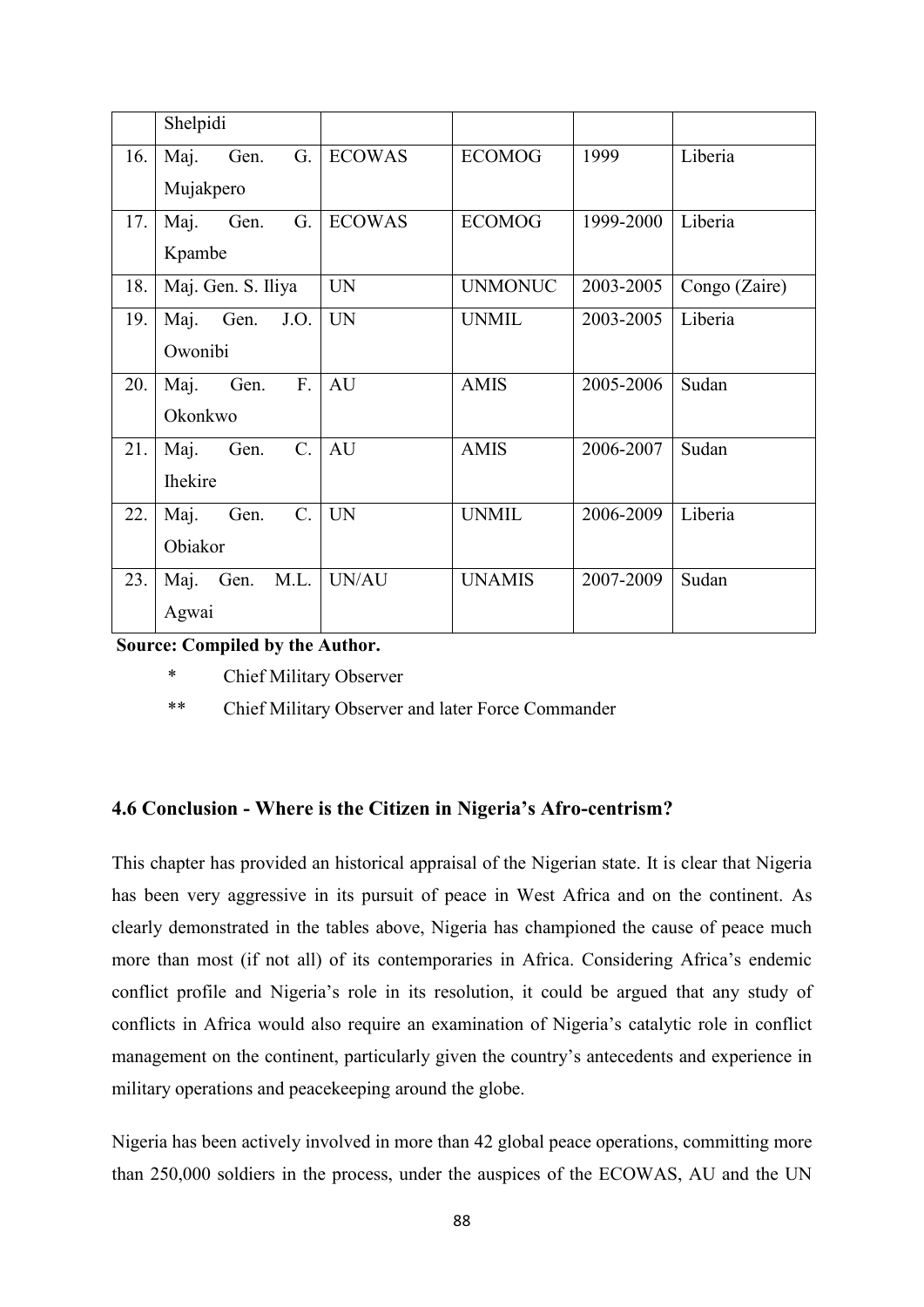|  | Shelpidi |  |  |  |  |
|---|---|---|---|---|---|
| 16. | Maj. Gen. G. Mujakpero | ECOWAS | ECOMOG | 1999 | Liberia |
| 17. | Maj. Gen. G. Kpambe | ECOWAS | ECOMOG | 1999-2000 | Liberia |
| 18. | Maj. Gen. S. Iliya | UN | UNMONUC | 2003-2005 | Congo (Zaire) |
| 19. | Maj. Gen. J.O. Owonibi | UN | UNMIL | 2003-2005 | Liberia |
| 20. | Maj. Gen. F. Okonkwo | AU | AMIS | 2005-2006 | Sudan |
| 21. | Maj. Gen. C. Ihekire | AU | AMIS | 2006-2007 | Sudan |
| 22. | Maj. Gen. C. Obiakor | UN | UNMIL | 2006-2009 | Liberia |
| 23. | Maj. Gen. M.L. Agwai | UN/AU | UNAMIS | 2007-2009 | Sudan |

**Source: Compiled by the Author.**

\* Chief Military Observer

\*\* Chief Military Observer and later Force Commander

## 4.6 Conclusion - Where is the Citizen in Nigeria's Afro-centrism?

This chapter has provided an historical appraisal of the Nigerian state. It is clear that Nigeria has been very aggressive in its pursuit of peace in West Africa and on the continent. As clearly demonstrated in the tables above, Nigeria has championed the cause of peace much more than most (if not all) of its contemporaries in Africa. Considering Africa's endemic conflict profile and Nigeria's role in its resolution, it could be argued that any study of conflicts in Africa would also require an examination of Nigeria's catalytic role in conflict management on the continent, particularly given the country's antecedents and experience in military operations and peacekeeping around the globe.

Nigeria has been actively involved in more than 42 global peace operations, committing more than 250,000 soldiers in the process, under the auspices of the ECOWAS, AU and the UN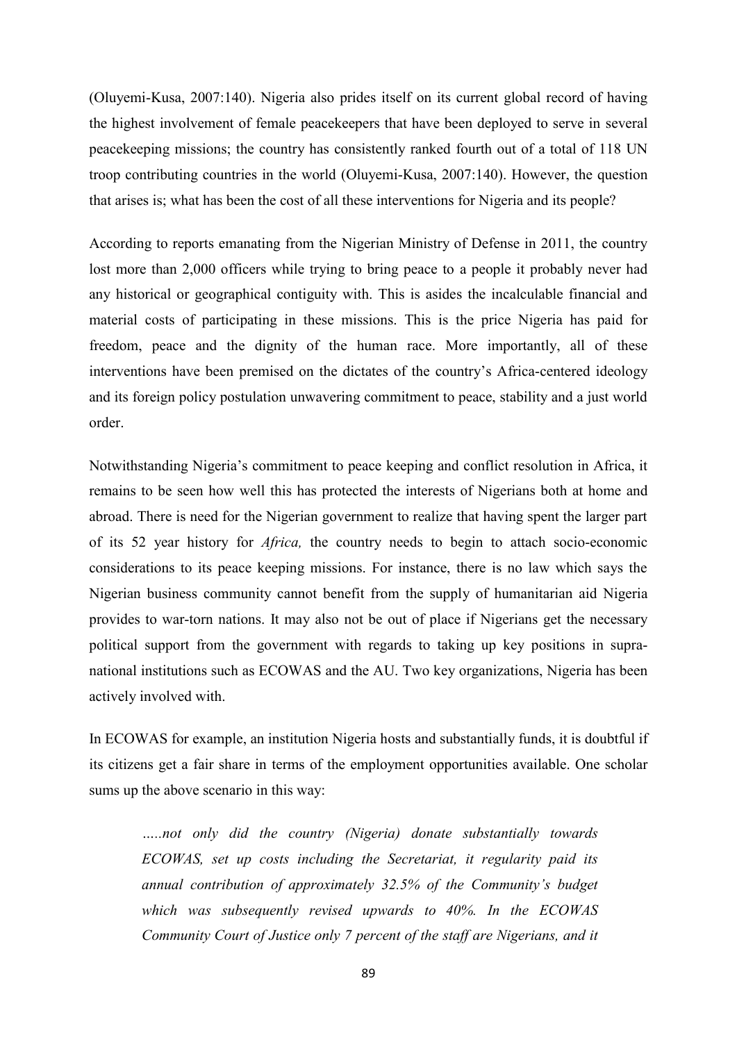(Oluyemi-Kusa, 2007:140). Nigeria also prides itself on its current global record of having the highest involvement of female peacekeepers that have been deployed to serve in several peacekeeping missions; the country has consistently ranked fourth out of a total of 118 UN troop contributing countries in the world (Oluyemi-Kusa, 2007:140). However, the question that arises is; what has been the cost of all these interventions for Nigeria and its people?

According to reports emanating from the Nigerian Ministry of Defense in 2011, the country lost more than 2,000 officers while trying to bring peace to a people it probably never had any historical or geographical contiguity with. This is asides the incalculable financial and material costs of participating in these missions. This is the price Nigeria has paid for freedom, peace and the dignity of the human race. More importantly, all of these interventions have been premised on the dictates of the country's Africa-centered ideology and its foreign policy postulation unwavering commitment to peace, stability and a just world order.

Notwithstanding Nigeria's commitment to peace keeping and conflict resolution in Africa, it remains to be seen how well this has protected the interests of Nigerians both at home and abroad. There is need for the Nigerian government to realize that having spent the larger part of its 52 year history for *Africa,* the country needs to begin to attach socio-economic considerations to its peace keeping missions. For instance, there is no law which says the Nigerian business community cannot benefit from the supply of humanitarian aid Nigeria provides to war-torn nations. It may also not be out of place if Nigerians get the necessary political support from the government with regards to taking up key positions in supra-national institutions such as ECOWAS and the AU. Two key organizations, Nigeria has been actively involved with.

In ECOWAS for example, an institution Nigeria hosts and substantially funds, it is doubtful if its citizens get a fair share in terms of the employment opportunities available. One scholar sums up the above scenario in this way:

> *.....not only did the country (Nigeria) donate substantially towards ECOWAS, set up costs including the Secretariat, it regularity paid its annual contribution of approximately 32.5% of the Community's budget which was subsequently revised upwards to 40%. In the ECOWAS Community Court of Justice only 7 percent of the staff are Nigerians, and it*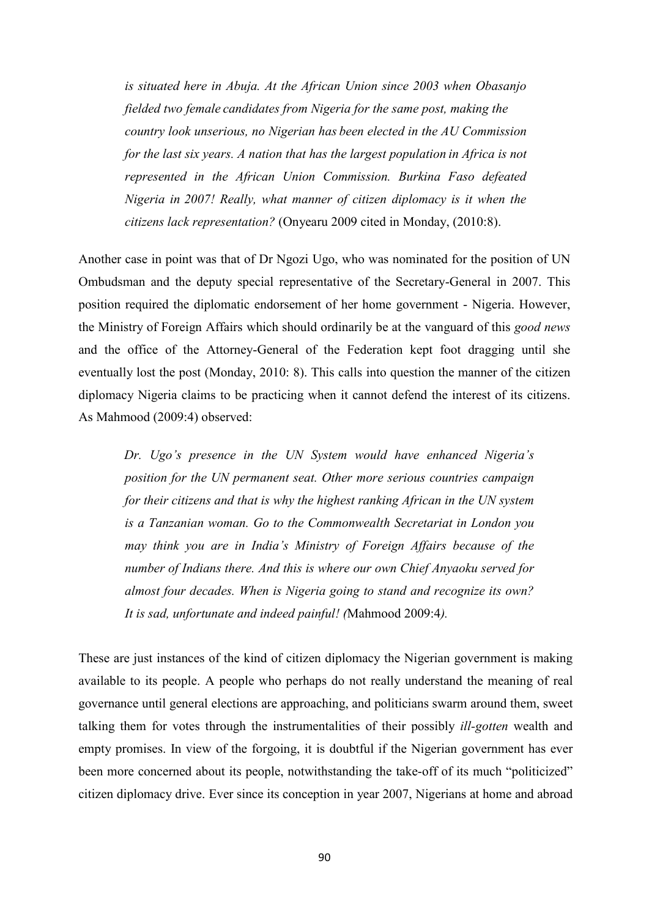> *is situated here in Abuja. At the African Union since 2003 when Obasanjo fielded two female candidates from Nigeria for the same post, making the country look unserious, no Nigerian has been elected in the AU Commission for the last six years. A nation that has the largest population in Africa is not represented in the African Union Commission. Burkina Faso defeated Nigeria in 2007! Really, what manner of citizen diplomacy is it when the citizens lack representation?* (Onyearu 2009 cited in Monday, (2010:8).

Another case in point was that of Dr Ngozi Ugo, who was nominated for the position of UN Ombudsman and the deputy special representative of the Secretary-General in 2007. This position required the diplomatic endorsement of her home government - Nigeria. However, the Ministry of Foreign Affairs which should ordinarily be at the vanguard of this *good news* and the office of the Attorney-General of the Federation kept foot dragging until she eventually lost the post (Monday, 2010: 8). This calls into question the manner of the citizen diplomacy Nigeria claims to be practicing when it cannot defend the interest of its citizens. As Mahmood (2009:4) observed:

> *Dr. Ugo's presence in the UN System would have enhanced Nigeria's position for the UN permanent seat. Other more serious countries campaign for their citizens and that is why the highest ranking African in the UN system is a Tanzanian woman. Go to the Commonwealth Secretariat in London you may think you are in India's Ministry of Foreign Affairs because of the number of Indians there. And this is where our own Chief Anyaoku served for almost four decades. When is Nigeria going to stand and recognize its own? It is sad, unfortunate and indeed painful! (*Mahmood 2009:4*).*

These are just instances of the kind of citizen diplomacy the Nigerian government is making available to its people. A people who perhaps do not really understand the meaning of real governance until general elections are approaching, and politicians swarm around them, sweet talking them for votes through the instrumentalities of their possibly *ill-gotten* wealth and empty promises. In view of the forgoing, it is doubtful if the Nigerian government has ever been more concerned about its people, notwithstanding the take-off of its much "politicized" citizen diplomacy drive. Ever since its conception in year 2007, Nigerians at home and abroad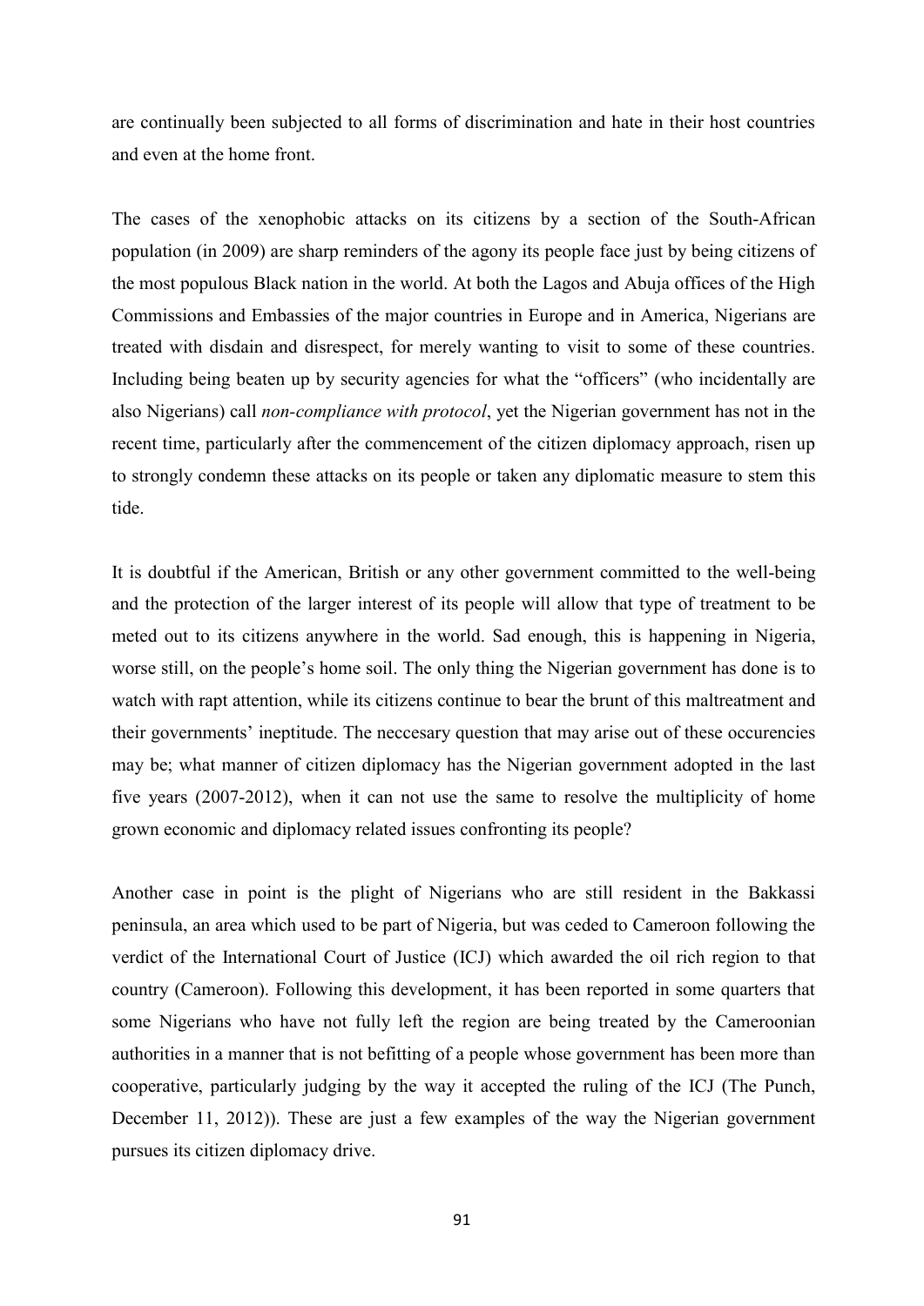are continually been subjected to all forms of discrimination and hate in their host countries and even at the home front.

The cases of the xenophobic attacks on its citizens by a section of the South-African population (in 2009) are sharp reminders of the agony its people face just by being citizens of the most populous Black nation in the world. At both the Lagos and Abuja offices of the High Commissions and Embassies of the major countries in Europe and in America, Nigerians are treated with disdain and disrespect, for merely wanting to visit to some of these countries. Including being beaten up by security agencies for what the "officers" (who incidentally are also Nigerians) call *non-compliance with protocol*, yet the Nigerian government has not in the recent time, particularly after the commencement of the citizen diplomacy approach, risen up to strongly condemn these attacks on its people or taken any diplomatic measure to stem this tide.

It is doubtful if the American, British or any other government committed to the well-being and the protection of the larger interest of its people will allow that type of treatment to be meted out to its citizens anywhere in the world. Sad enough, this is happening in Nigeria, worse still, on the people's home soil. The only thing the Nigerian government has done is to watch with rapt attention, while its citizens continue to bear the brunt of this maltreatment and their governments' ineptitude. The neccesary question that may arise out of these occurencies may be; what manner of citizen diplomacy has the Nigerian government adopted in the last five years (2007-2012), when it can not use the same to resolve the multiplicity of home grown economic and diplomacy related issues confronting its people?

Another case in point is the plight of Nigerians who are still resident in the Bakkassi peninsula, an area which used to be part of Nigeria, but was ceded to Cameroon following the verdict of the International Court of Justice (ICJ) which awarded the oil rich region to that country (Cameroon). Following this development, it has been reported in some quarters that some Nigerians who have not fully left the region are being treated by the Cameroonian authorities in a manner that is not befitting of a people whose government has been more than cooperative, particularly judging by the way it accepted the ruling of the ICJ (The Punch, December 11, 2012)). These are just a few examples of the way the Nigerian government pursues its citizen diplomacy drive.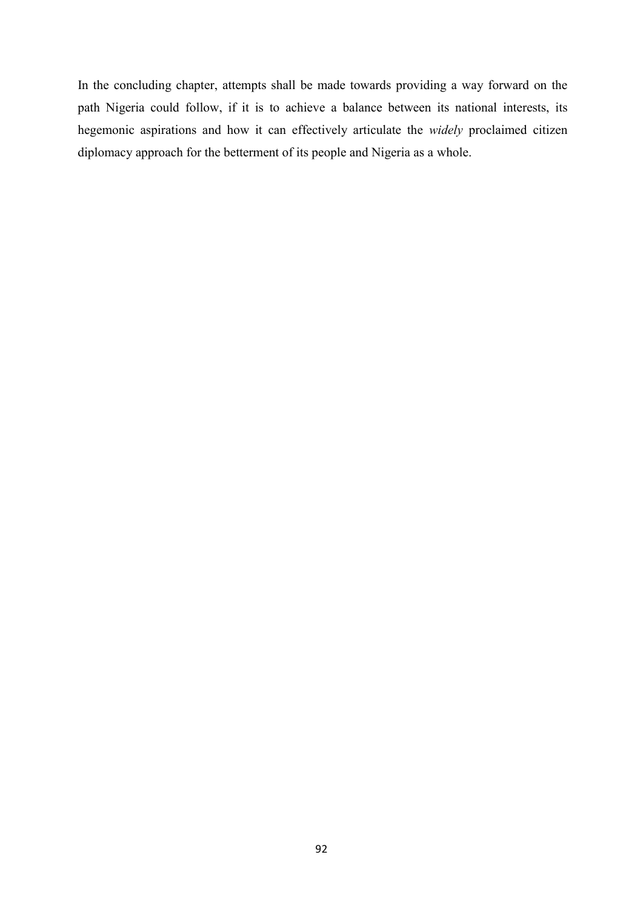In the concluding chapter, attempts shall be made towards providing a way forward on the path Nigeria could follow, if it is to achieve a balance between its national interests, its hegemonic aspirations and how it can effectively articulate the *widely* proclaimed citizen diplomacy approach for the betterment of its people and Nigeria as a whole.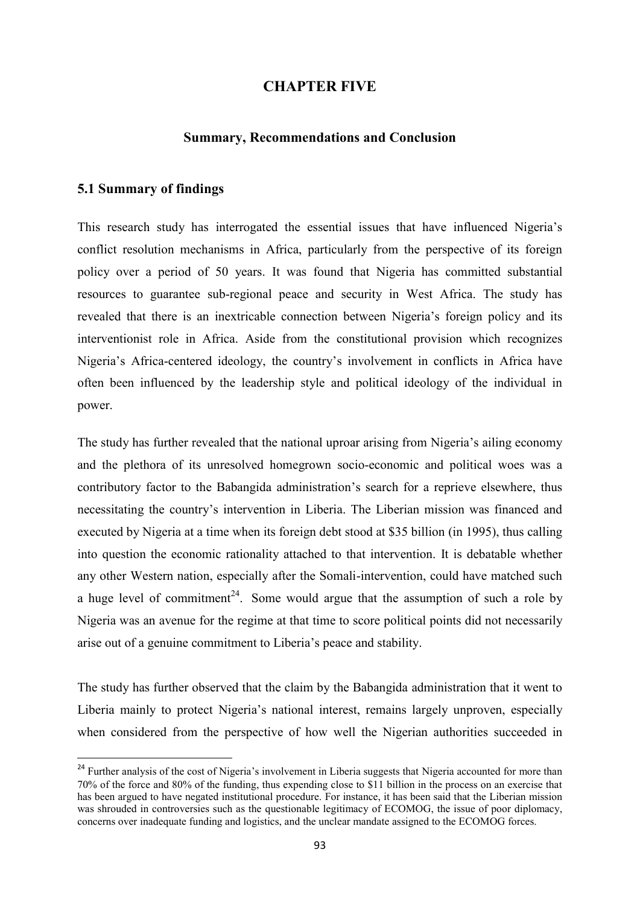# CHAPTER FIVE

## Summary, Recommendations and Conclusion

### 5.1 Summary of findings

This research study has interrogated the essential issues that have influenced Nigeria's conflict resolution mechanisms in Africa, particularly from the perspective of its foreign policy over a period of 50 years. It was found that Nigeria has committed substantial resources to guarantee sub-regional peace and security in West Africa. The study has revealed that there is an inextricable connection between Nigeria's foreign policy and its interventionist role in Africa. Aside from the constitutional provision which recognizes Nigeria's Africa-centered ideology, the country's involvement in conflicts in Africa have often been influenced by the leadership style and political ideology of the individual in power.

The study has further revealed that the national uproar arising from Nigeria's ailing economy and the plethora of its unresolved homegrown socio-economic and political woes was a contributory factor to the Babangida administration's search for a reprieve elsewhere, thus necessitating the country's intervention in Liberia. The Liberian mission was financed and executed by Nigeria at a time when its foreign debt stood at $35 billion (in 1995), thus calling into question the economic rationality attached to that intervention. It is debatable whether any other Western nation, especially after the Somali-intervention, could have matched such a huge level of commitment[24]. Some would argue that the assumption of such a role by Nigeria was an avenue for the regime at that time to score political points did not necessarily arise out of a genuine commitment to Liberia's peace and stability.

The study has further observed that the claim by the Babangida administration that it went to Liberia mainly to protect Nigeria's national interest, remains largely unproven, especially when considered from the perspective of how well the Nigerian authorities succeeded in

---

[24] Further analysis of the cost of Nigeria's involvement in Liberia suggests that Nigeria accounted for more than 70% of the force and 80% of the funding, thus expending close to $11 billion in the process on an exercise that has been argued to have negated institutional procedure. For instance, it has been said that the Liberian mission was shrouded in controversies such as the questionable legitimacy of ECOMOG, the issue of poor diplomacy, concerns over inadequate funding and logistics, and the unclear mandate assigned to the ECOMOG forces.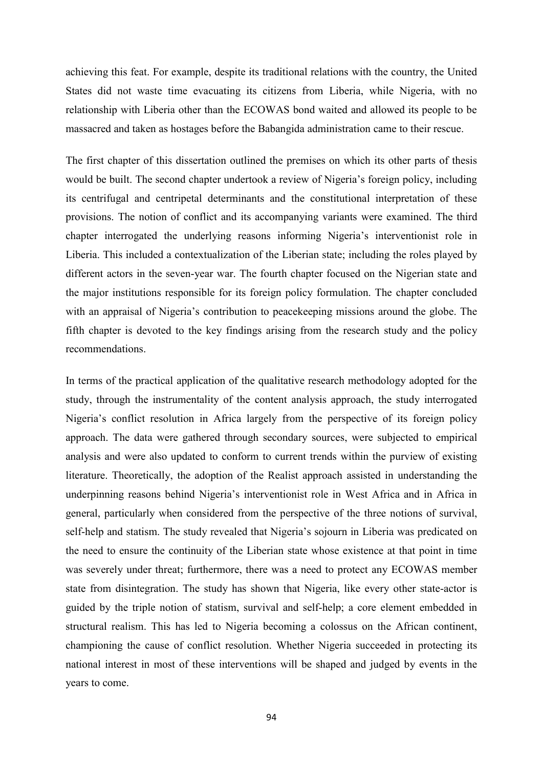achieving this feat. For example, despite its traditional relations with the country, the United States did not waste time evacuating its citizens from Liberia, while Nigeria, with no relationship with Liberia other than the ECOWAS bond waited and allowed its people to be massacred and taken as hostages before the Babangida administration came to their rescue.

The first chapter of this dissertation outlined the premises on which its other parts of thesis would be built. The second chapter undertook a review of Nigeria's foreign policy, including its centrifugal and centripetal determinants and the constitutional interpretation of these provisions. The notion of conflict and its accompanying variants were examined. The third chapter interrogated the underlying reasons informing Nigeria's interventionist role in Liberia. This included a contextualization of the Liberian state; including the roles played by different actors in the seven-year war. The fourth chapter focused on the Nigerian state and the major institutions responsible for its foreign policy formulation. The chapter concluded with an appraisal of Nigeria's contribution to peacekeeping missions around the globe. The fifth chapter is devoted to the key findings arising from the research study and the policy recommendations.

In terms of the practical application of the qualitative research methodology adopted for the study, through the instrumentality of the content analysis approach, the study interrogated Nigeria's conflict resolution in Africa largely from the perspective of its foreign policy approach. The data were gathered through secondary sources, were subjected to empirical analysis and were also updated to conform to current trends within the purview of existing literature. Theoretically, the adoption of the Realist approach assisted in understanding the underpinning reasons behind Nigeria's interventionist role in West Africa and in Africa in general, particularly when considered from the perspective of the three notions of survival, self-help and statism. The study revealed that Nigeria's sojourn in Liberia was predicated on the need to ensure the continuity of the Liberian state whose existence at that point in time was severely under threat; furthermore, there was a need to protect any ECOWAS member state from disintegration. The study has shown that Nigeria, like every other state-actor is guided by the triple notion of statism, survival and self-help; a core element embedded in structural realism. This has led to Nigeria becoming a colossus on the African continent, championing the cause of conflict resolution. Whether Nigeria succeeded in protecting its national interest in most of these interventions will be shaped and judged by events in the years to come.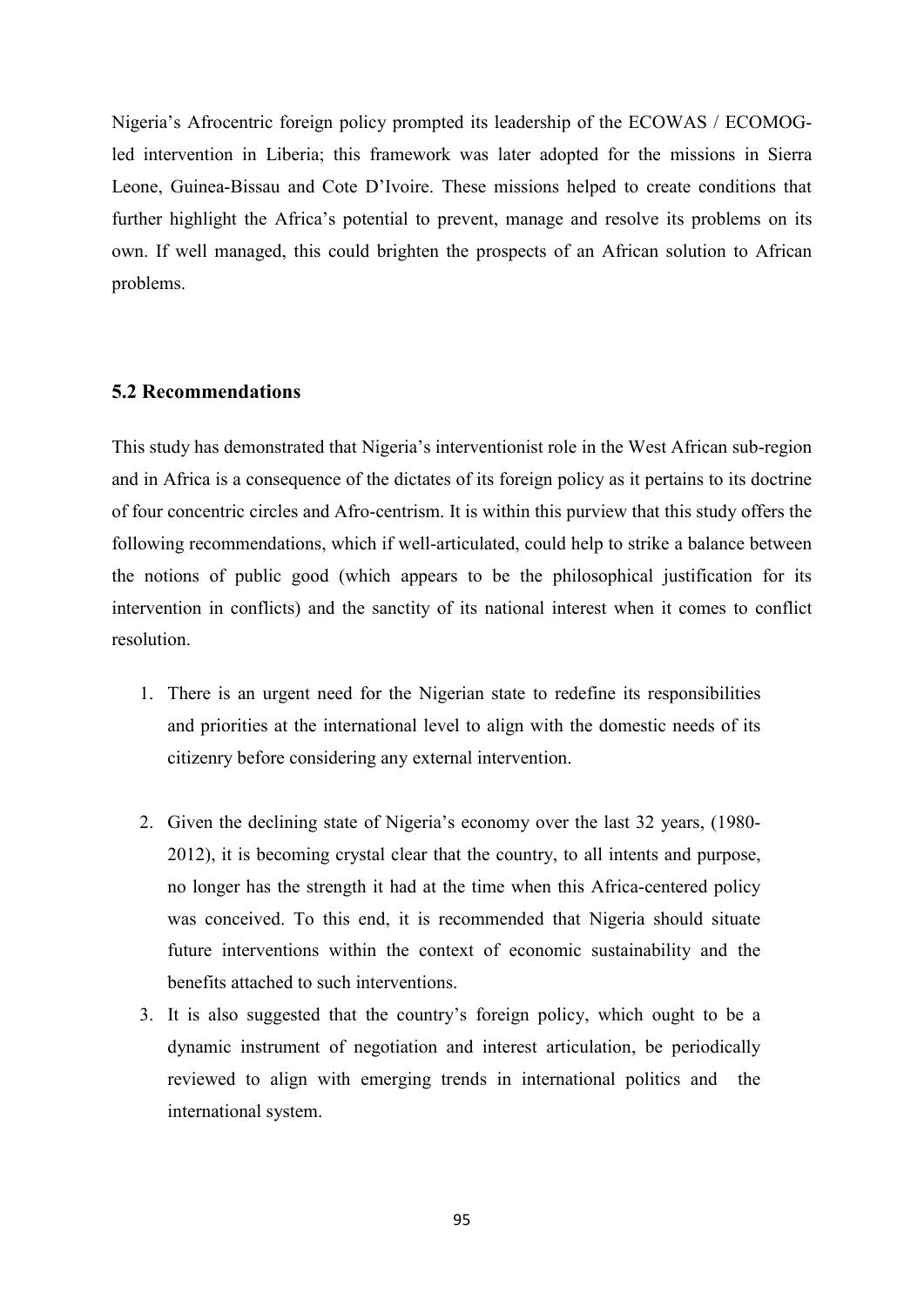Nigeria's Afrocentric foreign policy prompted its leadership of the ECOWAS / ECOMOG-led intervention in Liberia; this framework was later adopted for the missions in Sierra Leone, Guinea-Bissau and Cote D'Ivoire. These missions helped to create conditions that further highlight the Africa's potential to prevent, manage and resolve its problems on its own. If well managed, this could brighten the prospects of an African solution to African problems.

## 5.2 Recommendations

This study has demonstrated that Nigeria's interventionist role in the West African sub-region and in Africa is a consequence of the dictates of its foreign policy as it pertains to its doctrine of four concentric circles and Afro-centrism. It is within this purview that this study offers the following recommendations, which if well-articulated, could help to strike a balance between the notions of public good (which appears to be the philosophical justification for its intervention in conflicts) and the sanctity of its national interest when it comes to conflict resolution.

1. There is an urgent need for the Nigerian state to redefine its responsibilities and priorities at the international level to align with the domestic needs of its citizenry before considering any external intervention.

2. Given the declining state of Nigeria's economy over the last 32 years, (1980-2012), it is becoming crystal clear that the country, to all intents and purpose, no longer has the strength it had at the time when this Africa-centered policy was conceived. To this end, it is recommended that Nigeria should situate future interventions within the context of economic sustainability and the benefits attached to such interventions.
3. It is also suggested that the country's foreign policy, which ought to be a dynamic instrument of negotiation and interest articulation, be periodically reviewed to align with emerging trends in international politics and the international system.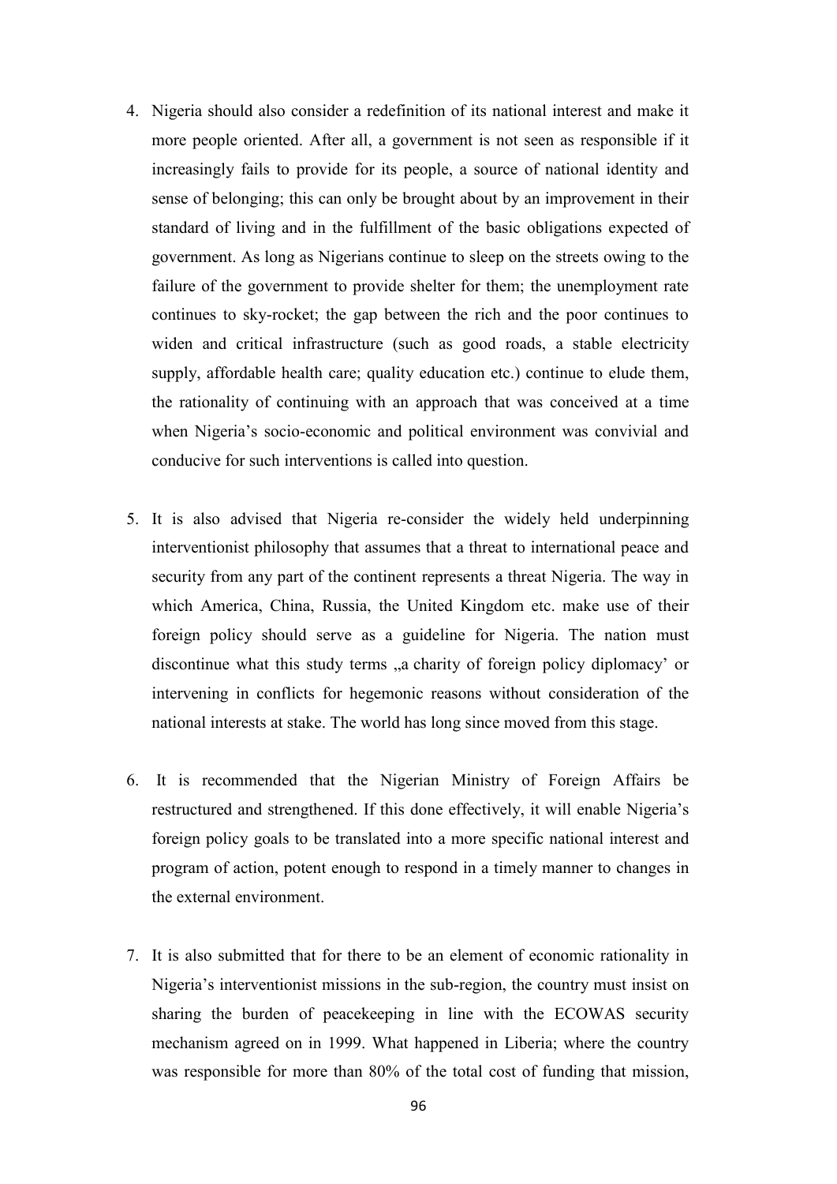4. Nigeria should also consider a redefinition of its national interest and make it more people oriented. After all, a government is not seen as responsible if it increasingly fails to provide for its people, a source of national identity and sense of belonging; this can only be brought about by an improvement in their standard of living and in the fulfillment of the basic obligations expected of government. As long as Nigerians continue to sleep on the streets owing to the failure of the government to provide shelter for them; the unemployment rate continues to sky-rocket; the gap between the rich and the poor continues to widen and critical infrastructure (such as good roads, a stable electricity supply, affordable health care; quality education etc.) continue to elude them, the rationality of continuing with an approach that was conceived at a time when Nigeria's socio-economic and political environment was convivial and conducive for such interventions is called into question.

5. It is also advised that Nigeria re-consider the widely held underpinning interventionist philosophy that assumes that a threat to international peace and security from any part of the continent represents a threat Nigeria. The way in which America, China, Russia, the United Kingdom etc. make use of their foreign policy should serve as a guideline for Nigeria. The nation must discontinue what this study terms „a charity of foreign policy diplomacy' or intervening in conflicts for hegemonic reasons without consideration of the national interests at stake. The world has long since moved from this stage.

6. It is recommended that the Nigerian Ministry of Foreign Affairs be restructured and strengthened. If this done effectively, it will enable Nigeria's foreign policy goals to be translated into a more specific national interest and program of action, potent enough to respond in a timely manner to changes in the external environment.

7. It is also submitted that for there to be an element of economic rationality in Nigeria's interventionist missions in the sub-region, the country must insist on sharing the burden of peacekeeping in line with the ECOWAS security mechanism agreed on in 1999. What happened in Liberia; where the country was responsible for more than 80% of the total cost of funding that mission,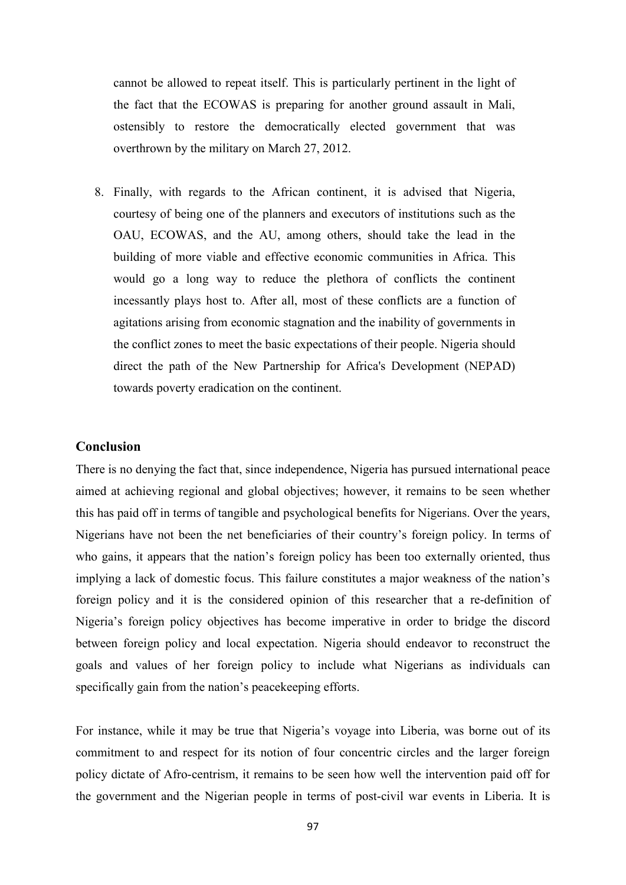cannot be allowed to repeat itself. This is particularly pertinent in the light of the fact that the ECOWAS is preparing for another ground assault in Mali, ostensibly to restore the democratically elected government that was overthrown by the military on March 27, 2012.

8. Finally, with regards to the African continent, it is advised that Nigeria, courtesy of being one of the planners and executors of institutions such as the OAU, ECOWAS, and the AU, among others, should take the lead in the building of more viable and effective economic communities in Africa. This would go a long way to reduce the plethora of conflicts the continent incessantly plays host to. After all, most of these conflicts are a function of agitations arising from economic stagnation and the inability of governments in the conflict zones to meet the basic expectations of their people. Nigeria should direct the path of the New Partnership for Africa's Development (NEPAD) towards poverty eradication on the continent.

## Conclusion

There is no denying the fact that, since independence, Nigeria has pursued international peace aimed at achieving regional and global objectives; however, it remains to be seen whether this has paid off in terms of tangible and psychological benefits for Nigerians. Over the years, Nigerians have not been the net beneficiaries of their country's foreign policy. In terms of who gains, it appears that the nation's foreign policy has been too externally oriented, thus implying a lack of domestic focus. This failure constitutes a major weakness of the nation's foreign policy and it is the considered opinion of this researcher that a re-definition of Nigeria's foreign policy objectives has become imperative in order to bridge the discord between foreign policy and local expectation. Nigeria should endeavor to reconstruct the goals and values of her foreign policy to include what Nigerians as individuals can specifically gain from the nation's peacekeeping efforts.

For instance, while it may be true that Nigeria's voyage into Liberia, was borne out of its commitment to and respect for its notion of four concentric circles and the larger foreign policy dictate of Afro-centrism, it remains to be seen how well the intervention paid off for the government and the Nigerian people in terms of post-civil war events in Liberia. It is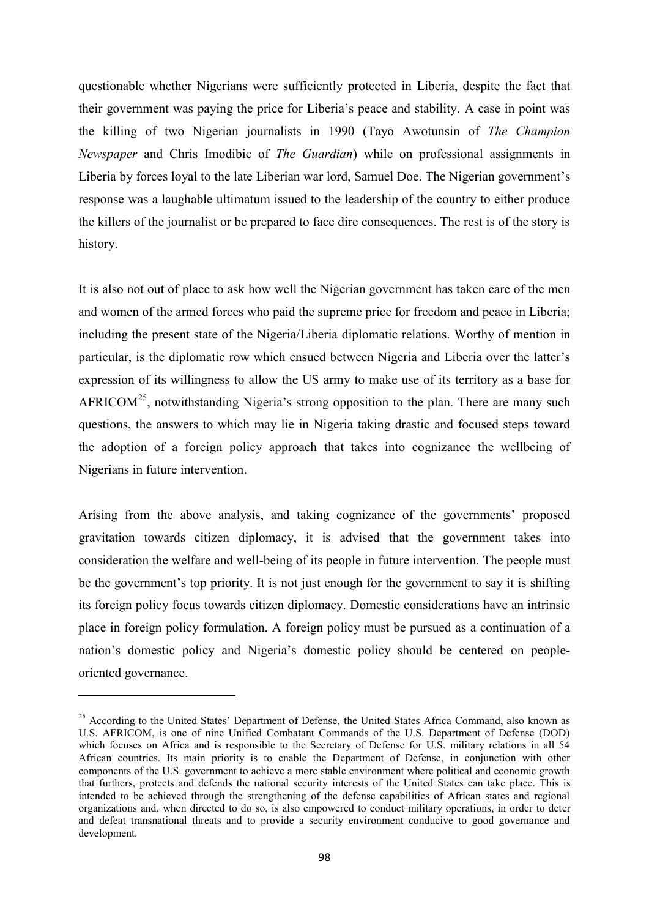questionable whether Nigerians were sufficiently protected in Liberia, despite the fact that their government was paying the price for Liberia's peace and stability. A case in point was the killing of two Nigerian journalists in 1990 (Tayo Awotunsin of *The Champion Newspaper* and Chris Imodibie of *The Guardian*) while on professional assignments in Liberia by forces loyal to the late Liberian war lord, Samuel Doe. The Nigerian government's response was a laughable ultimatum issued to the leadership of the country to either produce the killers of the journalist or be prepared to face dire consequences. The rest is of the story is history.

It is also not out of place to ask how well the Nigerian government has taken care of the men and women of the armed forces who paid the supreme price for freedom and peace in Liberia; including the present state of the Nigeria/Liberia diplomatic relations. Worthy of mention in particular, is the diplomatic row which ensued between Nigeria and Liberia over the latter's expression of its willingness to allow the US army to make use of its territory as a base for AFRICOM[25], notwithstanding Nigeria's strong opposition to the plan. There are many such questions, the answers to which may lie in Nigeria taking drastic and focused steps toward the adoption of a foreign policy approach that takes into cognizance the wellbeing of Nigerians in future intervention.

Arising from the above analysis, and taking cognizance of the governments' proposed gravitation towards citizen diplomacy, it is advised that the government takes into consideration the welfare and well-being of its people in future intervention. The people must be the government's top priority. It is not just enough for the government to say it is shifting its foreign policy focus towards citizen diplomacy. Domestic considerations have an intrinsic place in foreign policy formulation. A foreign policy must be pursued as a continuation of a nation's domestic policy and Nigeria's domestic policy should be centered on people-oriented governance.

---

[25] According to the United States' Department of Defense, the United States Africa Command, also known as U.S. AFRICOM, is one of nine Unified Combatant Commands of the U.S. Department of Defense (DOD) which focuses on Africa and is responsible to the Secretary of Defense for U.S. military relations in all 54 African countries. Its main priority is to enable the Department of Defense, in conjunction with other components of the U.S. government to achieve a more stable environment where political and economic growth that furthers, protects and defends the national security interests of the United States can take place. This is intended to be achieved through the strengthening of the defense capabilities of African states and regional organizations and, when directed to do so, is also empowered to conduct military operations, in order to deter and defeat transnational threats and to provide a security environment conducive to good governance and development.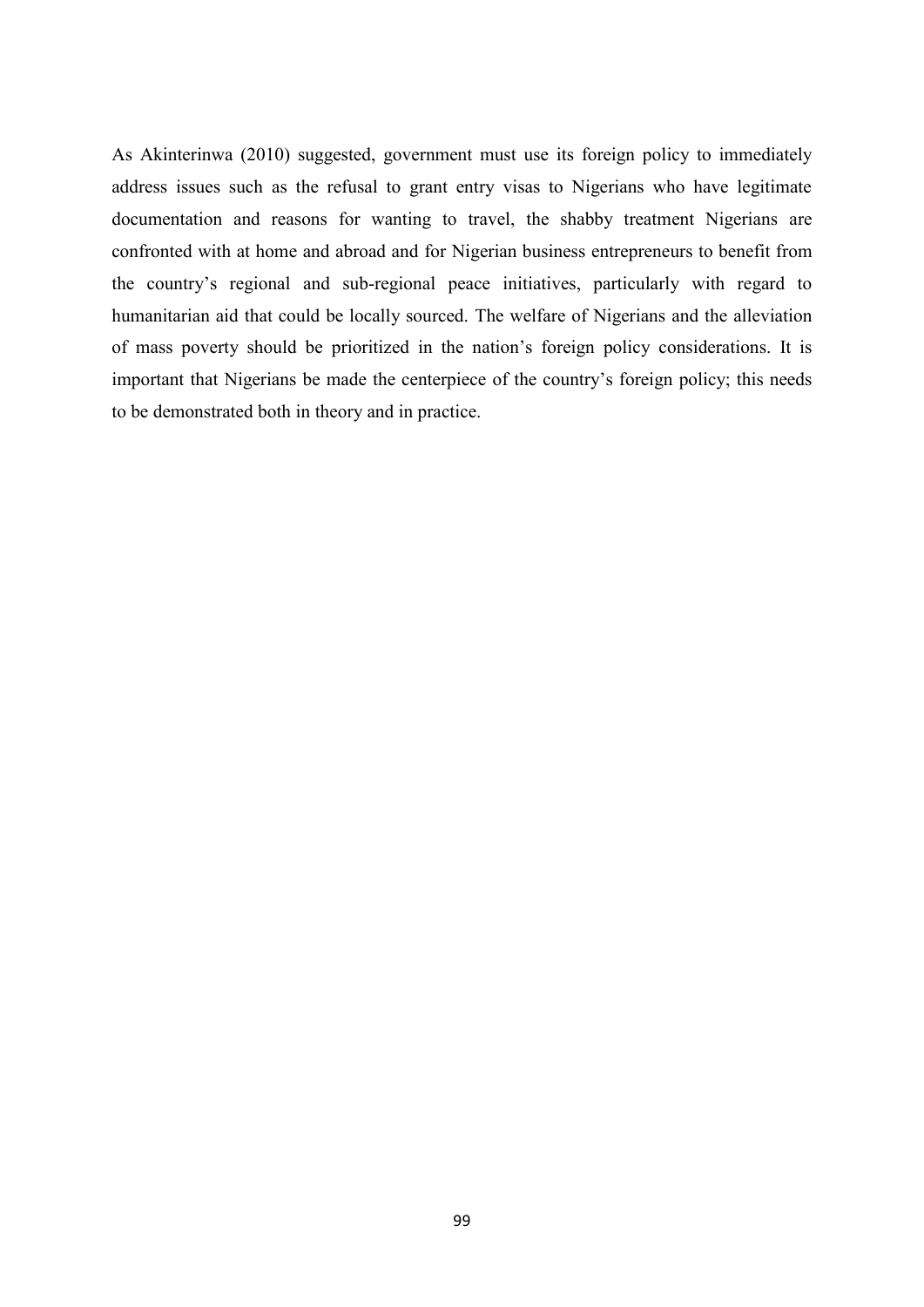As Akinterinwa (2010) suggested, government must use its foreign policy to immediately address issues such as the refusal to grant entry visas to Nigerians who have legitimate documentation and reasons for wanting to travel, the shabby treatment Nigerians are confronted with at home and abroad and for Nigerian business entrepreneurs to benefit from the country's regional and sub-regional peace initiatives, particularly with regard to humanitarian aid that could be locally sourced. The welfare of Nigerians and the alleviation of mass poverty should be prioritized in the nation's foreign policy considerations. It is important that Nigerians be made the centerpiece of the country's foreign policy; this needs to be demonstrated both in theory and in practice.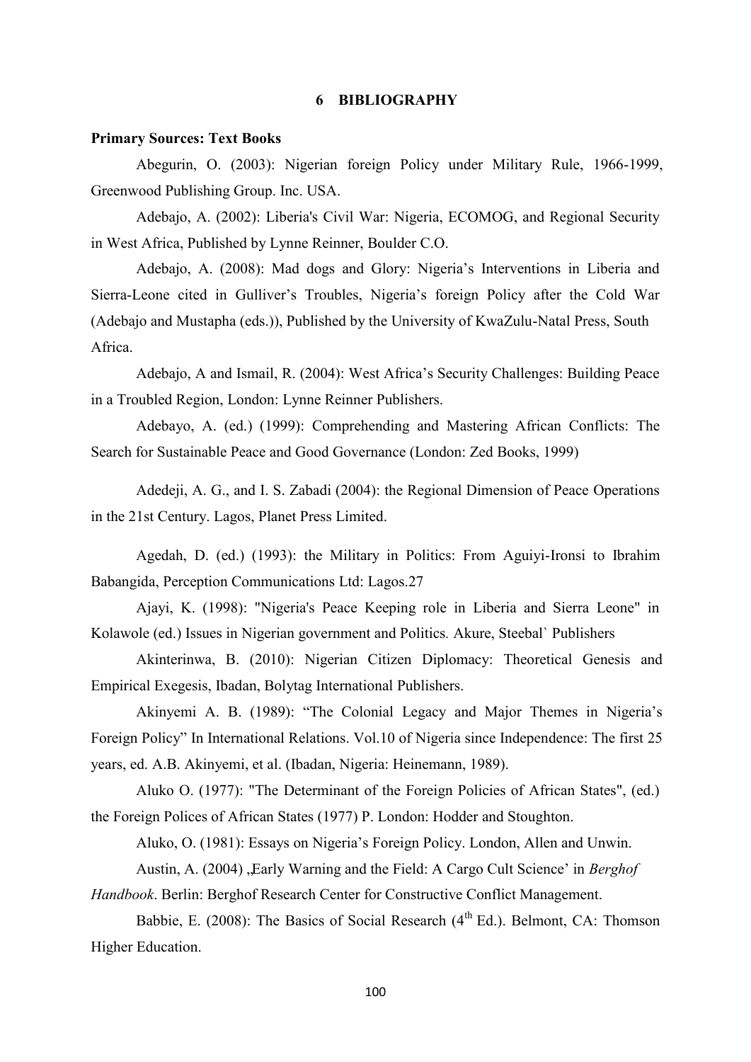# 6 BIBLIOGRAPHY

**Primary Sources: Text Books**

Abegurin, O. (2003): Nigerian foreign Policy under Military Rule, 1966-1999, Greenwood Publishing Group. Inc. USA.

Adebajo, A. (2002): Liberia's Civil War: Nigeria, ECOMOG, and Regional Security in West Africa, Published by Lynne Reinner, Boulder C.O.

Adebajo, A. (2008): Mad dogs and Glory: Nigeria's Interventions in Liberia and Sierra-Leone cited in Gulliver's Troubles, Nigeria's foreign Policy after the Cold War (Adebajo and Mustapha (eds.)), Published by the University of KwaZulu-Natal Press, South Africa.

Adebajo, A and Ismail, R. (2004): West Africa's Security Challenges: Building Peace in a Troubled Region, London: Lynne Reinner Publishers.

Adebayo, A. (ed.) (1999): Comprehending and Mastering African Conflicts: The Search for Sustainable Peace and Good Governance (London: Zed Books, 1999)

Adedeji, A. G., and I. S. Zabadi (2004): the Regional Dimension of Peace Operations in the 21st Century. Lagos, Planet Press Limited.

Agedah, D. (ed.) (1993): the Military in Politics: From Aguiyi-Ironsi to Ibrahim Babangida, Perception Communications Ltd: Lagos.27

Ajayi, K. (1998): "Nigeria's Peace Keeping role in Liberia and Sierra Leone" in Kolawole (ed.) Issues in Nigerian government and Politics. Akure, Steebal` Publishers

Akinterinwa, B. (2010): Nigerian Citizen Diplomacy: Theoretical Genesis and Empirical Exegesis, Ibadan, Bolytag International Publishers.

Akinyemi A. B. (1989): "The Colonial Legacy and Major Themes in Nigeria's Foreign Policy" In International Relations. Vol.10 of Nigeria since Independence: The first 25 years, ed. A.B. Akinyemi, et al. (Ibadan, Nigeria: Heinemann, 1989).

Aluko O. (1977): "The Determinant of the Foreign Policies of African States", (ed.) the Foreign Polices of African States (1977) P. London: Hodder and Stoughton.

Aluko, O. (1981): Essays on Nigeria's Foreign Policy. London, Allen and Unwin.

Austin, A. (2004) „Early Warning and the Field: A Cargo Cult Science' in *Berghof Handbook*. Berlin: Berghof Research Center for Constructive Conflict Management.

Babbie, E. (2008): The Basics of Social Research (4th Ed.). Belmont, CA: Thomson Higher Education.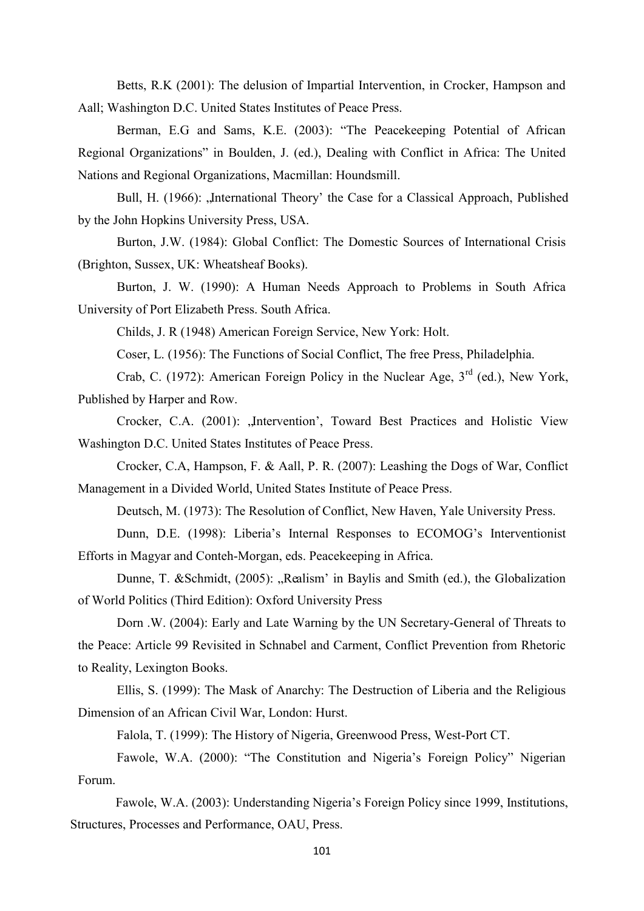Betts, R.K (2001): The delusion of Impartial Intervention, in Crocker, Hampson and Aall; Washington D.C. United States Institutes of Peace Press.

Berman, E.G and Sams, K.E. (2003): "The Peacekeeping Potential of African Regional Organizations" in Boulden, J. (ed.), Dealing with Conflict in Africa: The United Nations and Regional Organizations, Macmillan: Houndsmill.

Bull, H. (1966): „International Theory' the Case for a Classical Approach, Published by the John Hopkins University Press, USA.

Burton, J.W. (1984): Global Conflict: The Domestic Sources of International Crisis (Brighton, Sussex, UK: Wheatsheaf Books).

Burton, J. W. (1990): A Human Needs Approach to Problems in South Africa University of Port Elizabeth Press. South Africa.

Childs, J. R (1948) American Foreign Service, New York: Holt.

Coser, L. (1956): The Functions of Social Conflict, The free Press, Philadelphia.

Crab, C. (1972): American Foreign Policy in the Nuclear Age, 3rd (ed.), New York, Published by Harper and Row.

Crocker, C.A. (2001): „Intervention', Toward Best Practices and Holistic View Washington D.C. United States Institutes of Peace Press.

Crocker, C.A, Hampson, F. & Aall, P. R. (2007): Leashing the Dogs of War, Conflict Management in a Divided World, United States Institute of Peace Press.

Deutsch, M. (1973): The Resolution of Conflict, New Haven, Yale University Press.

Dunn, D.E. (1998): Liberia's Internal Responses to ECOMOG's Interventionist Efforts in Magyar and Conteh-Morgan, eds. Peacekeeping in Africa.

Dunne, T. &Schmidt, (2005): „Realism' in Baylis and Smith (ed.), the Globalization of World Politics (Third Edition): Oxford University Press

Dorn .W. (2004): Early and Late Warning by the UN Secretary-General of Threats to the Peace: Article 99 Revisited in Schnabel and Carment, Conflict Prevention from Rhetoric to Reality, Lexington Books.

Ellis, S. (1999): The Mask of Anarchy: The Destruction of Liberia and the Religious Dimension of an African Civil War, London: Hurst.

Falola, T. (1999): The History of Nigeria, Greenwood Press, West-Port CT.

Fawole, W.A. (2000): "The Constitution and Nigeria's Foreign Policy" Nigerian Forum.

Fawole, W.A. (2003): Understanding Nigeria's Foreign Policy since 1999, Institutions, Structures, Processes and Performance, OAU, Press.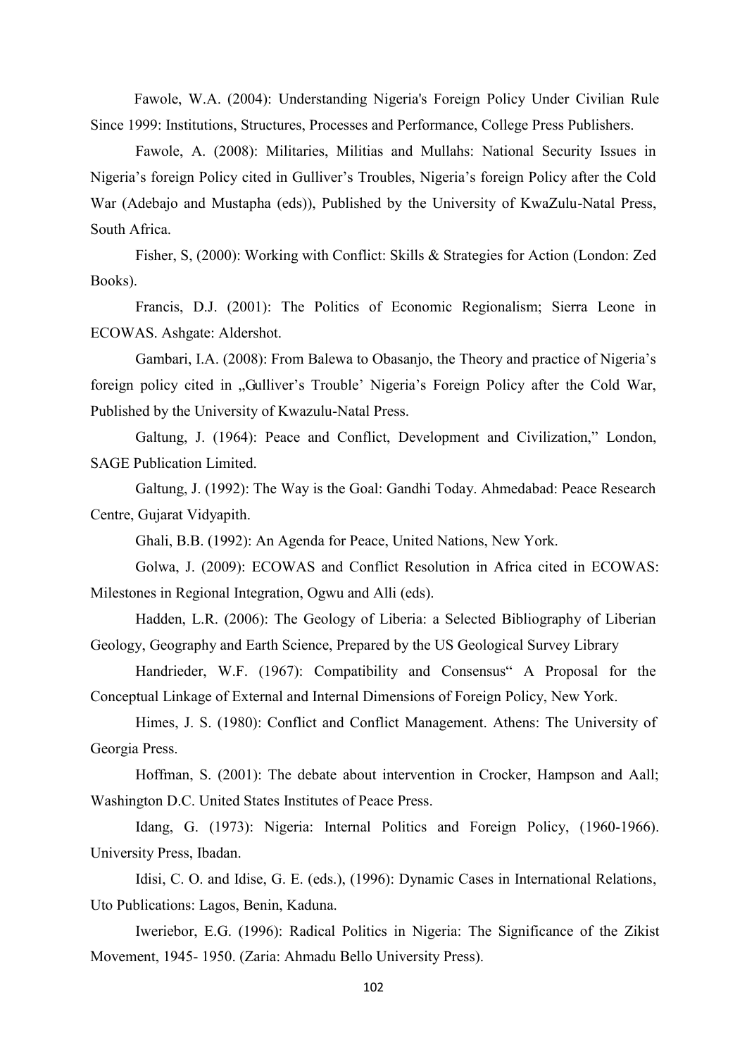Fawole, W.A. (2004): Understanding Nigeria's Foreign Policy Under Civilian Rule Since 1999: Institutions, Structures, Processes and Performance, College Press Publishers.

Fawole, A. (2008): Militaries, Militias and Mullahs: National Security Issues in Nigeria's foreign Policy cited in Gulliver's Troubles, Nigeria's foreign Policy after the Cold War (Adebajo and Mustapha (eds)), Published by the University of KwaZulu-Natal Press, South Africa.

Fisher, S, (2000): Working with Conflict: Skills & Strategies for Action (London: Zed Books).

Francis, D.J. (2001): The Politics of Economic Regionalism; Sierra Leone in ECOWAS. Ashgate: Aldershot.

Gambari, I.A. (2008): From Balewa to Obasanjo, the Theory and practice of Nigeria's foreign policy cited in „Gulliver's Trouble' Nigeria's Foreign Policy after the Cold War, Published by the University of Kwazulu-Natal Press.

Galtung, J. (1964): Peace and Conflict, Development and Civilization," London, SAGE Publication Limited.

Galtung, J. (1992): The Way is the Goal: Gandhi Today. Ahmedabad: Peace Research Centre, Gujarat Vidyapith.

Ghali, B.B. (1992): An Agenda for Peace, United Nations, New York.

Golwa, J. (2009): ECOWAS and Conflict Resolution in Africa cited in ECOWAS: Milestones in Regional Integration, Ogwu and Alli (eds).

Hadden, L.R. (2006): The Geology of Liberia: a Selected Bibliography of Liberian Geology, Geography and Earth Science, Prepared by the US Geological Survey Library

Handrieder, W.F. (1967): Compatibility and Consensus" A Proposal for the Conceptual Linkage of External and Internal Dimensions of Foreign Policy, New York.

Himes, J. S. (1980): Conflict and Conflict Management. Athens: The University of Georgia Press.

Hoffman, S. (2001): The debate about intervention in Crocker, Hampson and Aall; Washington D.C. United States Institutes of Peace Press.

Idang, G. (1973): Nigeria: Internal Politics and Foreign Policy, (1960-1966). University Press, Ibadan.

Idisi, C. O. and Idise, G. E. (eds.), (1996): Dynamic Cases in International Relations, Uto Publications: Lagos, Benin, Kaduna.

Iweriebor, E.G. (1996): Radical Politics in Nigeria: The Significance of the Zikist Movement, 1945- 1950. (Zaria: Ahmadu Bello University Press).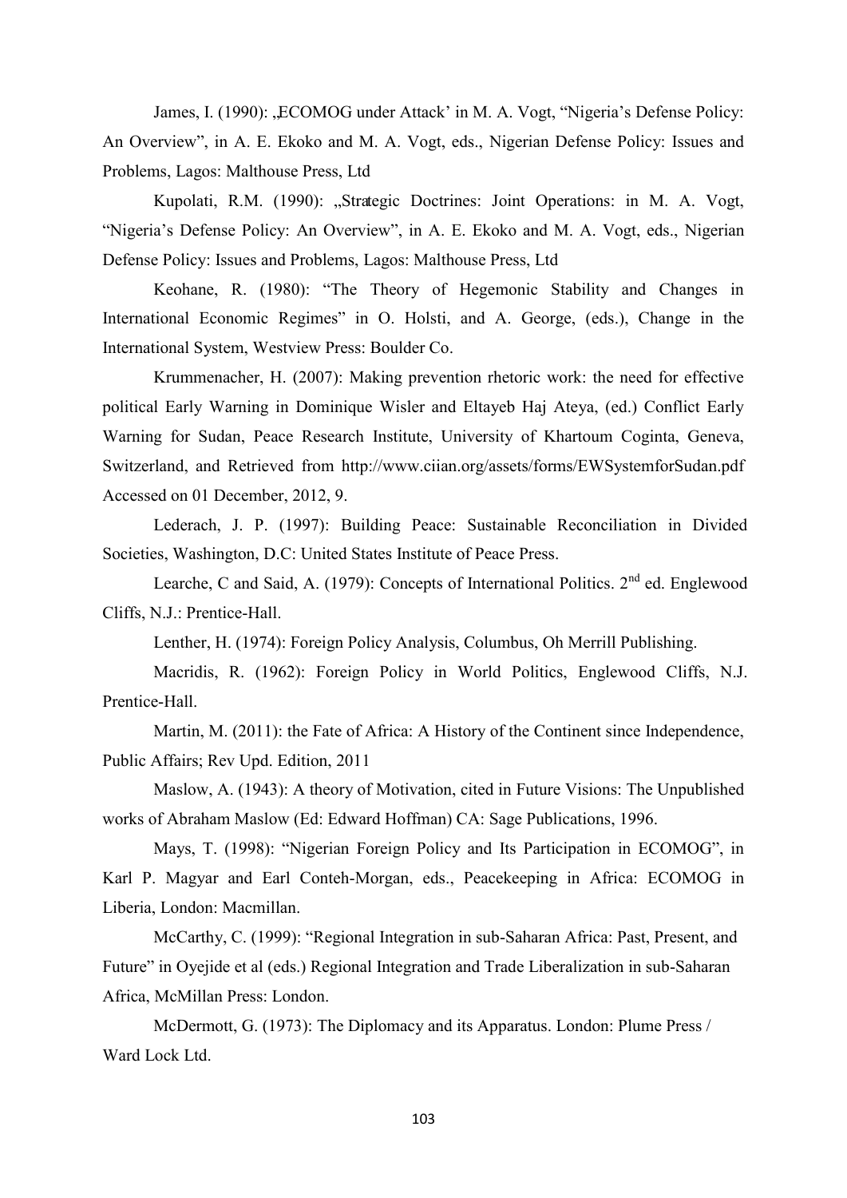James, I. (1990): „ECOMOG under Attack' in M. A. Vogt, "Nigeria's Defense Policy: An Overview", in A. E. Ekoko and M. A. Vogt, eds., Nigerian Defense Policy: Issues and Problems, Lagos: Malthouse Press, Ltd

Kupolati, R.M. (1990): „Strategic Doctrines: Joint Operations: in M. A. Vogt, "Nigeria's Defense Policy: An Overview", in A. E. Ekoko and M. A. Vogt, eds., Nigerian Defense Policy: Issues and Problems, Lagos: Malthouse Press, Ltd

Keohane, R. (1980): "The Theory of Hegemonic Stability and Changes in International Economic Regimes" in O. Holsti, and A. George, (eds.), Change in the International System, Westview Press: Boulder Co.

Krummenacher, H. (2007): Making prevention rhetoric work: the need for effective political Early Warning in Dominique Wisler and Eltayeb Haj Ateya, (ed.) Conflict Early Warning for Sudan, Peace Research Institute, University of Khartoum Coginta, Geneva, Switzerland, and Retrieved from http://www.ciian.org/assets/forms/EWSystemforSudan.pdf Accessed on 01 December, 2012, 9.

Lederach, J. P. (1997): Building Peace: Sustainable Reconciliation in Divided Societies, Washington, D.C: United States Institute of Peace Press.

Learche, C and Said, A. (1979): Concepts of International Politics. 2nd ed. Englewood Cliffs, N.J.: Prentice-Hall.

Lenther, H. (1974): Foreign Policy Analysis, Columbus, Oh Merrill Publishing.

Macridis, R. (1962): Foreign Policy in World Politics, Englewood Cliffs, N.J. Prentice-Hall.

Martin, M. (2011): the Fate of Africa: A History of the Continent since Independence, Public Affairs; Rev Upd. Edition, 2011

Maslow, A. (1943): A theory of Motivation, cited in Future Visions: The Unpublished works of Abraham Maslow (Ed: Edward Hoffman) CA: Sage Publications, 1996.

Mays, T. (1998): "Nigerian Foreign Policy and Its Participation in ECOMOG", in Karl P. Magyar and Earl Conteh-Morgan, eds., Peacekeeping in Africa: ECOMOG in Liberia, London: Macmillan.

McCarthy, C. (1999): "Regional Integration in sub-Saharan Africa: Past, Present, and Future" in Oyejide et al (eds.) Regional Integration and Trade Liberalization in sub-Saharan Africa, McMillan Press: London.

McDermott, G. (1973): The Diplomacy and its Apparatus. London: Plume Press / Ward Lock Ltd.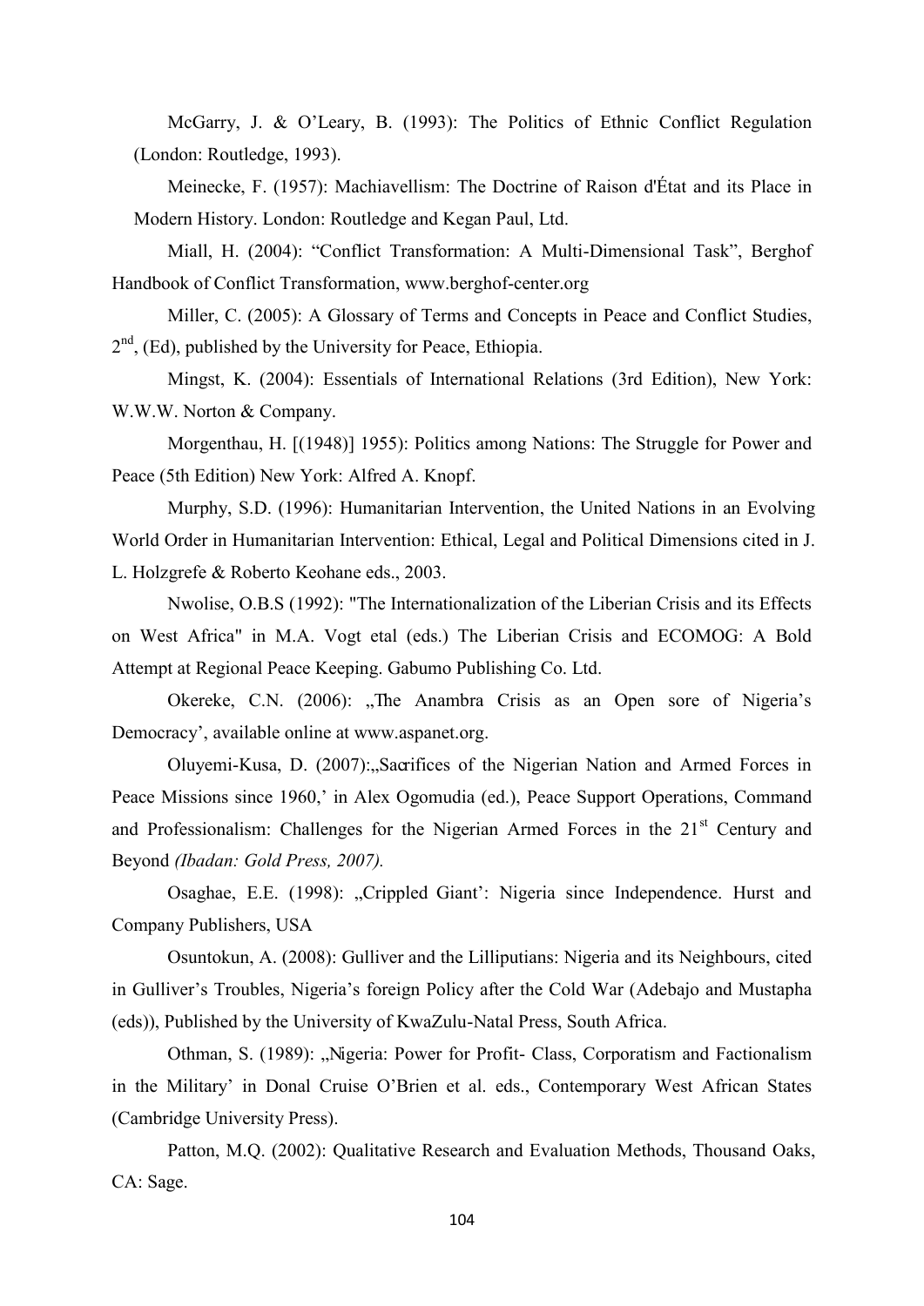McGarry, J. & O'Leary, B. (1993): The Politics of Ethnic Conflict Regulation (London: Routledge, 1993).

Meinecke, F. (1957): Machiavellism: The Doctrine of Raison d'État and its Place in Modern History. London: Routledge and Kegan Paul, Ltd.

Miall, H. (2004): "Conflict Transformation: A Multi-Dimensional Task", Berghof Handbook of Conflict Transformation, www.berghof-center.org

Miller, C. (2005): A Glossary of Terms and Concepts in Peace and Conflict Studies, 2nd, (Ed), published by the University for Peace, Ethiopia.

Mingst, K. (2004): Essentials of International Relations (3rd Edition), New York: W.W.W. Norton & Company.

Morgenthau, H. [(1948)] 1955): Politics among Nations: The Struggle for Power and Peace (5th Edition) New York: Alfred A. Knopf.

Murphy, S.D. (1996): Humanitarian Intervention, the United Nations in an Evolving World Order in Humanitarian Intervention: Ethical, Legal and Political Dimensions cited in J. L. Holzgrefe & Roberto Keohane eds., 2003.

Nwolise, O.B.S (1992): "The Internationalization of the Liberian Crisis and its Effects on West Africa" in M.A. Vogt etal (eds.) The Liberian Crisis and ECOMOG: A Bold Attempt at Regional Peace Keeping. Gabumo Publishing Co. Ltd.

Okereke, C.N. (2006): „The Anambra Crisis as an Open sore of Nigeria's Democracy', available online at www.aspanet.org.

Oluyemi-Kusa, D. (2007):„Sacrifices of the Nigerian Nation and Armed Forces in Peace Missions since 1960,' in Alex Ogomudia (ed.), Peace Support Operations, Command and Professionalism: Challenges for the Nigerian Armed Forces in the 21st Century and Beyond *(Ibadan: Gold Press, 2007).*

Osaghae, E.E. (1998): „Crippled Giant': Nigeria since Independence. Hurst and Company Publishers, USA

Osuntokun, A. (2008): Gulliver and the Lilliputians: Nigeria and its Neighbours, cited in Gulliver's Troubles, Nigeria's foreign Policy after the Cold War (Adebajo and Mustapha (eds)), Published by the University of KwaZulu-Natal Press, South Africa.

Othman, S. (1989): „Nigeria: Power for Profit- Class, Corporatism and Factionalism in the Military' in Donal Cruise O'Brien et al. eds., Contemporary West African States (Cambridge University Press).

Patton, M.Q. (2002): Qualitative Research and Evaluation Methods, Thousand Oaks, CA: Sage.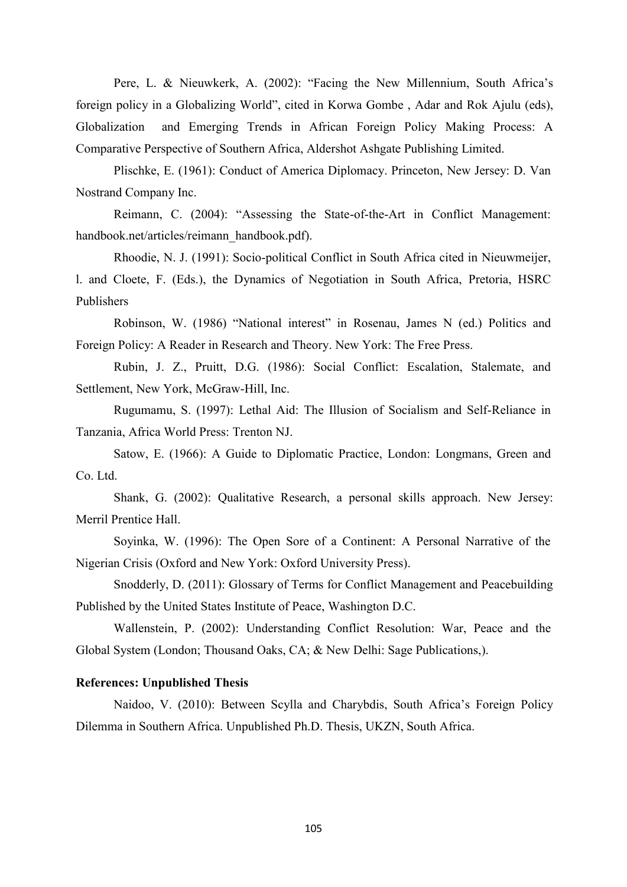Pere, L. & Nieuwkerk, A. (2002): "Facing the New Millennium, South Africa's foreign policy in a Globalizing World", cited in Korwa Gombe , Adar and Rok Ajulu (eds), Globalization and Emerging Trends in African Foreign Policy Making Process: A Comparative Perspective of Southern Africa, Aldershot Ashgate Publishing Limited.

Plischke, E. (1961): Conduct of America Diplomacy. Princeton, New Jersey: D. Van Nostrand Company Inc.

Reimann, C. (2004): "Assessing the State-of-the-Art in Conflict Management: handbook.net/articles/reimann_handbook.pdf).

Rhoodie, N. J. (1991): Socio-political Conflict in South Africa cited in Nieuwmeijer, l. and Cloete, F. (Eds.), the Dynamics of Negotiation in South Africa, Pretoria, HSRC Publishers

Robinson, W. (1986) "National interest" in Rosenau, James N (ed.) Politics and Foreign Policy: A Reader in Research and Theory. New York: The Free Press.

Rubin, J. Z., Pruitt, D.G. (1986): Social Conflict: Escalation, Stalemate, and Settlement, New York, McGraw-Hill, Inc.

Rugumamu, S. (1997): Lethal Aid: The Illusion of Socialism and Self-Reliance in Tanzania, Africa World Press: Trenton NJ.

Satow, E. (1966): A Guide to Diplomatic Practice, London: Longmans, Green and Co. Ltd.

Shank, G. (2002): Qualitative Research, a personal skills approach. New Jersey: Merril Prentice Hall.

Soyinka, W. (1996): The Open Sore of a Continent: A Personal Narrative of the Nigerian Crisis (Oxford and New York: Oxford University Press).

Snodderly, D. (2011): Glossary of Terms for Conflict Management and Peacebuilding Published by the United States Institute of Peace, Washington D.C.

Wallenstein, P. (2002): Understanding Conflict Resolution: War, Peace and the Global System (London; Thousand Oaks, CA; & New Delhi: Sage Publications,).

**References: Unpublished Thesis**

Naidoo, V. (2010): Between Scylla and Charybdis, South Africa's Foreign Policy Dilemma in Southern Africa. Unpublished Ph.D. Thesis, UKZN, South Africa.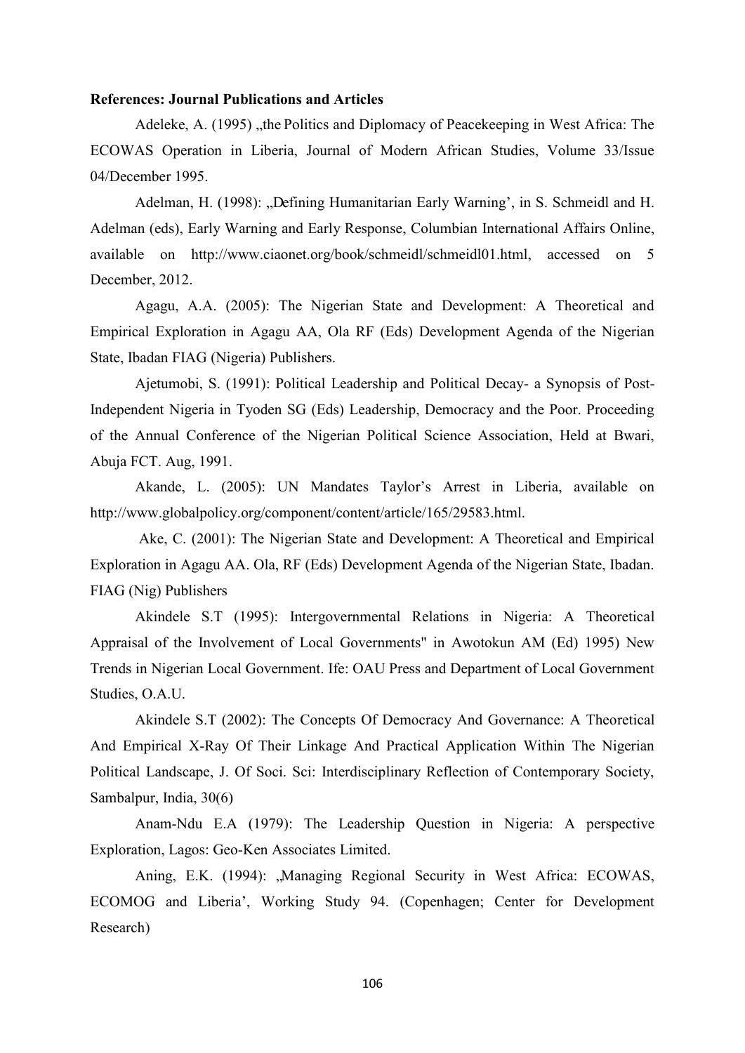**References: Journal Publications and Articles**

Adeleke, A. (1995) „the Politics and Diplomacy of Peacekeeping in West Africa: The ECOWAS Operation in Liberia, Journal of Modern African Studies, Volume 33/Issue 04/December 1995.

Adelman, H. (1998): „Defining Humanitarian Early Warning', in S. Schmeidl and H. Adelman (eds), Early Warning and Early Response, Columbian International Affairs Online, available on http://www.ciaonet.org/book/schmeidl/schmeidl01.html, accessed on 5 December, 2012.

Agagu, A.A. (2005): The Nigerian State and Development: A Theoretical and Empirical Exploration in Agagu AA, Ola RF (Eds) Development Agenda of the Nigerian State, Ibadan FIAG (Nigeria) Publishers.

Ajetumobi, S. (1991): Political Leadership and Political Decay- a Synopsis of Post-Independent Nigeria in Tyoden SG (Eds) Leadership, Democracy and the Poor. Proceeding of the Annual Conference of the Nigerian Political Science Association, Held at Bwari, Abuja FCT. Aug, 1991.

Akande, L. (2005): UN Mandates Taylor's Arrest in Liberia, available on http://www.globalpolicy.org/component/content/article/165/29583.html.

Ake, C. (2001): The Nigerian State and Development: A Theoretical and Empirical Exploration in Agagu AA. Ola, RF (Eds) Development Agenda of the Nigerian State, Ibadan. FIAG (Nig) Publishers

Akindele S.T (1995): Intergovernmental Relations in Nigeria: A Theoretical Appraisal of the Involvement of Local Governments" in Awotokun AM (Ed) 1995) New Trends in Nigerian Local Government. Ife: OAU Press and Department of Local Government Studies, O.A.U.

Akindele S.T (2002): The Concepts Of Democracy And Governance: A Theoretical And Empirical X-Ray Of Their Linkage And Practical Application Within The Nigerian Political Landscape, J. Of Soci. Sci: Interdisciplinary Reflection of Contemporary Society, Sambalpur, India, 30(6)

Anam-Ndu E.A (1979): The Leadership Question in Nigeria: A perspective Exploration, Lagos: Geo-Ken Associates Limited.

Aning, E.K. (1994): „Managing Regional Security in West Africa: ECOWAS, ECOMOG and Liberia', Working Study 94. (Copenhagen; Center for Development Research)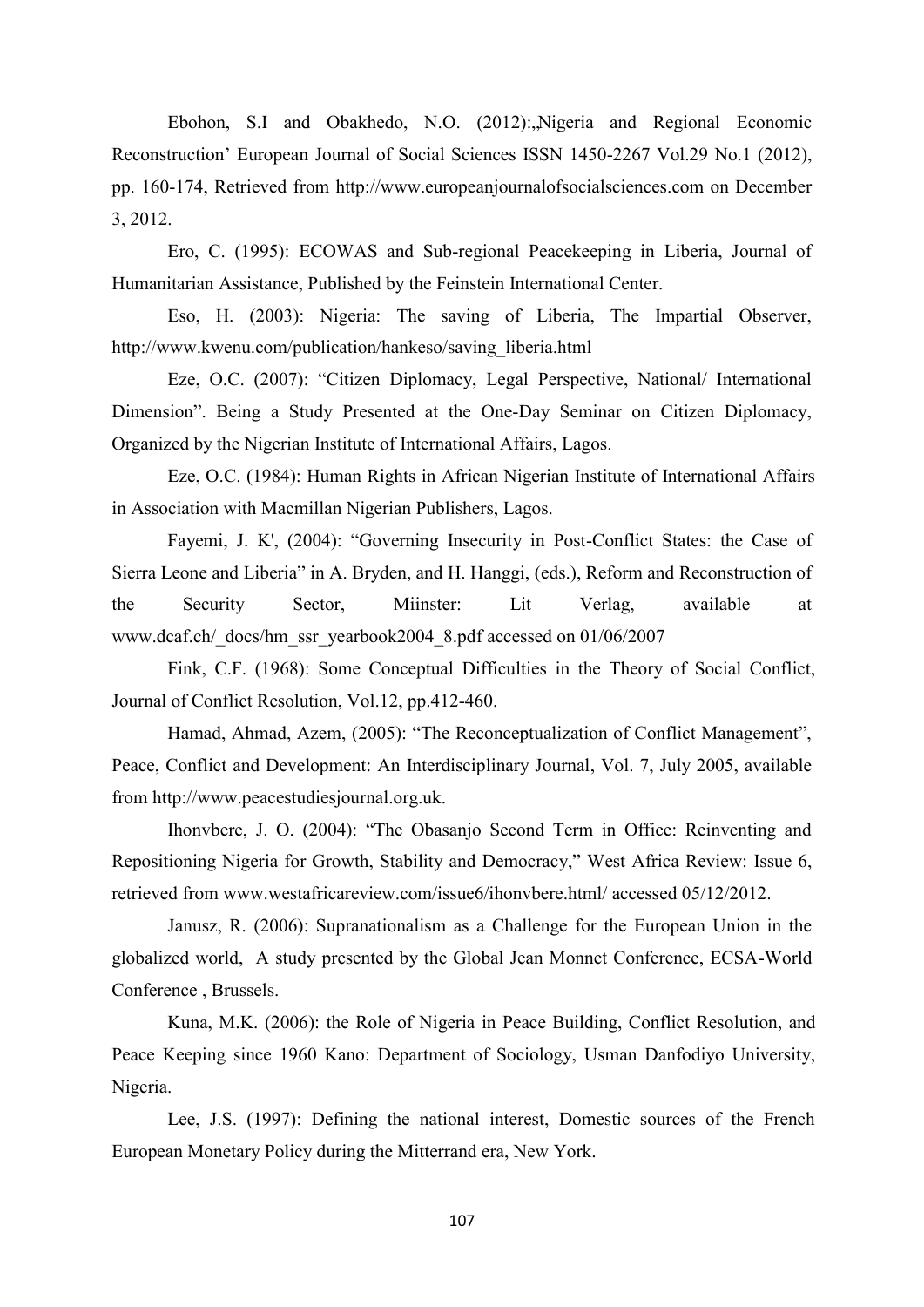Ebohon, S.I and Obakhedo, N.O. (2012):„Nigeria and Regional Economic Reconstruction' European Journal of Social Sciences ISSN 1450-2267 Vol.29 No.1 (2012), pp. 160-174, Retrieved from http://www.europeanjournalofsocialsciences.com on December 3, 2012.

Ero, C. (1995): ECOWAS and Sub-regional Peacekeeping in Liberia, Journal of Humanitarian Assistance, Published by the Feinstein International Center.

Eso, H. (2003): Nigeria: The saving of Liberia, The Impartial Observer, http://www.kwenu.com/publication/hankeso/saving_liberia.html

Eze, O.C. (2007): "Citizen Diplomacy, Legal Perspective, National/ International Dimension". Being a Study Presented at the One-Day Seminar on Citizen Diplomacy, Organized by the Nigerian Institute of International Affairs, Lagos.

Eze, O.C. (1984): Human Rights in African Nigerian Institute of International Affairs in Association with Macmillan Nigerian Publishers, Lagos.

Fayemi, J. K', (2004): "Governing Insecurity in Post-Conflict States: the Case of Sierra Leone and Liberia" in A. Bryden, and H. Hanggi, (eds.), Reform and Reconstruction of the Security Sector, Miinster: Lit Verlag, available at www.dcaf.ch/_docs/hm_ssr_yearbook2004_8.pdf accessed on 01/06/2007

Fink, C.F. (1968): Some Conceptual Difficulties in the Theory of Social Conflict, Journal of Conflict Resolution, Vol.12, pp.412-460.

Hamad, Ahmad, Azem, (2005): "The Reconceptualization of Conflict Management", Peace, Conflict and Development: An Interdisciplinary Journal, Vol. 7, July 2005, available from http://www.peacestudiesjournal.org.uk.

Ihonvbere, J. O. (2004): "The Obasanjo Second Term in Office: Reinventing and Repositioning Nigeria for Growth, Stability and Democracy," West Africa Review: Issue 6, retrieved from www.westafricareview.com/issue6/ihonvbere.html/ accessed 05/12/2012.

Janusz, R. (2006): Supranationalism as a Challenge for the European Union in the globalized world, A study presented by the Global Jean Monnet Conference, ECSA-World Conference , Brussels.

Kuna, M.K. (2006): the Role of Nigeria in Peace Building, Conflict Resolution, and Peace Keeping since 1960 Kano: Department of Sociology, Usman Danfodiyo University, Nigeria.

Lee, J.S. (1997): Defining the national interest, Domestic sources of the French European Monetary Policy during the Mitterrand era, New York.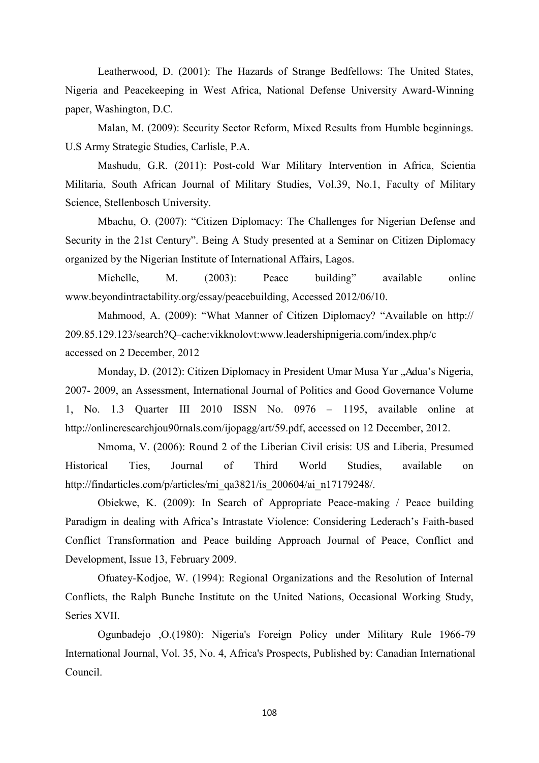Leatherwood, D. (2001): The Hazards of Strange Bedfellows: The United States, Nigeria and Peacekeeping in West Africa, National Defense University Award-Winning paper, Washington, D.C.

Malan, M. (2009): Security Sector Reform, Mixed Results from Humble beginnings. U.S Army Strategic Studies, Carlisle, P.A.

Mashudu, G.R. (2011): Post-cold War Military Intervention in Africa, Scientia Militaria, South African Journal of Military Studies, Vol.39, No.1, Faculty of Military Science, Stellenbosch University.

Mbachu, O. (2007): "Citizen Diplomacy: The Challenges for Nigerian Defense and Security in the 21st Century". Being A Study presented at a Seminar on Citizen Diplomacy organized by the Nigerian Institute of International Affairs, Lagos.

Michelle, M. (2003): Peace building" available online www.beyondintractability.org/essay/peacebuilding, Accessed 2012/06/10.

Mahmood, A. (2009): "What Manner of Citizen Diplomacy? "Available on http:// 209.85.129.123/search?Q–cache:vikknolovt:www.leadershipnigeria.com/index.php/c accessed on 2 December, 2012

Monday, D. (2012): Citizen Diplomacy in President Umar Musa Yar „Adua's Nigeria, 2007- 2009, an Assessment, International Journal of Politics and Good Governance Volume 1, No. 1.3 Quarter III 2010 ISSN No. 0976 – 1195, available online at http://onlineresearchjou90rnals.com/ijopagg/art/59.pdf, accessed on 12 December, 2012.

Nmoma, V. (2006): Round 2 of the Liberian Civil crisis: US and Liberia, Presumed Historical Ties, Journal of Third World Studies, available on http://findarticles.com/p/articles/mi_qa3821/is_200604/ai_n17179248/.

Obiekwe, K. (2009): In Search of Appropriate Peace-making / Peace building Paradigm in dealing with Africa's Intrastate Violence: Considering Lederach's Faith-based Conflict Transformation and Peace building Approach Journal of Peace, Conflict and Development, Issue 13, February 2009.

Ofuatey-Kodjoe, W. (1994): Regional Organizations and the Resolution of Internal Conflicts, the Ralph Bunche Institute on the United Nations, Occasional Working Study, Series XVII.

Ogunbadejo ,O.(1980): Nigeria's Foreign Policy under Military Rule 1966-79 International Journal, Vol. 35, No. 4, Africa's Prospects, Published by: Canadian International Council.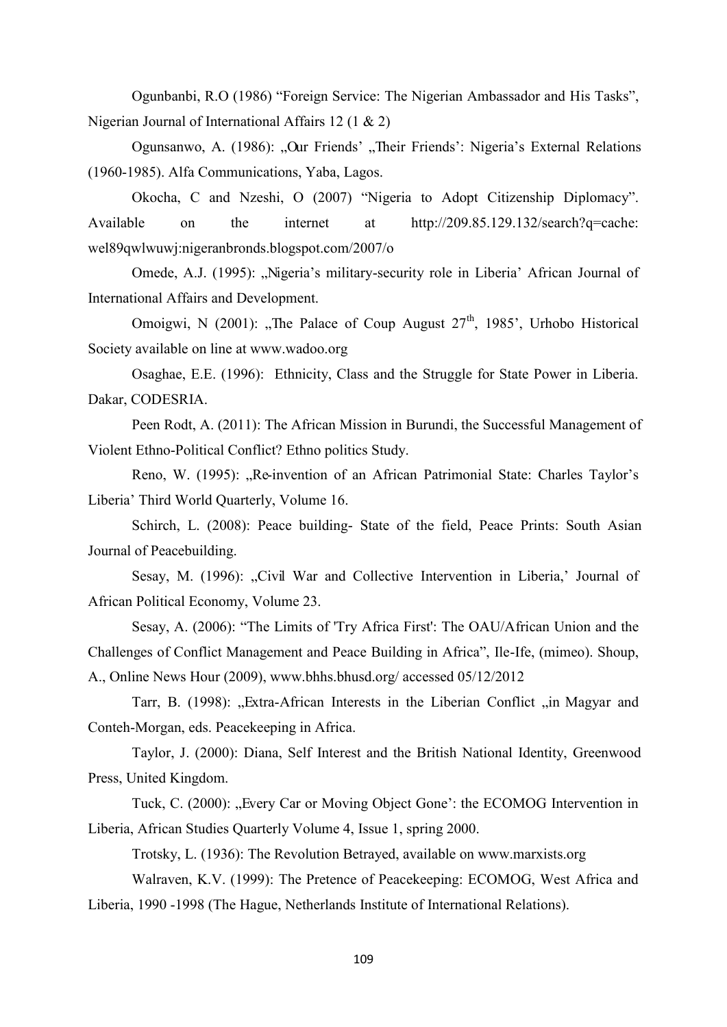Ogunbanbi, R.O (1986) "Foreign Service: The Nigerian Ambassador and His Tasks", Nigerian Journal of International Affairs 12 (1 & 2)

Ogunsanwo, A. (1986): „Our Friends' „Their Friends': Nigeria's External Relations (1960-1985). Alfa Communications, Yaba, Lagos.

Okocha, C and Nzeshi, O (2007) "Nigeria to Adopt Citizenship Diplomacy". Available on the internet at http://209.85.129.132/search?q=cache: wel89qwlwuwj:nigeranbronds.blogspot.com/2007/o

Omede, A.J. (1995): „Nigeria's military-security role in Liberia' African Journal of International Affairs and Development.

Omoigwi, N (2001): „The Palace of Coup August 27th, 1985', Urhobo Historical Society available on line at www.wadoo.org

Osaghae, E.E. (1996): Ethnicity, Class and the Struggle for State Power in Liberia. Dakar, CODESRIA.

Peen Rodt, A. (2011): The African Mission in Burundi, the Successful Management of Violent Ethno-Political Conflict? Ethno politics Study.

Reno, W. (1995): „Re-invention of an African Patrimonial State: Charles Taylor's Liberia' Third World Quarterly, Volume 16.

Schirch, L. (2008): Peace building- State of the field, Peace Prints: South Asian Journal of Peacebuilding.

Sesay, M. (1996): „Civil War and Collective Intervention in Liberia,' Journal of African Political Economy, Volume 23.

Sesay, A. (2006): "The Limits of 'Try Africa First': The OAU/African Union and the Challenges of Conflict Management and Peace Building in Africa", Ile-Ife, (mimeo). Shoup, A., Online News Hour (2009), www.bhhs.bhusd.org/ accessed 05/12/2012

Tarr, B. (1998): „Extra-African Interests in the Liberian Conflict „in Magyar and Conteh-Morgan, eds. Peacekeeping in Africa.

Taylor, J. (2000): Diana, Self Interest and the British National Identity, Greenwood Press, United Kingdom.

Tuck, C. (2000): „Every Car or Moving Object Gone': the ECOMOG Intervention in Liberia, African Studies Quarterly Volume 4, Issue 1, spring 2000.

Trotsky, L. (1936): The Revolution Betrayed, available on www.marxists.org

Walraven, K.V. (1999): The Pretence of Peacekeeping: ECOMOG, West Africa and Liberia, 1990 -1998 (The Hague, Netherlands Institute of International Relations).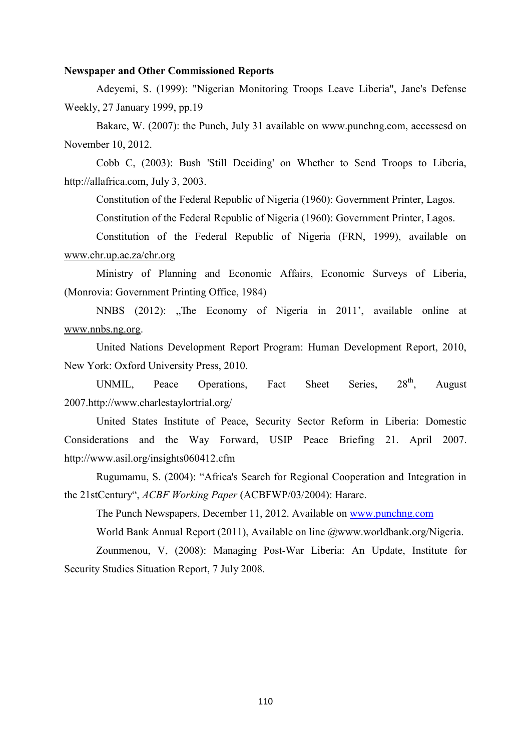**Newspaper and Other Commissioned Reports**

Adeyemi, S. (1999): "Nigerian Monitoring Troops Leave Liberia", Jane's Defense Weekly, 27 January 1999, pp.19

Bakare, W. (2007): the Punch, July 31 available on www.punchng.com, accessesd on November 10, 2012.

Cobb C, (2003): Bush 'Still Deciding' on Whether to Send Troops to Liberia, http://allafrica.com, July 3, 2003.

Constitution of the Federal Republic of Nigeria (1960): Government Printer, Lagos.

Constitution of the Federal Republic of Nigeria (1960): Government Printer, Lagos.

Constitution of the Federal Republic of Nigeria (FRN, 1999), available on www.chr.up.ac.za/chr.org

Ministry of Planning and Economic Affairs, Economic Surveys of Liberia, (Monrovia: Government Printing Office, 1984)

NNBS (2012): „The Economy of Nigeria in 2011', available online at www.nnbs.ng.org.

United Nations Development Report Program: Human Development Report, 2010, New York: Oxford University Press, 2010.

UNMIL, Peace Operations, Fact Sheet Series, 28th, August 2007.http://www.charlestaylortrial.org/

United States Institute of Peace, Security Sector Reform in Liberia: Domestic Considerations and the Way Forward, USIP Peace Briefing 21. April 2007. http://www.asil.org/insights060412.cfm

Rugumamu, S. (2004): "Africa's Search for Regional Cooperation and Integration in the 21stCentury", *ACBF Working Paper* (ACBFWP/03/2004): Harare.

The Punch Newspapers, December 11, 2012. Available on www.punchng.com

World Bank Annual Report (2011), Available on line @www.worldbank.org/Nigeria.

Zounmenou, V, (2008): Managing Post-War Liberia: An Update, Institute for Security Studies Situation Report, 7 July 2008.